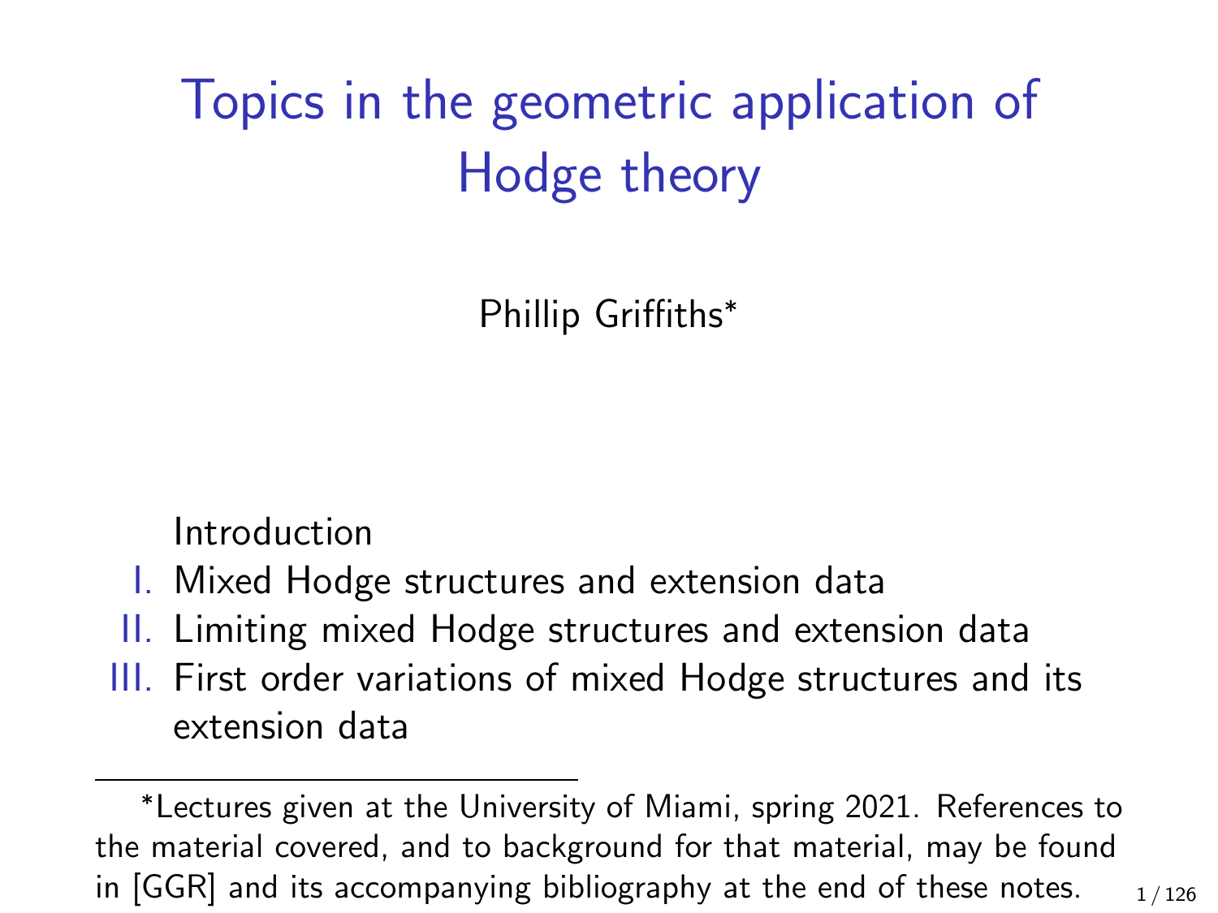# Topics in the geometric application of Hodge theory

Phillip Griffiths*

Introduction

I. Mixed Hodge structures and extension data

II. Limiting mixed Hodge structures and extension data

III. First order variations of mixed Hodge structures and its extension data

---

*Lectures given at the University of Miami, spring 2021. References to the material covered, and to background for that material, may be found in [GGR] and its accompanying bibliography at the end of these notes.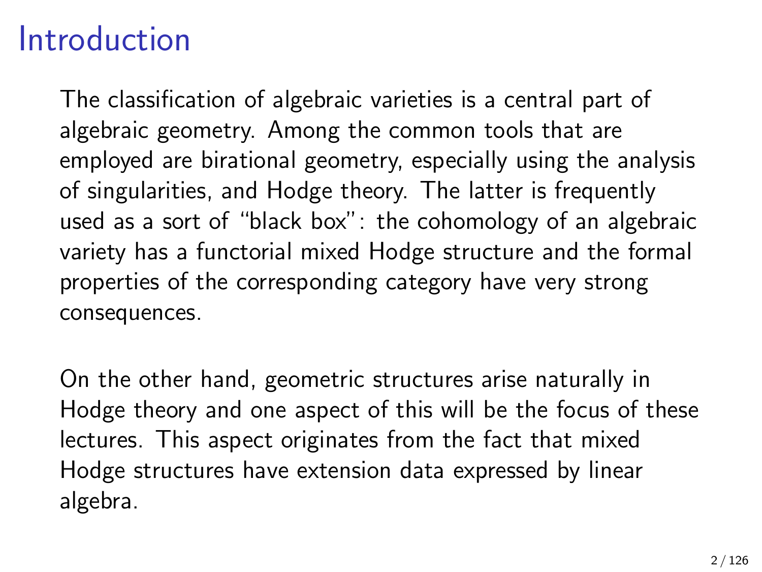# Introduction

The classification of algebraic varieties is a central part of algebraic geometry. Among the common tools that are employed are birational geometry, especially using the analysis of singularities, and Hodge theory. The latter is frequently used as a sort of "black box": the cohomology of an algebraic variety has a functorial mixed Hodge structure and the formal properties of the corresponding category have very strong consequences.

On the other hand, geometric structures arise naturally in Hodge theory and one aspect of this will be the focus of these lectures. This aspect originates from the fact that mixed Hodge structures have extension data expressed by linear algebra.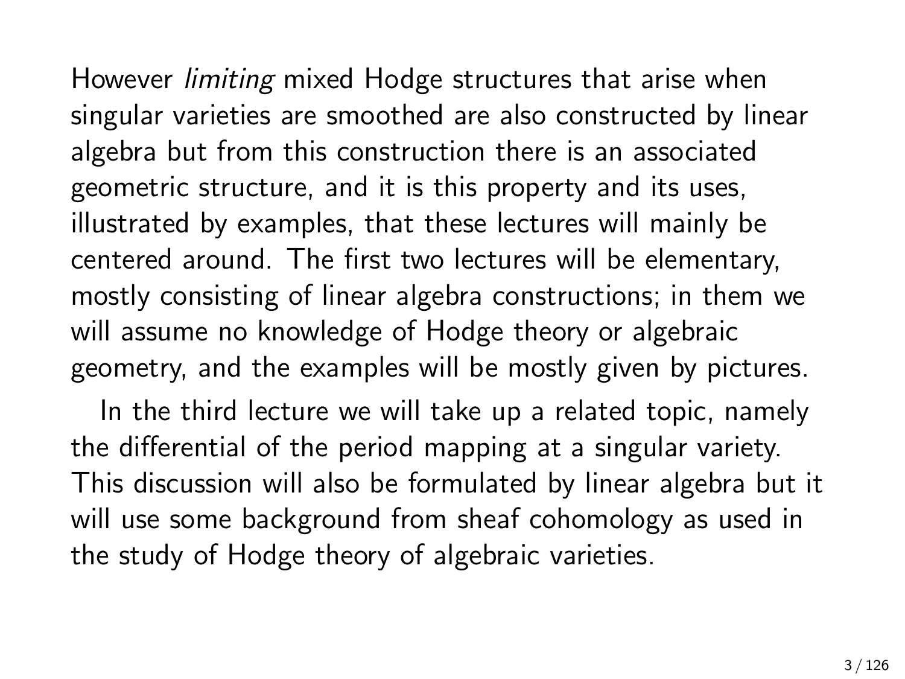However *limiting* mixed Hodge structures that arise when singular varieties are smoothed are also constructed by linear algebra but from this construction there is an associated geometric structure, and it is this property and its uses, illustrated by examples, that these lectures will mainly be centered around. The first two lectures will be elementary, mostly consisting of linear algebra constructions; in them we will assume no knowledge of Hodge theory or algebraic geometry, and the examples will be mostly given by pictures.

In the third lecture we will take up a related topic, namely the differential of the period mapping at a singular variety. This discussion will also be formulated by linear algebra but it will use some background from sheaf cohomology as used in the study of Hodge theory of algebraic varieties.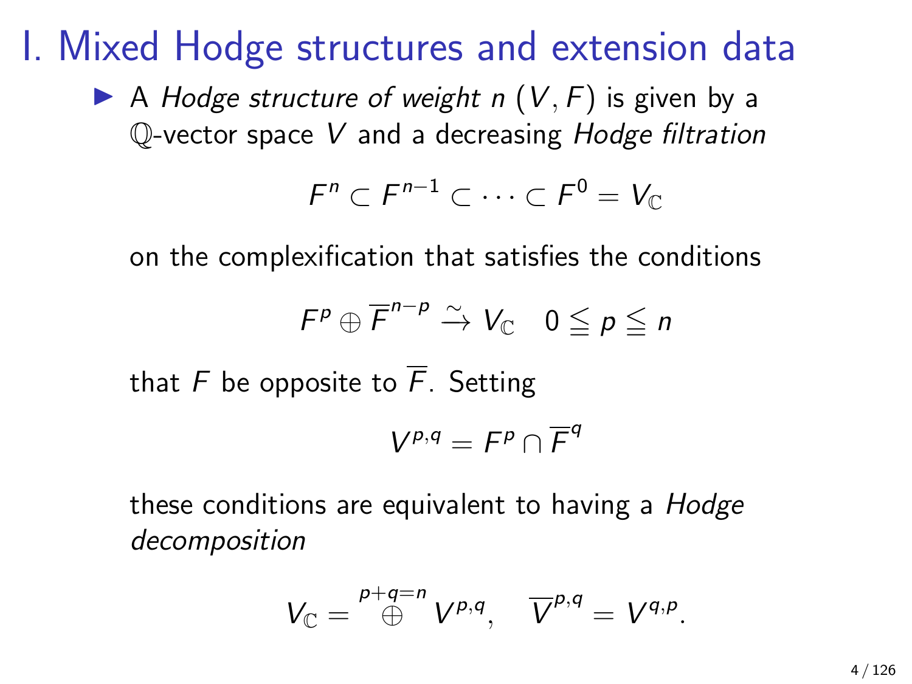# I. Mixed Hodge structures and extension data

- A *Hodge structure of weight n* $(V, F)$ is given by a $\mathbb{Q}$-vector space $V$ and a decreasing *Hodge filtration*

  $$F^n \subset F^{n-1} \subset \cdots \subset F^0 = V_{\mathbb{C}}$$

  on the complexification that satisfies the conditions

  $$F^p \oplus \overline{F}^{n-p} \xrightarrow{\sim} V_{\mathbb{C}} \quad 0 \leqq p \leqq n$$

  that $F$ be opposite to $\overline{F}$. Setting

  $$V^{p,q} = F^p \cap \overline{F}^q$$

  these conditions are equivalent to having a *Hodge decomposition*

  $$V_{\mathbb{C}} = \overset{p+q=n}{\oplus} V^{p,q}, \quad \overline{V}^{p,q} = V^{q,p}.$$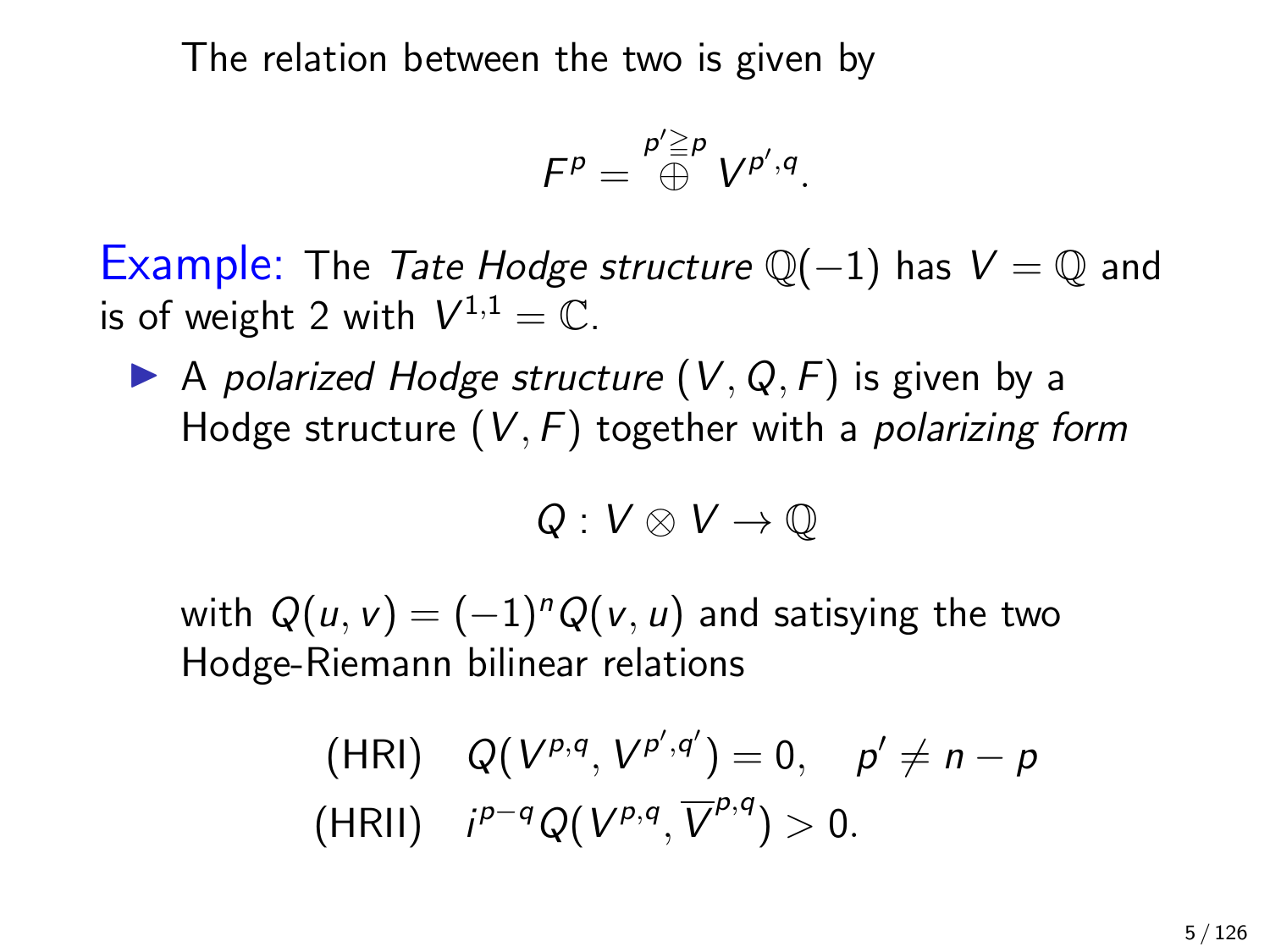The relation between the two is given by

$$F^p = \overset{p' \geqq p}{\oplus} V^{p',q}.$$

Example: The *Tate Hodge structure* $\mathbb{Q}(-1)$ has $V = \mathbb{Q}$ and is of weight 2 with $V^{1,1} = \mathbb{C}$.

- A *polarized Hodge structure* $(V, Q, F)$ is given by a Hodge structure $(V, F)$ together with a *polarizing form*

  $$Q : V \otimes V \to \mathbb{Q}$$

  with $Q(u, v) = (-1)^n Q(v, u)$ and satisying the two Hodge-Riemann bilinear relations

  $$\begin{aligned} &\text{(HRI)} \quad Q(V^{p,q}, V^{p',q'}) = 0, \quad p' \neq n - p \\ &\text{(HRII)} \quad i^{p-q} Q(V^{p,q}, \overline{V}^{p,q}) > 0. \end{aligned}$$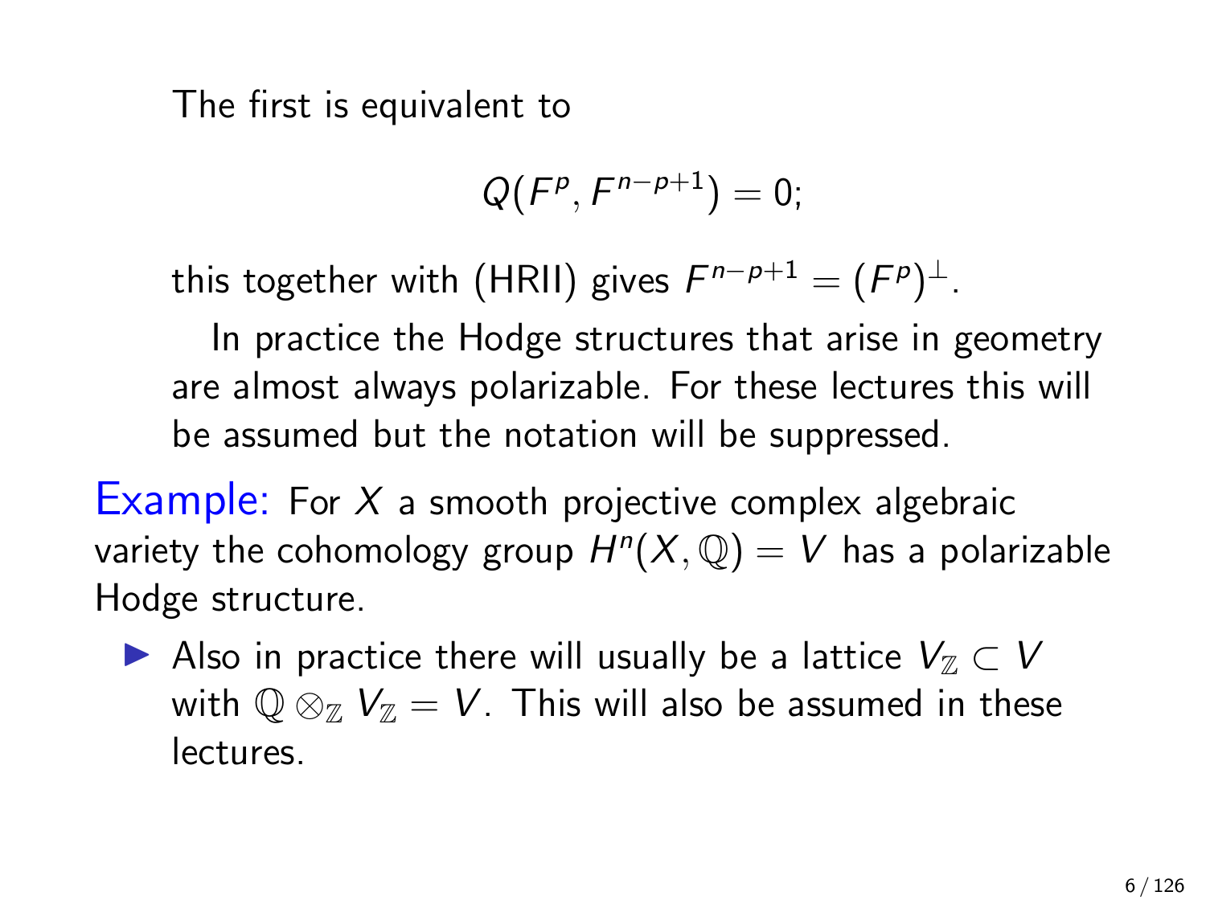The first is equivalent to

$$Q(F^p, F^{n-p+1}) = 0;$$

this together with (HRII) gives $F^{n-p+1} = (F^p)^{\perp}$.

In practice the Hodge structures that arise in geometry are almost always polarizable. For these lectures this will be assumed but the notation will be suppressed.

Example: For $X$ a smooth projective complex algebraic variety the cohomology group $H^n(X, \mathbb{Q}) = V$ has a polarizable Hodge structure.

- Also in practice there will usually be a lattice $V_{\mathbb{Z}} \subset V$ with $\mathbb{Q} \otimes_{\mathbb{Z}} V_{\mathbb{Z}} = V$. This will also be assumed in these lectures.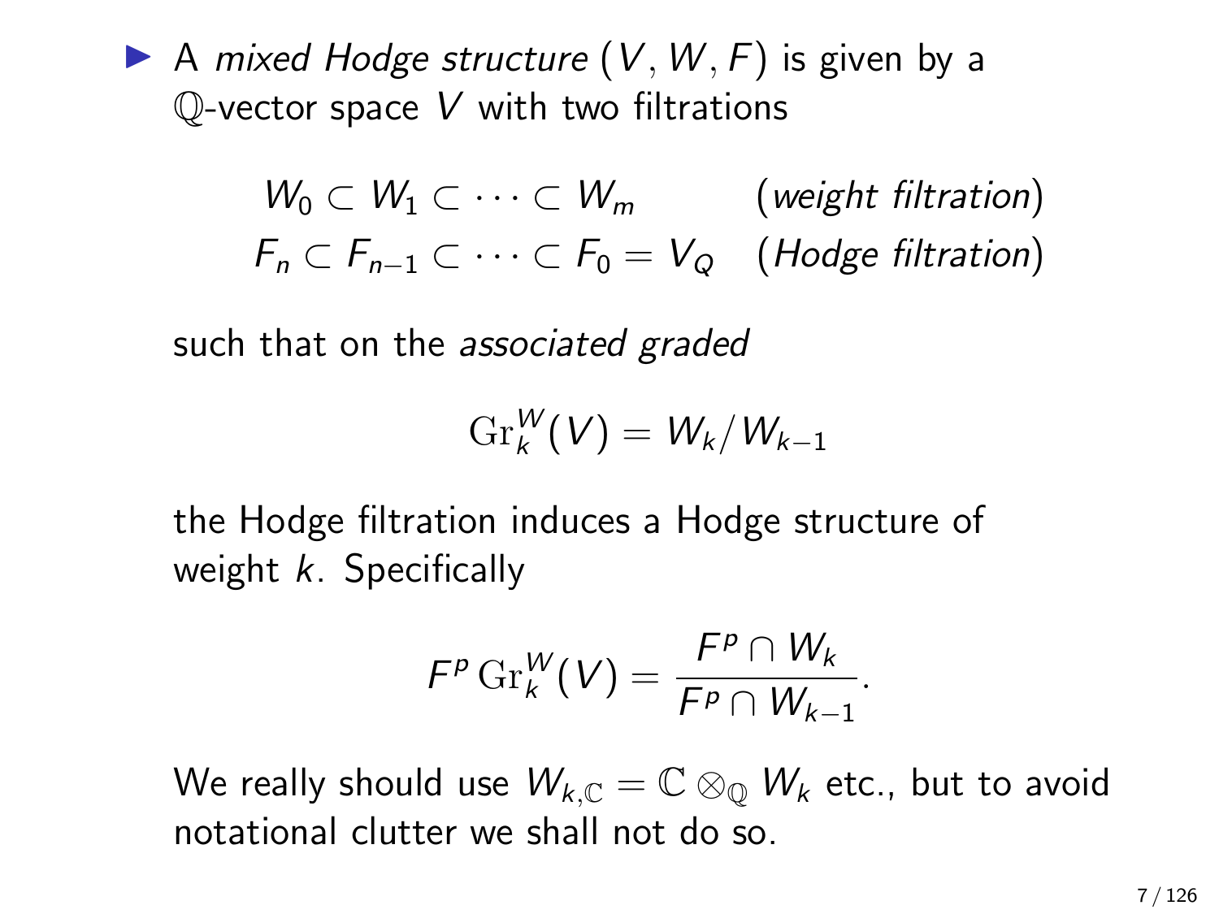- A *mixed Hodge structure* $(V, W, F)$ is given by a $\mathbb{Q}$-vector space $V$ with two filtrations

$$W_0 \subset W_1 \subset \cdots \subset W_m \qquad (\textit{weight filtration})$$
$$F_n \subset F_{n-1} \subset \cdots \subset F_0 = V_Q \quad (\textit{Hodge filtration})$$

such that on the *associated graded*

$$\mathrm{Gr}_k^W(V) = W_k / W_{k-1}$$

the Hodge filtration induces a Hodge structure of weight $k$. Specifically

$$F^p \, \mathrm{Gr}_k^W(V) = \frac{F^p \cap W_k}{F^p \cap W_{k-1}}.$$

We really should use $W_{k,\mathbb{C}} = \mathbb{C} \otimes_{\mathbb{Q}} W_k$ etc., but to avoid notational clutter we shall not do so.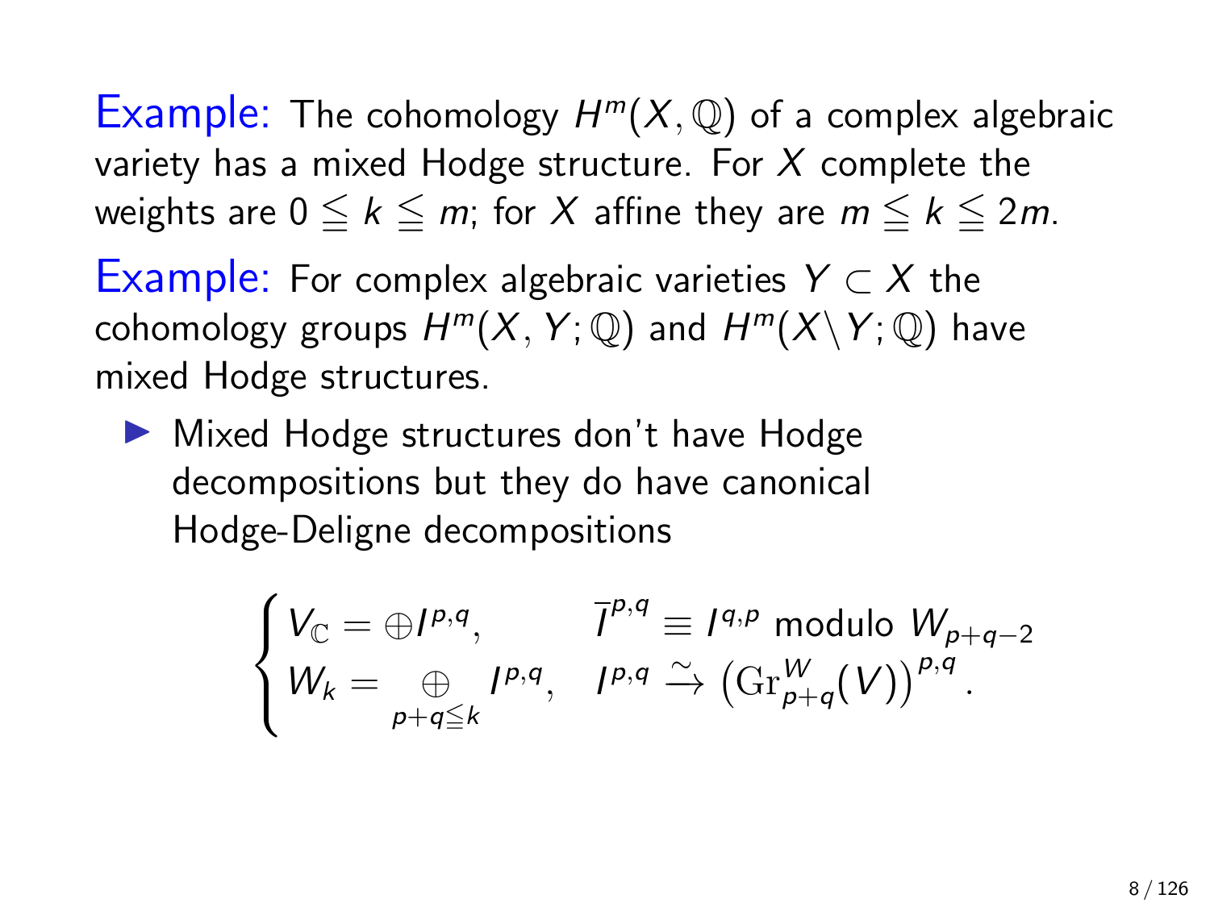**Example:** The cohomology $H^m(X, \mathbb{Q})$ of a complex algebraic variety has a mixed Hodge structure. For $X$ complete the weights are $0 \leqq k \leqq m$; for $X$ affine they are $m \leqq k \leqq 2m$.

**Example:** For complex algebraic varieties $Y \subset X$ the cohomology groups $H^m(X, Y; \mathbb{Q})$ and $H^m(X \backslash Y; \mathbb{Q})$ have mixed Hodge structures.

- Mixed Hodge structures don't have Hodge decompositions but they do have canonical Hodge-Deligne decompositions

$$
\begin{cases}
V_{\mathbb{C}} = \oplus I^{p,q}, & \overline{I}^{p,q} \equiv I^{q,p} \text{ modulo } W_{p+q-2} \\
W_k = \underset{p+q \leqq k}{\oplus} I^{p,q}, & I^{p,q} \xrightarrow{\sim} \left(\mathrm{Gr}^W_{p+q}(V)\right)^{p,q}.
\end{cases}
$$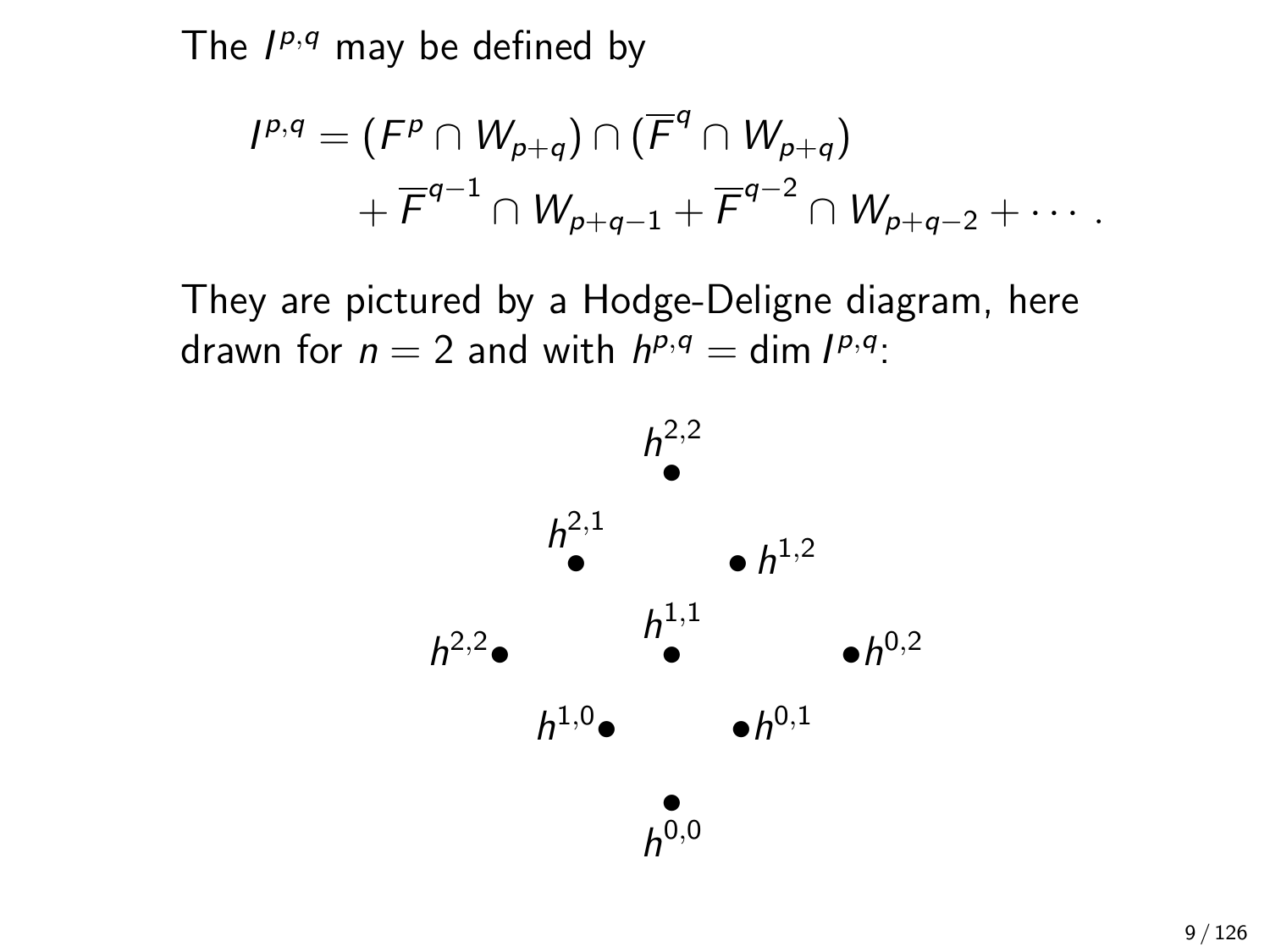The $I^{p,q}$ may be defined by

$$
\begin{aligned}
I^{p,q} = &\, (F^p \cap W_{p+q}) \cap (\overline{F}^q \cap W_{p+q}) \\
&+ \overline{F}^{q-1} \cap W_{p+q-1} + \overline{F}^{q-2} \cap W_{p+q-2} + \cdots .
\end{aligned}
$$

They are pictured by a Hodge-Deligne diagram, here drawn for $n = 2$ and with $h^{p,q} = \dim I^{p,q}$:

$h^{2,2}$

$h^{2,1}$ $\quad$ $h^{1,2}$

$h^{2,2}$ $\quad$ $h^{1,1}$ $\quad$ $h^{0,2}$

$h^{1,0}$ $\quad$ $h^{0,1}$

$h^{0,0}$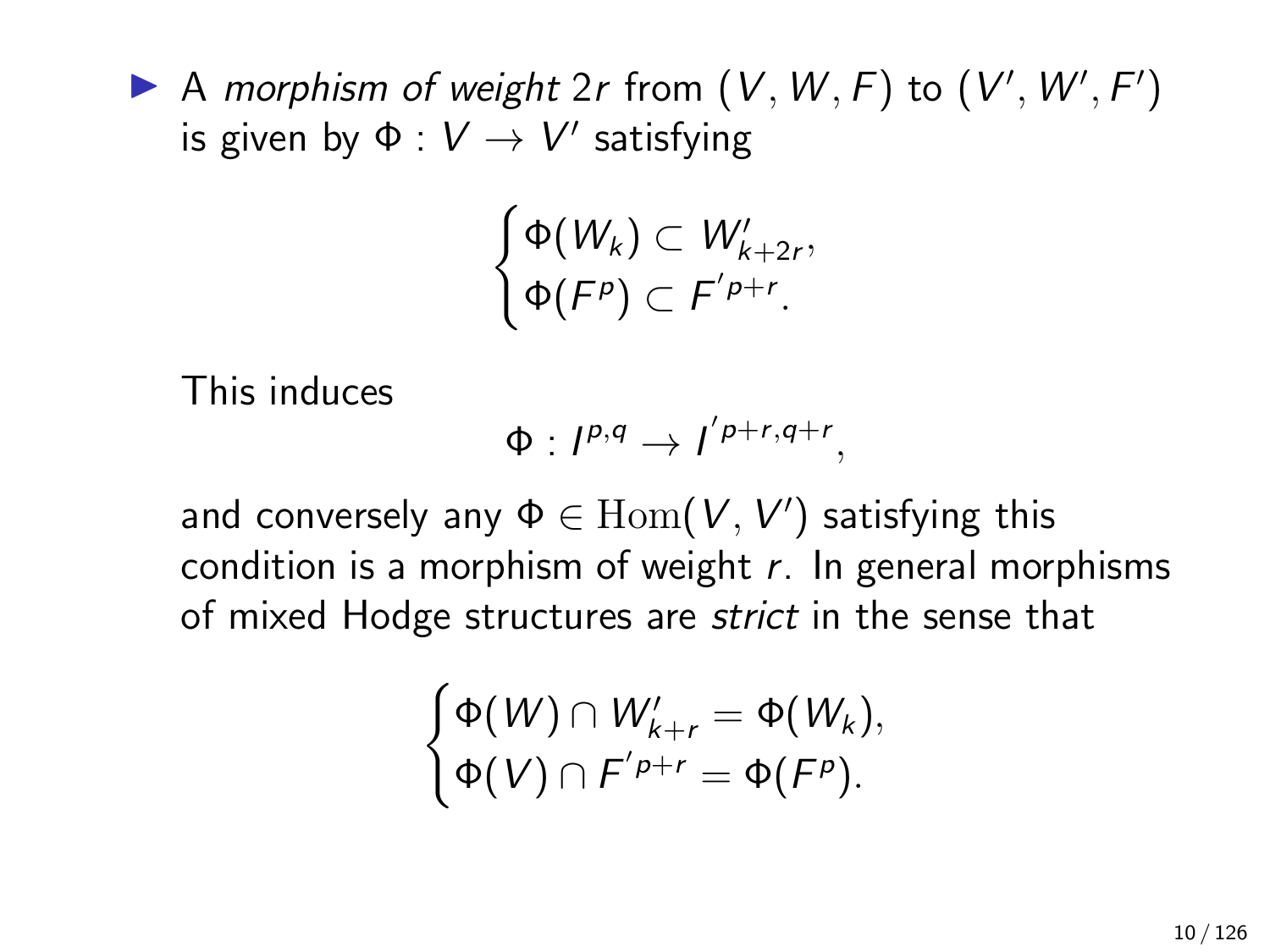- A *morphism of weight* $2r$ from $(V, W, F)$ to $(V', W', F')$ is given by $\Phi : V \to V'$ satisfying

$$\begin{cases} \Phi(W_k) \subset W'_{k+2r}, \\ \Phi(F^p) \subset F'^{p+r}. \end{cases}$$

  This induces

$$\Phi : I^{p,q} \to I'^{p+r,q+r},$$

  and conversely any $\Phi \in \mathrm{Hom}(V, V')$ satisfying this condition is a morphism of weight $r$. In general morphisms of mixed Hodge structures are *strict* in the sense that

$$\begin{cases} \Phi(W) \cap W'_{k+r} = \Phi(W_k), \\ \Phi(V) \cap F'^{p+r} = \Phi(F^p). \end{cases}$$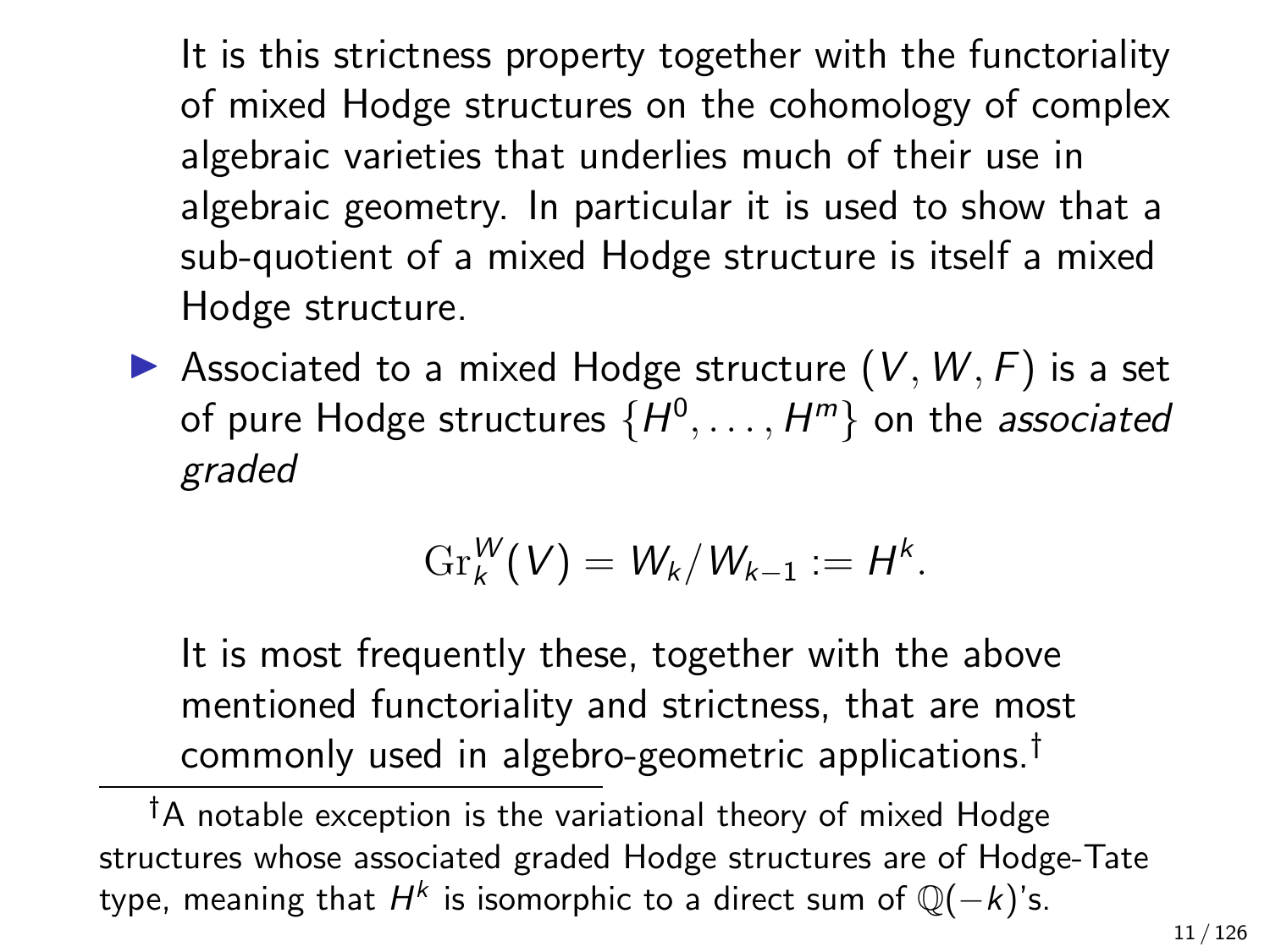It is this strictness property together with the functoriality of mixed Hodge structures on the cohomology of complex algebraic varieties that underlies much of their use in algebraic geometry. In particular it is used to show that a sub-quotient of a mixed Hodge structure is itself a mixed Hodge structure.

- Associated to a mixed Hodge structure $(V, W, F)$ is a set of pure Hodge structures $\{H^0, \ldots, H^m\}$ on the *associated graded*

$$\mathrm{Gr}_k^W(V) = W_k / W_{k-1} := H^k.$$

It is most frequently these, together with the above mentioned functoriality and strictness, that are most commonly used in algebro-geometric applications.[†]

---

[†] A notable exception is the variational theory of mixed Hodge structures whose associated graded Hodge structures are of Hodge-Tate type, meaning that $H^k$ is isomorphic to a direct sum of $\mathbb{Q}(-k)$'s.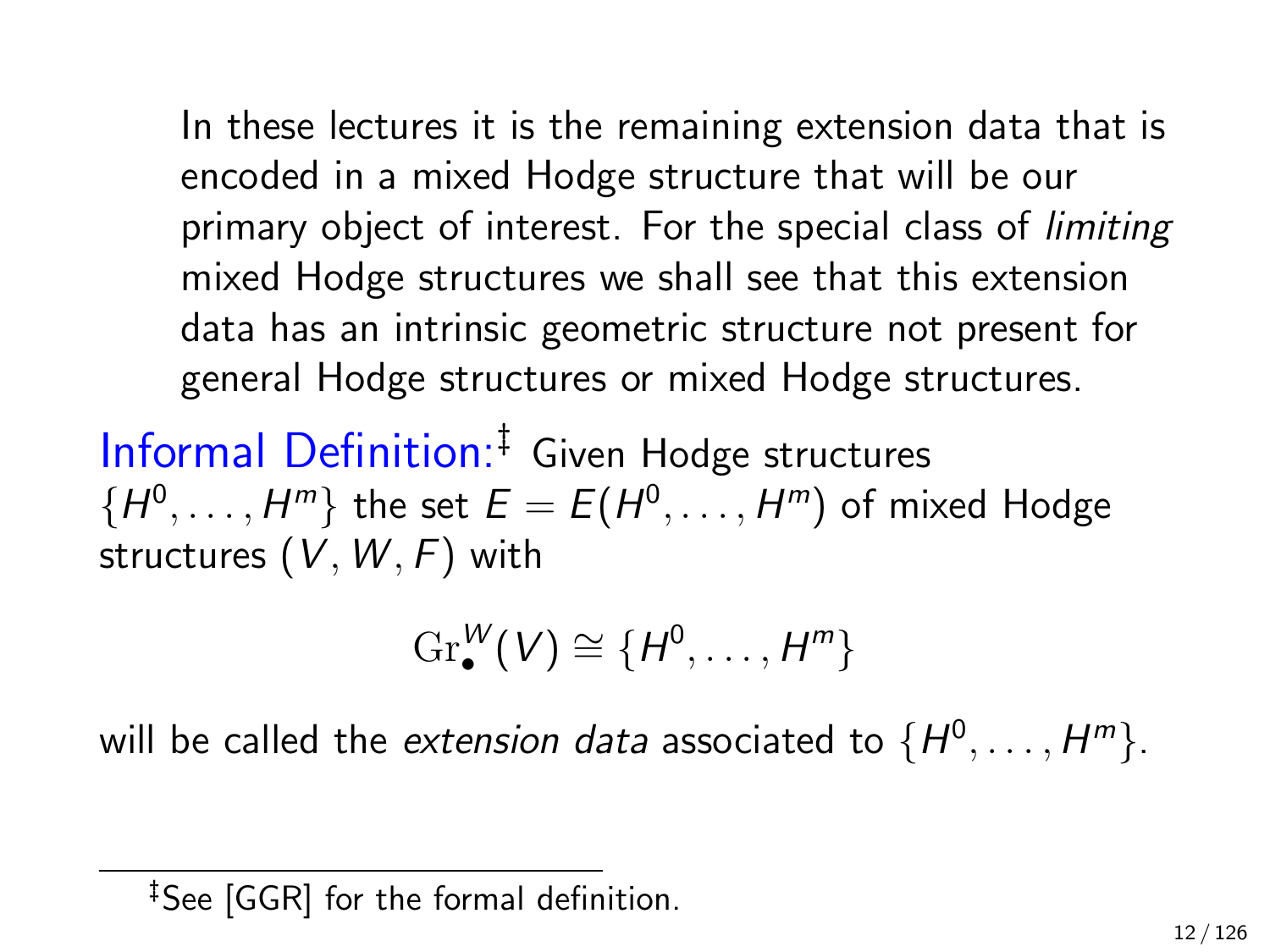In these lectures it is the remaining extension data that is encoded in a mixed Hodge structure that will be our primary object of interest. For the special class of *limiting* mixed Hodge structures we shall see that this extension data has an intrinsic geometric structure not present for general Hodge structures or mixed Hodge structures.

Informal Definition:[‡] Given Hodge structures $\{H^0, \ldots, H^m\}$ the set $E = E(H^0, \ldots, H^m)$ of mixed Hodge structures $(V, W, F)$ with

$$\mathrm{Gr}^W_\bullet(V) \cong \{H^0, \ldots, H^m\}$$

will be called the *extension data* associated to $\{H^0, \ldots, H^m\}$.

[‡] See [GGR] for the formal definition.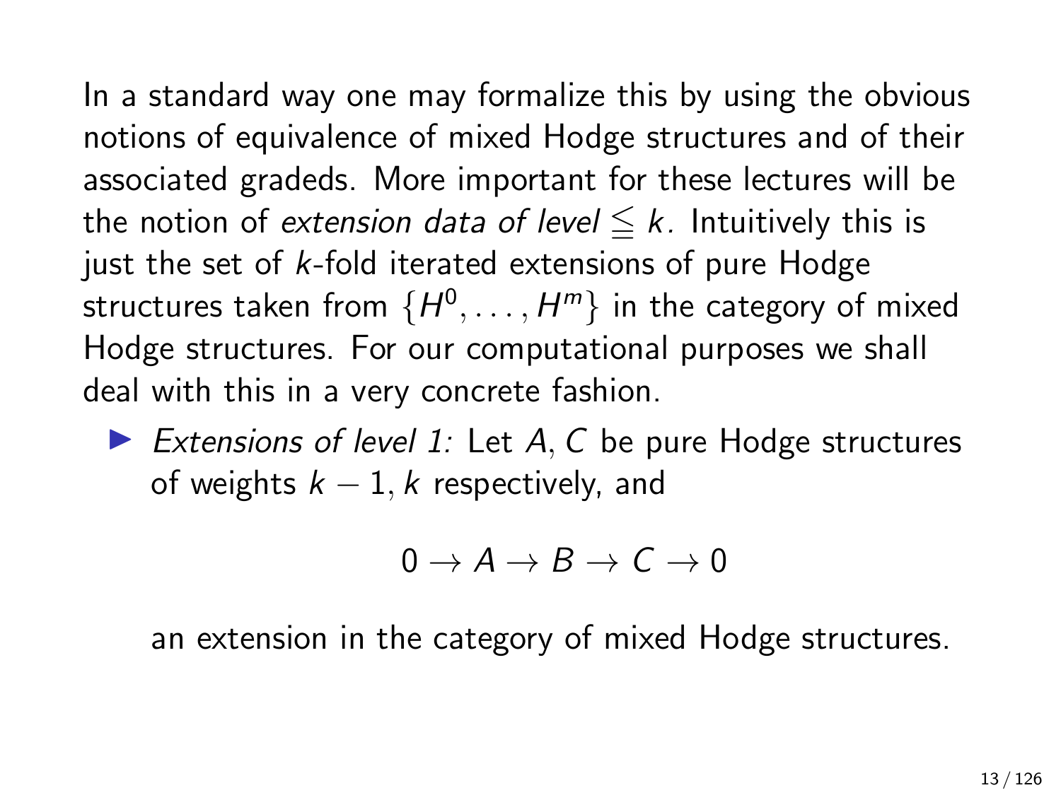In a standard way one may formalize this by using the obvious notions of equivalence of mixed Hodge structures and of their associated gradeds. More important for these lectures will be the notion of *extension data of level* $\leqq k$. Intuitively this is just the set of $k$-fold iterated extensions of pure Hodge structures taken from $\{H^0, \ldots, H^m\}$ in the category of mixed Hodge structures. For our computational purposes we shall deal with this in a very concrete fashion.

- *Extensions of level 1:* Let $A, C$ be pure Hodge structures of weights $k-1, k$ respectively, and

$$0 \to A \to B \to C \to 0$$

an extension in the category of mixed Hodge structures.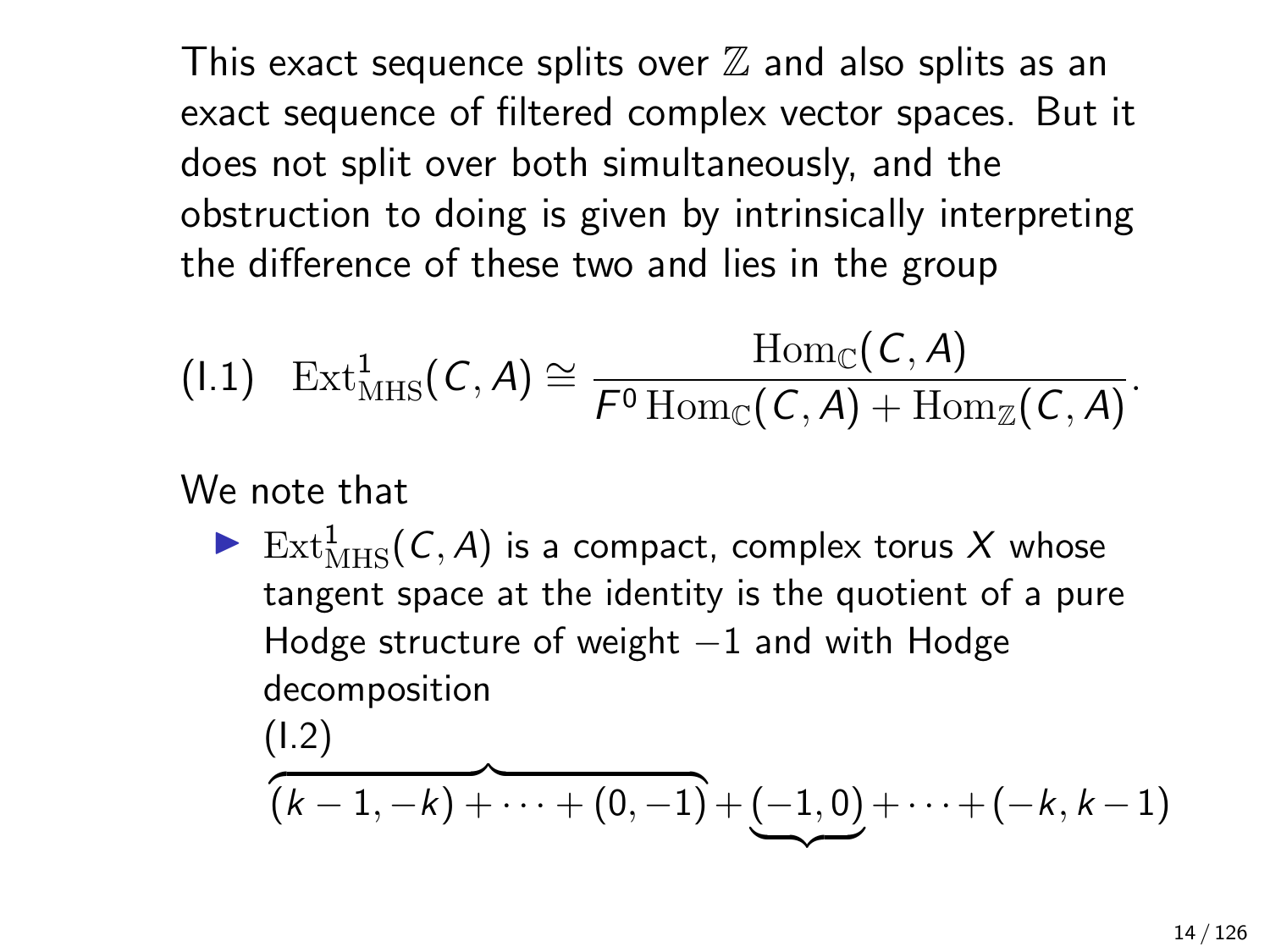This exact sequence splits over $\mathbb{Z}$ and also splits as an exact sequence of filtered complex vector spaces. But it does not split over both simultaneously, and the obstruction to doing is given by intrinsically interpreting the difference of these two and lies in the group

$$\text{(I.1)} \quad \operatorname{Ext}^1_{\mathrm{MHS}}(C, A) \cong \frac{\operatorname{Hom}_{\mathbb{C}}(C, A)}{F^0 \operatorname{Hom}_{\mathbb{C}}(C, A) + \operatorname{Hom}_{\mathbb{Z}}(C, A)}.$$

We note that

- $\operatorname{Ext}^1_{\mathrm{MHS}}(C, A)$ is a compact, complex torus $X$ whose tangent space at the identity is the quotient of a pure Hodge structure of weight $-1$ and with Hodge decomposition

(I.2)

$$\overbrace{(k-1, -k) + \cdots + (0, -1)} + \underbrace{(-1, 0)} + \cdots + (-k, k-1)$$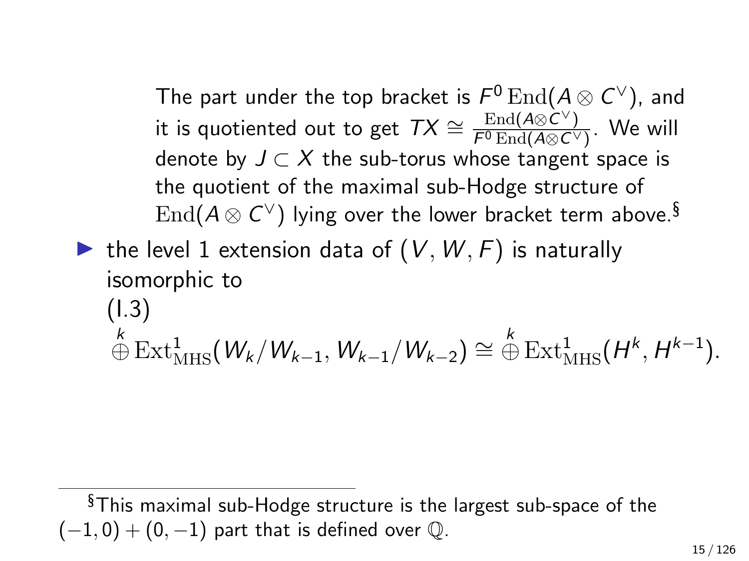The part under the top bracket is $F^0 \operatorname{End}(A \otimes C^\vee)$, and it is quotiented out to get $TX \cong \frac{\operatorname{End}(A \otimes C^\vee)}{F^0 \operatorname{End}(A \otimes C^\vee)}$. We will denote by $J \subset X$ the sub-torus whose tangent space is the quotient of the maximal sub-Hodge structure of $\operatorname{End}(A \otimes C^\vee)$ lying over the lower bracket term above.[§]

- the level 1 extension data of $(V, W, F)$ is naturally isomorphic to

  (I.3)

  $$\overset{k}{\oplus} \operatorname{Ext}^1_{\mathrm{MHS}}(W_k/W_{k-1}, W_{k-1}/W_{k-2}) \cong \overset{k}{\oplus} \operatorname{Ext}^1_{\mathrm{MHS}}(H^k, H^{k-1}).$$

---

[§]This maximal sub-Hodge structure is the largest sub-space of the $(-1,0)+(0,-1)$ part that is defined over $\mathbb{Q}$.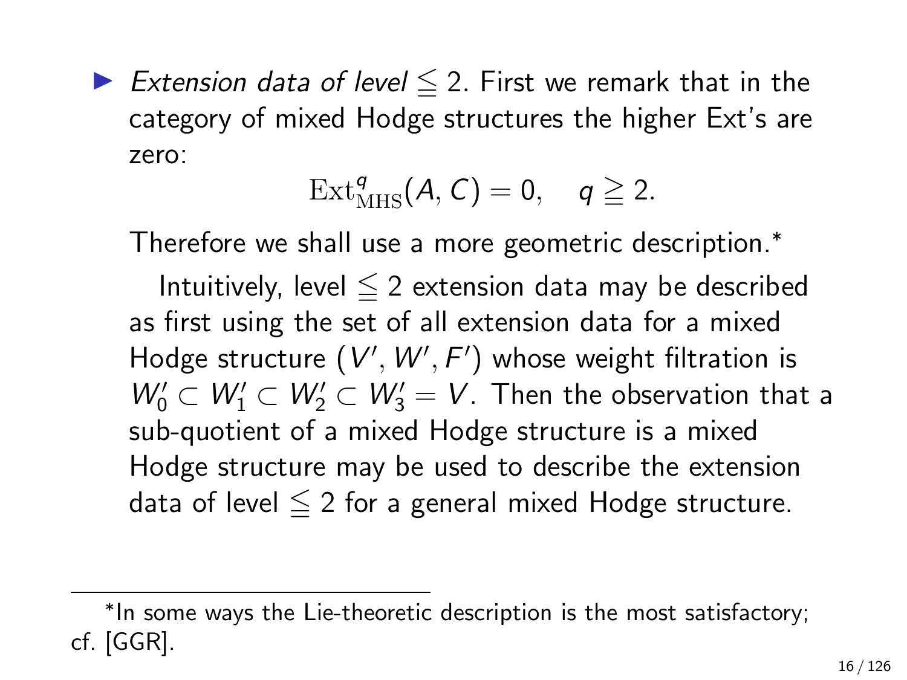- *Extension data of level* $\leqq 2$. First we remark that in the category of mixed Hodge structures the higher Ext's are zero:

$$\mathrm{Ext}^q_{\mathrm{MHS}}(A, C) = 0, \quad q \geqq 2.$$

  Therefore we shall use a more geometric description.*

  Intuitively, level $\leqq 2$ extension data may be described as first using the set of all extension data for a mixed Hodge structure $(V', W', F')$ whose weight filtration is $W'_0 \subset W'_1 \subset W'_2 \subset W'_3 = V$. Then the observation that a sub-quotient of a mixed Hodge structure is a mixed Hodge structure may be used to describe the extension data of level $\leqq 2$ for a general mixed Hodge structure.

---

*In some ways the Lie-theoretic description is the most satisfactory; cf. [GGR].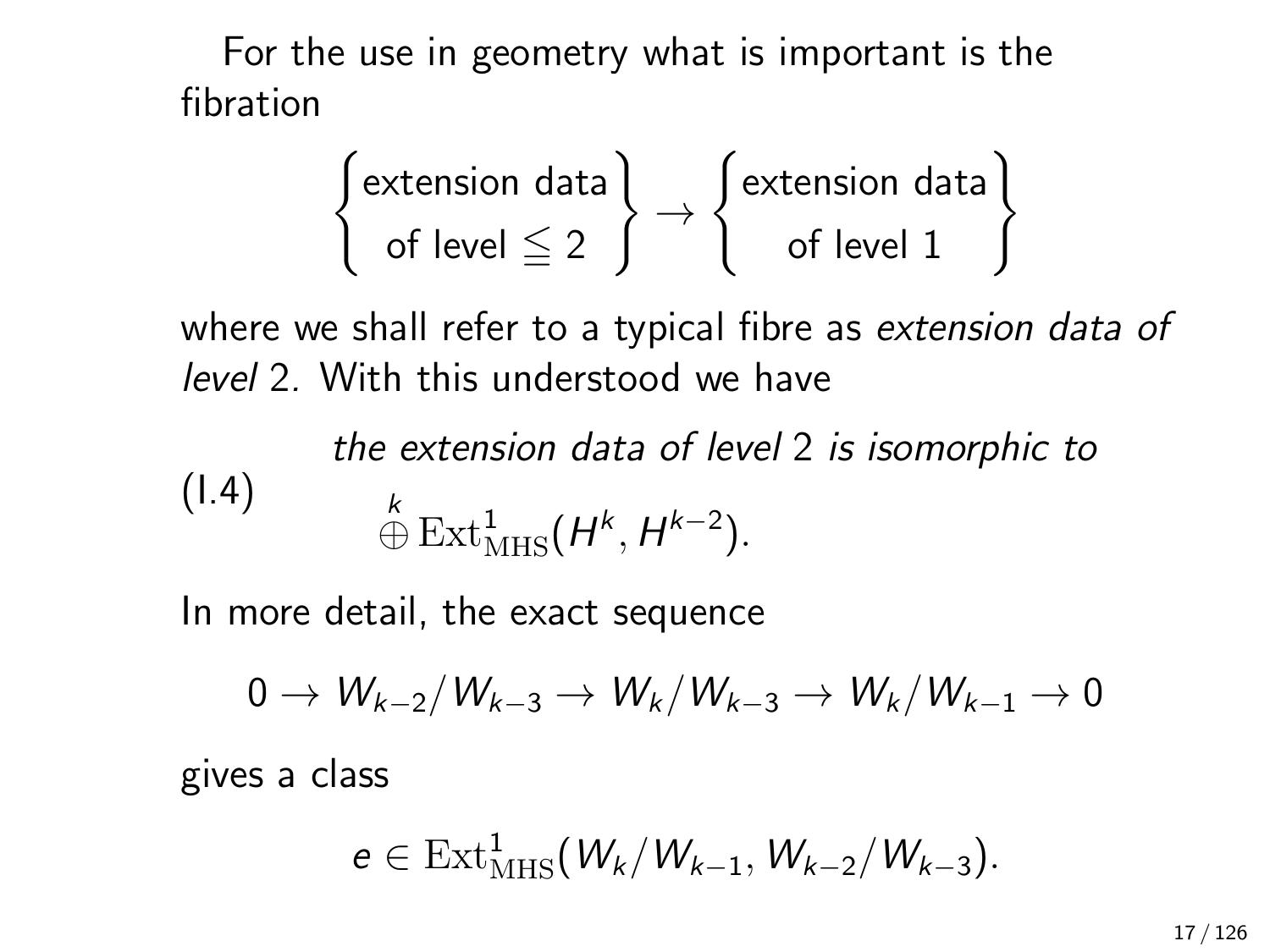For the use in geometry what is important is the fibration

$$\left\{\begin{matrix}\text{extension data}\\ \text{of level} \leqq 2\end{matrix}\right\} \to \left\{\begin{matrix}\text{extension data}\\ \text{of level } 1\end{matrix}\right\}$$

where we shall refer to a typical fibre as *extension data of level* 2. With this understood we have

(I.4) *the extension data of level* 2 *is isomorphic to* $\overset{k}{\oplus} \operatorname{Ext}^1_{\mathrm{MHS}}(H^k, H^{k-2})$.

In more detail, the exact sequence

$$0 \to W_{k-2}/W_{k-3} \to W_k/W_{k-3} \to W_k/W_{k-1} \to 0$$

gives a class

$$e \in \operatorname{Ext}^1_{\mathrm{MHS}}(W_k/W_{k-1}, W_{k-2}/W_{k-3}).$$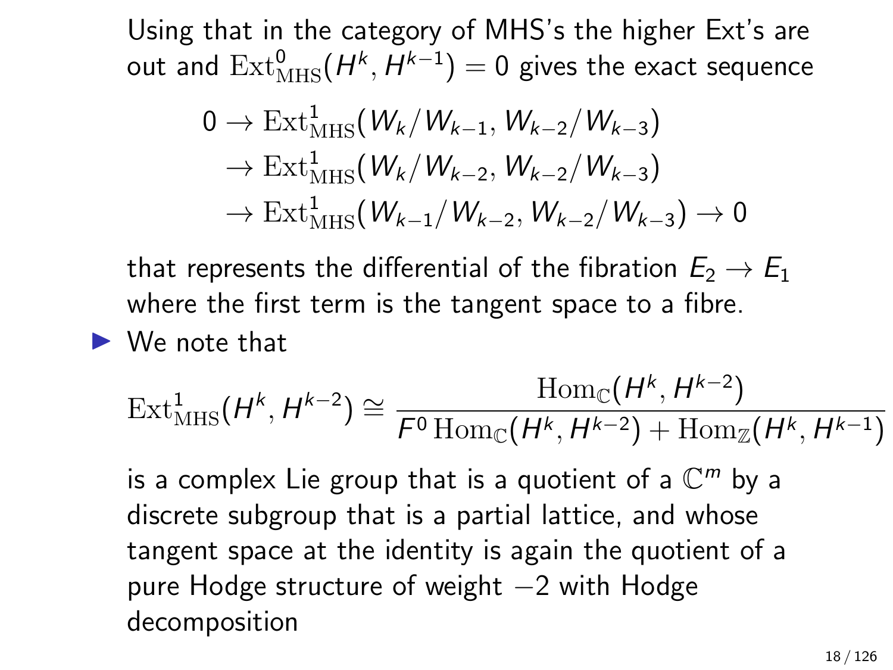Using that in the category of MHS's the higher Ext's are out and $\operatorname{Ext}^0_{\mathrm{MHS}}(H^k, H^{k-1}) = 0$ gives the exact sequence

$$\begin{aligned}
0 &\to \operatorname{Ext}^1_{\mathrm{MHS}}(W_k/W_{k-1}, W_{k-2}/W_{k-3}) \\
&\to \operatorname{Ext}^1_{\mathrm{MHS}}(W_k/W_{k-2}, W_{k-2}/W_{k-3}) \\
&\to \operatorname{Ext}^1_{\mathrm{MHS}}(W_{k-1}/W_{k-2}, W_{k-2}/W_{k-3}) \to 0
\end{aligned}$$

that represents the differential of the fibration $E_2 \to E_1$ where the first term is the tangent space to a fibre.

- We note that

$$\operatorname{Ext}^1_{\mathrm{MHS}}(H^k, H^{k-2}) \cong \frac{\operatorname{Hom}_{\mathbb{C}}(H^k, H^{k-2})}{F^0 \operatorname{Hom}_{\mathbb{C}}(H^k, H^{k-2}) + \operatorname{Hom}_{\mathbb{Z}}(H^k, H^{k-1})}$$

is a complex Lie group that is a quotient of a $\mathbb{C}^m$ by a discrete subgroup that is a partial lattice, and whose tangent space at the identity is again the quotient of a pure Hodge structure of weight $-2$ with Hodge decomposition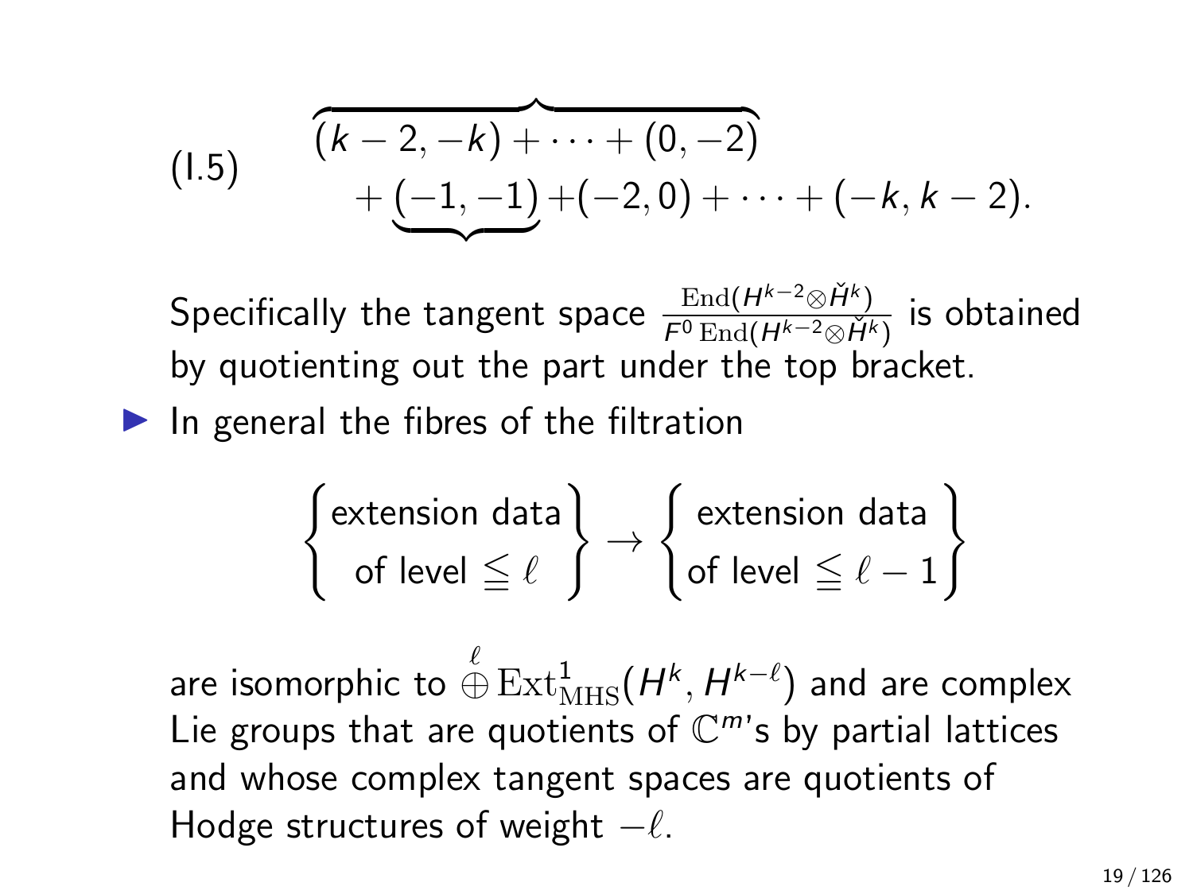$$\text{(I.5)}\qquad \overbrace{(k-2,-k)+\cdots+(0,-2)}^{} \\ +\underbrace{(-1,-1)}_{}+(-2,0)+\cdots+(-k,k-2).$$

Specifically the tangent space $\frac{\operatorname{End}(H^{k-2}\otimes\check{H}^k)}{F^0\operatorname{End}(H^{k-2}\otimes\check{H}^k)}$ is obtained by quotienting out the part under the top bracket.

- In general the fibres of the filtration

$$\left\{\begin{matrix}\text{extension data}\\ \text{of level} \leqq \ell\end{matrix}\right\} \to \left\{\begin{matrix}\text{extension data}\\ \text{of level} \leqq \ell-1\end{matrix}\right\}$$

are isomorphic to $\overset{\ell}{\oplus}\operatorname{Ext}^1_{\mathrm{MHS}}(H^k,H^{k-\ell})$ and are complex Lie groups that are quotients of $\mathbb{C}^m$'s by partial lattices and whose complex tangent spaces are quotients of Hodge structures of weight $-\ell$.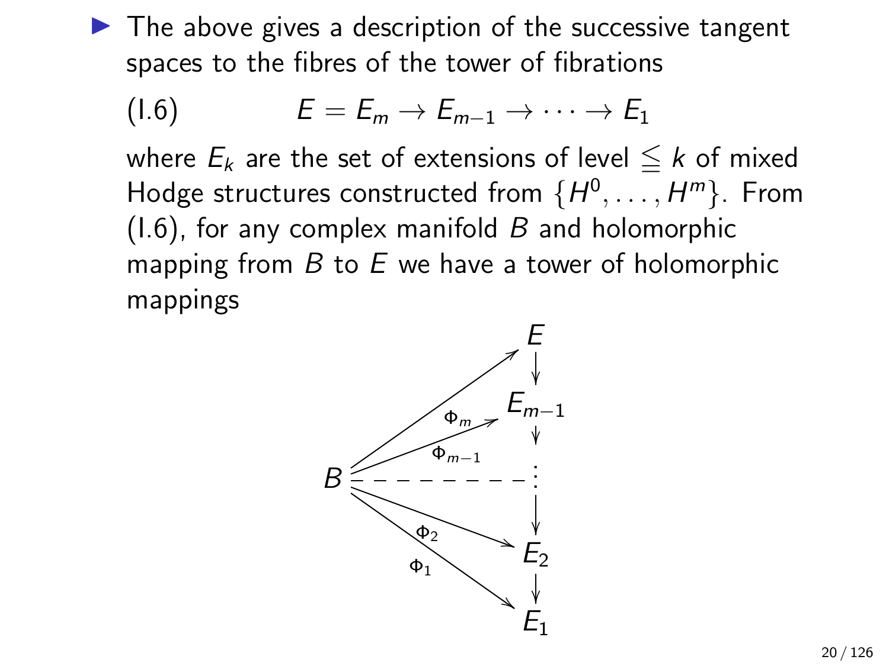- The above gives a description of the successive tangent spaces to the fibres of the tower of fibrations

  $$E = E_m \to E_{m-1} \to \cdots \to E_1 \tag{I.6}$$

  where $E_k$ are the set of extensions of level $\leqq k$ of mixed Hodge structures constructed from $\{H^0, \ldots, H^m\}$. From (I.6), for any complex manifold $B$ and holomorphic mapping from $B$ to $E$ we have a tower of holomorphic mappings

$$
\begin{array}{ccc}
 & & E \\
 & \overset{\Phi_m}{\nearrow} & \downarrow \\
 & \overset{\Phi_{m-1}}{\nearrow} & E_{m-1} \\
 & & \downarrow \\
B & - - - - - - - - & \vdots \\
 & & \downarrow \\
 & \underset{\Phi_2}{\searrow} & E_2 \\
 & & \downarrow \\
 & \underset{\Phi_1}{\searrow} & E_1
\end{array}
$$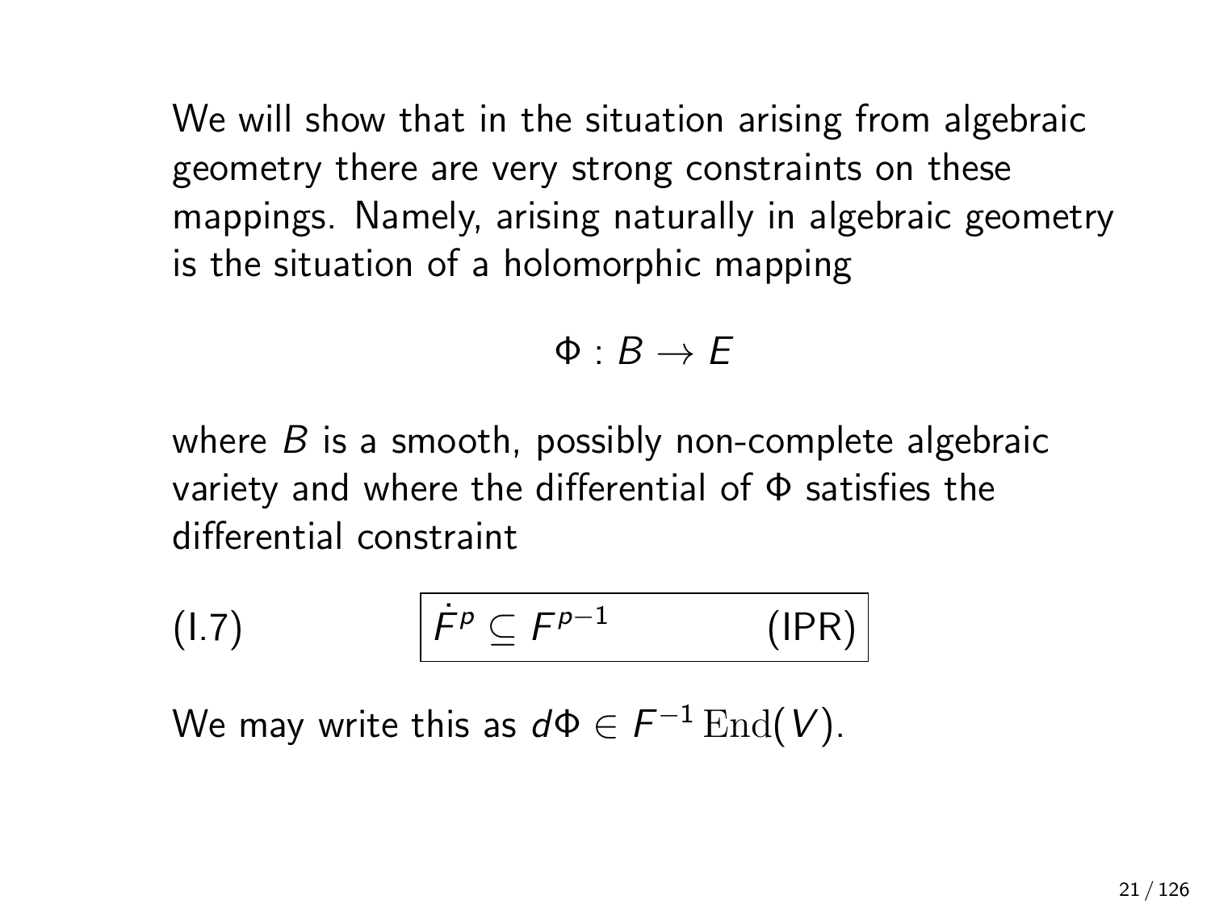We will show that in the situation arising from algebraic geometry there are very strong constraints on these mappings. Namely, arising naturally in algebraic geometry is the situation of a holomorphic mapping

$$\Phi : B \to E$$

where $B$ is a smooth, possibly non-complete algebraic variety and where the differential of $\Phi$ satisfies the differential constraint

$$\text{(I.7)} \qquad \boxed{\dot{F}^p \subseteq F^{p-1} \qquad \text{(IPR)}}$$

We may write this as $d\Phi \in F^{-1}\,\mathrm{End}(V)$.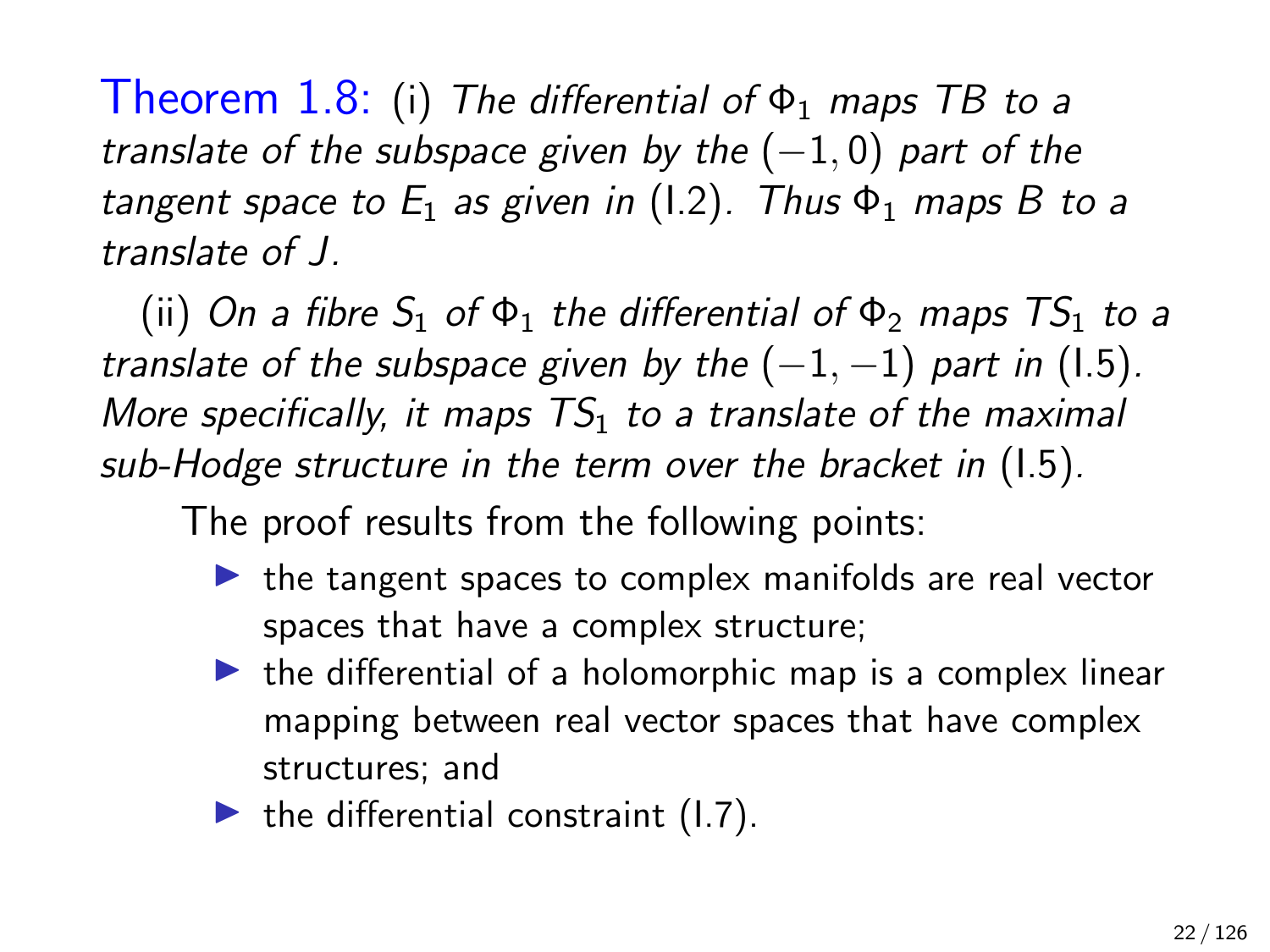**Theorem 1.8:** (i) *The differential of $\Phi_1$ maps $TB$ to a translate of the subspace given by the $(-1,0)$ part of the tangent space to $E_1$ as given in* (I.2)*. Thus $\Phi_1$ maps $B$ to a translate of $J$.*

(ii) *On a fibre $S_1$ of $\Phi_1$ the differential of $\Phi_2$ maps $TS_1$ to a translate of the subspace given by the $(-1,-1)$ part in* (I.5)*. More specifically, it maps $TS_1$ to a translate of the maximal sub-Hodge structure in the term over the bracket in* (I.5)*.*

The proof results from the following points:

- the tangent spaces to complex manifolds are real vector spaces that have a complex structure;
- the differential of a holomorphic map is a complex linear mapping between real vector spaces that have complex structures; and
- the differential constraint (I.7).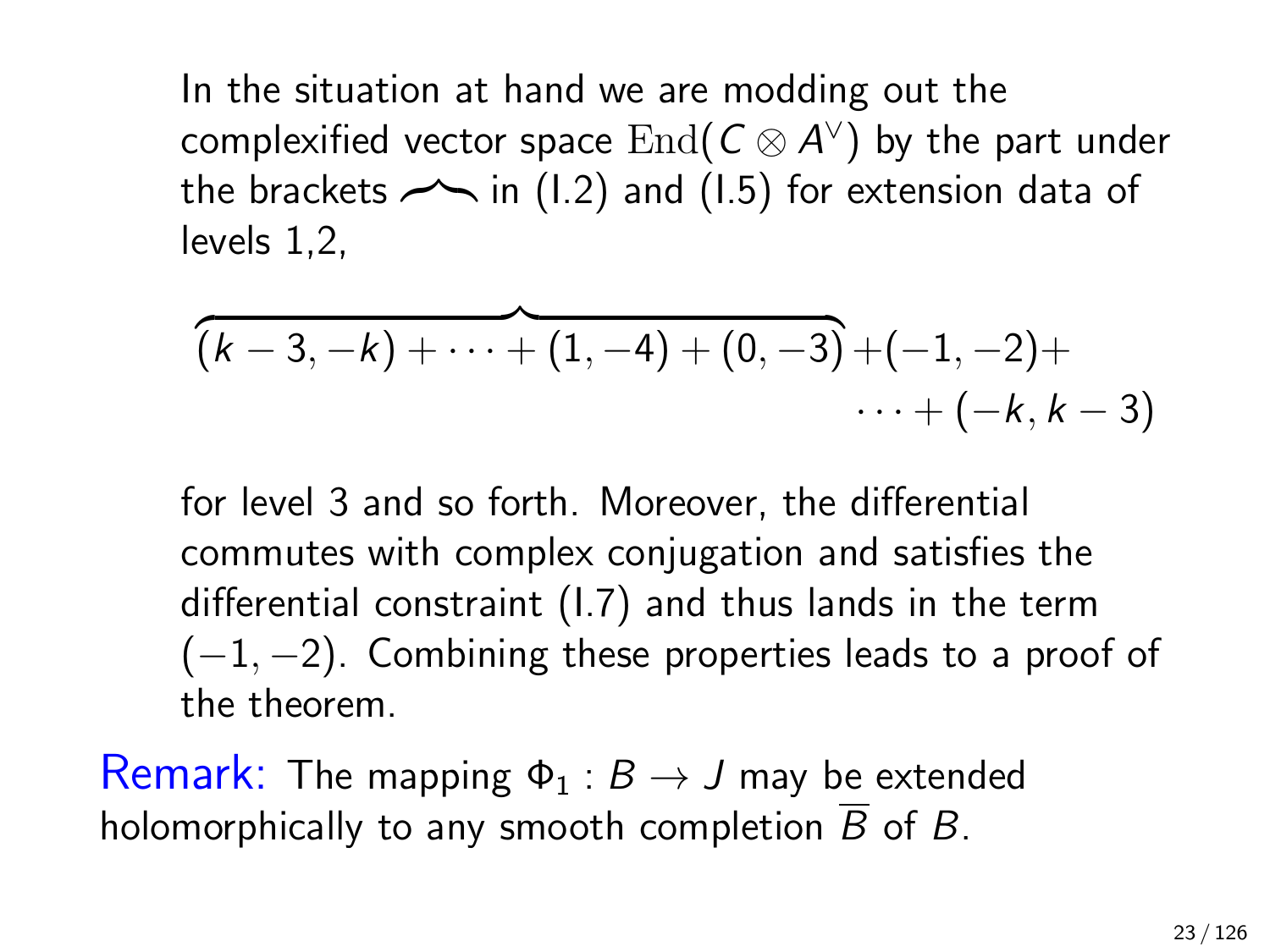In the situation at hand we are modding out the complexified vector space $\mathrm{End}(C \otimes A^{\vee})$ by the part under the brackets $\overbrace{\quad}$ in (I.2) and (I.5) for extension data of levels 1,2,

$$\overbrace{(k-3,-k)+\cdots+(1,-4)+(0,-3)}+(-1,-2)+\cdots+(-k,k-3)$$

for level 3 and so forth. Moreover, the differential commutes with complex conjugation and satisfies the differential constraint (I.7) and thus lands in the term $(-1,-2)$. Combining these properties leads to a proof of the theorem.

**Remark:** The mapping $\Phi_1 : B \to J$ may be extended holomorphically to any smooth completion $\overline{B}$ of $B$.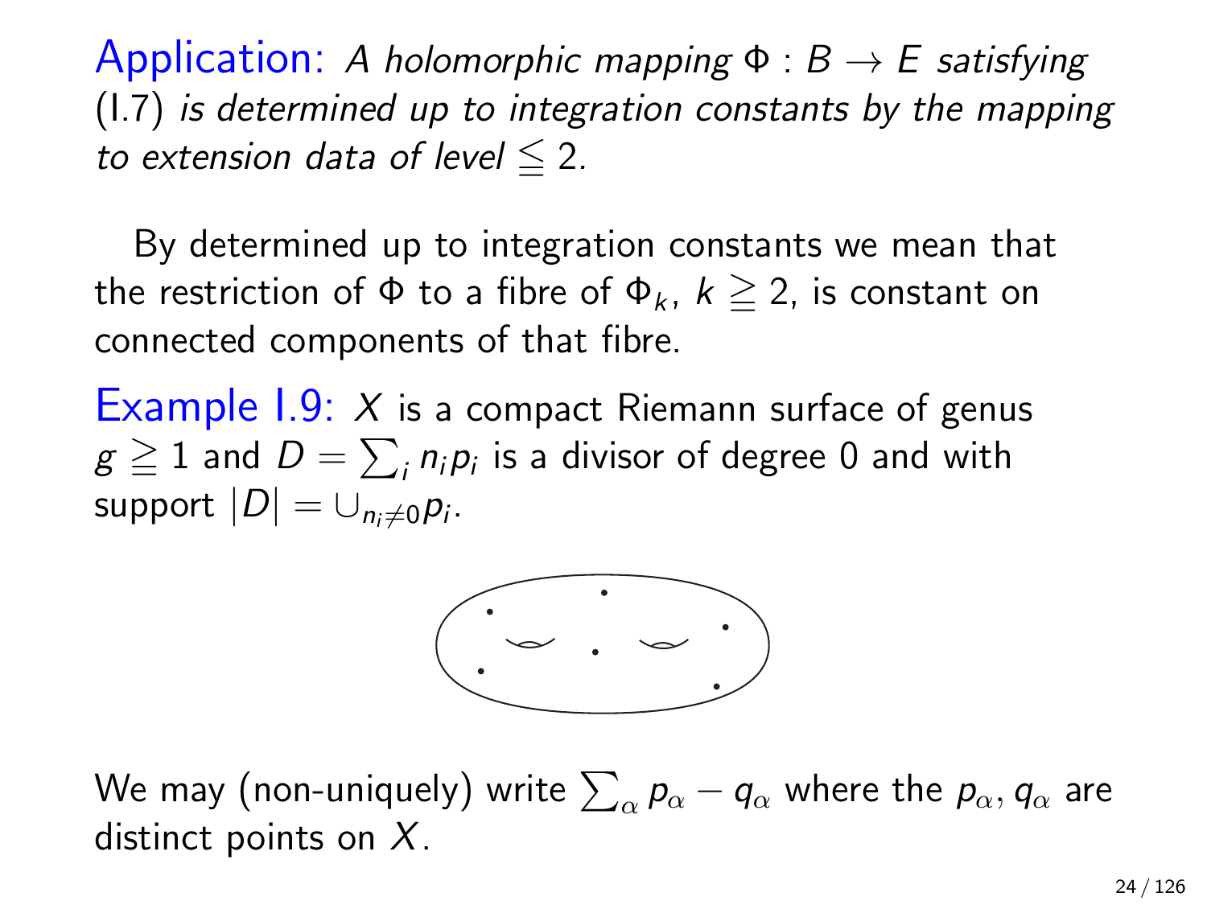Application: *A holomorphic mapping $\Phi : B \to E$ satisfying* (I.7) *is determined up to integration constants by the mapping to extension data of level $\leqq 2$.*

By determined up to integration constants we mean that the restriction of $\Phi$ to a fibre of $\Phi_k$, $k \geqq 2$, is constant on connected components of that fibre.

Example I.9: $X$ is a compact Riemann surface of genus $g \geqq 1$ and $D = \sum_i n_i p_i$ is a divisor of degree 0 and with support $|D| = \cup_{n_i \neq 0} p_i$.

We may (non-uniquely) write $\sum_\alpha p_\alpha - q_\alpha$ where the $p_\alpha, q_\alpha$ are distinct points on $X$.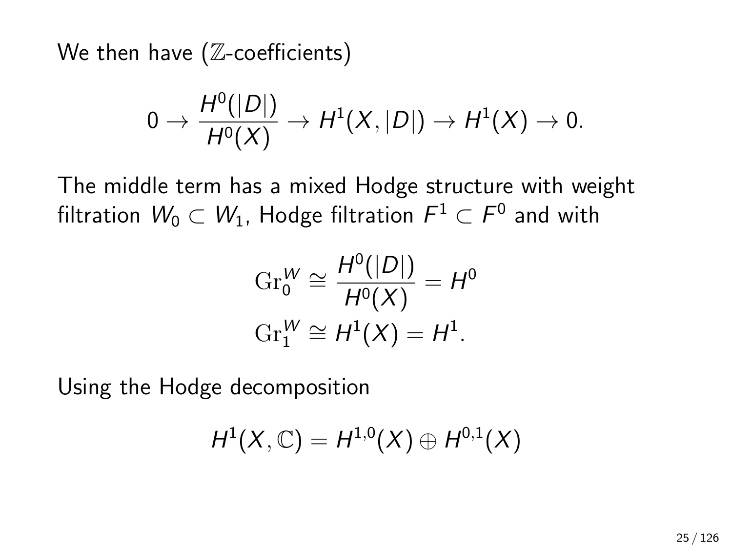We then have ($\mathbb{Z}$-coefficients)

$$0 \to \frac{H^0(|D|)}{H^0(X)} \to H^1(X, |D|) \to H^1(X) \to 0.$$

The middle term has a mixed Hodge structure with weight filtration $W_0 \subset W_1$, Hodge filtration $F^1 \subset F^0$ and with

$$\mathrm{Gr}_0^W \cong \frac{H^0(|D|)}{H^0(X)} = H^0$$

$$\mathrm{Gr}_1^W \cong H^1(X) = H^1.$$

Using the Hodge decomposition

$$H^1(X, \mathbb{C}) = H^{1,0}(X) \oplus H^{0,1}(X)$$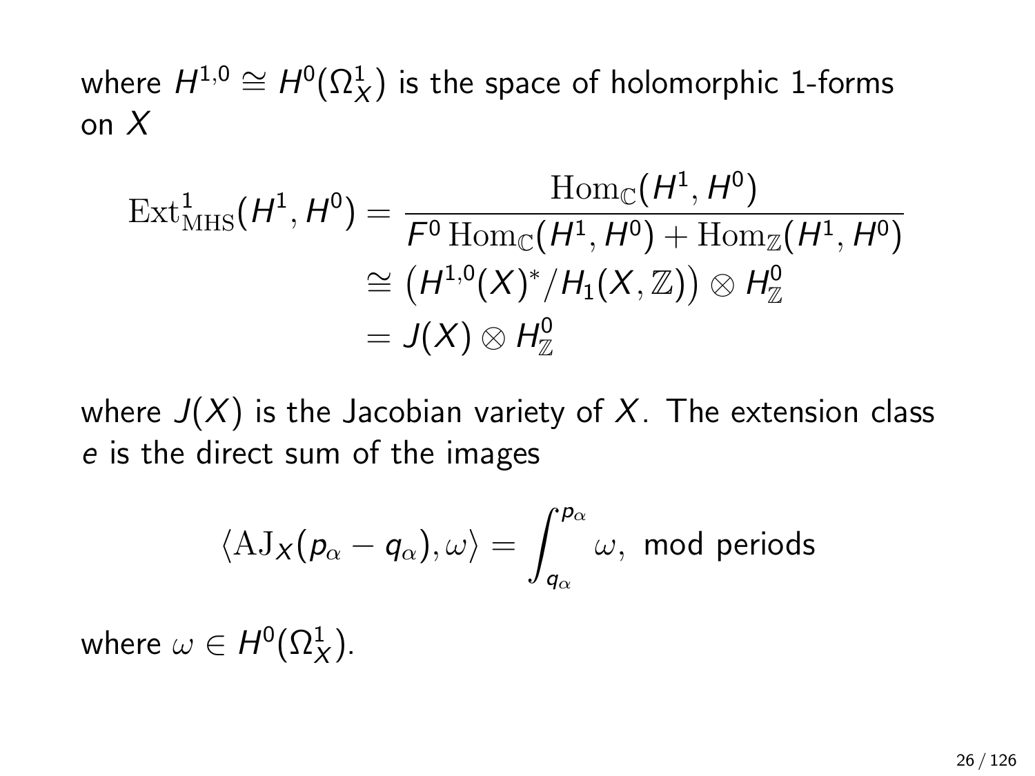where $H^{1,0} \cong H^0(\Omega^1_X)$ is the space of holomorphic 1-forms on $X$

$$
\begin{aligned}
\operatorname{Ext}^1_{\mathrm{MHS}}(H^1, H^0) &= \frac{\operatorname{Hom}_{\mathbb{C}}(H^1, H^0)}{F^0 \operatorname{Hom}_{\mathbb{C}}(H^1, H^0) + \operatorname{Hom}_{\mathbb{Z}}(H^1, H^0)} \\
&\cong \left(H^{1,0}(X)^* / H_1(X, \mathbb{Z})\right) \otimes H^0_{\mathbb{Z}} \\
&= J(X) \otimes H^0_{\mathbb{Z}}
\end{aligned}
$$

where $J(X)$ is the Jacobian variety of $X$. The extension class $e$ is the direct sum of the images

$$
\langle \mathrm{AJ}_X(p_\alpha - q_\alpha), \omega \rangle = \int_{q_\alpha}^{p_\alpha} \omega, \text{ mod periods}
$$

where $\omega \in H^0(\Omega^1_X)$.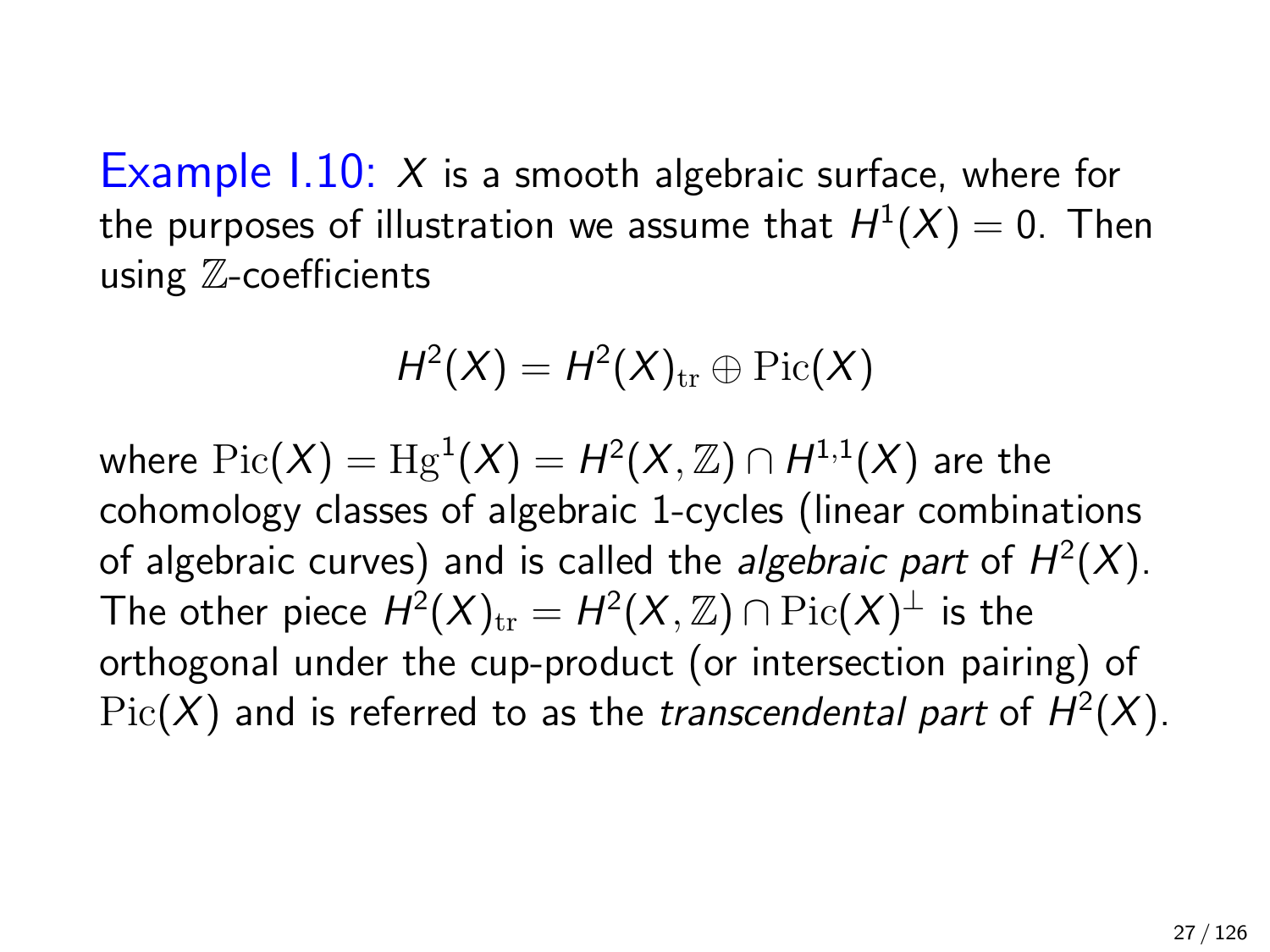Example I.10: $X$ is a smooth algebraic surface, where for the purposes of illustration we assume that $H^1(X) = 0$. Then using $\mathbb{Z}$-coefficients

$$H^2(X) = H^2(X)_{\mathrm{tr}} \oplus \mathrm{Pic}(X)$$

where $\mathrm{Pic}(X) = \mathrm{Hg}^1(X) = H^2(X, \mathbb{Z}) \cap H^{1,1}(X)$ are the cohomology classes of algebraic 1-cycles (linear combinations of algebraic curves) and is called the *algebraic part* of $H^2(X)$. The other piece $H^2(X)_{\mathrm{tr}} = H^2(X, \mathbb{Z}) \cap \mathrm{Pic}(X)^{\perp}$ is the orthogonal under the cup-product (or intersection pairing) of $\mathrm{Pic}(X)$ and is referred to as the *transcendental part* of $H^2(X)$.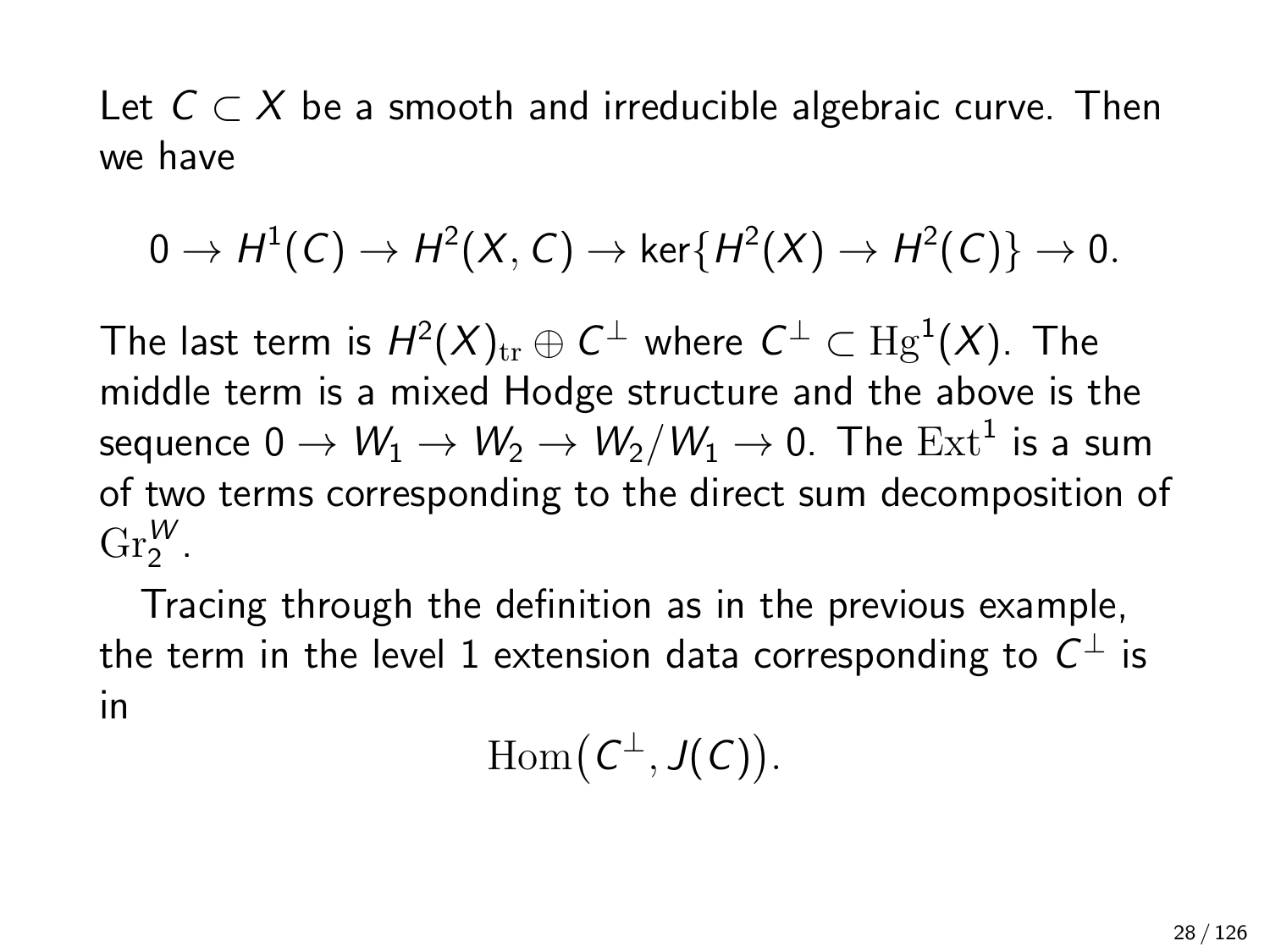Let $C \subset X$ be a smooth and irreducible algebraic curve. Then we have

$$0 \to H^1(C) \to H^2(X, C) \to \ker\{H^2(X) \to H^2(C)\} \to 0.$$

The last term is $H^2(X)_{\mathrm{tr}} \oplus C^\perp$ where $C^\perp \subset \mathrm{Hg}^1(X)$. The middle term is a mixed Hodge structure and the above is the sequence $0 \to W_1 \to W_2 \to W_2/W_1 \to 0$. The $\mathrm{Ext}^1$ is a sum of two terms corresponding to the direct sum decomposition of $\mathrm{Gr}_2^W$.

Tracing through the definition as in the previous example, the term in the level 1 extension data corresponding to $C^\perp$ is in

$$\mathrm{Hom}\big(C^\perp, J(C)\big).$$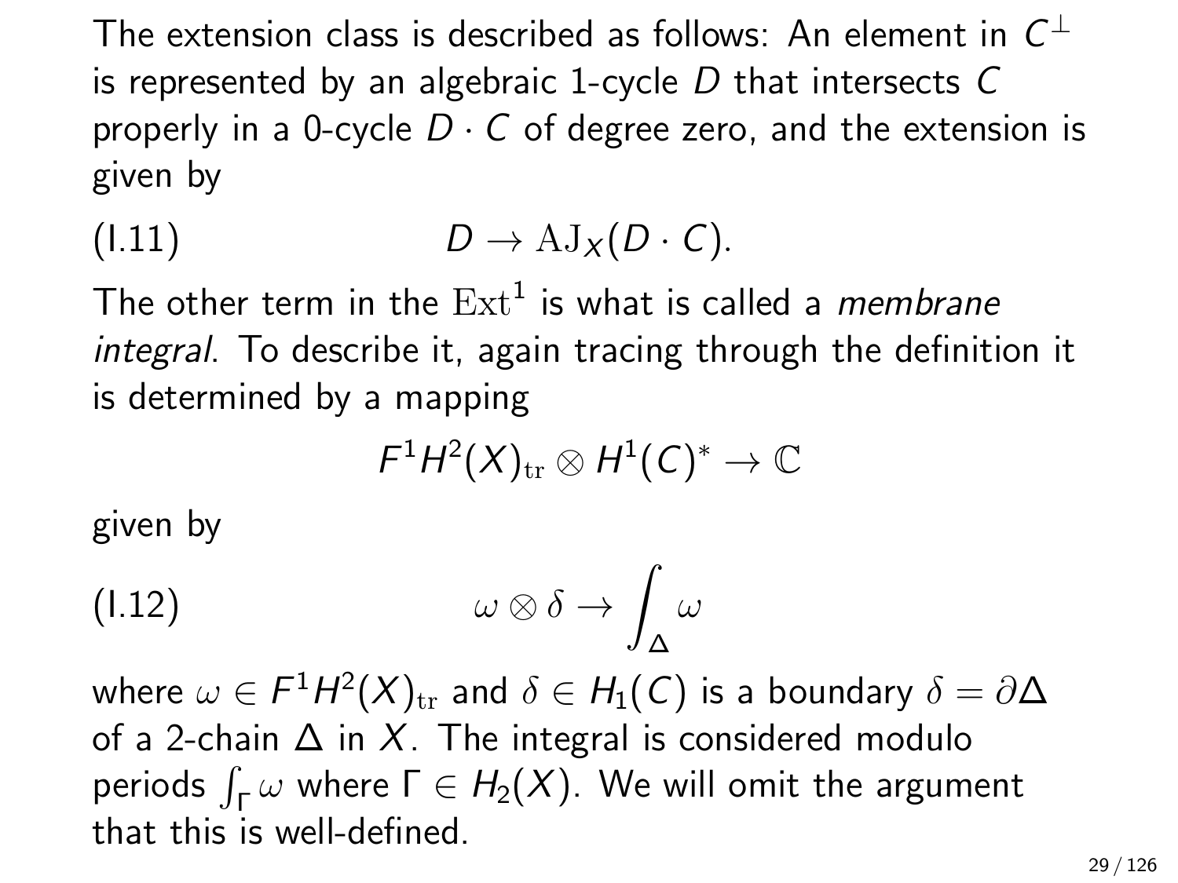The extension class is described as follows: An element in $C^{\perp}$ is represented by an algebraic 1-cycle $D$ that intersects $C$ properly in a 0-cycle $D \cdot C$ of degree zero, and the extension is given by

$$D \to \mathrm{AJ}_X(D \cdot C). \tag{I.11}$$

The other term in the $\mathrm{Ext}^1$ is what is called a *membrane integral*. To describe it, again tracing through the definition it is determined by a mapping

$$F^1H^2(X)_{\mathrm{tr}} \otimes H^1(C)^* \to \mathbb{C}$$

given by

$$\omega \otimes \delta \to \int_{\Delta} \omega \tag{I.12}$$

where $\omega \in F^1H^2(X)_{\mathrm{tr}}$ and $\delta \in H_1(C)$ is a boundary $\delta = \partial\Delta$ of a 2-chain $\Delta$ in $X$. The integral is considered modulo periods $\int_{\Gamma} \omega$ where $\Gamma \in H_2(X)$. We will omit the argument that this is well-defined.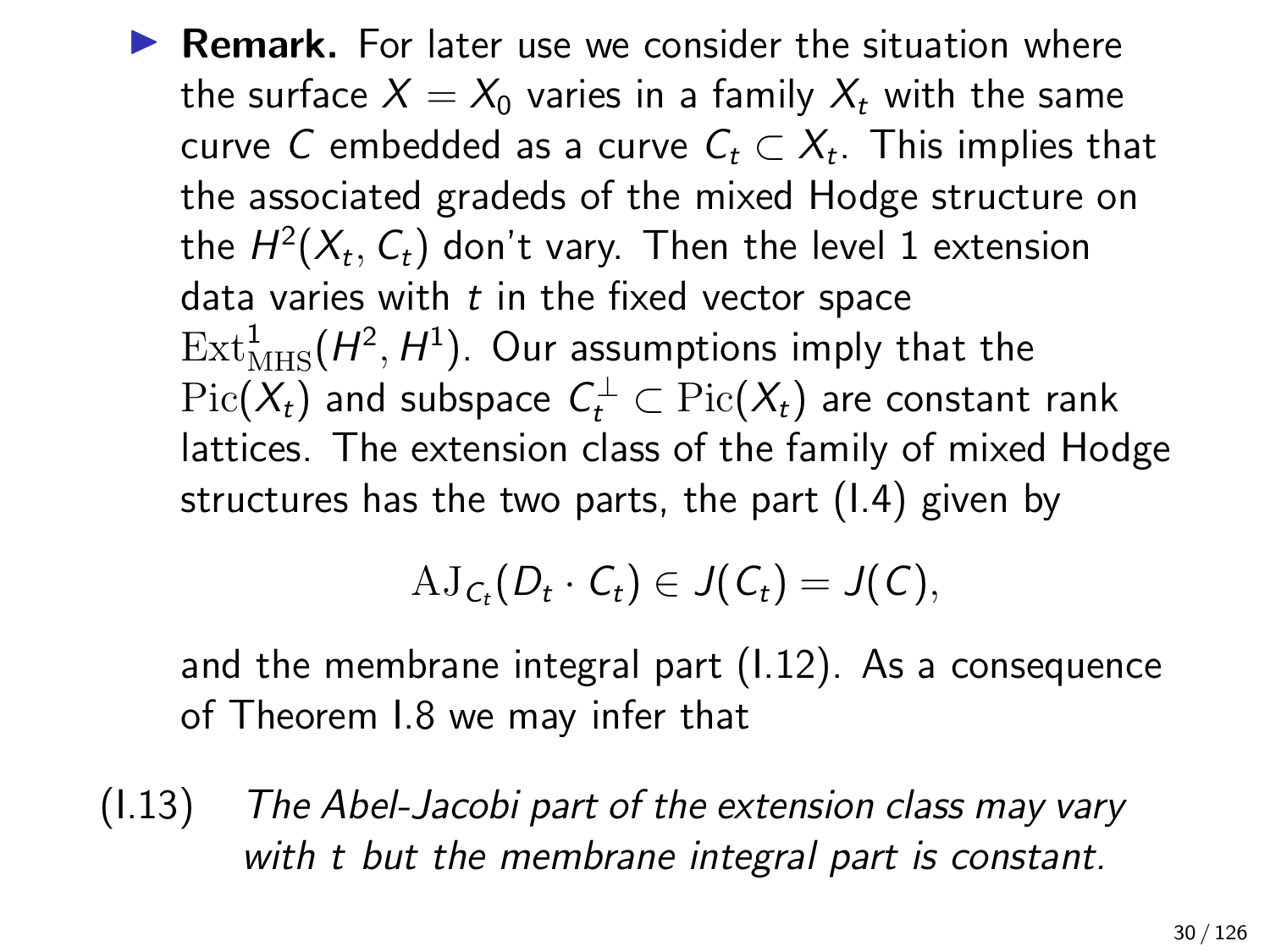- **Remark.** For later use we consider the situation where the surface $X = X_0$ varies in a family $X_t$ with the same curve $C$ embedded as a curve $C_t \subset X_t$. This implies that the associated gradeds of the mixed Hodge structure on the $H^2(X_t, C_t)$ don't vary. Then the level 1 extension data varies with $t$ in the fixed vector space $\mathrm{Ext}^1_{\mathrm{MHS}}(H^2, H^1)$. Our assumptions imply that the $\mathrm{Pic}(X_t)$ and subspace $C_t^\perp \subset \mathrm{Pic}(X_t)$ are constant rank lattices. The extension class of the family of mixed Hodge structures has the two parts, the part (I.4) given by

$$\mathrm{AJ}_{C_t}(D_t \cdot C_t) \in J(C_t) = J(C),$$

and the membrane integral part (I.12). As a consequence of Theorem I.8 we may infer that

(I.13) *The Abel-Jacobi part of the extension class may vary with $t$ but the membrane integral part is constant.*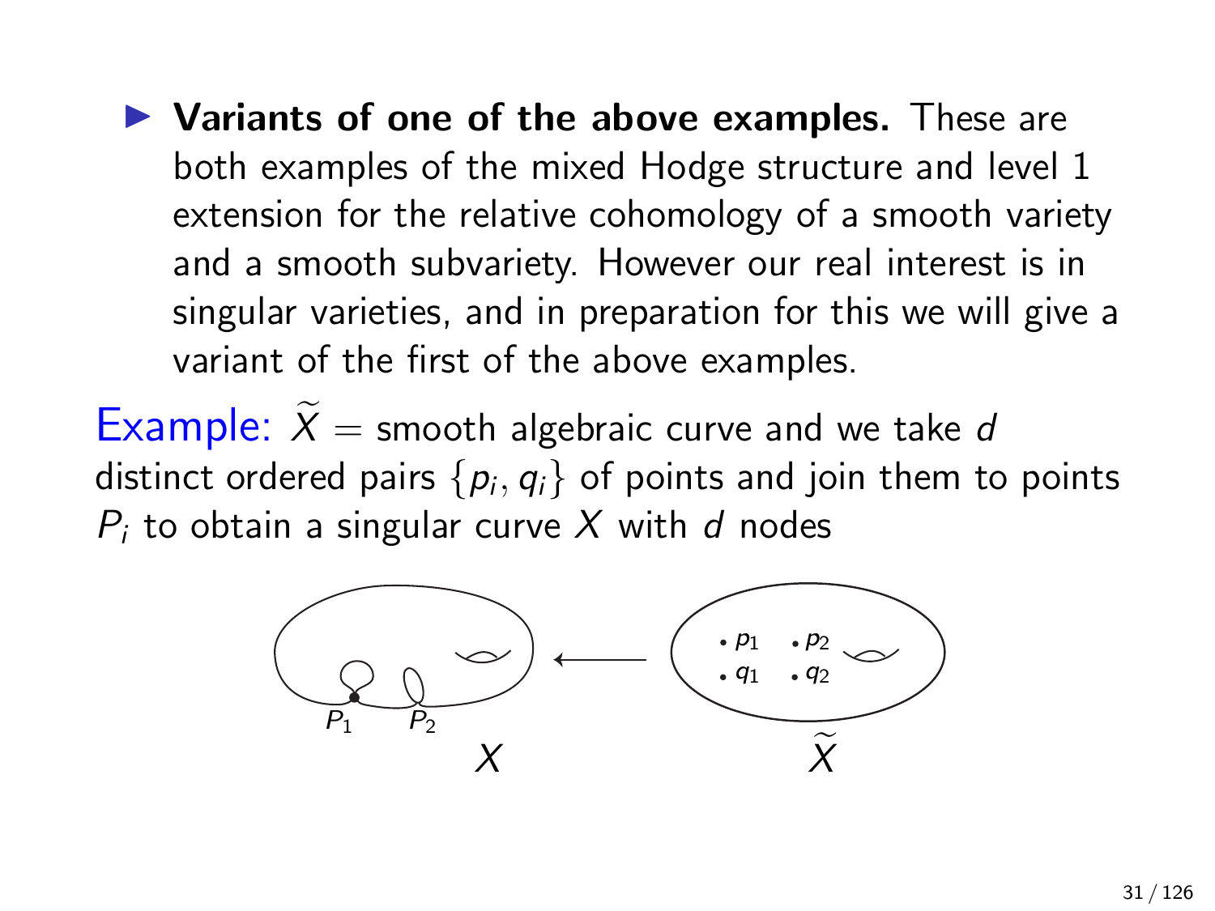- **Variants of one of the above examples.** These are both examples of the mixed Hodge structure and level 1 extension for the relative cohomology of a smooth variety and a smooth subvariety. However our real interest is in singular varieties, and in preparation for this we will give a variant of the first of the above examples.

Example: $\widetilde{X}$ = smooth algebraic curve and we take $d$ distinct ordered pairs $\{p_i, q_i\}$ of points and join them to points $P_i$ to obtain a singular curve $X$ with $d$ nodes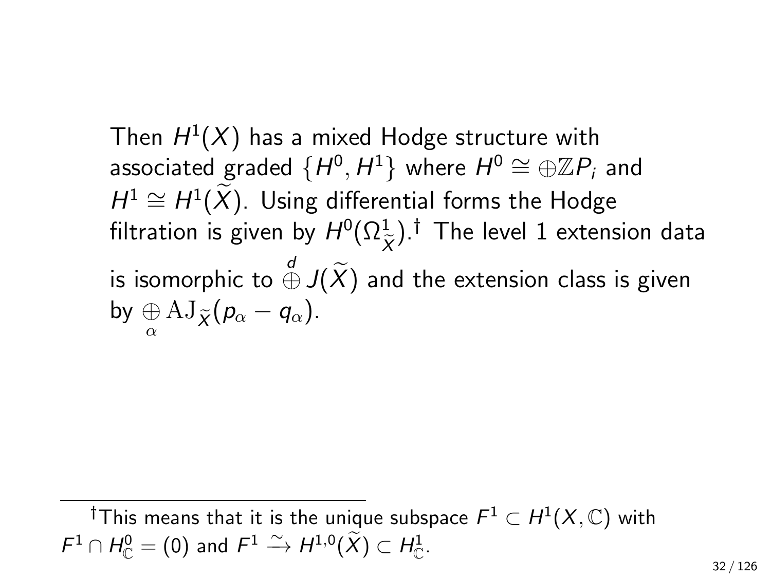Then $H^1(X)$ has a mixed Hodge structure with associated graded $\{H^0, H^1\}$ where $H^0 \cong \oplus \mathbb{Z} P_i$ and $H^1 \cong H^1(\widetilde{X})$. Using differential forms the Hodge filtration is given by $H^0(\Omega^1_{\widetilde{X}})$.[†] The level 1 extension data is isomorphic to $\overset{d}{\oplus} J(\widetilde{X})$ and the extension class is given by $\underset{\alpha}{\oplus} \mathrm{AJ}_{\widetilde{X}}(p_\alpha - q_\alpha)$.

---

[†] This means that it is the unique subspace $F^1 \subset H^1(X, \mathbb{C})$ with $F^1 \cap H^0_{\mathbb{C}} = (0)$ and $F^1 \xrightarrow{\sim} H^{1,0}(\widetilde{X}) \subset H^1_{\mathbb{C}}$.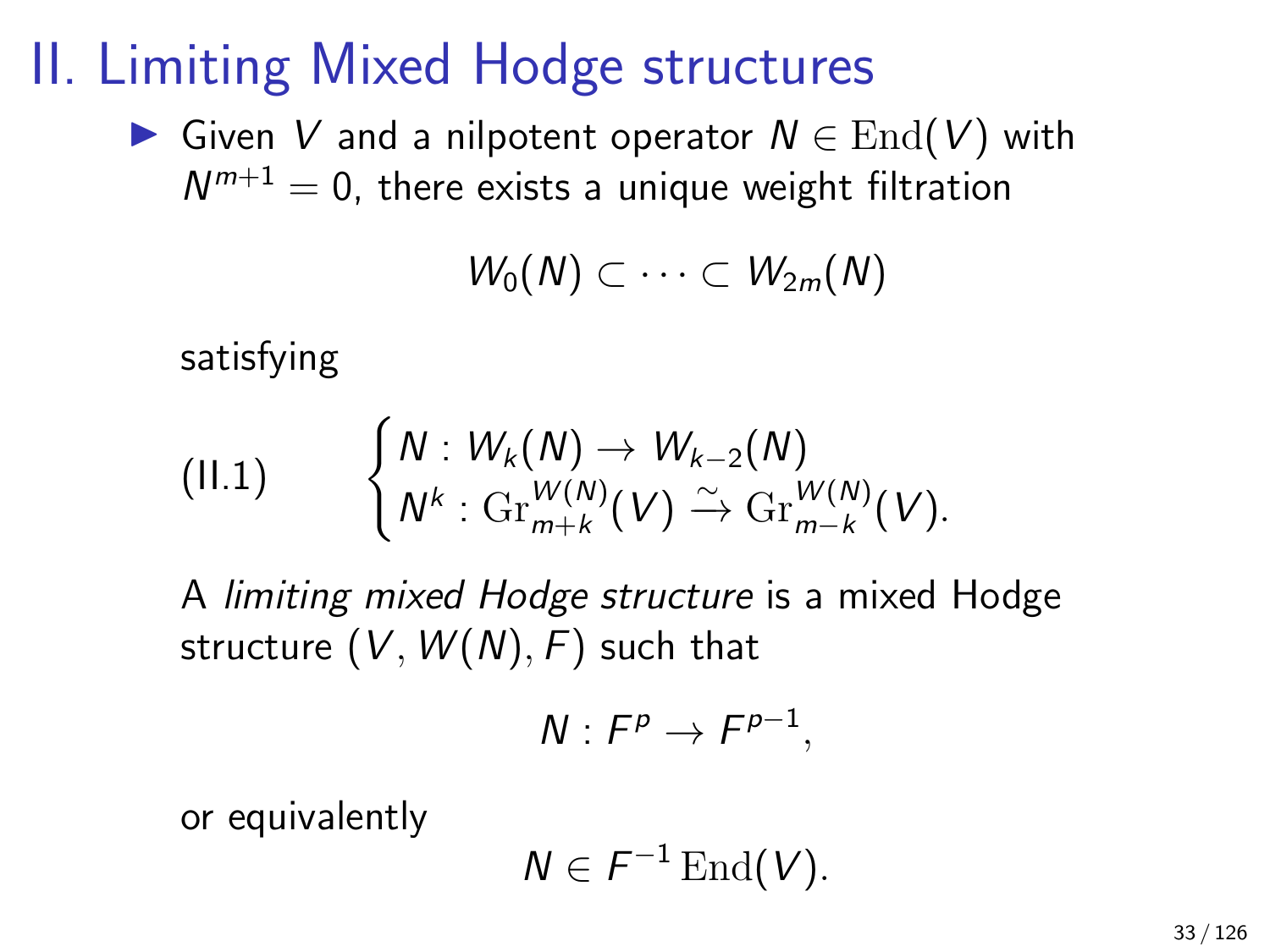# II. Limiting Mixed Hodge structures

- Given $V$ and a nilpotent operator $N \in \mathrm{End}(V)$ with $N^{m+1} = 0$, there exists a unique weight filtration

  $$W_0(N) \subset \cdots \subset W_{2m}(N)$$

  satisfying

  $$\text{(II.1)} \qquad \begin{cases} N : W_k(N) \to W_{k-2}(N) \\ N^k : \mathrm{Gr}_{m+k}^{W(N)}(V) \xrightarrow{\sim} \mathrm{Gr}_{m-k}^{W(N)}(V). \end{cases}$$

  A *limiting mixed Hodge structure* is a mixed Hodge structure $(V, W(N), F)$ such that

  $$N : F^p \to F^{p-1},$$

  or equivalently

  $$N \in F^{-1}\,\mathrm{End}(V).$$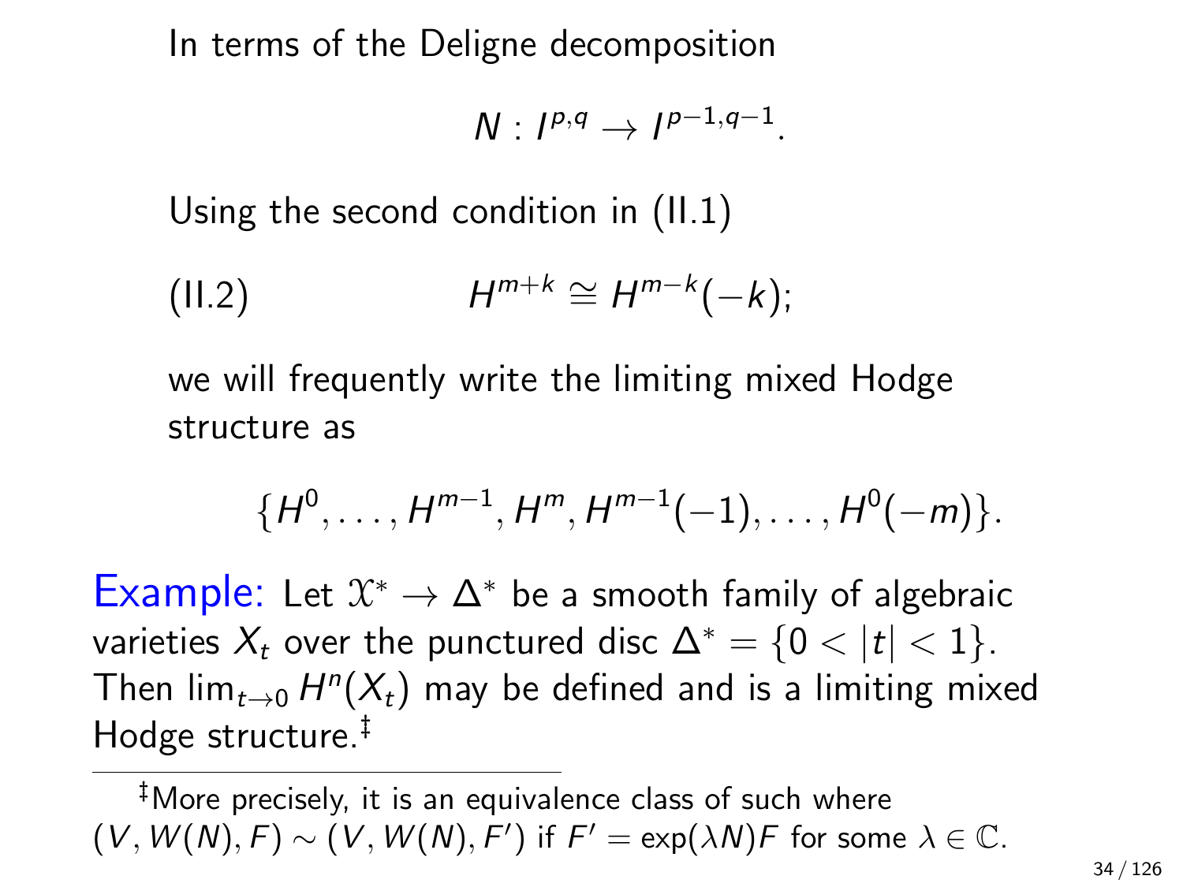In terms of the Deligne decomposition

$$N : I^{p,q} \to I^{p-1,q-1}.$$

Using the second condition in (II.1)

$$\text{(II.2)} \qquad H^{m+k} \cong H^{m-k}(-k);$$

we will frequently write the limiting mixed Hodge structure as

$$\{H^0, \ldots, H^{m-1}, H^m, H^{m-1}(-1), \ldots, H^0(-m)\}.$$

Example: Let $\mathcal{X}^* \to \Delta^*$ be a smooth family of algebraic varieties $X_t$ over the punctured disc $\Delta^* = \{0 < |t| < 1\}$. Then $\lim_{t \to 0} H^n(X_t)$ may be defined and is a limiting mixed Hodge structure.[‡]

---

[‡]More precisely, it is an equivalence class of such where $(V, W(N), F) \sim (V, W(N), F')$ if $F' = \exp(\lambda N)F$ for some $\lambda \in \mathbb{C}$.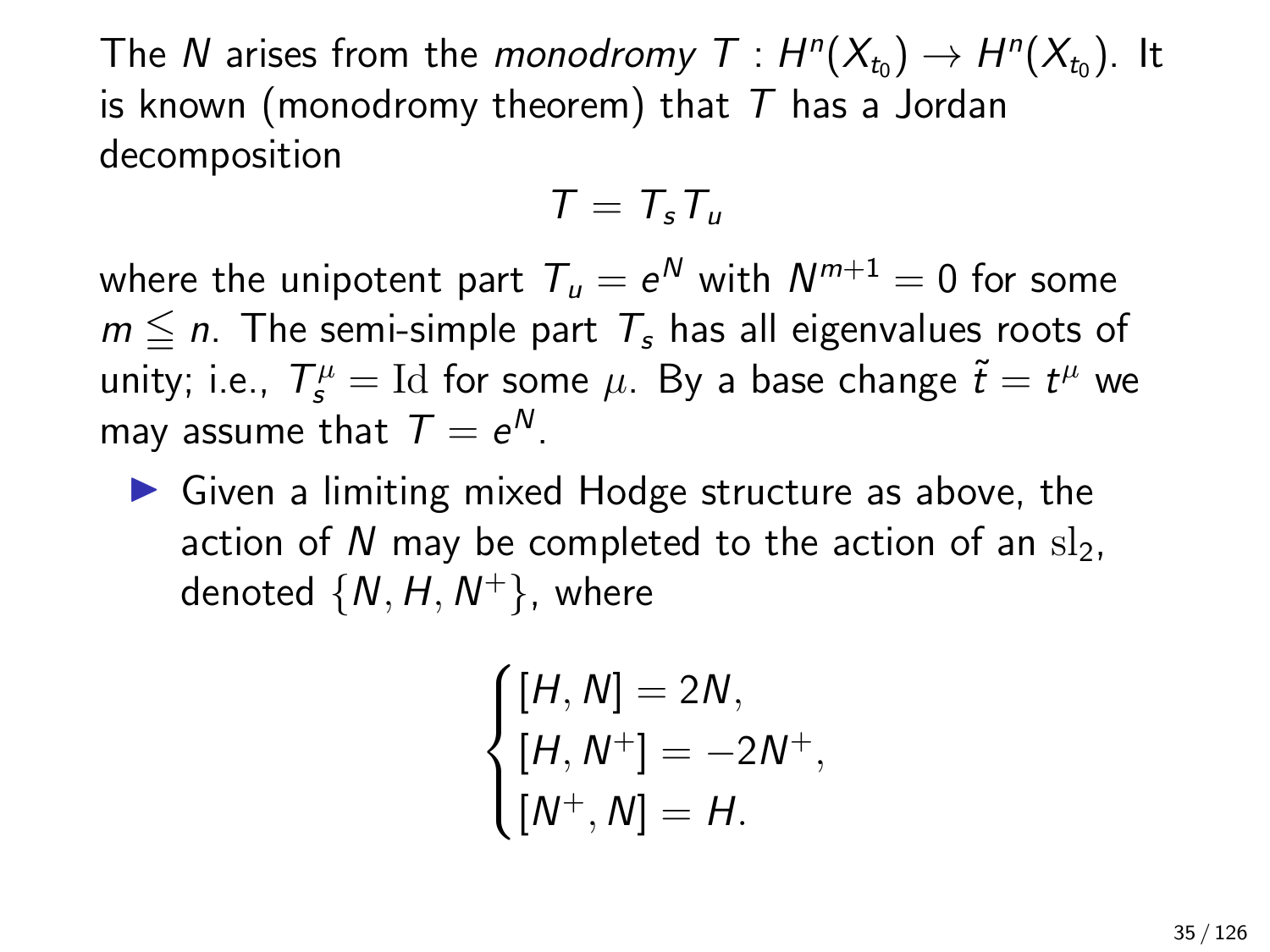The $N$ arises from the *monodromy* $T : H^n(X_{t_0}) \to H^n(X_{t_0})$. It is known (monodromy theorem) that $T$ has a Jordan decomposition

$$T = T_s T_u$$

where the unipotent part $T_u = e^N$ with $N^{m+1} = 0$ for some $m \leqq n$. The semi-simple part $T_s$ has all eigenvalues roots of unity; i.e., $T_s^\mu = \mathrm{Id}$ for some $\mu$. By a base change $\tilde{t} = t^\mu$ we may assume that $T = e^N$.

- Given a limiting mixed Hodge structure as above, the action of $N$ may be completed to the action of an $\mathrm{sl}_2$, denoted $\{N, H, N^+\}$, where

$$\begin{cases} [H, N] = 2N, \\ [H, N^+] = -2N^+, \\ [N^+, N] = H. \end{cases}$$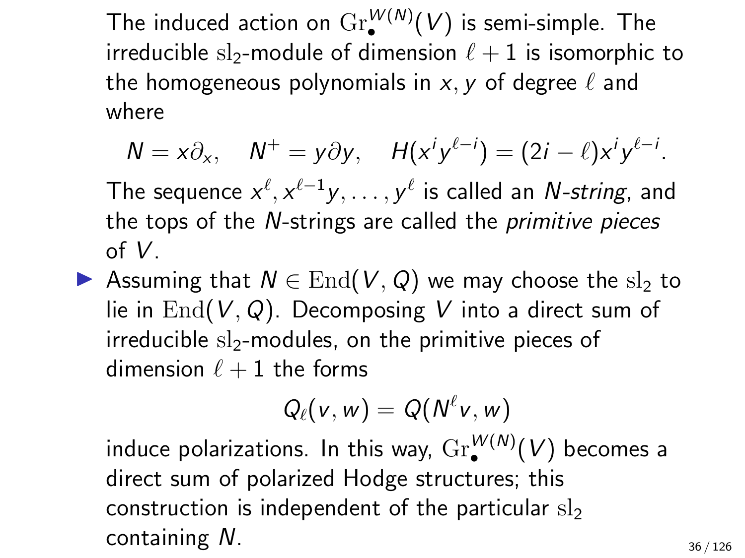The induced action on $\mathrm{Gr}_\bullet^{W(N)}(V)$ is semi-simple. The irreducible $\mathrm{sl}_2$-module of dimension $\ell + 1$ is isomorphic to the homogeneous polynomials in $x, y$ of degree $\ell$ and where

$$N = x\partial_x, \quad N^+ = y\partial y, \quad H(x^i y^{\ell-i}) = (2i - \ell)x^i y^{\ell-i}.$$

The sequence $x^\ell, x^{\ell-1}y, \ldots, y^\ell$ is called an *N-string*, and the tops of the $N$-strings are called the *primitive pieces* of $V$.

- Assuming that $N \in \mathrm{End}(V, Q)$ we may choose the $\mathrm{sl}_2$ to lie in $\mathrm{End}(V, Q)$. Decomposing $V$ into a direct sum of irreducible $\mathrm{sl}_2$-modules, on the primitive pieces of dimension $\ell + 1$ the forms

$$Q_\ell(v, w) = Q(N^\ell v, w)$$

induce polarizations. In this way, $\mathrm{Gr}_\bullet^{W(N)}(V)$ becomes a direct sum of polarized Hodge structures; this construction is independent of the particular $\mathrm{sl}_2$ containing $N$.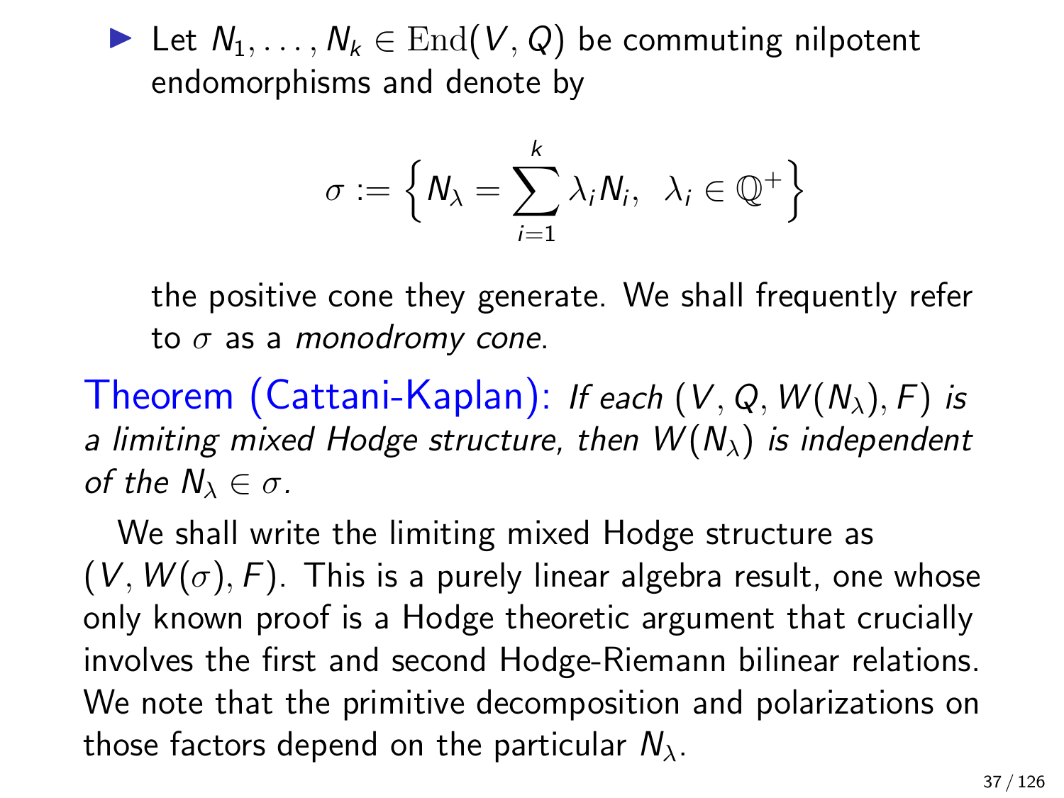- Let $N_1, \ldots, N_k \in \mathrm{End}(V, Q)$ be commuting nilpotent endomorphisms and denote by

$$\sigma := \left\{ N_\lambda = \sum_{i=1}^{k} \lambda_i N_i, \;\; \lambda_i \in \mathbb{Q}^+ \right\}$$

the positive cone they generate. We shall frequently refer to $\sigma$ as a *monodromy cone*.

Theorem (Cattani-Kaplan): *If each $(V, Q, W(N_\lambda), F)$ is a limiting mixed Hodge structure, then $W(N_\lambda)$ is independent of the $N_\lambda \in \sigma$.*

We shall write the limiting mixed Hodge structure as $(V, W(\sigma), F)$. This is a purely linear algebra result, one whose only known proof is a Hodge theoretic argument that crucially involves the first and second Hodge-Riemann bilinear relations. We note that the primitive decomposition and polarizations on those factors depend on the particular $N_\lambda$.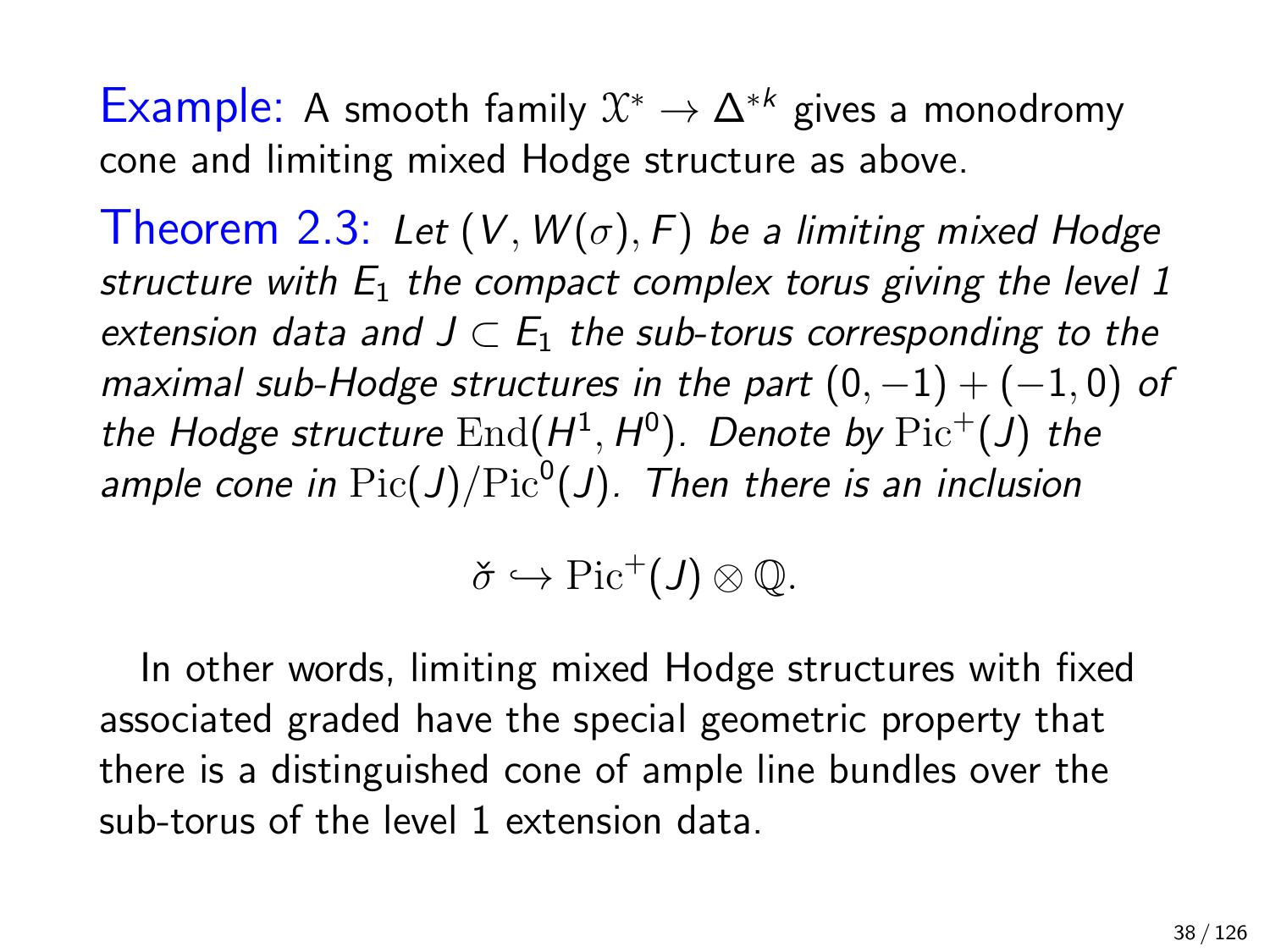**Example:** A smooth family $\mathcal{X}^* \to \Delta^{*k}$ gives a monodromy cone and limiting mixed Hodge structure as above.

**Theorem 2.3:** *Let $(V, W(\sigma), F)$ be a limiting mixed Hodge structure with $E_1$ the compact complex torus giving the level 1 extension data and $J \subset E_1$ the sub-torus corresponding to the maximal sub-Hodge structures in the part $(0,-1)+(-1,0)$ of the Hodge structure $\mathrm{End}(H^1, H^0)$. Denote by $\mathrm{Pic}^+(J)$ the ample cone in $\mathrm{Pic}(J)/\mathrm{Pic}^0(J)$. Then there is an inclusion*

$$\check{\sigma} \hookrightarrow \mathrm{Pic}^+(J) \otimes \mathbb{Q}.$$

In other words, limiting mixed Hodge structures with fixed associated graded have the special geometric property that there is a distinguished cone of ample line bundles over the sub-torus of the level 1 extension data.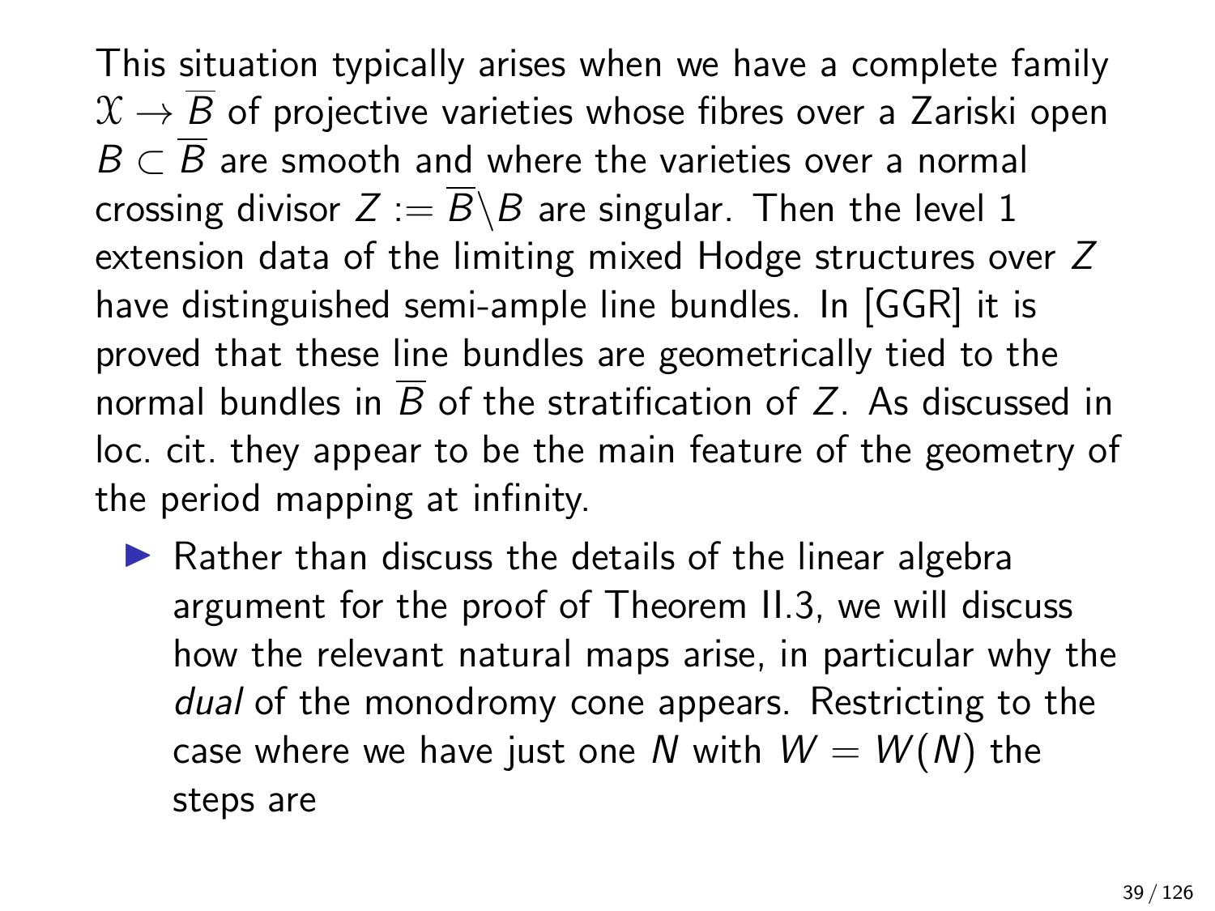This situation typically arises when we have a complete family $\mathcal{X} \to \overline{B}$ of projective varieties whose fibres over a Zariski open $B \subset \overline{B}$ are smooth and where the varieties over a normal crossing divisor $Z := \overline{B} \backslash B$ are singular. Then the level 1 extension data of the limiting mixed Hodge structures over $Z$ have distinguished semi-ample line bundles. In [GGR] it is proved that these line bundles are geometrically tied to the normal bundles in $\overline{B}$ of the stratification of $Z$. As discussed in loc. cit. they appear to be the main feature of the geometry of the period mapping at infinity.

- Rather than discuss the details of the linear algebra argument for the proof of Theorem II.3, we will discuss how the relevant natural maps arise, in particular why the *dual* of the monodromy cone appears. Restricting to the case where we have just one $N$ with $W = W(N)$ the steps are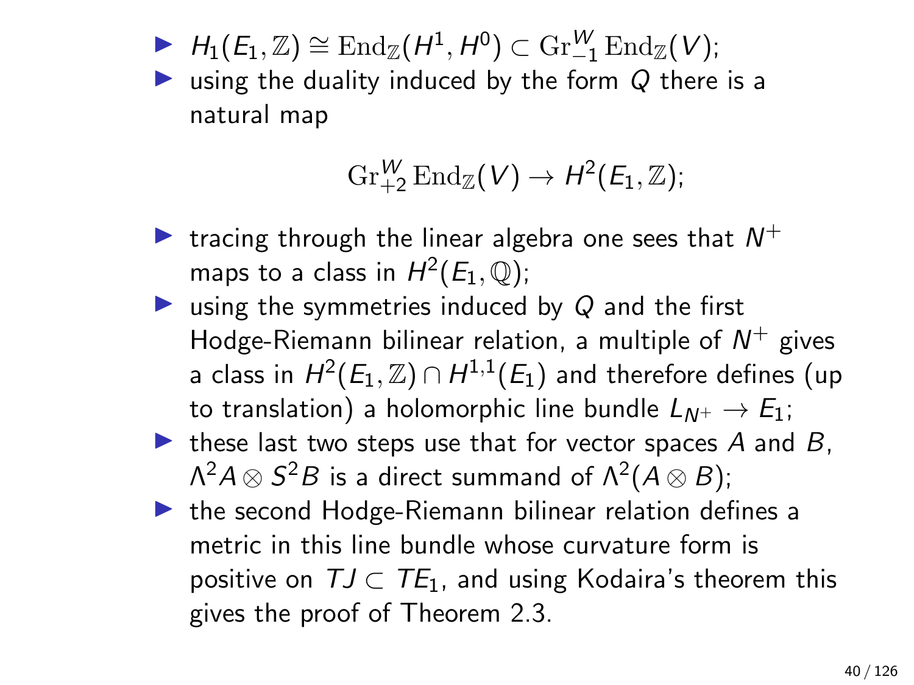- $H_1(E_1, \mathbb{Z}) \cong \mathrm{End}_{\mathbb{Z}}(H^1, H^0) \subset \mathrm{Gr}^W_{-1} \mathrm{End}_{\mathbb{Z}}(V)$;
- using the duality induced by the form $Q$ there is a natural map

$$\mathrm{Gr}^W_{+2} \mathrm{End}_{\mathbb{Z}}(V) \to H^2(E_1, \mathbb{Z});$$

- tracing through the linear algebra one sees that $N^+$ maps to a class in $H^2(E_1, \mathbb{Q})$;
- using the symmetries induced by $Q$ and the first Hodge-Riemann bilinear relation, a multiple of $N^+$ gives a class in $H^2(E_1, \mathbb{Z}) \cap H^{1,1}(E_1)$ and therefore defines (up to translation) a holomorphic line bundle $L_{N^+} \to E_1$;
- these last two steps use that for vector spaces $A$ and $B$, $\Lambda^2 A \otimes S^2 B$ is a direct summand of $\Lambda^2(A \otimes B)$;
- the second Hodge-Riemann bilinear relation defines a metric in this line bundle whose curvature form is positive on $TJ \subset TE_1$, and using Kodaira's theorem this gives the proof of Theorem 2.3.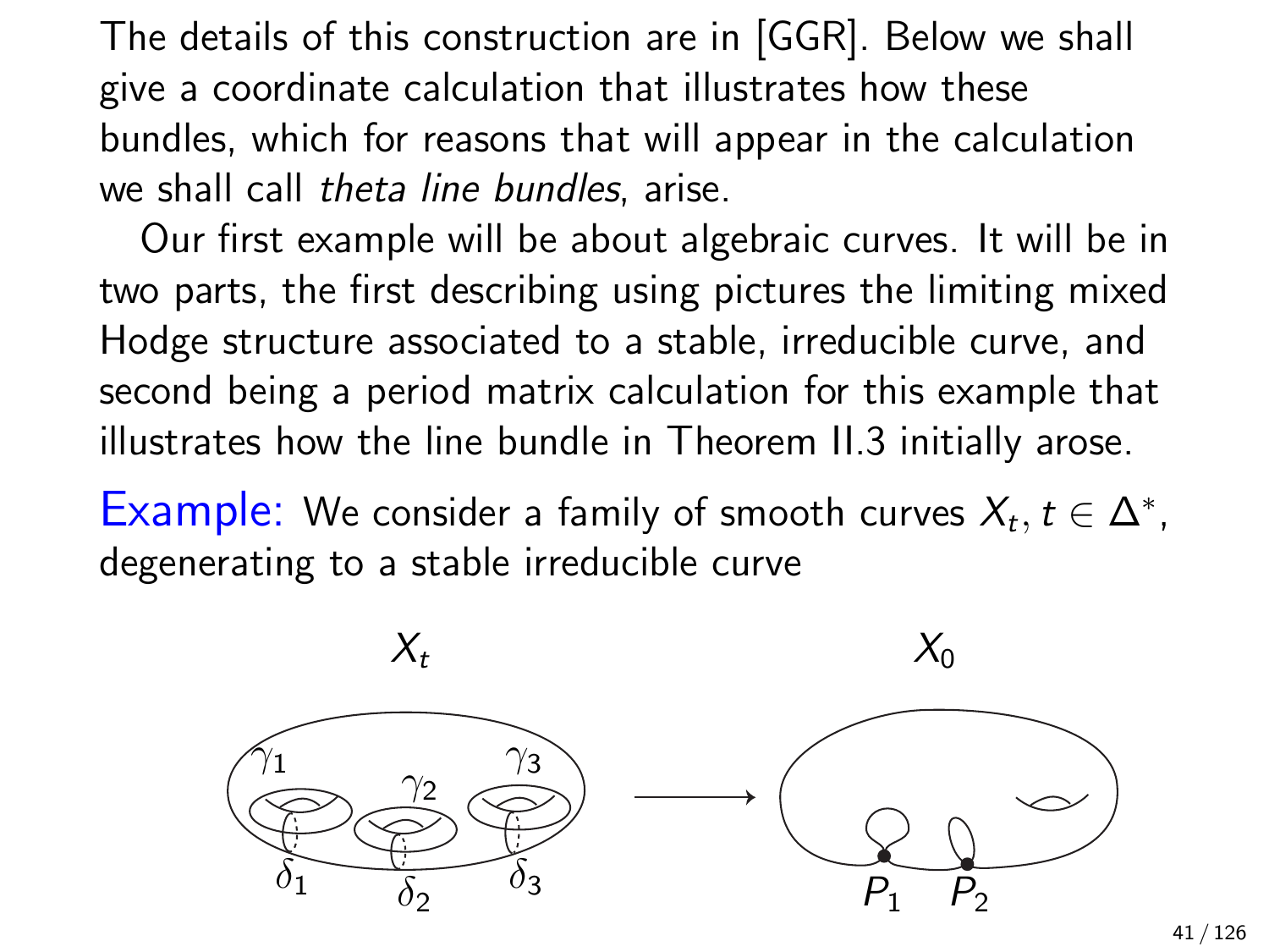The details of this construction are in [GGR]. Below we shall give a coordinate calculation that illustrates how these bundles, which for reasons that will appear in the calculation we shall call *theta line bundles*, arise.

Our first example will be about algebraic curves. It will be in two parts, the first describing using pictures the limiting mixed Hodge structure associated to a stable, irreducible curve, and second being a period matrix calculation for this example that illustrates how the line bundle in Theorem II.3 initially arose.

**Example:** We consider a family of smooth curves $X_t$, $t \in \Delta^*$, degenerating to a stable irreducible curve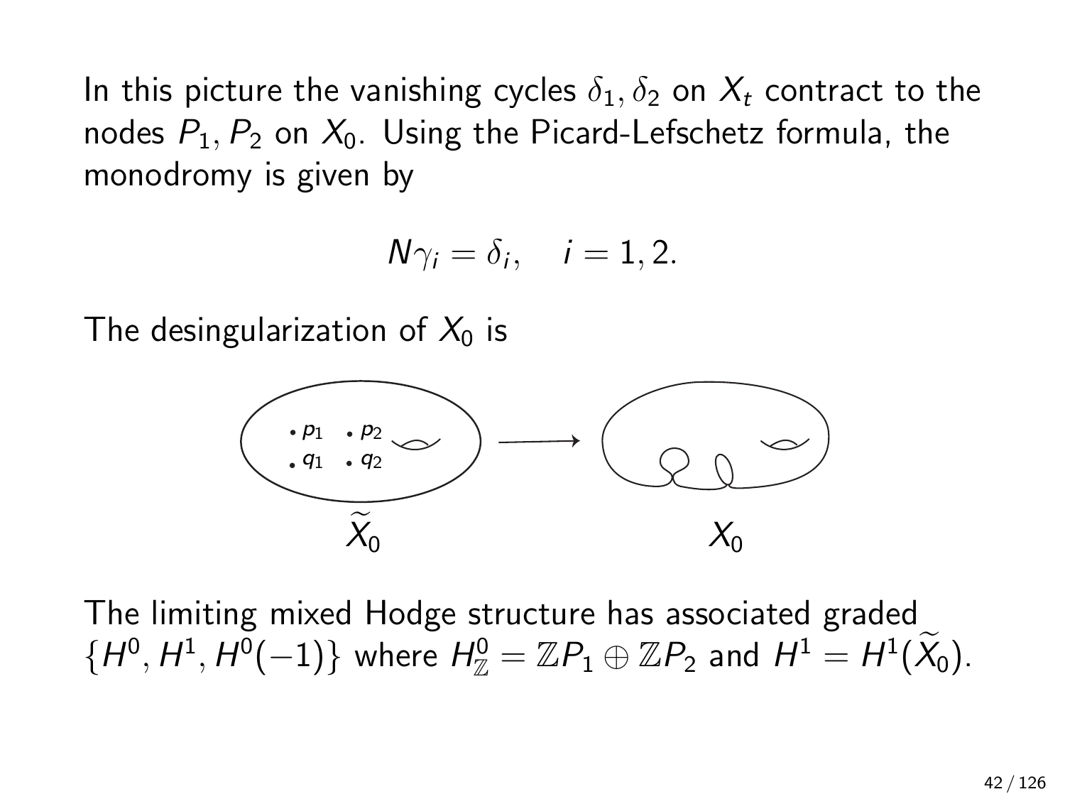In this picture the vanishing cycles $\delta_1, \delta_2$ on $X_t$ contract to the nodes $P_1, P_2$ on $X_0$. Using the Picard-Lefschetz formula, the monodromy is given by

$$N\gamma_i = \delta_i, \quad i = 1, 2.$$

The desingularization of $X_0$ is

The limiting mixed Hodge structure has associated graded $\{H^0, H^1, H^0(-1)\}$ where $H^0_{\mathbb{Z}} = \mathbb{Z}P_1 \oplus \mathbb{Z}P_2$ and $H^1 = H^1(\widetilde{X}_0)$.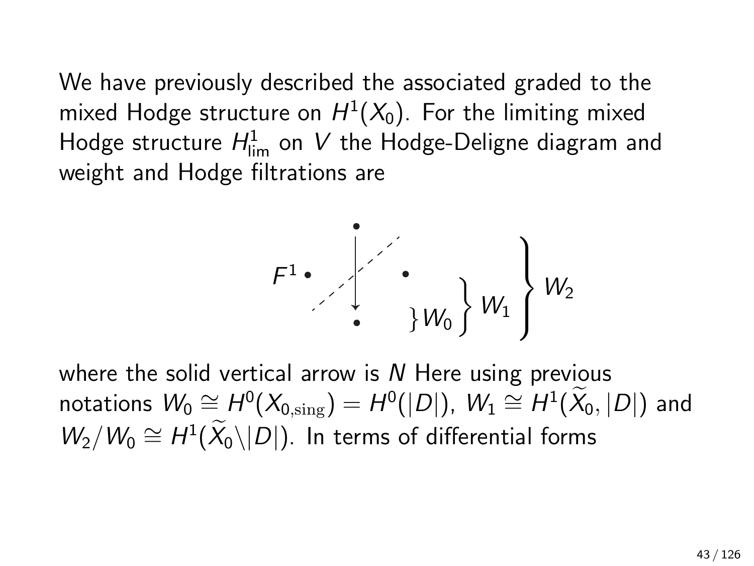We have previously described the associated graded to the mixed Hodge structure on $H^1(X_0)$. For the limiting mixed Hodge structure $H^1_{\text{lim}}$ on $V$ the Hodge-Deligne diagram and weight and Hodge filtrations are

where the solid vertical arrow is $N$ Here using previous notations $W_0 \cong H^0(X_{0,\text{sing}}) = H^0(|D|)$, $W_1 \cong H^1(\widetilde{X}_0, |D|)$ and $W_2/W_0 \cong H^1(\widetilde{X}_0 \backslash |D|)$. In terms of differential forms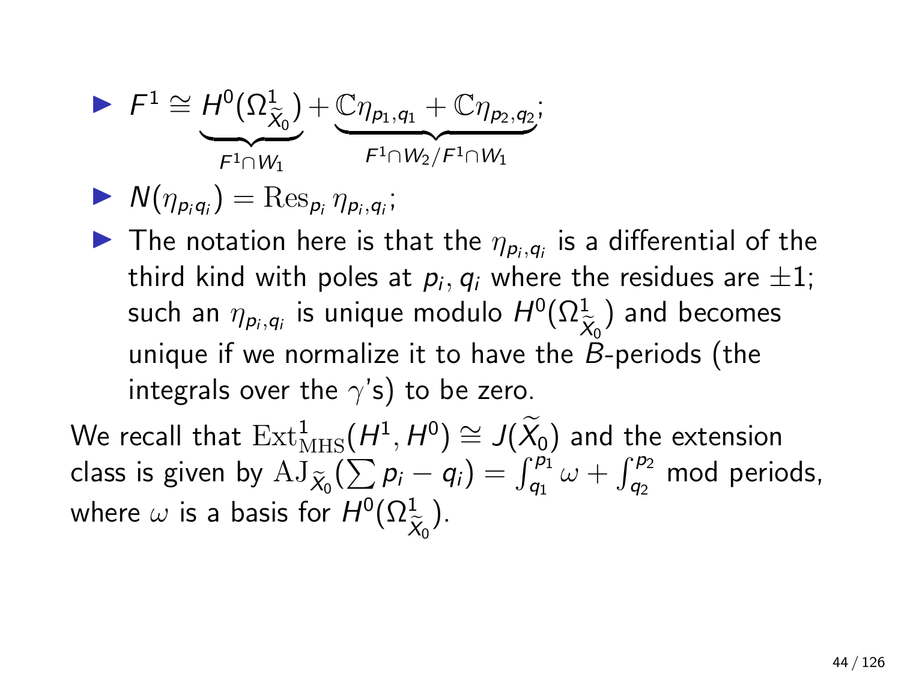- $F^1 \cong \underbrace{H^0(\Omega^1_{\widetilde{X}_0})}_{F^1 \cap W_1} + \underbrace{\mathbb{C}\eta_{p_1,q_1} + \mathbb{C}\eta_{p_2,q_2}}_{F^1 \cap W_2 / F^1 \cap W_1}$;
- $N(\eta_{p_i q_i}) = \operatorname{Res}_{p_i} \eta_{p_i,q_i}$;
- The notation here is that the $\eta_{p_i,q_i}$ is a differential of the third kind with poles at $p_i, q_i$ where the residues are $\pm 1$; such an $\eta_{p_i,q_i}$ is unique modulo $H^0(\Omega^1_{\widetilde{X}_0})$ and becomes unique if we normalize it to have the $B$-periods (the integrals over the $\gamma$'s) to be zero.

We recall that $\operatorname{Ext}^1_{\mathrm{MHS}}(H^1, H^0) \cong J(\widetilde{X}_0)$ and the extension class is given by $\mathrm{AJ}_{\widetilde{X}_0}(\sum p_i - q_i) = \int_{q_1}^{p_1} \omega + \int_{q_2}^{p_2}$ mod periods, where $\omega$ is a basis for $H^0(\Omega^1_{\widetilde{X}_0})$.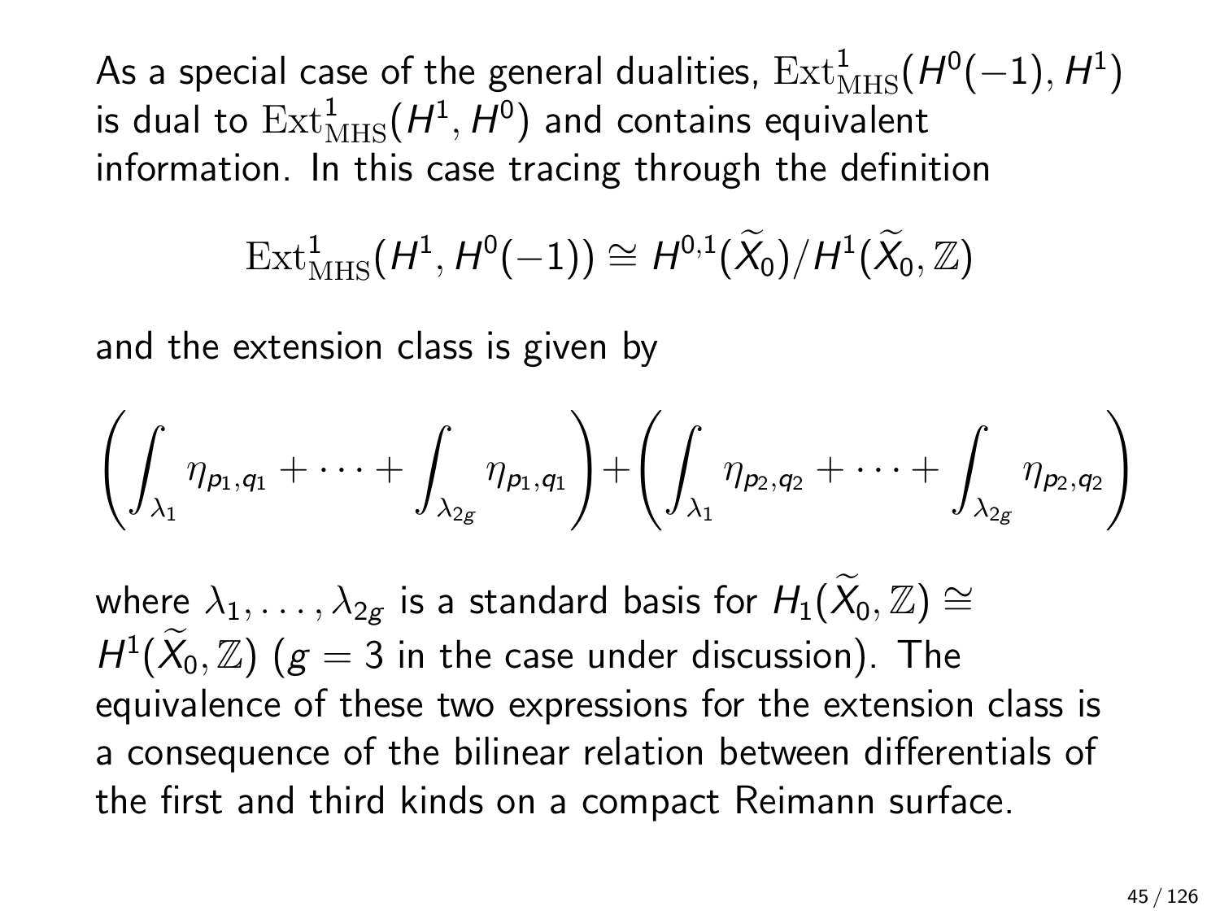As a special case of the general dualities, $\mathrm{Ext}^1_{\mathrm{MHS}}(H^0(-1), H^1)$ is dual to $\mathrm{Ext}^1_{\mathrm{MHS}}(H^1, H^0)$ and contains equivalent information. In this case tracing through the definition

$$\mathrm{Ext}^1_{\mathrm{MHS}}(H^1, H^0(-1)) \cong H^{0,1}(\widetilde{X}_0)/H^1(\widetilde{X}_0, \mathbb{Z})$$

and the extension class is given by

$$\left( \int_{\lambda_1} \eta_{p_1,q_1} + \cdots + \int_{\lambda_{2g}} \eta_{p_1,q_1} \right) + \left( \int_{\lambda_1} \eta_{p_2,q_2} + \cdots + \int_{\lambda_{2g}} \eta_{p_2,q_2} \right)$$

where $\lambda_1, \ldots, \lambda_{2g}$ is a standard basis for $H_1(\widetilde{X}_0, \mathbb{Z}) \cong H^1(\widetilde{X}_0, \mathbb{Z})$ ($g = 3$ in the case under discussion). The equivalence of these two expressions for the extension class is a consequence of the bilinear relation between differentials of the first and third kinds on a compact Reimann surface.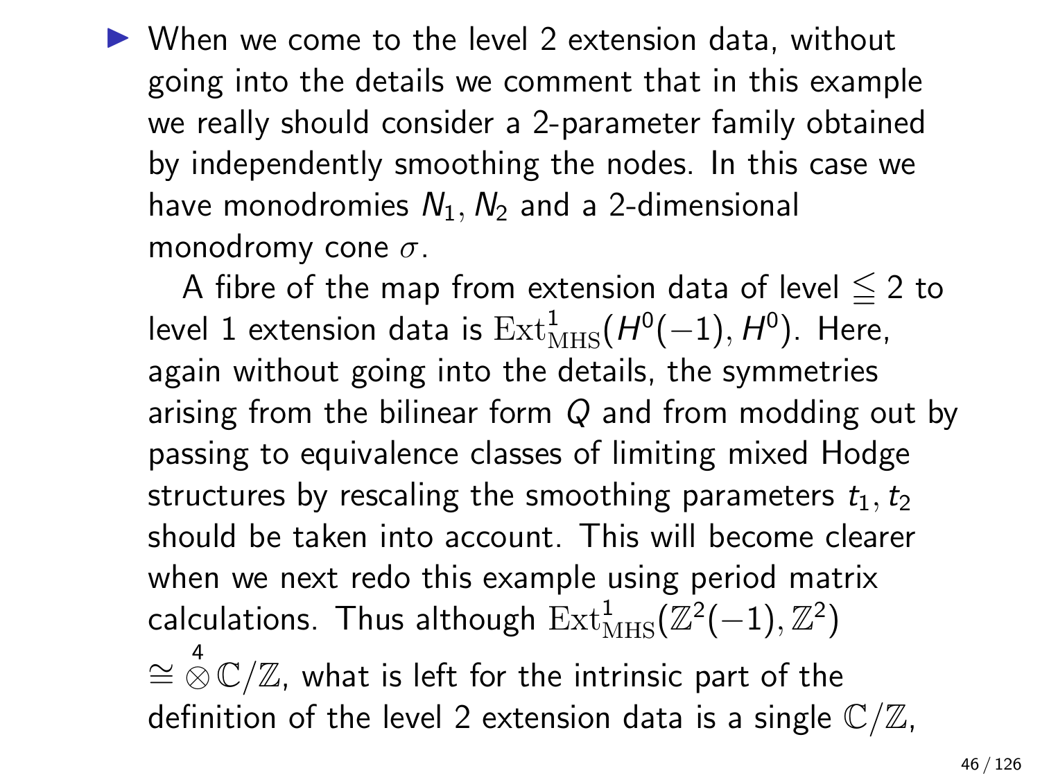- When we come to the level 2 extension data, without going into the details we comment that in this example we really should consider a 2-parameter family obtained by independently smoothing the nodes. In this case we have monodromies $N_1, N_2$ and a 2-dimensional monodromy cone $\sigma$.

  A fibre of the map from extension data of level $\leqq 2$ to level 1 extension data is $\mathrm{Ext}^1_{\mathrm{MHS}}(H^0(-1), H^0)$. Here, again without going into the details, the symmetries arising from the bilinear form $Q$ and from modding out by passing to equivalence classes of limiting mixed Hodge structures by rescaling the smoothing parameters $t_1, t_2$ should be taken into account. This will become clearer when we next redo this example using period matrix calculations. Thus although $\mathrm{Ext}^1_{\mathrm{MHS}}(\mathbb{Z}^2(-1), \mathbb{Z}^2)$ $\cong \overset{4}{\otimes} \mathbb{C}/\mathbb{Z}$, what is left for the intrinsic part of the definition of the level 2 extension data is a single $\mathbb{C}/\mathbb{Z}$,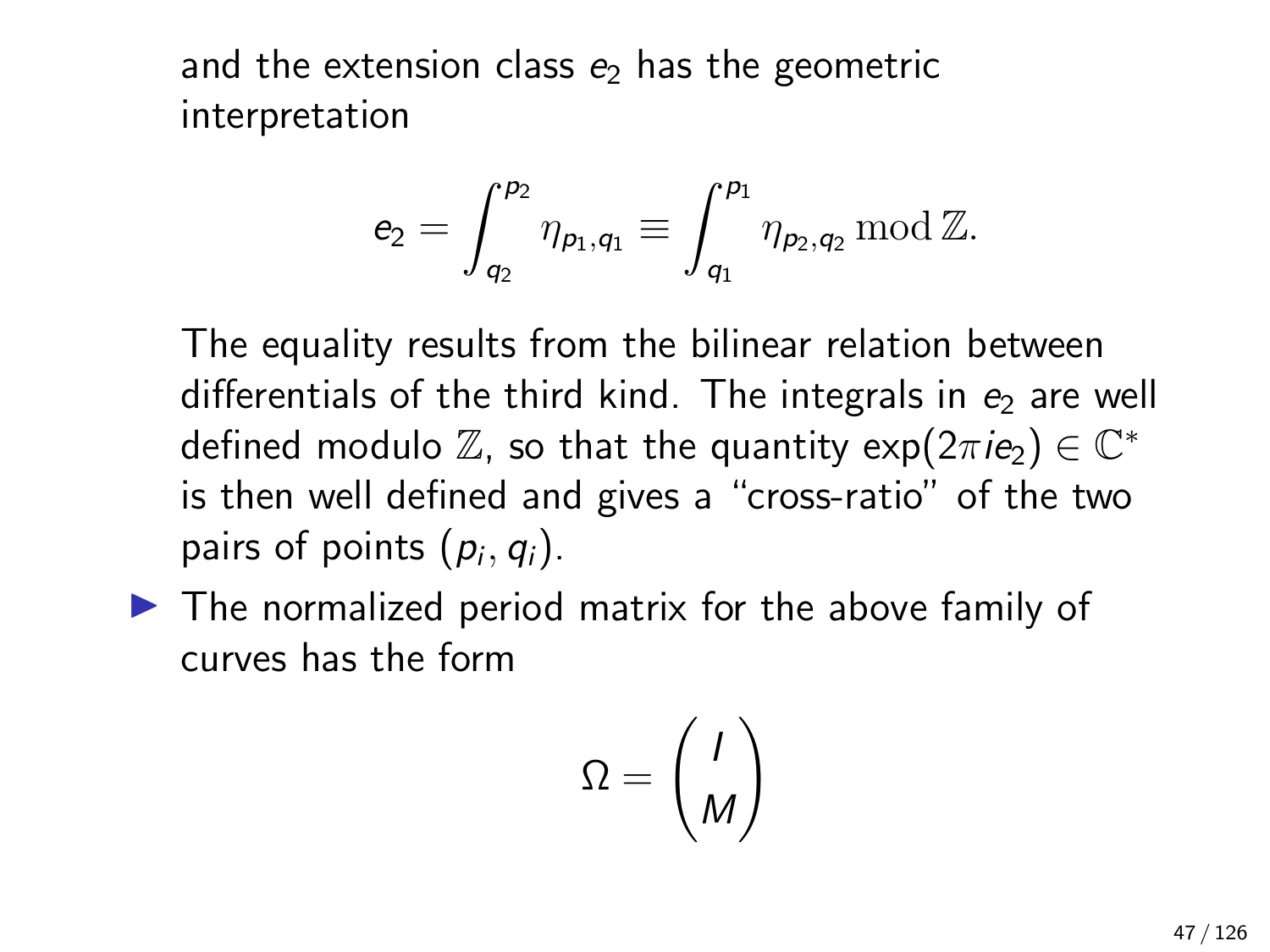and the extension class $e_2$ has the geometric interpretation

$$e_2 = \int_{q_2}^{p_2} \eta_{p_1,q_1} \equiv \int_{q_1}^{p_1} \eta_{p_2,q_2} \mod \mathbb{Z}.$$

The equality results from the bilinear relation between differentials of the third kind. The integrals in $e_2$ are well defined modulo $\mathbb{Z}$, so that the quantity $\exp(2\pi i e_2) \in \mathbb{C}^*$ is then well defined and gives a "cross-ratio" of the two pairs of points $(p_i, q_i)$.

- The normalized period matrix for the above family of curves has the form

$$\Omega = \begin{pmatrix} I \\ M \end{pmatrix}$$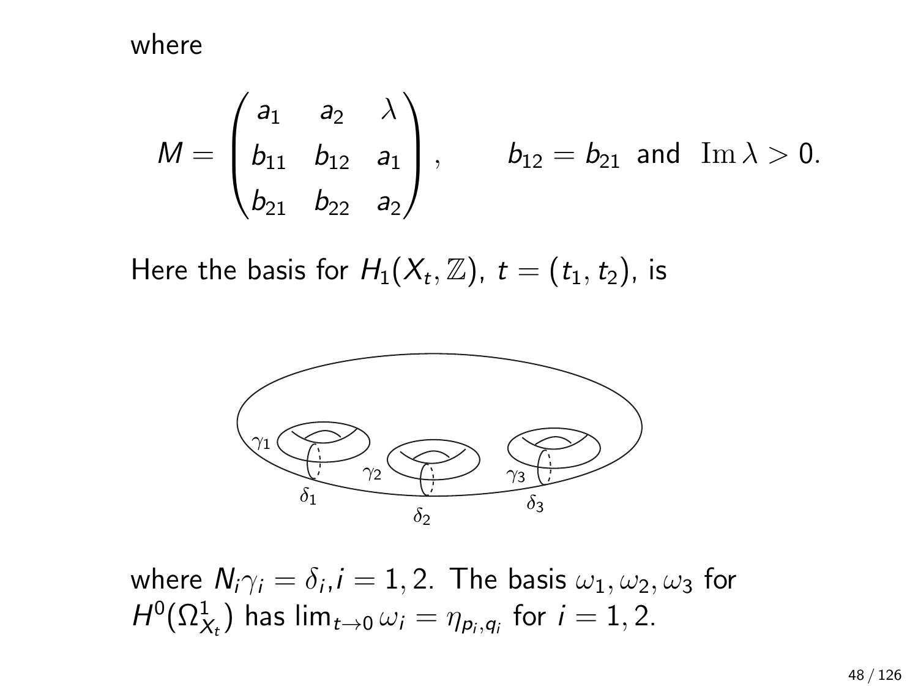where

$$M = \begin{pmatrix} a_1 & a_2 & \lambda \\ b_{11} & b_{12} & a_1 \\ b_{21} & b_{22} & a_2 \end{pmatrix}, \qquad b_{12} = b_{21} \text{ and } \operatorname{Im} \lambda > 0.$$

Here the basis for $H_1(X_t, \mathbb{Z})$, $t = (t_1, t_2)$, is

where $N_i \gamma_i = \delta_i, i = 1, 2$. The basis $\omega_1, \omega_2, \omega_3$ for $H^0(\Omega^1_{X_t})$ has $\lim_{t \to 0} \omega_i = \eta_{p_i, q_i}$ for $i = 1, 2$.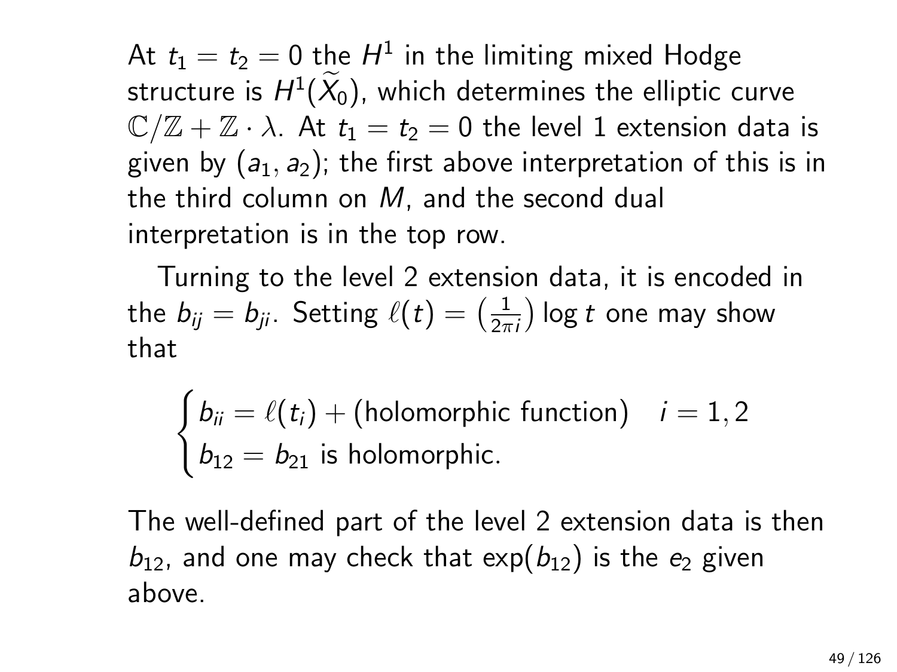At $t_1 = t_2 = 0$ the $H^1$ in the limiting mixed Hodge structure is $H^1(\widetilde{X}_0)$, which determines the elliptic curve $\mathbb{C}/\mathbb{Z} + \mathbb{Z} \cdot \lambda$. At $t_1 = t_2 = 0$ the level 1 extension data is given by $(a_1, a_2)$; the first above interpretation of this is in the third column on $M$, and the second dual interpretation is in the top row.

Turning to the level 2 extension data, it is encoded in the $b_{ij} = b_{ji}$. Setting $\ell(t) = \left(\frac{1}{2\pi i}\right) \log t$ one may show that

$$\begin{cases} b_{ii} = \ell(t_i) + (\text{holomorphic function}) & i = 1, 2 \\ b_{12} = b_{21} \text{ is holomorphic.} \end{cases}$$

The well-defined part of the level 2 extension data is then $b_{12}$, and one may check that $\exp(b_{12})$ is the $e_2$ given above.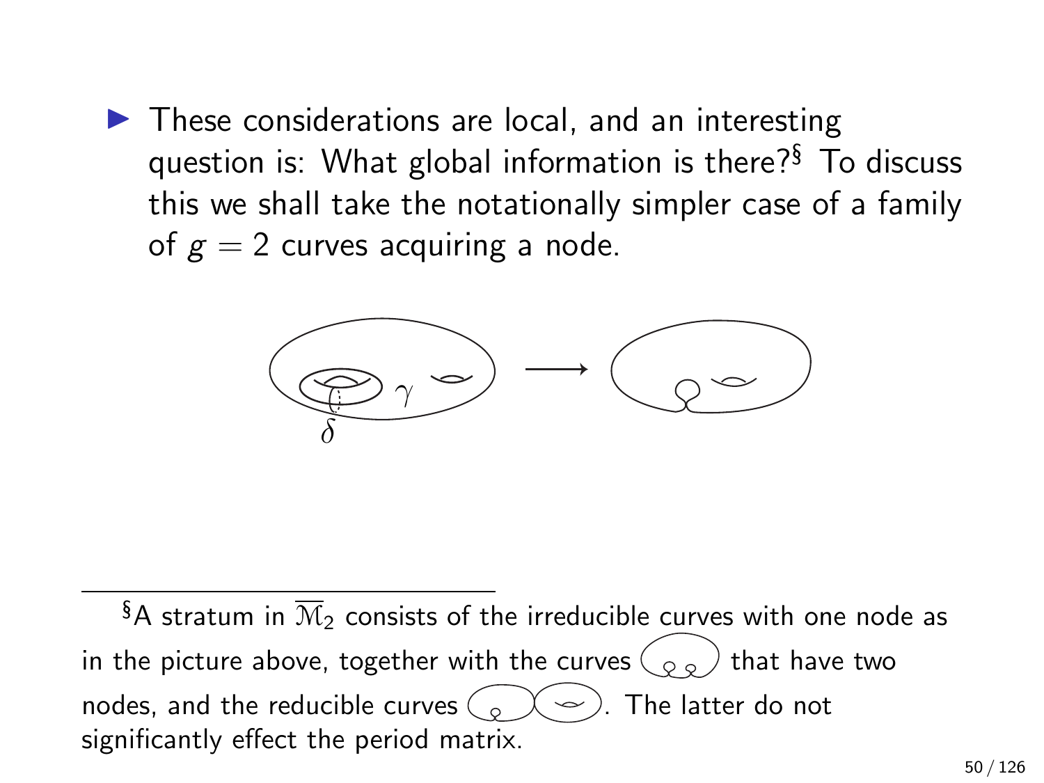- These considerations are local, and an interesting question is: What global information is there?[§] To discuss this we shall take the notationally simpler case of a family of $g = 2$ curves acquiring a node.

---

[§] A stratum in $\overline{\mathcal{M}}_2$ consists of the irreducible curves with one node as in the picture above, together with the curves that have two nodes, and the reducible curves . The latter do not significantly effect the period matrix.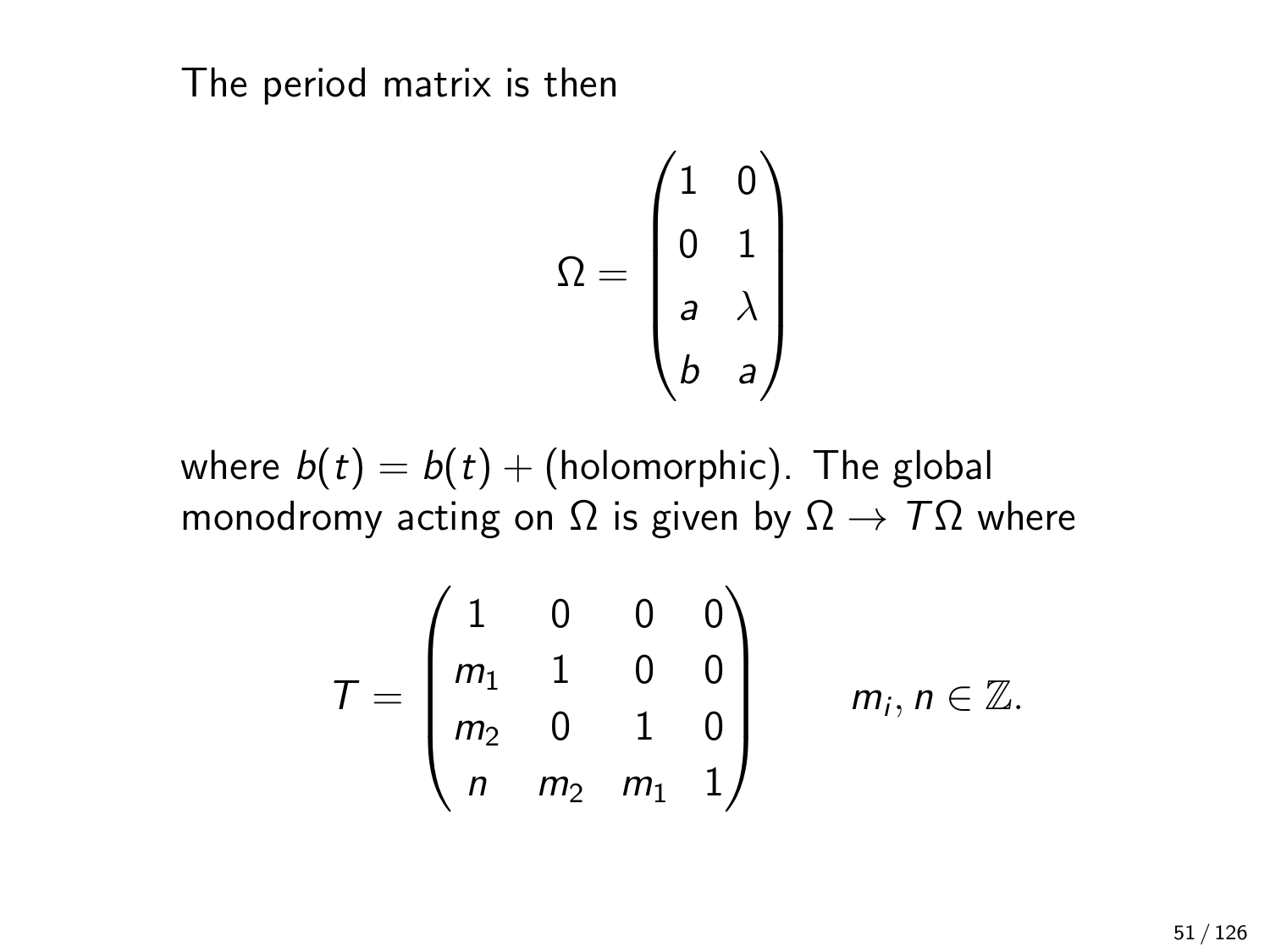The period matrix is then

$$\Omega = \begin{pmatrix} 1 & 0 \\ 0 & 1 \\ a & \lambda \\ b & a \end{pmatrix}$$

where $b(t) = b(t) + (\text{holomorphic})$. The global monodromy acting on $\Omega$ is given by $\Omega \to T\Omega$ where

$$T = \begin{pmatrix} 1 & 0 & 0 & 0 \\ m_1 & 1 & 0 & 0 \\ m_2 & 0 & 1 & 0 \\ n & m_2 & m_1 & 1 \end{pmatrix} \qquad m_i, n \in \mathbb{Z}.$$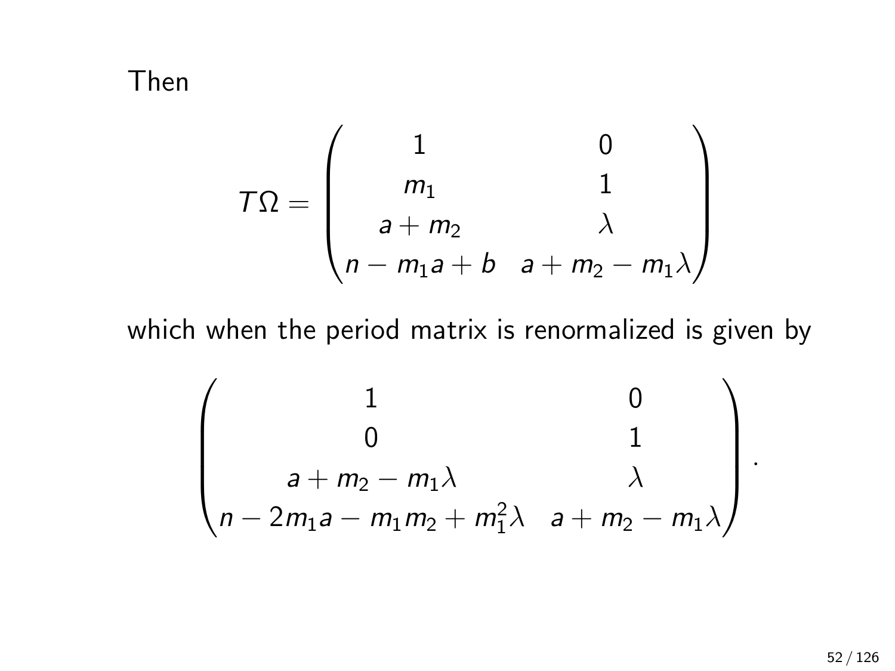Then

$$
T\Omega = \begin{pmatrix} 1 & 0 \\ m_1 & 1 \\ a + m_2 & \lambda \\ n - m_1 a + b & a + m_2 - m_1 \lambda \end{pmatrix}
$$

which when the period matrix is renormalized is given by

$$
\begin{pmatrix} 1 & 0 \\ 0 & 1 \\ a + m_2 - m_1 \lambda & \lambda \\ n - 2m_1 a - m_1 m_2 + m_1^2 \lambda & a + m_2 - m_1 \lambda \end{pmatrix}.
$$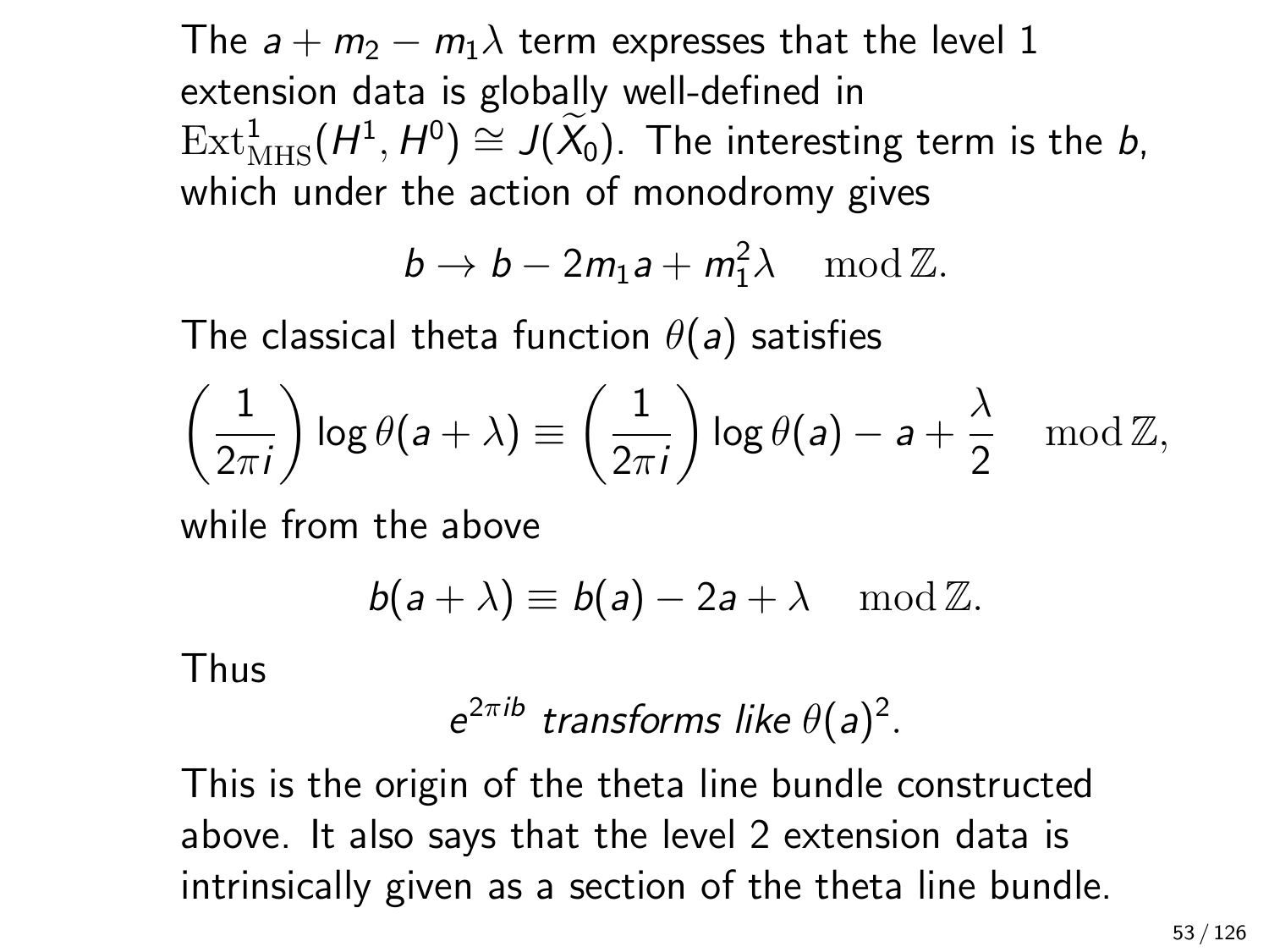The $a + m_2 - m_1\lambda$ term expresses that the level 1 extension data is globally well-defined in $\mathrm{Ext}^1_{\mathrm{MHS}}(H^1, H^0) \cong J(\widetilde{X}_0)$. The interesting term is the $b$, which under the action of monodromy gives

$$b \to b - 2m_1 a + m_1^2\lambda \mod \mathbb{Z}.$$

The classical theta function $\theta(a)$ satisfies

$$\left(\frac{1}{2\pi i}\right)\log\theta(a+\lambda) \equiv \left(\frac{1}{2\pi i}\right)\log\theta(a) - a + \frac{\lambda}{2} \mod \mathbb{Z},$$

while from the above

$$b(a+\lambda) \equiv b(a) - 2a + \lambda \mod \mathbb{Z}.$$

Thus

$$e^{2\pi i b} \textit{ transforms like } \theta(a)^2.$$

This is the origin of the theta line bundle constructed above. It also says that the level 2 extension data is intrinsically given as a section of the theta line bundle.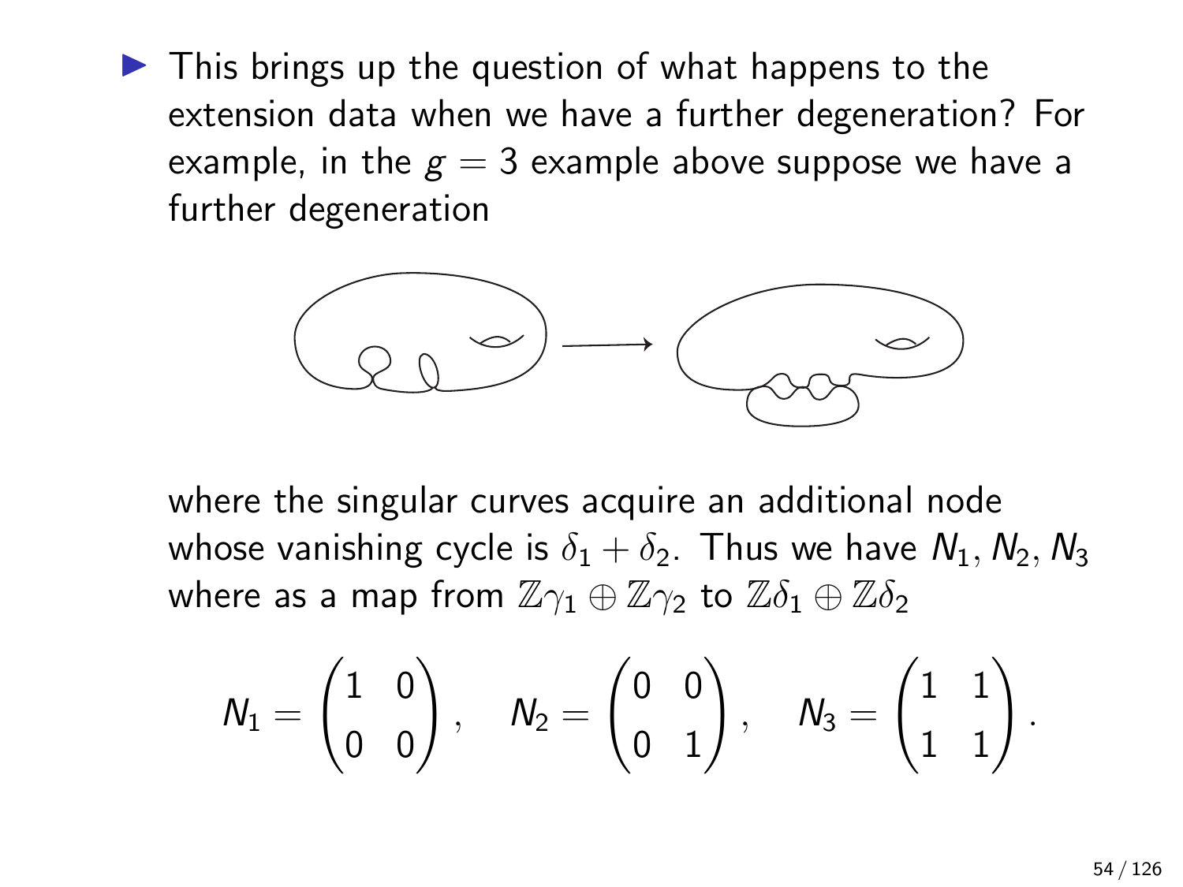- This brings up the question of what happens to the extension data when we have a further degeneration? For example, in the $g = 3$ example above suppose we have a further degeneration

  where the singular curves acquire an additional node whose vanishing cycle is $\delta_1 + \delta_2$. Thus we have $N_1, N_2, N_3$ where as a map from $\mathbb{Z}\gamma_1 \oplus \mathbb{Z}\gamma_2$ to $\mathbb{Z}\delta_1 \oplus \mathbb{Z}\delta_2$

$$N_1 = \begin{pmatrix} 1 & 0 \\ 0 & 0 \end{pmatrix}, \quad N_2 = \begin{pmatrix} 0 & 0 \\ 0 & 1 \end{pmatrix}, \quad N_3 = \begin{pmatrix} 1 & 1 \\ 1 & 1 \end{pmatrix}.$$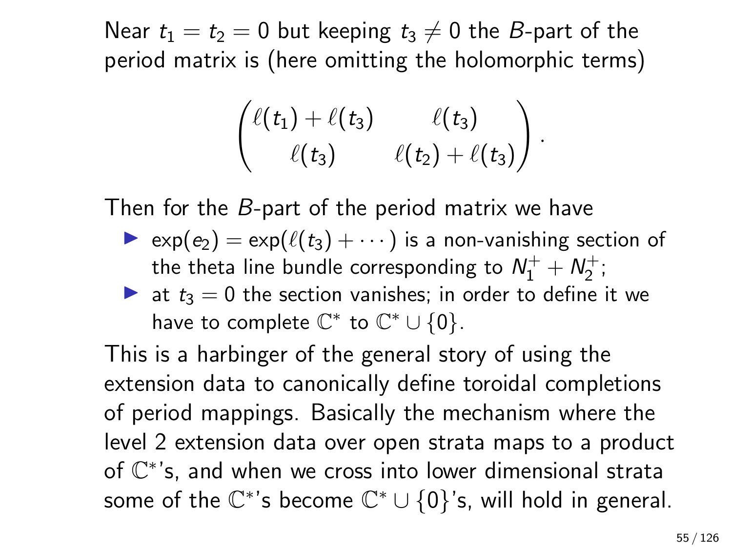Near $t_1 = t_2 = 0$ but keeping $t_3 \neq 0$ the $B$-part of the period matrix is (here omitting the holomorphic terms)

$$\begin{pmatrix} \ell(t_1) + \ell(t_3) & \ell(t_3) \\ \ell(t_3) & \ell(t_2) + \ell(t_3) \end{pmatrix}.$$

Then for the $B$-part of the period matrix we have

- $\exp(e_2) = \exp(\ell(t_3) + \cdots)$ is a non-vanishing section of the theta line bundle corresponding to $N_1^+ + N_2^+$;
- at $t_3 = 0$ the section vanishes; in order to define it we have to complete $\mathbb{C}^*$ to $\mathbb{C}^* \cup \{0\}$.

This is a harbinger of the general story of using the extension data to canonically define toroidal completions of period mappings. Basically the mechanism where the level 2 extension data over open strata maps to a product of $\mathbb{C}^*$'s, and when we cross into lower dimensional strata some of the $\mathbb{C}^*$'s become $\mathbb{C}^* \cup \{0\}$'s, will hold in general.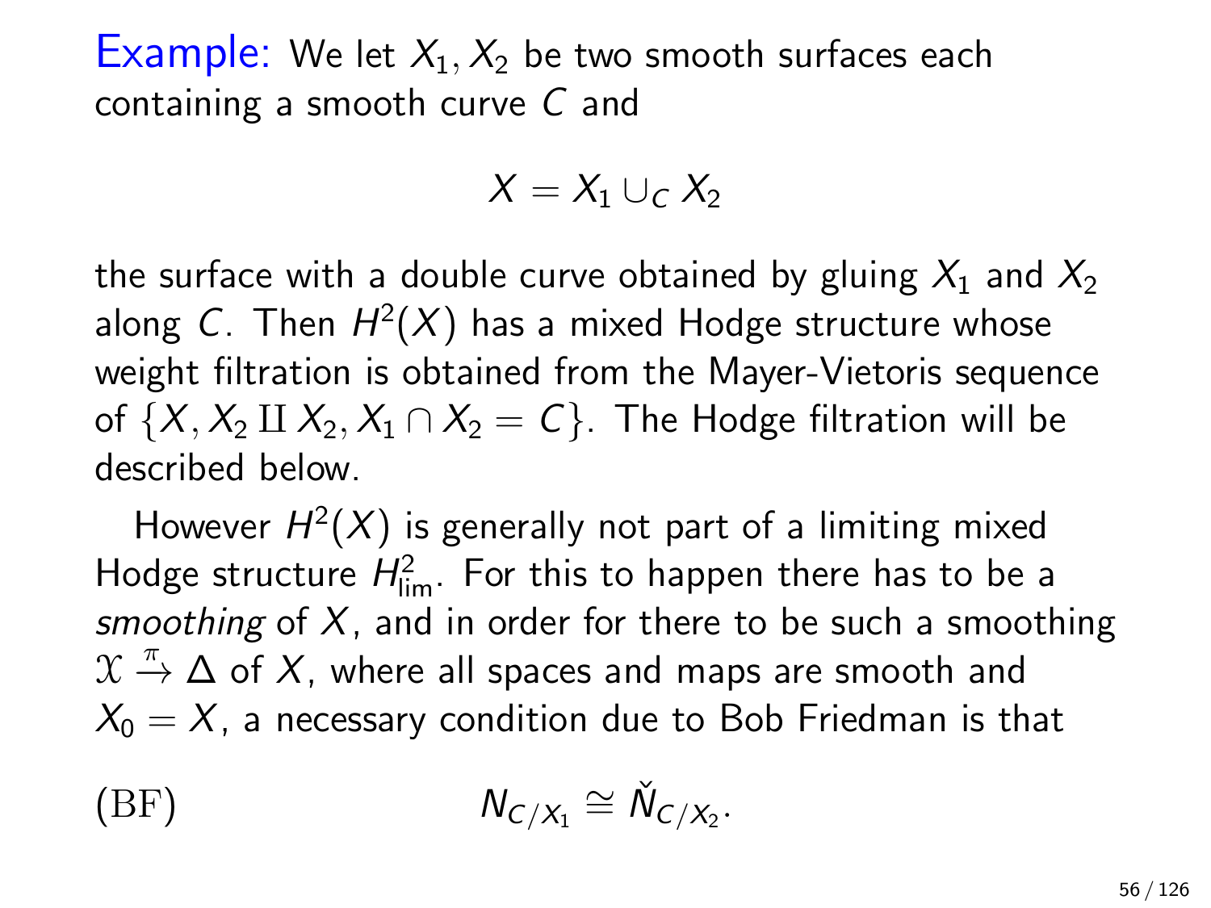Example: We let $X_1, X_2$ be two smooth surfaces each containing a smooth curve $C$ and

$$X = X_1 \cup_C X_2$$

the surface with a double curve obtained by gluing $X_1$ and $X_2$ along $C$. Then $H^2(X)$ has a mixed Hodge structure whose weight filtration is obtained from the Mayer-Vietoris sequence of $\{X, X_2 \amalg X_2, X_1 \cap X_2 = C\}$. The Hodge filtration will be described below.

However $H^2(X)$ is generally not part of a limiting mixed Hodge structure $H^2_{\mathrm{lim}}$. For this to happen there has to be a *smoothing* of $X$, and in order for there to be such a smoothing $\mathcal{X} \xrightarrow{\pi} \Delta$ of $X$, where all spaces and maps are smooth and $X_0 = X$, a necessary condition due to Bob Friedman is that

$$N_{C/X_1} \cong \check{N}_{C/X_2}. \tag{BF}$$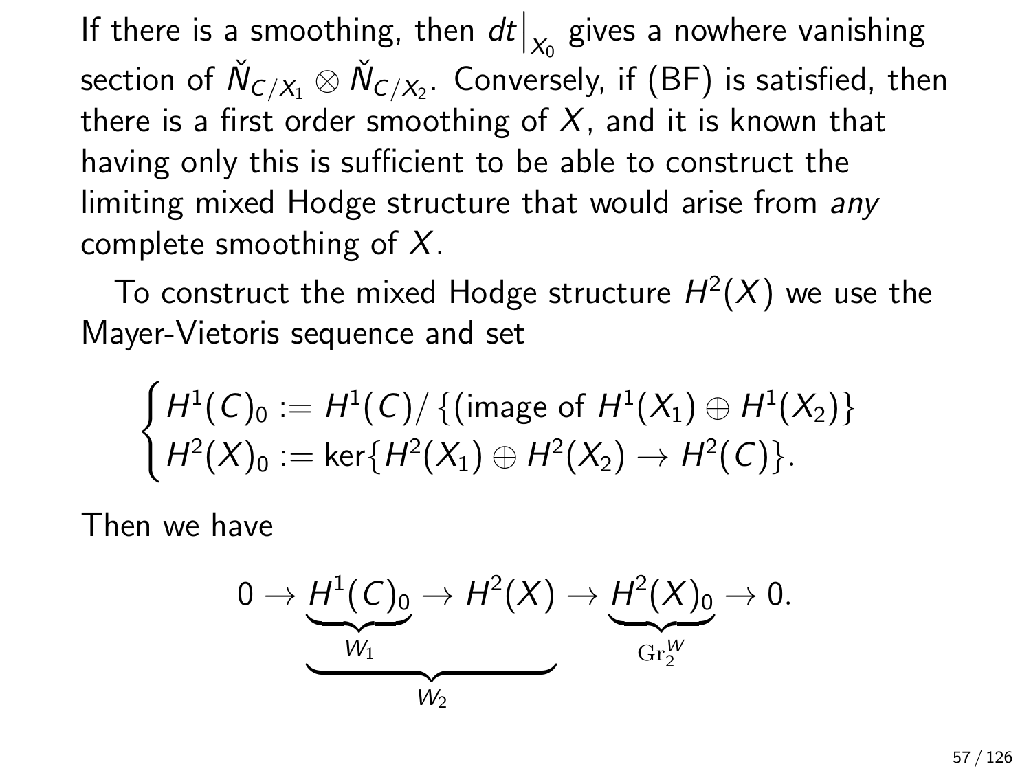If there is a smoothing, then $dt\big|_{X_0}$ gives a nowhere vanishing section of $\check{N}_{C/X_1} \otimes \check{N}_{C/X_2}$. Conversely, if (BF) is satisfied, then there is a first order smoothing of $X$, and it is known that having only this is sufficient to be able to construct the limiting mixed Hodge structure that would arise from *any* complete smoothing of $X$.

To construct the mixed Hodge structure $H^2(X)$ we use the Mayer-Vietoris sequence and set

$$\begin{cases} H^1(C)_0 := H^1(C)/\left\{(\text{image of } H^1(X_1) \oplus H^1(X_2)\right\} \\ H^2(X)_0 := \ker\{H^2(X_1) \oplus H^2(X_2) \to H^2(C)\}. \end{cases}$$

Then we have

$$0 \to \underbrace{\underbrace{H^1(C)_0}_{W_1} \to H^2(X)}_{W_2} \to \underbrace{H^2(X)_0}_{\mathrm{Gr}_2^W} \to 0.$$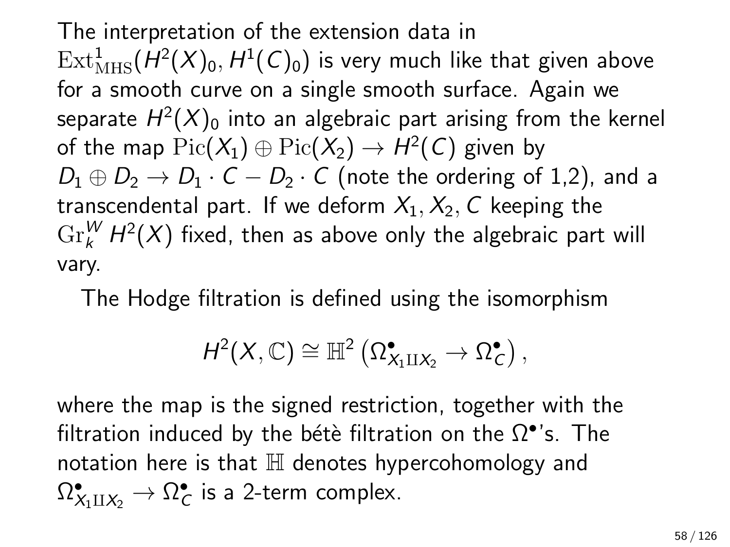The interpretation of the extension data in $\mathrm{Ext}^1_{\mathrm{MHS}}(H^2(X)_0, H^1(C)_0)$ is very much like that given above for a smooth curve on a single smooth surface. Again we separate $H^2(X)_0$ into an algebraic part arising from the kernel of the map $\mathrm{Pic}(X_1) \oplus \mathrm{Pic}(X_2) \to H^2(C)$ given by $D_1 \oplus D_2 \to D_1 \cdot C - D_2 \cdot C$ (note the ordering of 1,2), and a transcendental part. If we deform $X_1, X_2, C$ keeping the $\mathrm{Gr}^W_k H^2(X)$ fixed, then as above only the algebraic part will vary.

The Hodge filtration is defined using the isomorphism

$$H^2(X, \mathbb{C}) \cong \mathbb{H}^2\left(\Omega^\bullet_{X_1 \amalg X_2} \to \Omega^\bullet_C\right),$$

where the map is the signed restriction, together with the filtration induced by the bétè filtration on the $\Omega^\bullet$'s. The notation here is that $\mathbb{H}$ denotes hypercohomology and $\Omega^\bullet_{X_1 \amalg X_2} \to \Omega^\bullet_C$ is a 2-term complex.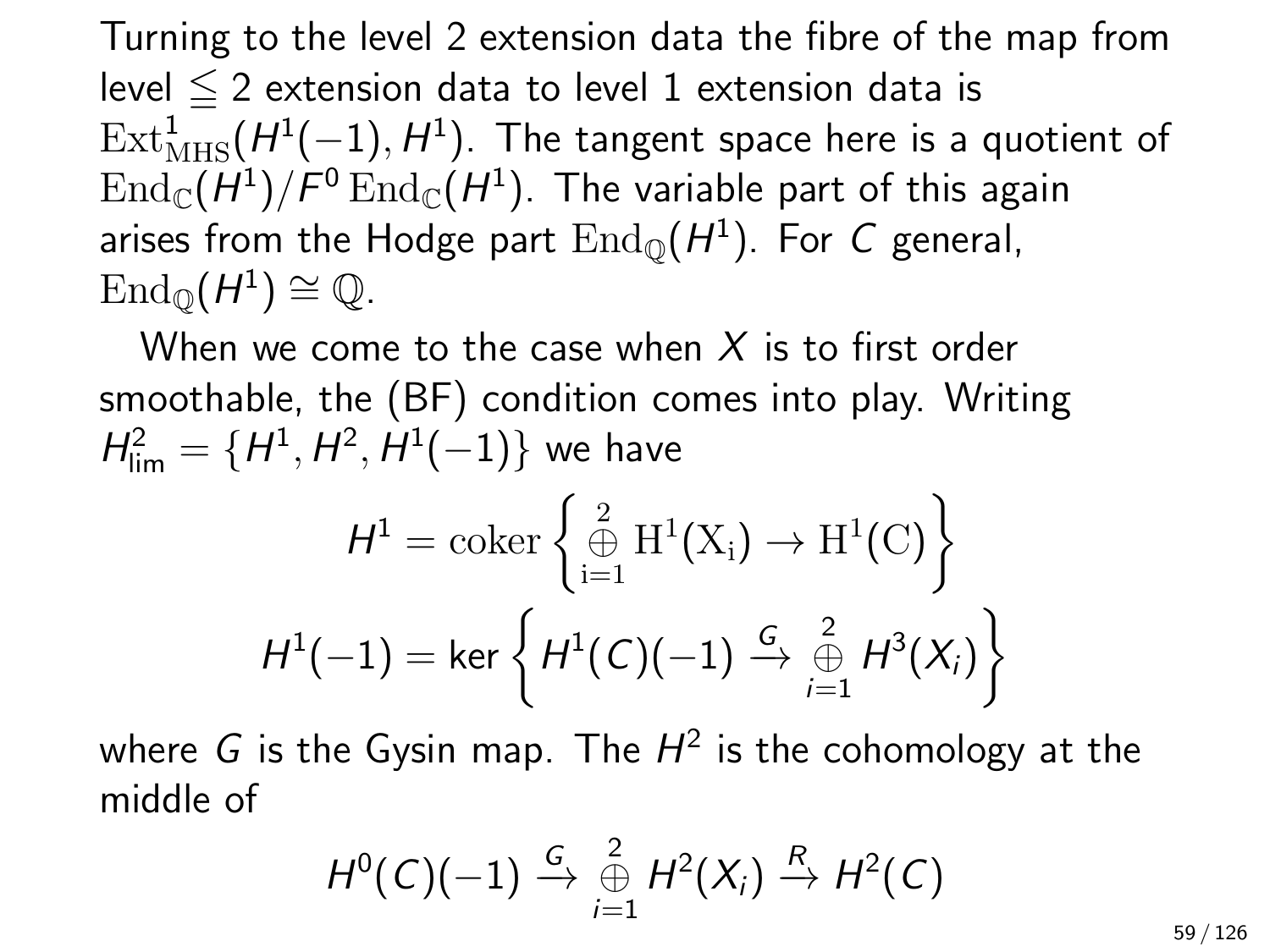Turning to the level 2 extension data the fibre of the map from level $\leqq 2$ extension data to level 1 extension data is $\mathrm{Ext}^1_{\mathrm{MHS}}(H^1(-1), H^1)$. The tangent space here is a quotient of $\mathrm{End}_{\mathbb{C}}(H^1)/F^0\,\mathrm{End}_{\mathbb{C}}(H^1)$. The variable part of this again arises from the Hodge part $\mathrm{End}_{\mathbb{Q}}(H^1)$. For $C$ general, $\mathrm{End}_{\mathbb{Q}}(H^1) \cong \mathbb{Q}$.

When we come to the case when $X$ is to first order smoothable, the (BF) condition comes into play. Writing $H^2_{\lim} = \{H^1, H^2, H^1(-1)\}$ we have

$$H^1 = \mathrm{coker}\left\{ \overset{2}{\underset{i=1}{\oplus}} \mathrm{H}^1(\mathrm{X_i}) \to \mathrm{H}^1(\mathrm{C}) \right\}$$

$$H^1(-1) = \ker\left\{ H^1(C)(-1) \xrightarrow{G} \overset{2}{\underset{i=1}{\oplus}} H^3(X_i) \right\}$$

where $G$ is the Gysin map. The $H^2$ is the cohomology at the middle of

$$H^0(C)(-1) \xrightarrow{G} \overset{2}{\underset{i=1}{\oplus}} H^2(X_i) \xrightarrow{R} H^2(C)$$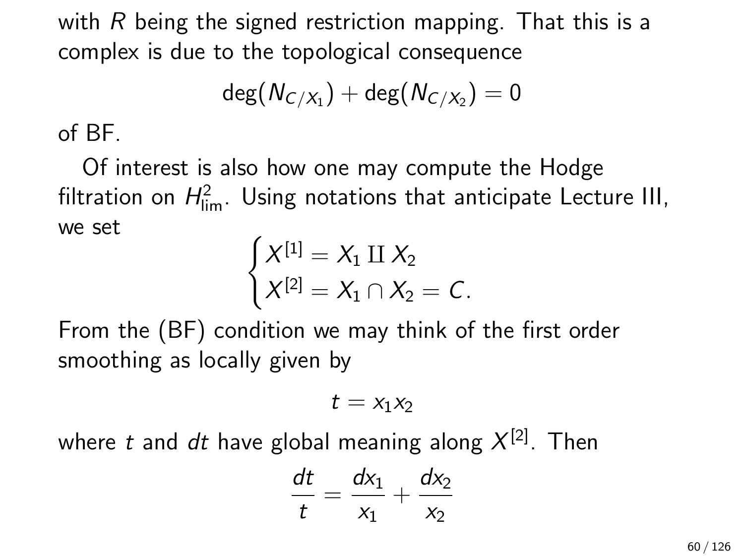with $R$ being the signed restriction mapping. That this is a complex is due to the topological consequence

$$\deg(N_{C/X_1}) + \deg(N_{C/X_2}) = 0$$

of BF.

Of interest is also how one may compute the Hodge filtration on $H^2_{\text{lim}}$. Using notations that anticipate Lecture III, we set

$$\begin{cases} X^{[1]} = X_1 \amalg X_2 \\ X^{[2]} = X_1 \cap X_2 = C. \end{cases}$$

From the (BF) condition we may think of the first order smoothing as locally given by

$$t = x_1 x_2$$

where $t$ and $dt$ have global meaning along $X^{[2]}$. Then

$$\frac{dt}{t} = \frac{dx_1}{x_1} + \frac{dx_2}{x_2}$$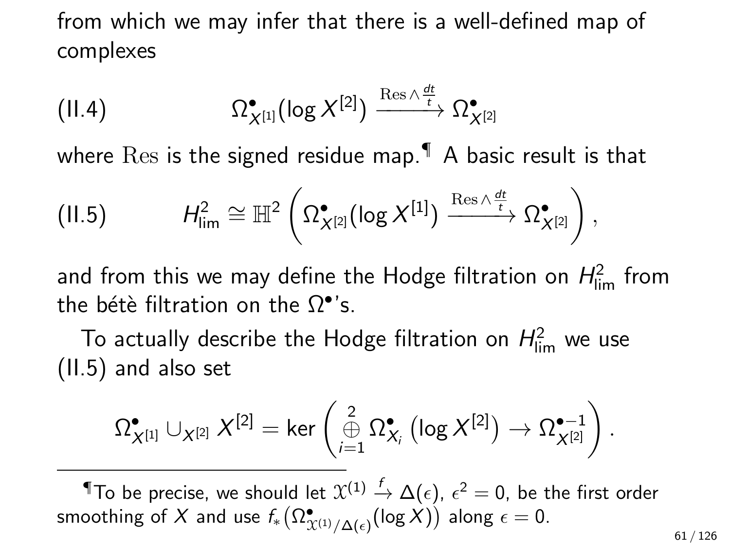from which we may infer that there is a well-defined map of complexes

$$\text{(II.4)} \qquad \Omega^\bullet_{X^{[1]}}(\log X^{[2]}) \xrightarrow{\mathrm{Res} \wedge \frac{dt}{t}} \Omega^\bullet_{X^{[2]}}$$

where $\mathrm{Res}$ is the signed residue map.¶ A basic result is that

$$\text{(II.5)} \qquad H^2_{\mathrm{lim}} \cong \mathbb{H}^2 \left( \Omega^\bullet_{X^{[2]}}(\log X^{[1]}) \xrightarrow{\mathrm{Res} \wedge \frac{dt}{t}} \Omega^\bullet_{X^{[2]}} \right),$$

and from this we may define the Hodge filtration on $H^2_{\mathrm{lim}}$ from the bétè filtration on the $\Omega^\bullet$'s.

To actually describe the Hodge filtration on $H^2_{\mathrm{lim}}$ we use (II.5) and also set

$$\Omega^\bullet_{X^{[1]}} \cup_{X^{[2]}} X^{[2]} = \ker \left( \overset{2}{\underset{i=1}{\oplus}} \Omega^\bullet_{X_i} \left( \log X^{[2]} \right) \to \Omega^{\bullet-1}_{X^{[2]}} \right).$$

---

¶To be precise, we should let $\mathcal{X}^{(1)} \xrightarrow{f} \Delta(\epsilon)$, $\epsilon^2 = 0$, be the first order smoothing of $X$ and use $f_*\left(\Omega^\bullet_{\mathcal{X}^{(1)}/\Delta(\epsilon)}(\log X)\right)$ along $\epsilon = 0$.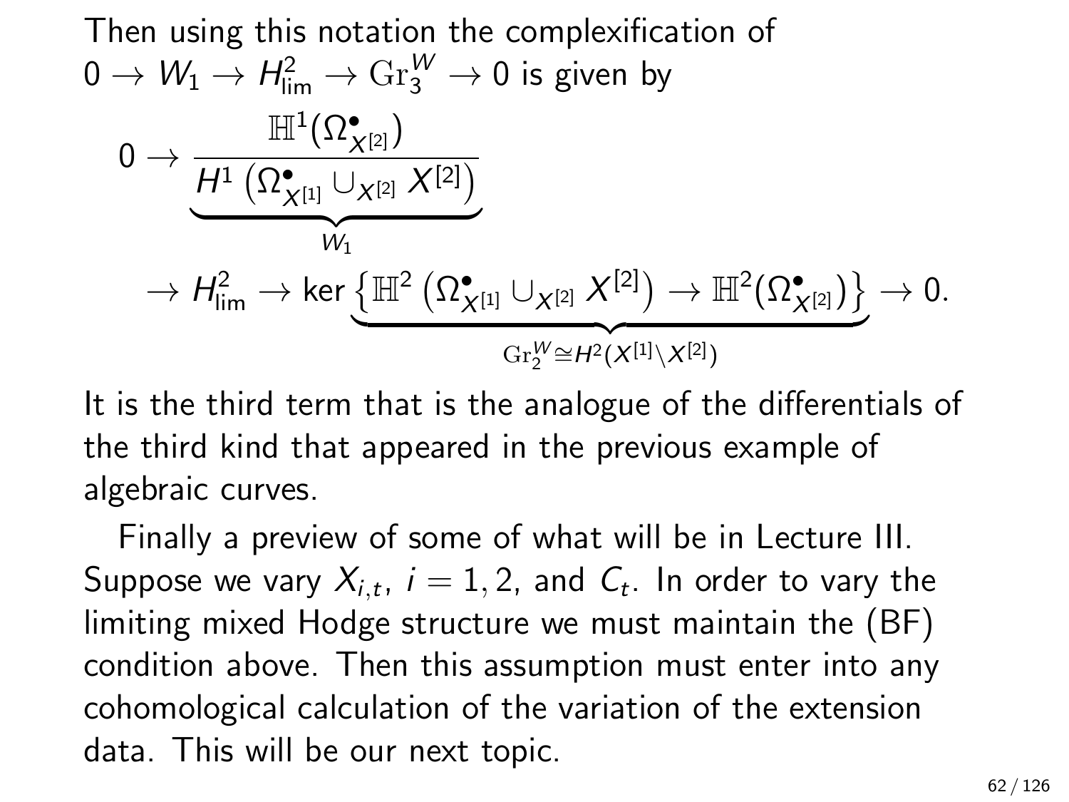Then using this notation the complexification of $0 \to W_1 \to H^2_{\lim} \to \mathrm{Gr}^W_3 \to 0$ is given by

$$
\begin{aligned}
0 \to \underbrace{\frac{\mathbb{H}^1(\Omega^\bullet_{X^{[2]}})}{H^1\left(\Omega^\bullet_{X^{[1]}} \cup_{X^{[2]}} X^{[2]}\right)}}_{W_1} \\
\to H^2_{\lim} \to \ker \underbrace{\left\{\mathbb{H}^2\left(\Omega^\bullet_{X^{[1]}} \cup_{X^{[2]}} X^{[2]}\right) \to \mathbb{H}^2(\Omega^\bullet_{X^{[2]}})\right\}}_{\mathrm{Gr}^W_2 \cong H^2(X^{[1]} \backslash X^{[2]})} \to 0.
\end{aligned}
$$

It is the third term that is the analogue of the differentials of the third kind that appeared in the previous example of algebraic curves.

Finally a preview of some of what will be in Lecture III. Suppose we vary $X_{i,t}$, $i = 1, 2$, and $C_t$. In order to vary the limiting mixed Hodge structure we must maintain the (BF) condition above. Then this assumption must enter into any cohomological calculation of the variation of the extension data. This will be our next topic.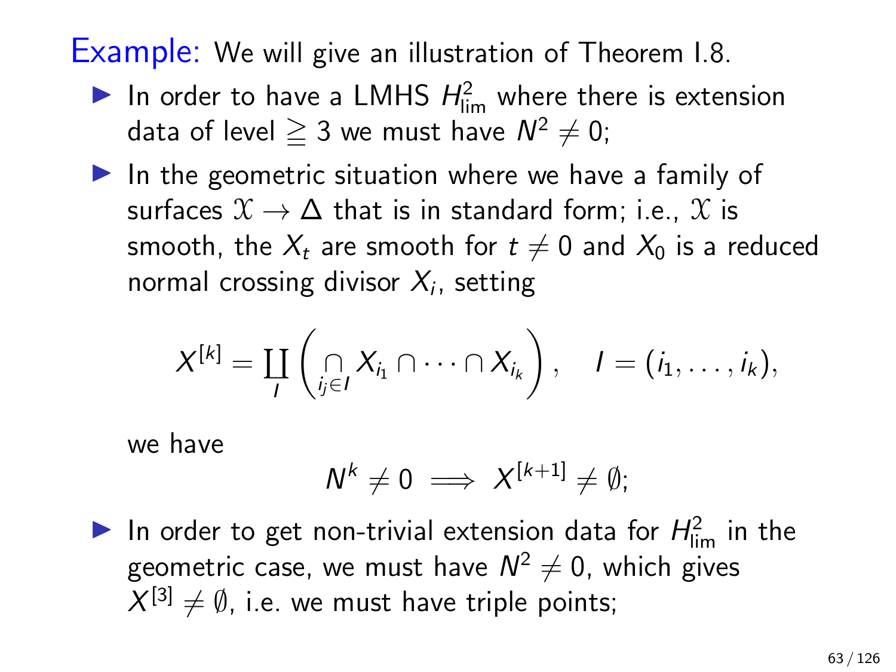**Example:** We will give an illustration of Theorem I.8.

- In order to have a LMHS $H^2_{\lim}$ where there is extension data of level $\geqq 3$ we must have $N^2 \neq 0$;
- In the geometric situation where we have a family of surfaces $\mathcal{X} \to \Delta$ that is in standard form; i.e., $\mathcal{X}$ is smooth, the $X_t$ are smooth for $t \neq 0$ and $X_0$ is a reduced normal crossing divisor $X_i$, setting

$$X^{[k]} = \coprod_I \left( \bigcap_{i_j \in I} X_{i_1} \cap \cdots \cap X_{i_k} \right), \quad I = (i_1, \ldots, i_k),$$

  we have

$$N^k \neq 0 \implies X^{[k+1]} \neq \emptyset;$$

- In order to get non-trivial extension data for $H^2_{\lim}$ in the geometric case, we must have $N^2 \neq 0$, which gives $X^{[3]} \neq \emptyset$, i.e. we must have triple points;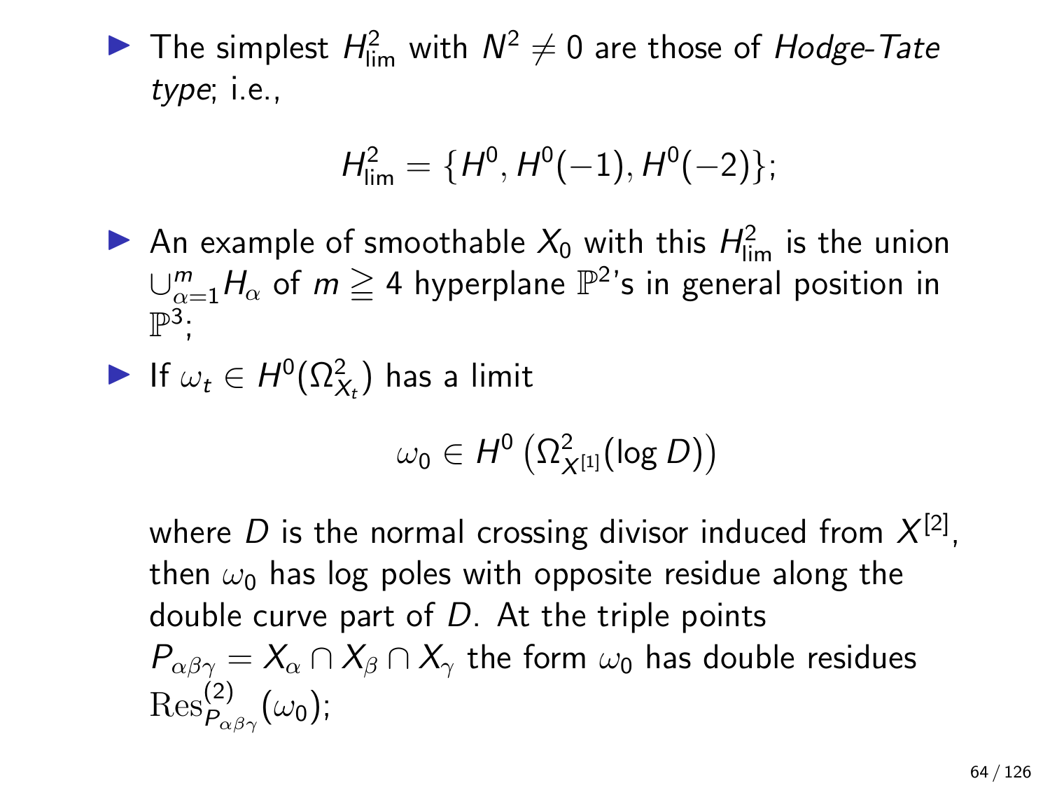- The simplest $H^2_{\lim}$ with $N^2 \neq 0$ are those of *Hodge-Tate type*; i.e.,

$$H^2_{\lim} = \{H^0, H^0(-1), H^0(-2)\};$$

- An example of smoothable $X_0$ with this $H^2_{\lim}$ is the union $\cup_{\alpha=1}^{m} H_\alpha$ of $m \geqq 4$ hyperplane $\mathbb{P}^2$'s in general position in $\mathbb{P}^3$;
- If $\omega_t \in H^0(\Omega^2_{X_t})$ has a limit

$$\omega_0 \in H^0\left(\Omega^2_{X^{[1]}}(\log D)\right)$$

where $D$ is the normal crossing divisor induced from $X^{[2]}$, then $\omega_0$ has log poles with opposite residue along the double curve part of $D$. At the triple points $P_{\alpha\beta\gamma} = X_\alpha \cap X_\beta \cap X_\gamma$ the form $\omega_0$ has double residues $\mathrm{Res}^{(2)}_{P_{\alpha\beta\gamma}}(\omega_0)$;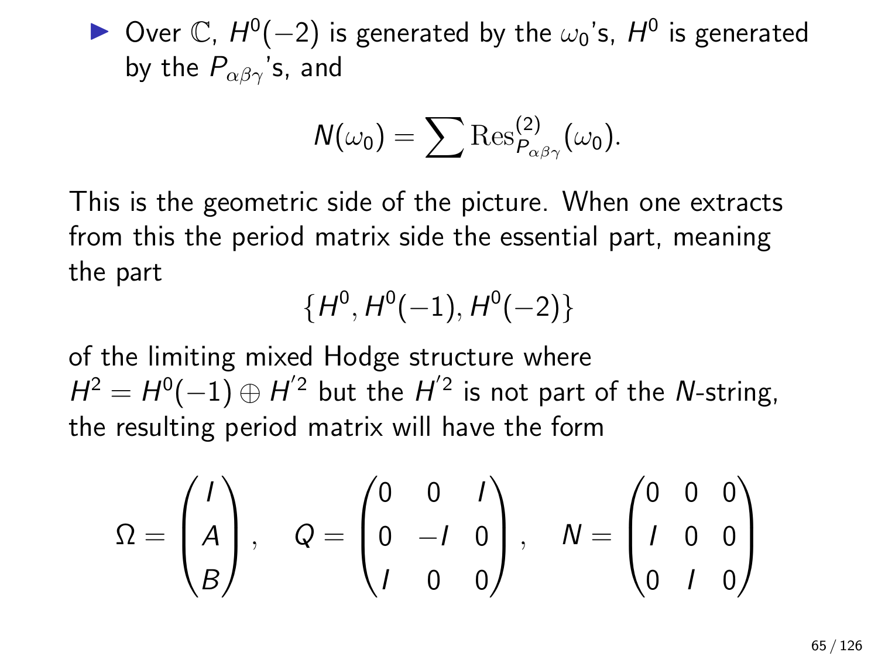- Over $\mathbb{C}$, $H^0(-2)$ is generated by the $\omega_0$'s, $H^0$ is generated by the $P_{\alpha\beta\gamma}$'s, and

$$N(\omega_0) = \sum \mathrm{Res}^{(2)}_{P_{\alpha\beta\gamma}}(\omega_0).$$

This is the geometric side of the picture. When one extracts from this the period matrix side the essential part, meaning the part

$$\{H^0, H^0(-1), H^0(-2)\}$$

of the limiting mixed Hodge structure where $H^2 = H^0(-1) \oplus H'^2$ but the $H'^2$ is not part of the $N$-string, the resulting period matrix will have the form

$$\Omega = \begin{pmatrix} I \\ A \\ B \end{pmatrix}, \quad Q = \begin{pmatrix} 0 & 0 & I \\ 0 & -I & 0 \\ I & 0 & 0 \end{pmatrix}, \quad N = \begin{pmatrix} 0 & 0 & 0 \\ I & 0 & 0 \\ 0 & I & 0 \end{pmatrix}$$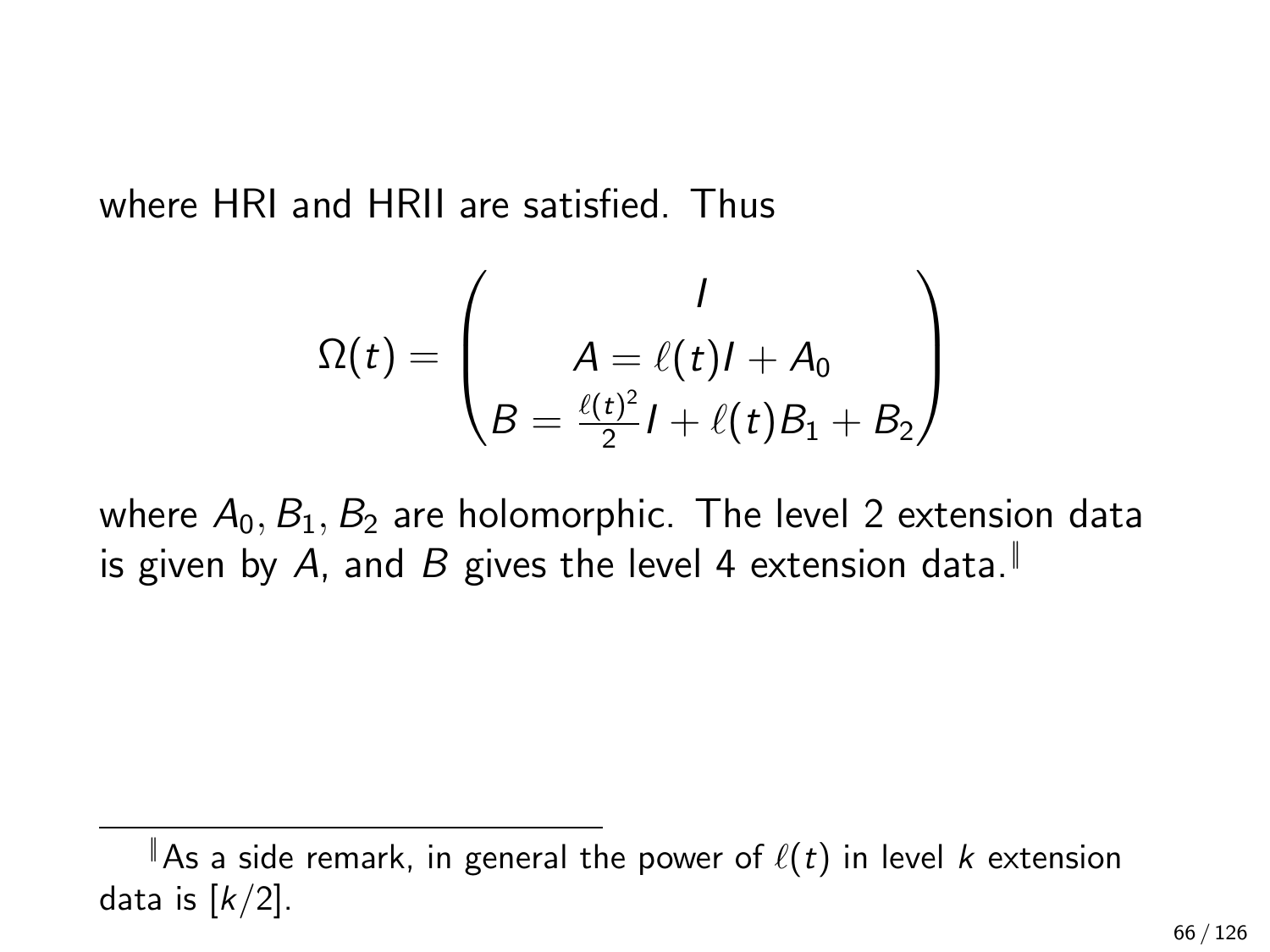where HRI and HRII are satisfied. Thus

$$\Omega(t) = \begin{pmatrix} I \\ A = \ell(t)I + A_0 \\ B = \frac{\ell(t)^2}{2} I + \ell(t) B_1 + B_2 \end{pmatrix}$$

where $A_0, B_1, B_2$ are holomorphic. The level 2 extension data is given by $A$, and $B$ gives the level 4 extension data.[‖]

[‖] As a side remark, in general the power of $\ell(t)$ in level $k$ extension data is $[k/2]$.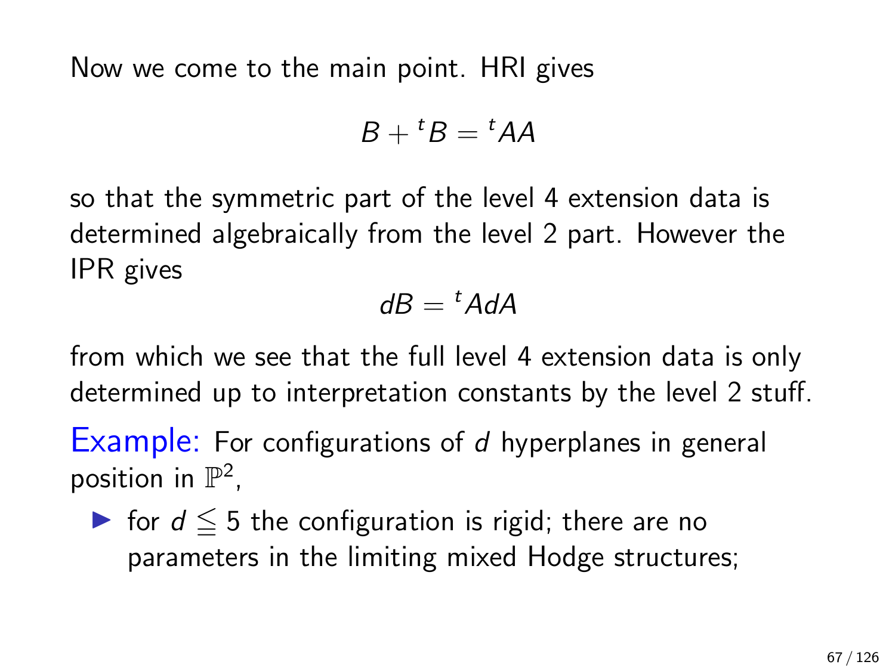Now we come to the main point. HRI gives

$$B + {}^{t}B = {}^{t}AA$$

so that the symmetric part of the level 4 extension data is determined algebraically from the level 2 part. However the IPR gives

$$dB = {}^{t}AdA$$

from which we see that the full level 4 extension data is only determined up to interpretation constants by the level 2 stuff.

Example: For configurations of $d$ hyperplanes in general position in $\mathbb{P}^2$,

- for $d \leqq 5$ the configuration is rigid; there are no parameters in the limiting mixed Hodge structures;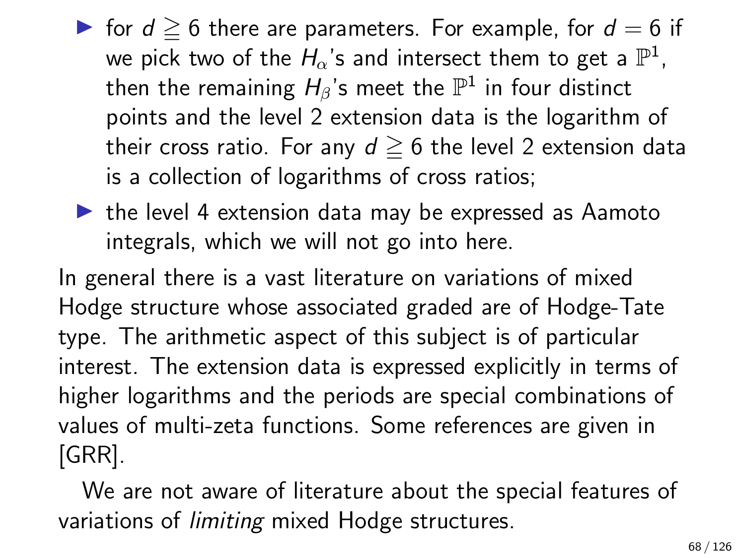- for $d \geqq 6$ there are parameters. For example, for $d = 6$ if we pick two of the $H_\alpha$'s and intersect them to get a $\mathbb{P}^1$, then the remaining $H_\beta$'s meet the $\mathbb{P}^1$ in four distinct points and the level 2 extension data is the logarithm of their cross ratio. For any $d \geqq 6$ the level 2 extension data is a collection of logarithms of cross ratios;
- the level 4 extension data may be expressed as Aamoto integrals, which we will not go into here.

In general there is a vast literature on variations of mixed Hodge structure whose associated graded are of Hodge-Tate type. The arithmetic aspect of this subject is of particular interest. The extension data is expressed explicitly in terms of higher logarithms and the periods are special combinations of values of multi-zeta functions. Some references are given in [GRR].

We are not aware of literature about the special features of variations of *limiting* mixed Hodge structures.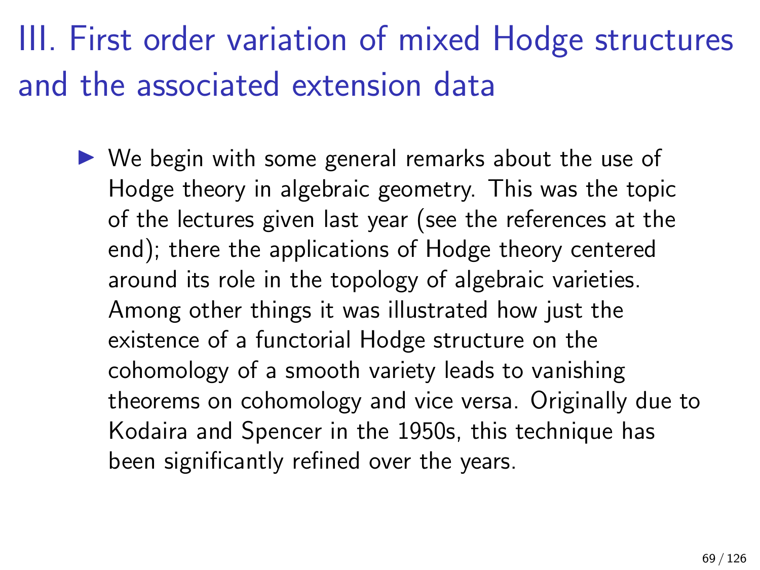# III. First order variation of mixed Hodge structures and the associated extension data

- We begin with some general remarks about the use of Hodge theory in algebraic geometry. This was the topic of the lectures given last year (see the references at the end); there the applications of Hodge theory centered around its role in the topology of algebraic varieties. Among other things it was illustrated how just the existence of a functorial Hodge structure on the cohomology of a smooth variety leads to vanishing theorems on cohomology and vice versa. Originally due to Kodaira and Spencer in the 1950s, this technique has been significantly refined over the years.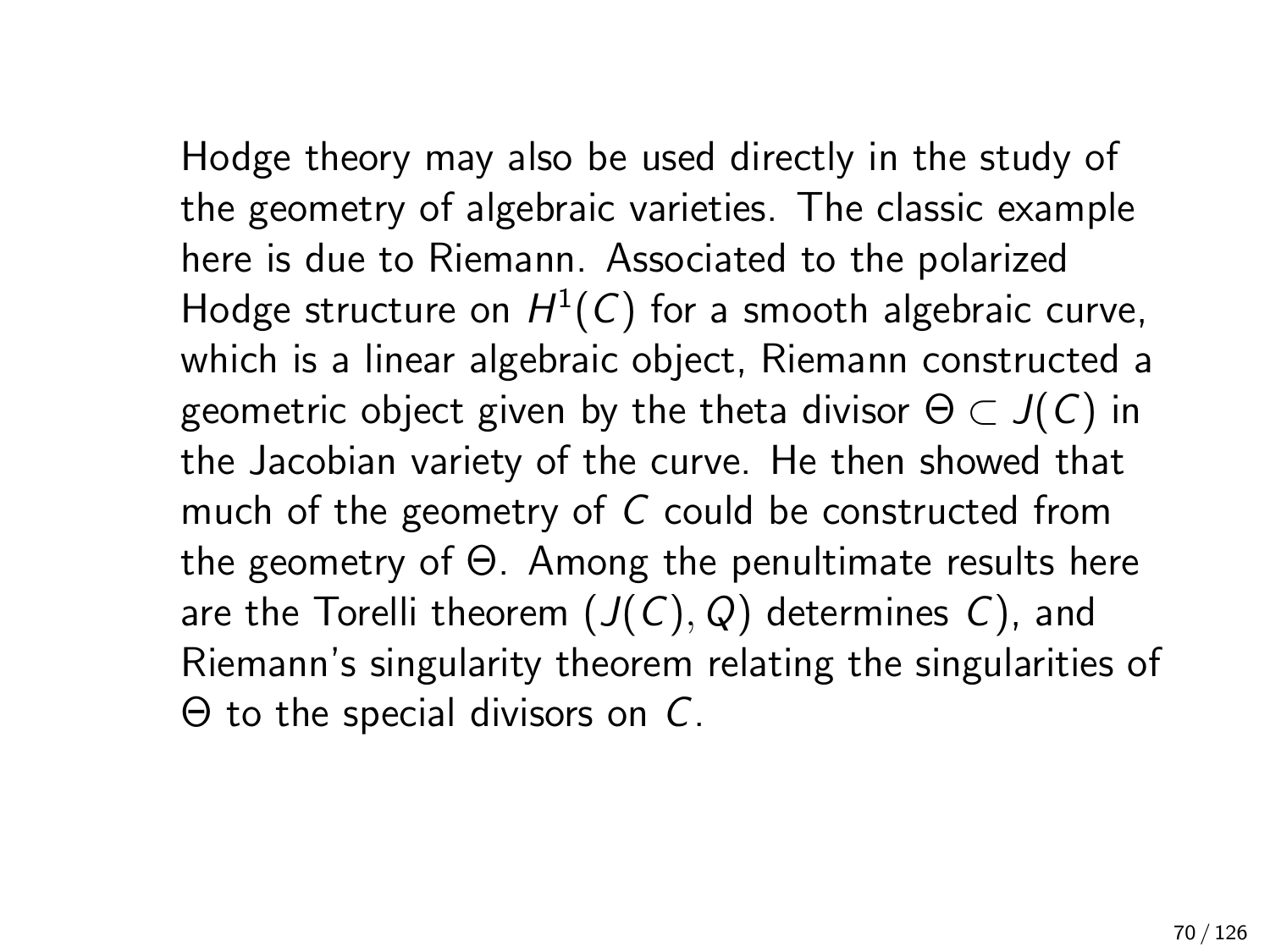Hodge theory may also be used directly in the study of the geometry of algebraic varieties. The classic example here is due to Riemann. Associated to the polarized Hodge structure on $H^1(C)$ for a smooth algebraic curve, which is a linear algebraic object, Riemann constructed a geometric object given by the theta divisor $\Theta \subset J(C)$ in the Jacobian variety of the curve. He then showed that much of the geometry of $C$ could be constructed from the geometry of $\Theta$. Among the penultimate results here are the Torelli theorem ($(J(C), Q)$ determines $C$), and Riemann's singularity theorem relating the singularities of $\Theta$ to the special divisors on $C$.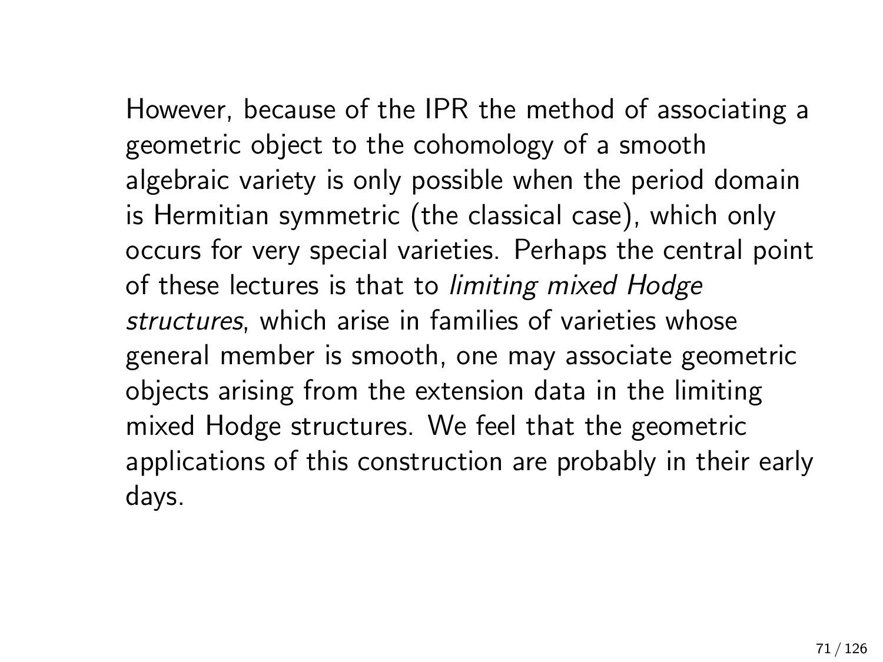However, because of the IPR the method of associating a geometric object to the cohomology of a smooth algebraic variety is only possible when the period domain is Hermitian symmetric (the classical case), which only occurs for very special varieties. Perhaps the central point of these lectures is that to *limiting mixed Hodge structures*, which arise in families of varieties whose general member is smooth, one may associate geometric objects arising from the extension data in the limiting mixed Hodge structures. We feel that the geometric applications of this construction are probably in their early days.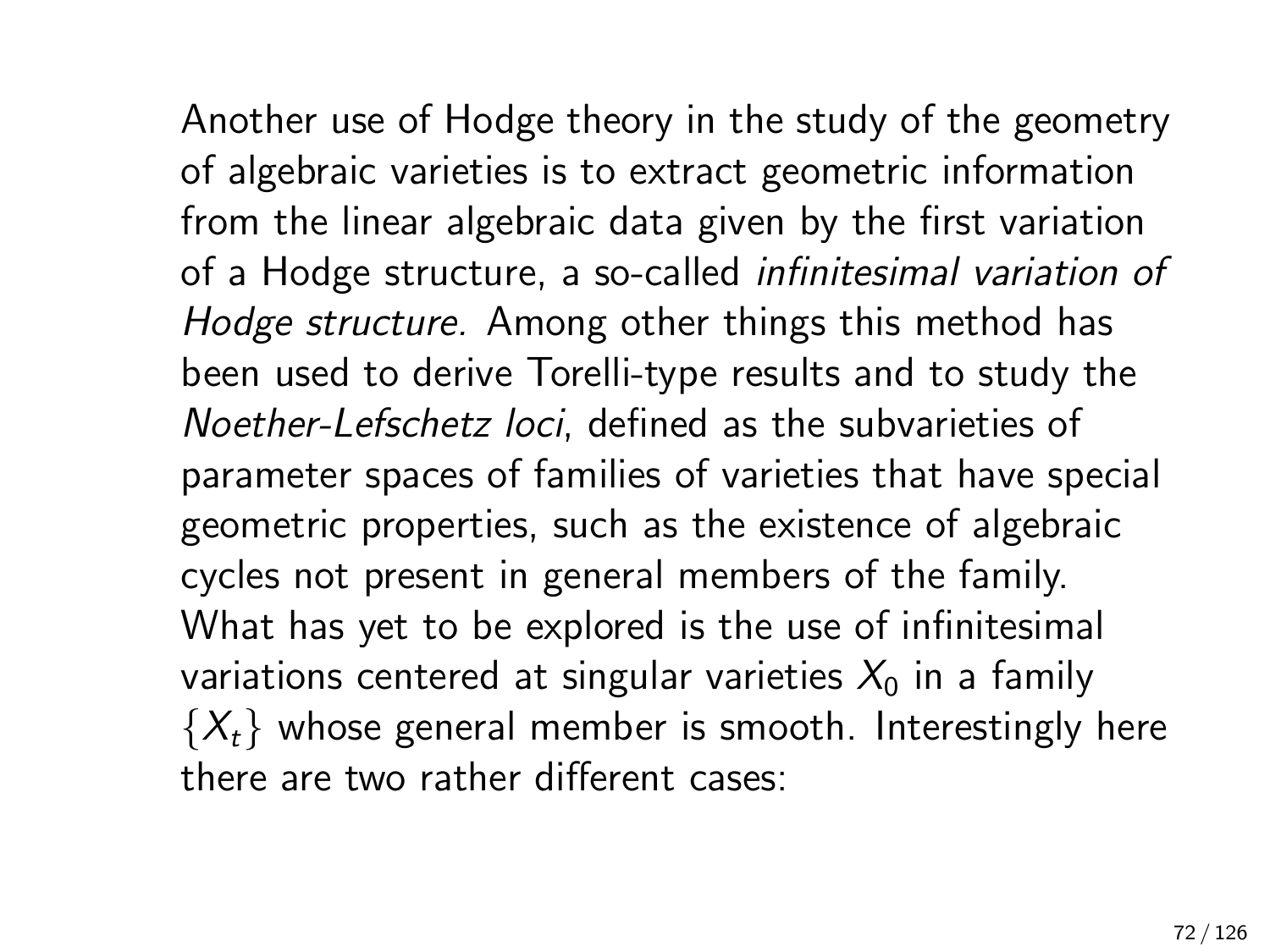Another use of Hodge theory in the study of the geometry of algebraic varieties is to extract geometric information from the linear algebraic data given by the first variation of a Hodge structure, a so-called *infinitesimal variation of Hodge structure.* Among other things this method has been used to derive Torelli-type results and to study the *Noether-Lefschetz loci*, defined as the subvarieties of parameter spaces of families of varieties that have special geometric properties, such as the existence of algebraic cycles not present in general members of the family. What has yet to be explored is the use of infinitesimal variations centered at singular varieties $X_0$ in a family $\{X_t\}$ whose general member is smooth. Interestingly here there are two rather different cases: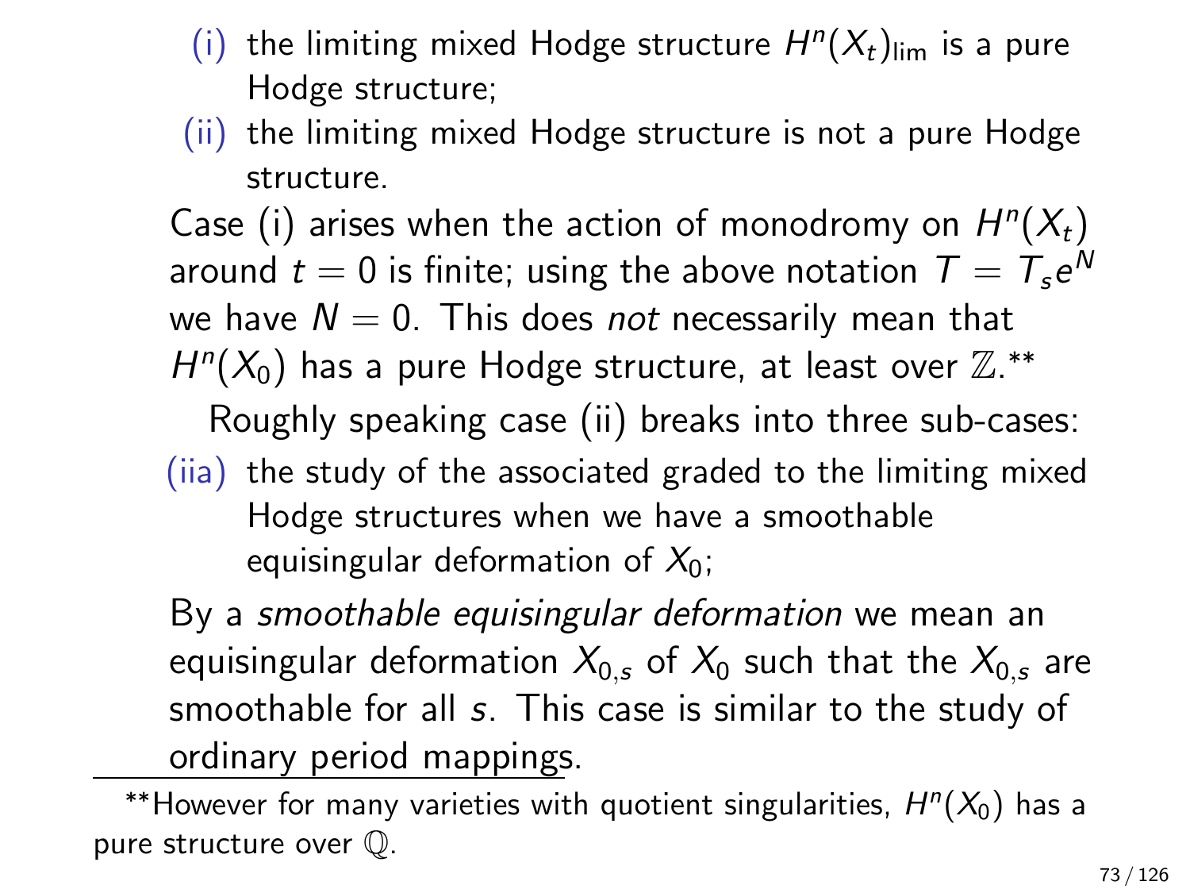(i) the limiting mixed Hodge structure $H^n(X_t)_{\lim}$ is a pure Hodge structure;

(ii) the limiting mixed Hodge structure is not a pure Hodge structure.

Case (i) arises when the action of monodromy on $H^n(X_t)$ around $t = 0$ is finite; using the above notation $T = T_s e^N$ we have $N = 0$. This does *not* necessarily mean that $H^n(X_0)$ has a pure Hodge structure, at least over $\mathbb{Z}$.**

Roughly speaking case (ii) breaks into three sub-cases:

(iia) the study of the associated graded to the limiting mixed Hodge structures when we have a smoothable equisingular deformation of $X_0$;

By a *smoothable equisingular deformation* we mean an equisingular deformation $X_{0,s}$ of $X_0$ such that the $X_{0,s}$ are smoothable for all $s$. This case is similar to the study of ordinary period mappings.

---

**However for many varieties with quotient singularities, $H^n(X_0)$ has a pure structure over $\mathbb{Q}$.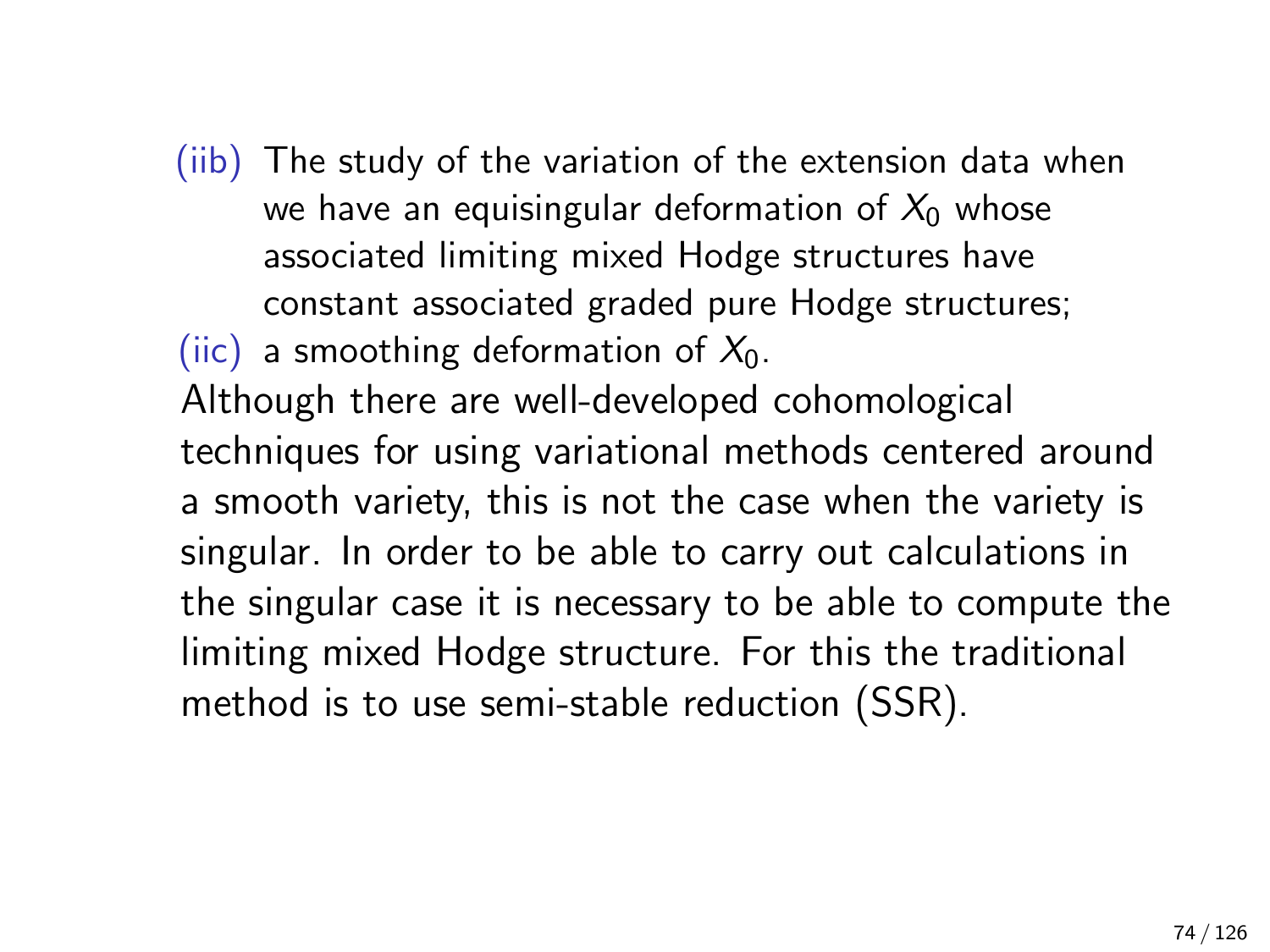(iib) The study of the variation of the extension data when we have an equisingular deformation of $X_0$ whose associated limiting mixed Hodge structures have constant associated graded pure Hodge structures;

(iic) a smoothing deformation of $X_0$.

Although there are well-developed cohomological techniques for using variational methods centered around a smooth variety, this is not the case when the variety is singular. In order to be able to carry out calculations in the singular case it is necessary to be able to compute the limiting mixed Hodge structure. For this the traditional method is to use semi-stable reduction (SSR).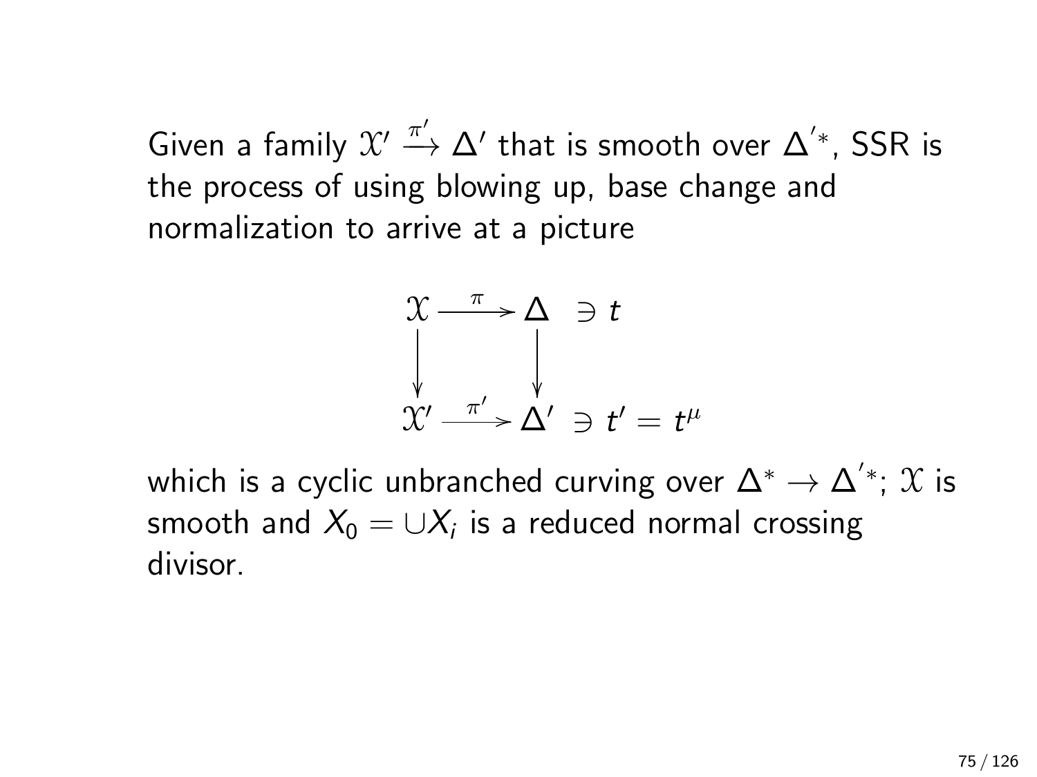Given a family $\mathcal{X}' \xrightarrow{\pi'} \Delta'$ that is smooth over $\Delta'^{*}$, SSR is the process of using blowing up, base change and normalization to arrive at a picture

$$\begin{array}{ccc}
\mathcal{X} & \xrightarrow{\pi} & \Delta \quad \ni t \\
\downarrow & & \downarrow \\
\mathcal{X}' & \xrightarrow{\pi'} & \Delta' \quad \ni t' = t^{\mu}
\end{array}$$

which is a cyclic unbranched curving over $\Delta^{*} \to \Delta'^{*}$; $\mathcal{X}$ is smooth and $X_0 = \cup X_i$ is a reduced normal crossing divisor.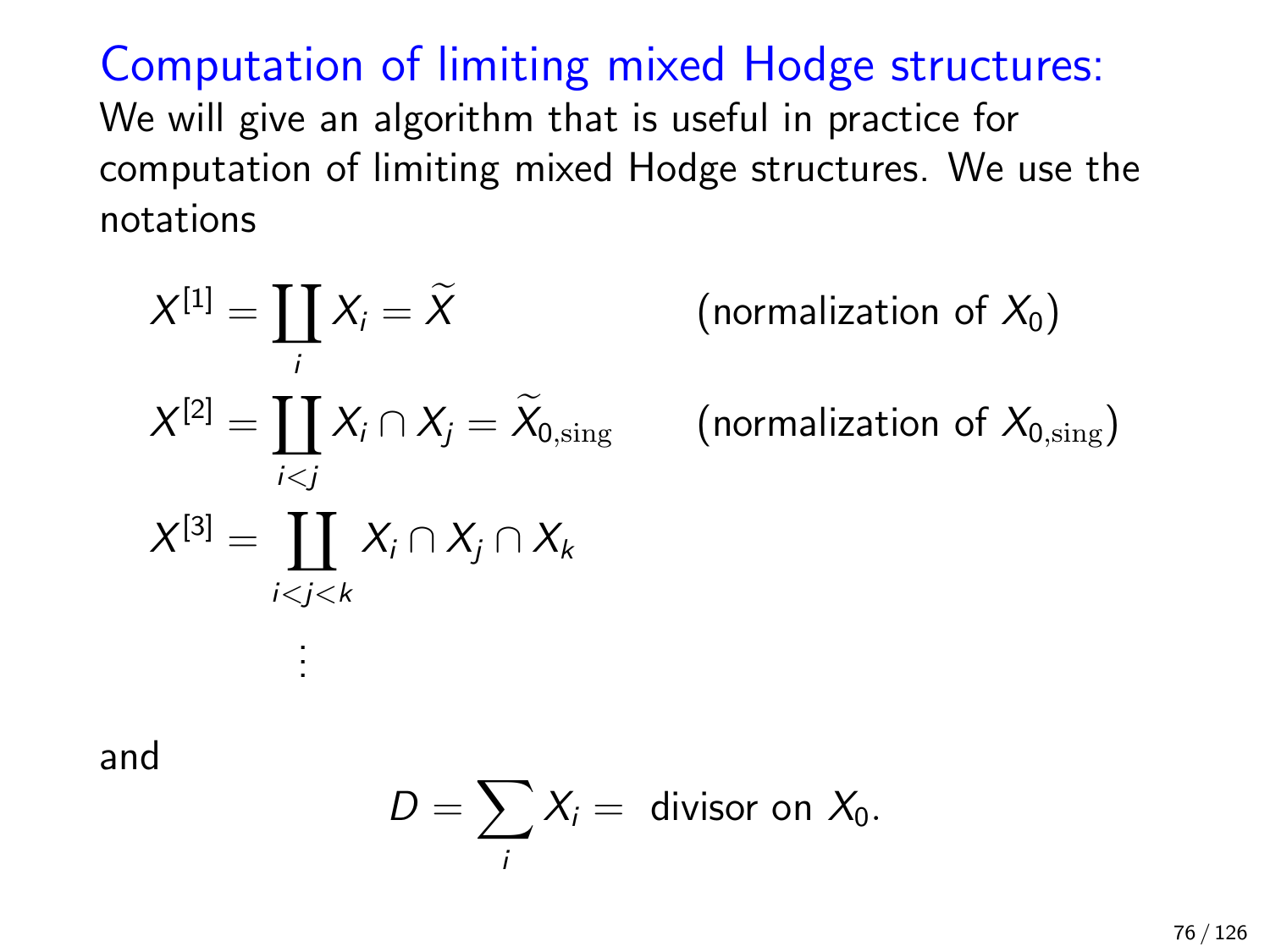## Computation of limiting mixed Hodge structures:

We will give an algorithm that is useful in practice for computation of limiting mixed Hodge structures. We use the notations

$$
\begin{aligned}
X^{[1]} &= \coprod_i X_i = \widetilde{X} && \text{(normalization of } X_0\text{)} \\
X^{[2]} &= \coprod_{i<j} X_i \cap X_j = \widetilde{X}_{0,\mathrm{sing}} && \text{(normalization of } X_{0,\mathrm{sing}}\text{)} \\
X^{[3]} &= \coprod_{i<j<k} X_i \cap X_j \cap X_k \\
&\;\;\vdots
\end{aligned}
$$

and

$$
D = \sum_i X_i = \text{ divisor on } X_0.
$$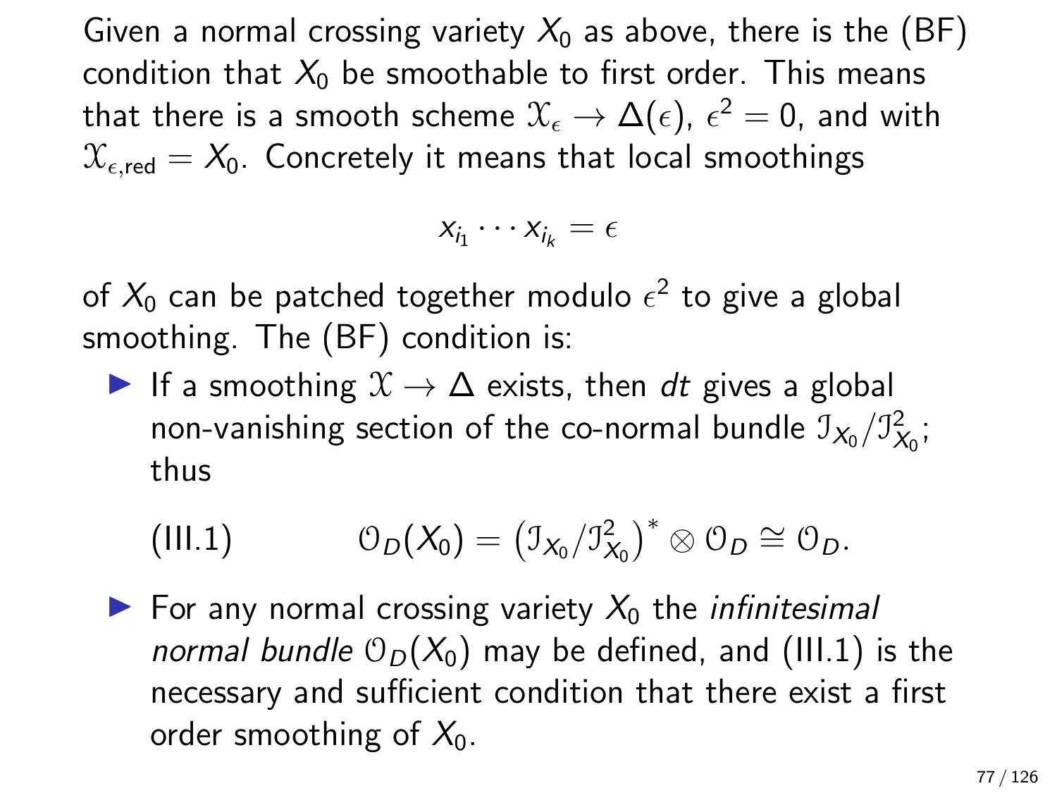Given a normal crossing variety $X_0$ as above, there is the (BF) condition that $X_0$ be smoothable to first order. This means that there is a smooth scheme $\mathcal{X}_\epsilon \to \Delta(\epsilon)$, $\epsilon^2 = 0$, and with $\mathcal{X}_{\epsilon,\mathrm{red}} = X_0$. Concretely it means that local smoothings

$$x_{i_1} \cdots x_{i_k} = \epsilon$$

of $X_0$ can be patched together modulo $\epsilon^2$ to give a global smoothing. The (BF) condition is:

- If a smoothing $\mathcal{X} \to \Delta$ exists, then $dt$ gives a global non-vanishing section of the co-normal bundle $\mathcal{I}_{X_0}/\mathcal{I}^2_{X_0}$; thus

  $$\text{(III.1)} \qquad \mathcal{O}_D(X_0) = \left(\mathcal{I}_{X_0}/\mathcal{I}^2_{X_0}\right)^* \otimes \mathcal{O}_D \cong \mathcal{O}_D.$$

- For any normal crossing variety $X_0$ the *infinitesimal normal bundle* $\mathcal{O}_D(X_0)$ may be defined, and (III.1) is the necessary and sufficient condition that there exist a first order smoothing of $X_0$.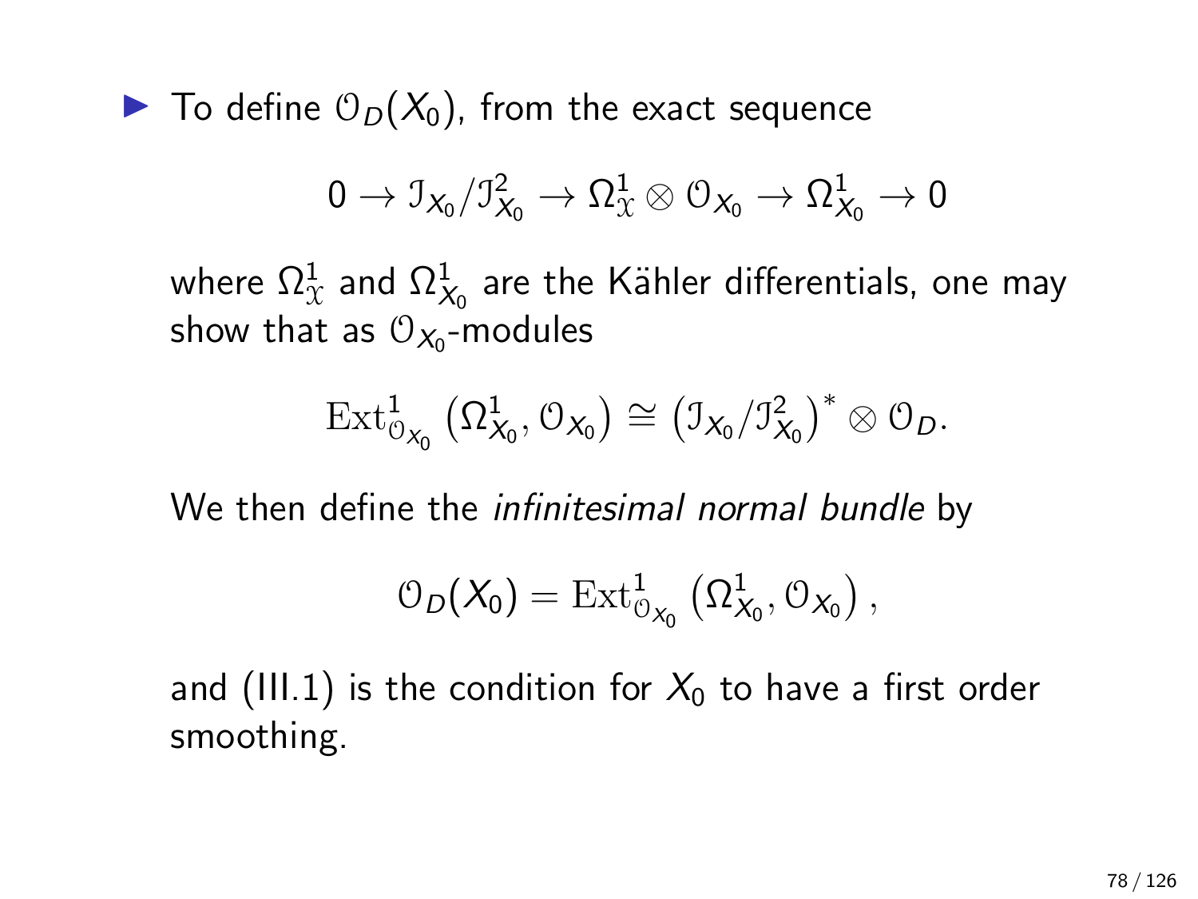- To define $\mathcal{O}_D(X_0)$, from the exact sequence

$$0 \to \mathcal{I}_{X_0}/\mathcal{I}_{X_0}^2 \to \Omega^1_{\mathcal{X}} \otimes \mathcal{O}_{X_0} \to \Omega^1_{X_0} \to 0$$

where $\Omega^1_{\mathcal{X}}$ and $\Omega^1_{X_0}$ are the Kähler differentials, one may show that as $\mathcal{O}_{X_0}$-modules

$$\mathrm{Ext}^1_{\mathcal{O}_{X_0}}\left(\Omega^1_{X_0}, \mathcal{O}_{X_0}\right) \cong \left(\mathcal{I}_{X_0}/\mathcal{I}_{X_0}^2\right)^* \otimes \mathcal{O}_D.$$

We then define the *infinitesimal normal bundle* by

$$\mathcal{O}_D(X_0) = \mathrm{Ext}^1_{\mathcal{O}_{X_0}}\left(\Omega^1_{X_0}, \mathcal{O}_{X_0}\right),$$

and (III.1) is the condition for $X_0$ to have a first order smoothing.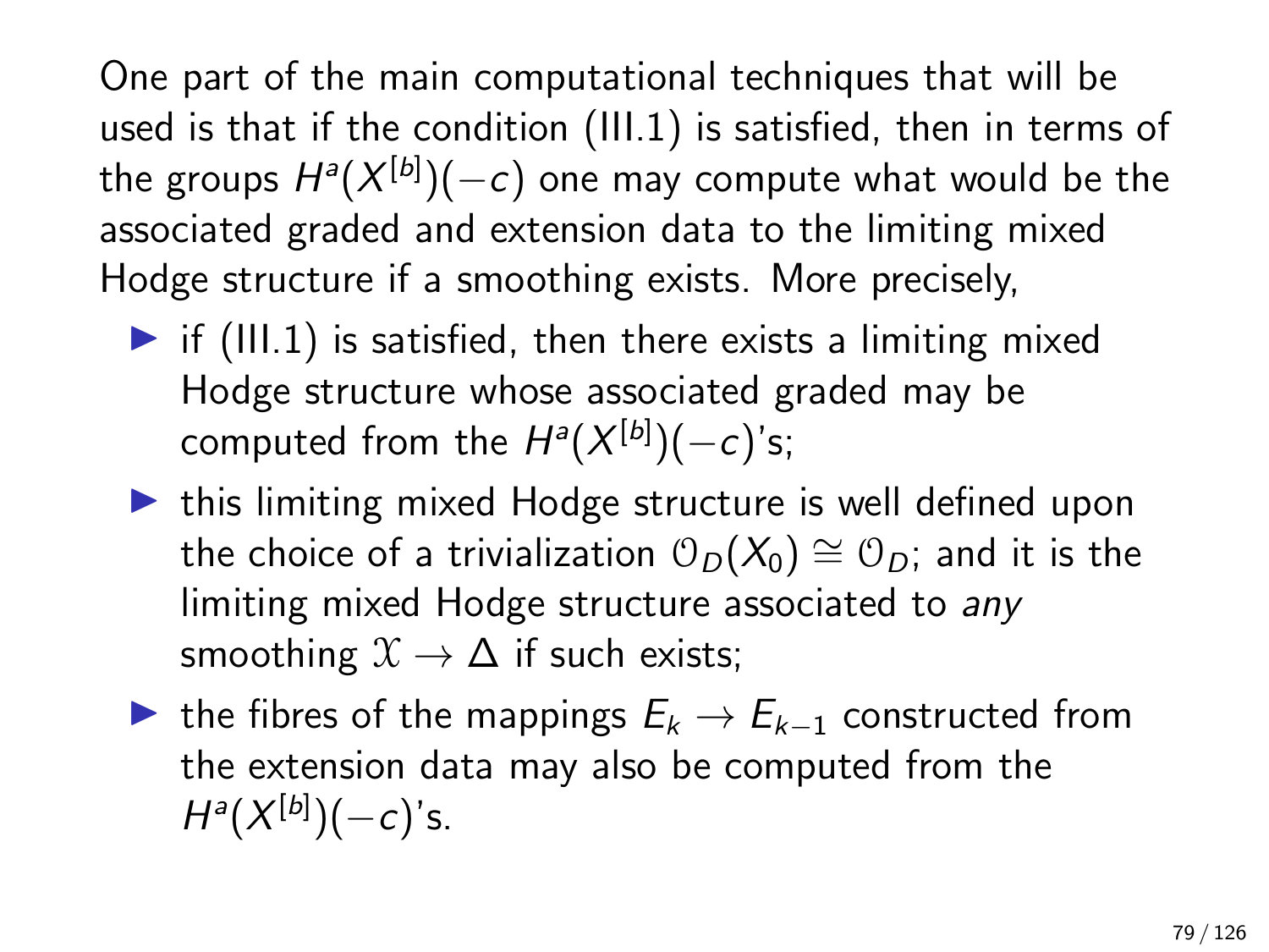One part of the main computational techniques that will be used is that if the condition (III.1) is satisfied, then in terms of the groups $H^a(X^{[b]})(-c)$ one may compute what would be the associated graded and extension data to the limiting mixed Hodge structure if a smoothing exists. More precisely,

- if (III.1) is satisfied, then there exists a limiting mixed Hodge structure whose associated graded may be computed from the $H^a(X^{[b]})(-c)$'s;
- this limiting mixed Hodge structure is well defined upon the choice of a trivialization $\mathcal{O}_D(X_0) \cong \mathcal{O}_D$; and it is the limiting mixed Hodge structure associated to *any* smoothing $\mathcal{X} \to \Delta$ if such exists;
- the fibres of the mappings $E_k \to E_{k-1}$ constructed from the extension data may also be computed from the $H^a(X^{[b]})(-c)$'s.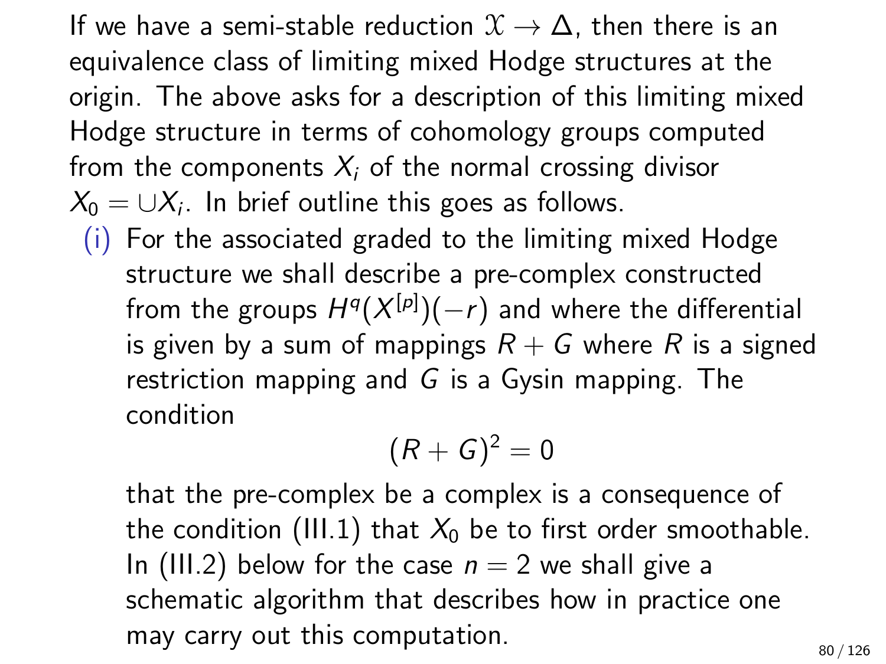If we have a semi-stable reduction $\mathcal{X} \to \Delta$, then there is an equivalence class of limiting mixed Hodge structures at the origin. The above asks for a description of this limiting mixed Hodge structure in terms of cohomology groups computed from the components $X_i$ of the normal crossing divisor $X_0 = \cup X_i$. In brief outline this goes as follows.

(i) For the associated graded to the limiting mixed Hodge structure we shall describe a pre-complex constructed from the groups $H^q(X^{[p]})(-r)$ and where the differential is given by a sum of mappings $R + G$ where $R$ is a signed restriction mapping and $G$ is a Gysin mapping. The condition

$$(R + G)^2 = 0$$

that the pre-complex be a complex is a consequence of the condition (III.1) that $X_0$ be to first order smoothable. In (III.2) below for the case $n = 2$ we shall give a schematic algorithm that describes how in practice one may carry out this computation.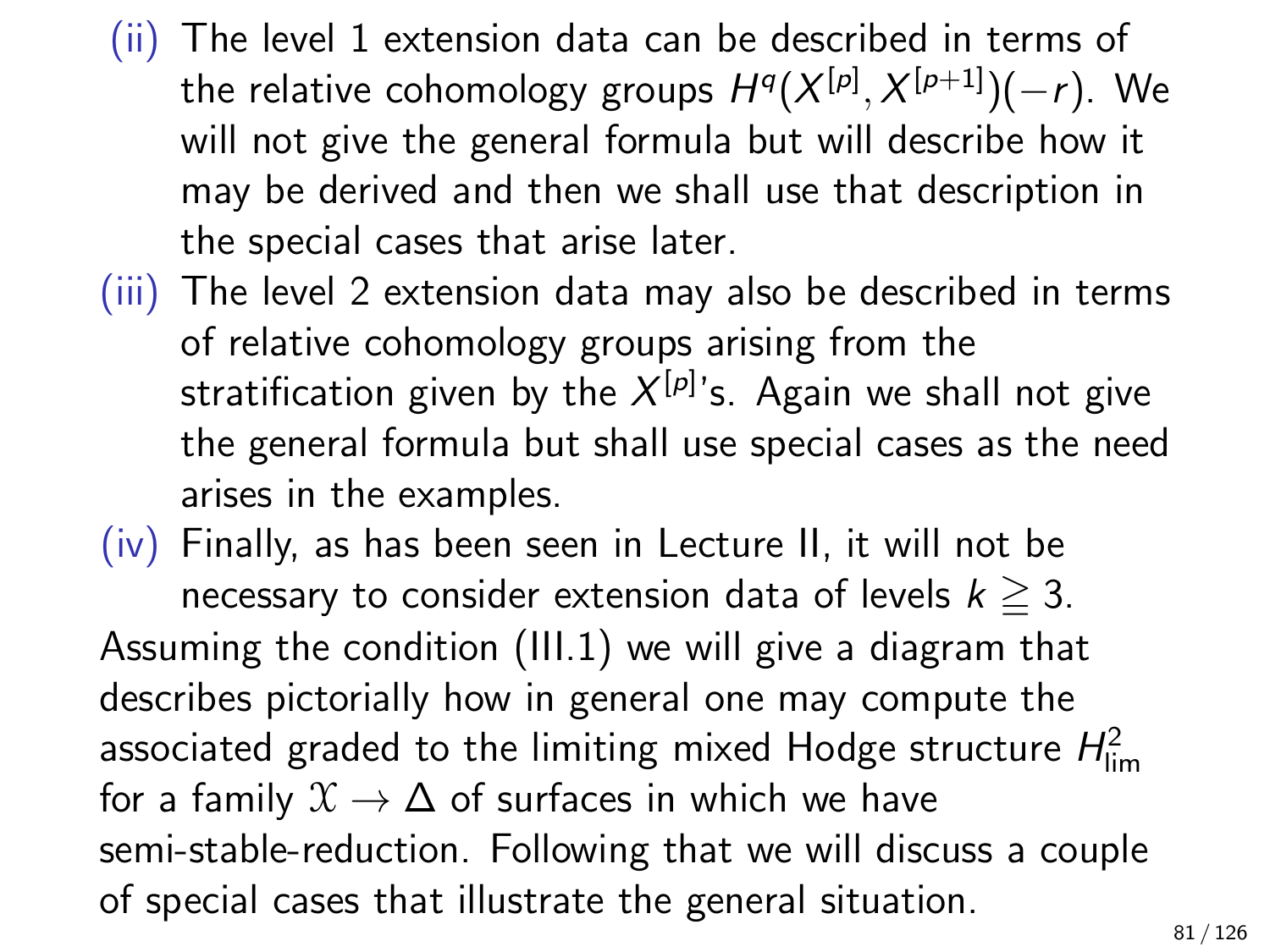(ii) The level 1 extension data can be described in terms of the relative cohomology groups $H^q(X^{[p]}, X^{[p+1]})(-r)$. We will not give the general formula but will describe how it may be derived and then we shall use that description in the special cases that arise later.

(iii) The level 2 extension data may also be described in terms of relative cohomology groups arising from the stratification given by the $X^{[p]}$'s. Again we shall not give the general formula but shall use special cases as the need arises in the examples.

(iv) Finally, as has been seen in Lecture II, it will not be necessary to consider extension data of levels $k \geqq 3$.

Assuming the condition (III.1) we will give a diagram that describes pictorially how in general one may compute the associated graded to the limiting mixed Hodge structure $H^2_{\lim}$ for a family $\mathcal{X} \to \Delta$ of surfaces in which we have semi-stable-reduction. Following that we will discuss a couple of special cases that illustrate the general situation.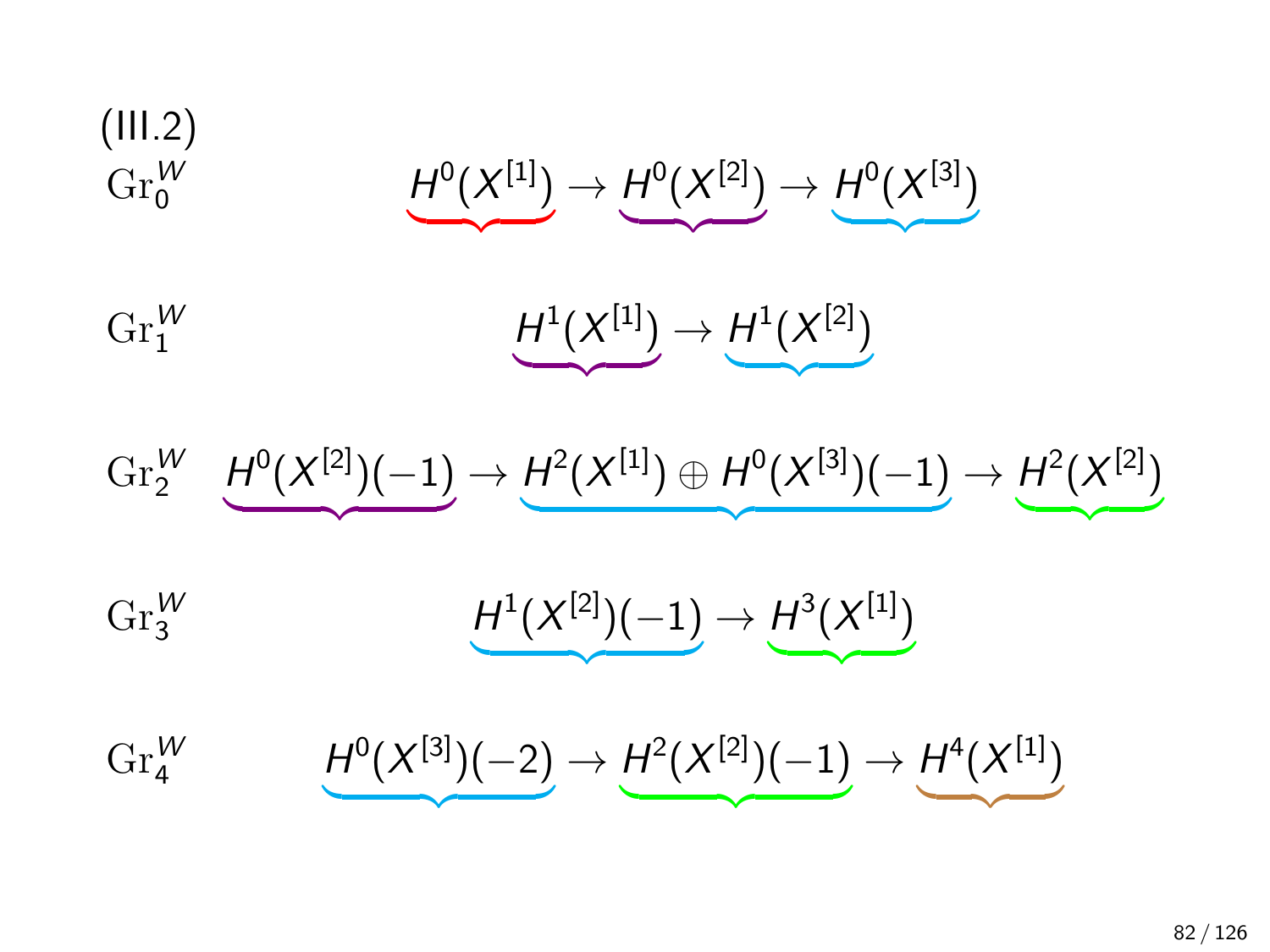(III.2)

$\mathrm{Gr}_0^W$
$$\underbrace{H^0(X^{[1]})} \to \underbrace{H^0(X^{[2]})} \to \underbrace{H^0(X^{[3]})}$$

$\mathrm{Gr}_1^W$
$$\underbrace{H^1(X^{[1]})} \to \underbrace{H^1(X^{[2]})}$$

$\mathrm{Gr}_2^W$
$$\underbrace{H^0(X^{[2]})(-1)} \to \underbrace{H^2(X^{[1]}) \oplus H^0(X^{[3]})(-1)} \to \underbrace{H^2(X^{[2]})}$$

$\mathrm{Gr}_3^W$
$$\underbrace{H^1(X^{[2]})(-1)} \to \underbrace{H^3(X^{[1]})}$$

$\mathrm{Gr}_4^W$
$$\underbrace{H^0(X^{[3]})(-2)} \to \underbrace{H^2(X^{[2]})(-1)} \to \underbrace{H^4(X^{[1]})}$$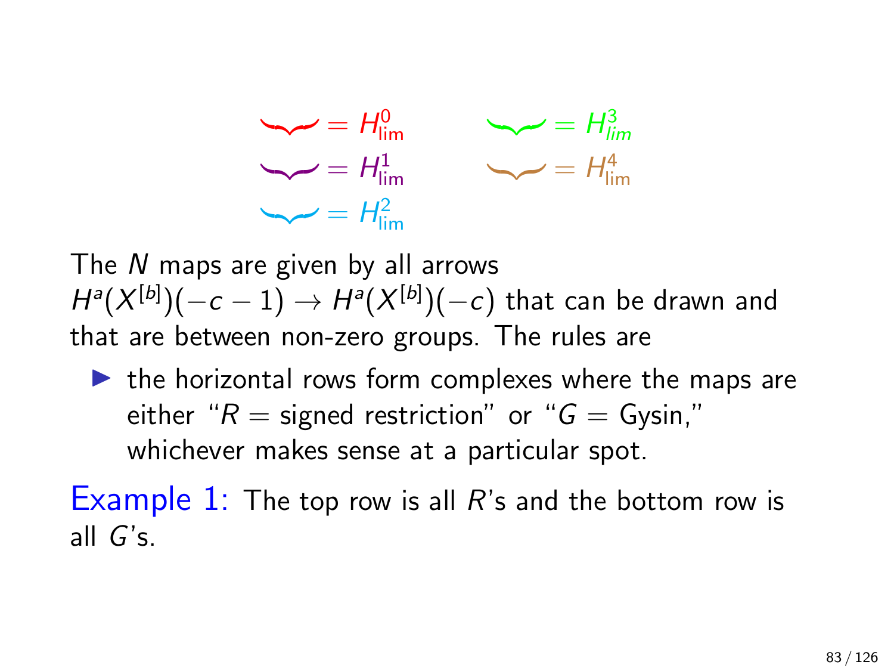$\underbrace{\hphantom{xxxx}} = H^0_{\text{lim}}$ $\underbrace{\hphantom{xxxx}} = H^3_{lim}$

$\underbrace{\hphantom{xxxx}} = H^1_{\text{lim}}$ $\underbrace{\hphantom{xxxx}} = H^4_{\text{lim}}$

$\underbrace{\hphantom{xxxx}} = H^2_{\text{lim}}$

The $N$ maps are given by all arrows $H^a(X^{[b]})(-c-1) \to H^a(X^{[b]})(-c)$ that can be drawn and that are between non-zero groups. The rules are

- the horizontal rows form complexes where the maps are either "$R$ = signed restriction" or "$G$ = Gysin," whichever makes sense at a particular spot.

Example 1: The top row is all $R$'s and the bottom row is all $G$'s.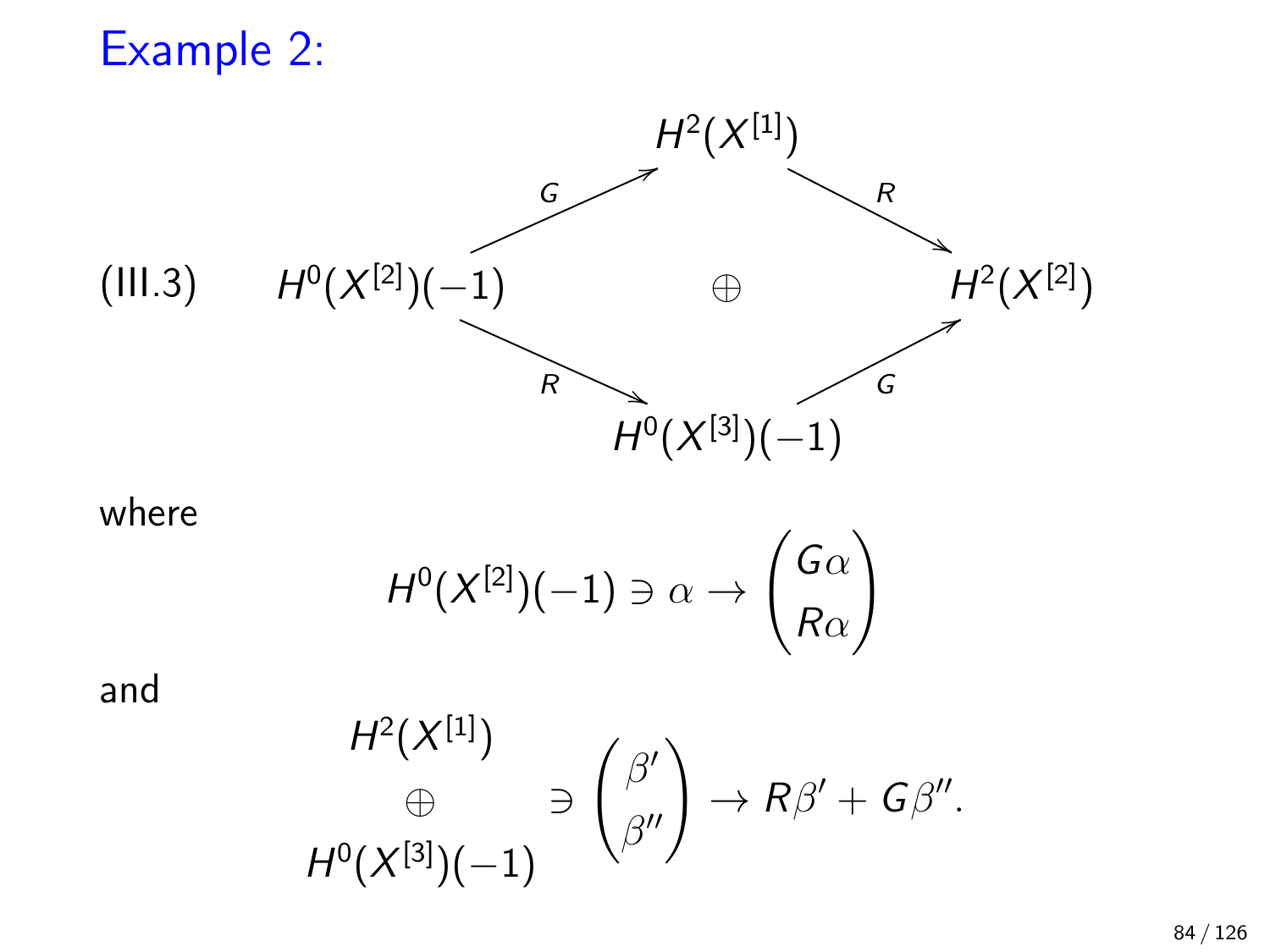## Example 2:

$$
\text{(III.3)} \qquad
\begin{array}{ccccc}
 & & H^2(X^{[1]}) & & \\
 & \overset{G}{\nearrow} & & \overset{R}{\searrow} & \\
H^0(X^{[2]})(-1) & & \oplus & & H^2(X^{[2]}) \\
 & \underset{R}{\searrow} & & \underset{G}{\nearrow} & \\
 & & H^0(X^{[3]})(-1) & &
\end{array}
$$

where

$$
H^0(X^{[2]})(-1) \ni \alpha \to \begin{pmatrix} G\alpha \\ R\alpha \end{pmatrix}
$$

and

$$
\begin{array}{c} H^2(X^{[1]}) \\ \oplus \\ H^0(X^{[3]})(-1) \end{array} \ni \begin{pmatrix} \beta' \\ \beta'' \end{pmatrix} \to R\beta' + G\beta''.
$$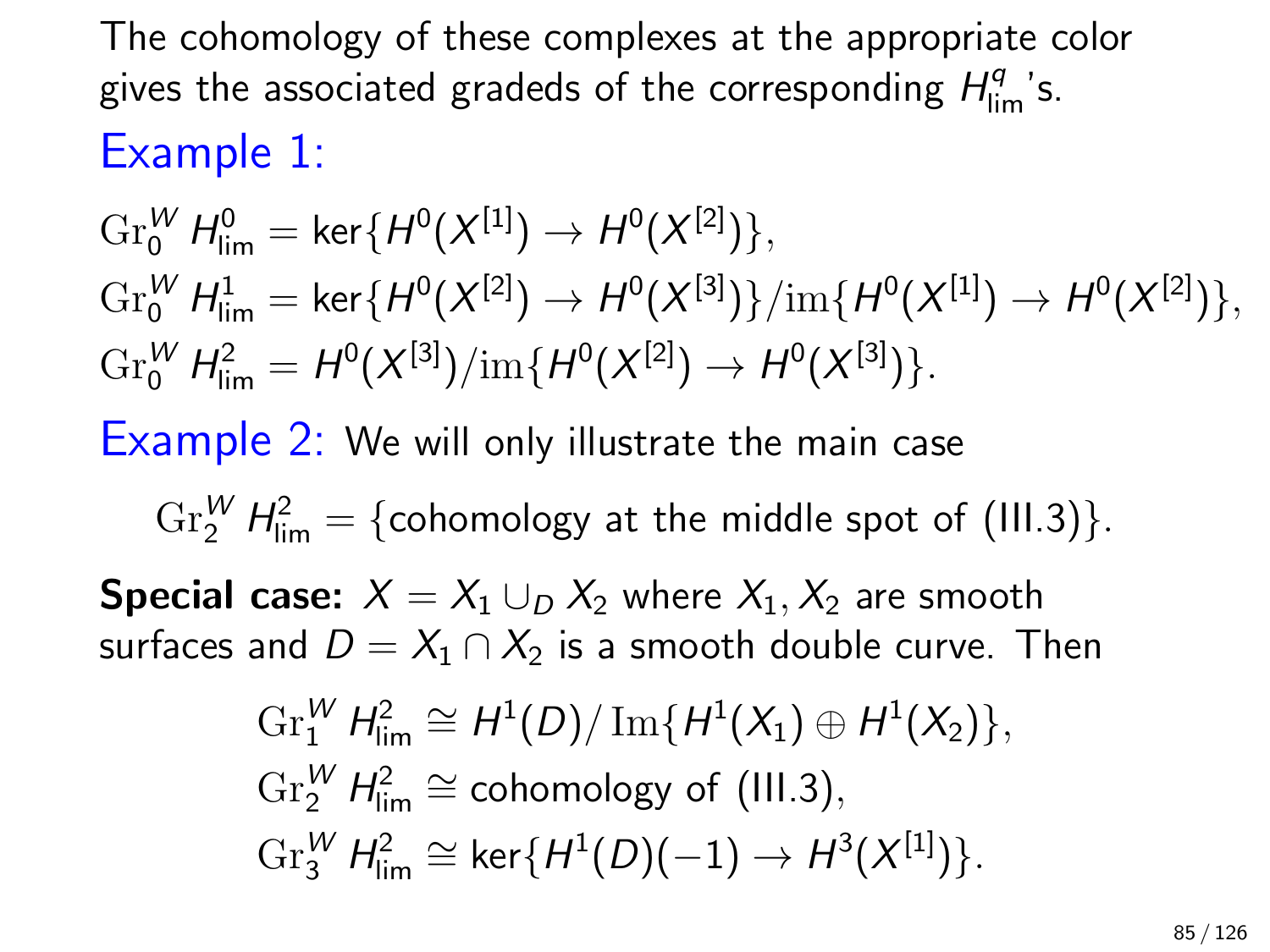The cohomology of these complexes at the appropriate color gives the associated gradeds of the corresponding $H^q_{\mathrm{lim}}$'s.

Example 1:

$$\mathrm{Gr}^W_0 H^0_{\mathrm{lim}} = \ker\{H^0(X^{[1]}) \to H^0(X^{[2]})\},$$
$$\mathrm{Gr}^W_0 H^1_{\mathrm{lim}} = \ker\{H^0(X^{[2]}) \to H^0(X^{[3]})\}/\mathrm{im}\{H^0(X^{[1]}) \to H^0(X^{[2]})\},$$
$$\mathrm{Gr}^W_0 H^2_{\mathrm{lim}} = H^0(X^{[3]})/\mathrm{im}\{H^0(X^{[2]}) \to H^0(X^{[3]})\}.$$

Example 2: We will only illustrate the main case

$$\mathrm{Gr}^W_2 H^2_{\mathrm{lim}} = \{\text{cohomology at the middle spot of (III.3)}\}.$$

**Special case:** $X = X_1 \cup_D X_2$ where $X_1, X_2$ are smooth surfaces and $D = X_1 \cap X_2$ is a smooth double curve. Then

$$\mathrm{Gr}^W_1 H^2_{\mathrm{lim}} \cong H^1(D)/\operatorname{Im}\{H^1(X_1) \oplus H^1(X_2)\},$$
$$\mathrm{Gr}^W_2 H^2_{\mathrm{lim}} \cong \text{cohomology of (III.3)},$$
$$\mathrm{Gr}^W_3 H^2_{\mathrm{lim}} \cong \ker\{H^1(D)(-1) \to H^3(X^{[1]})\}.$$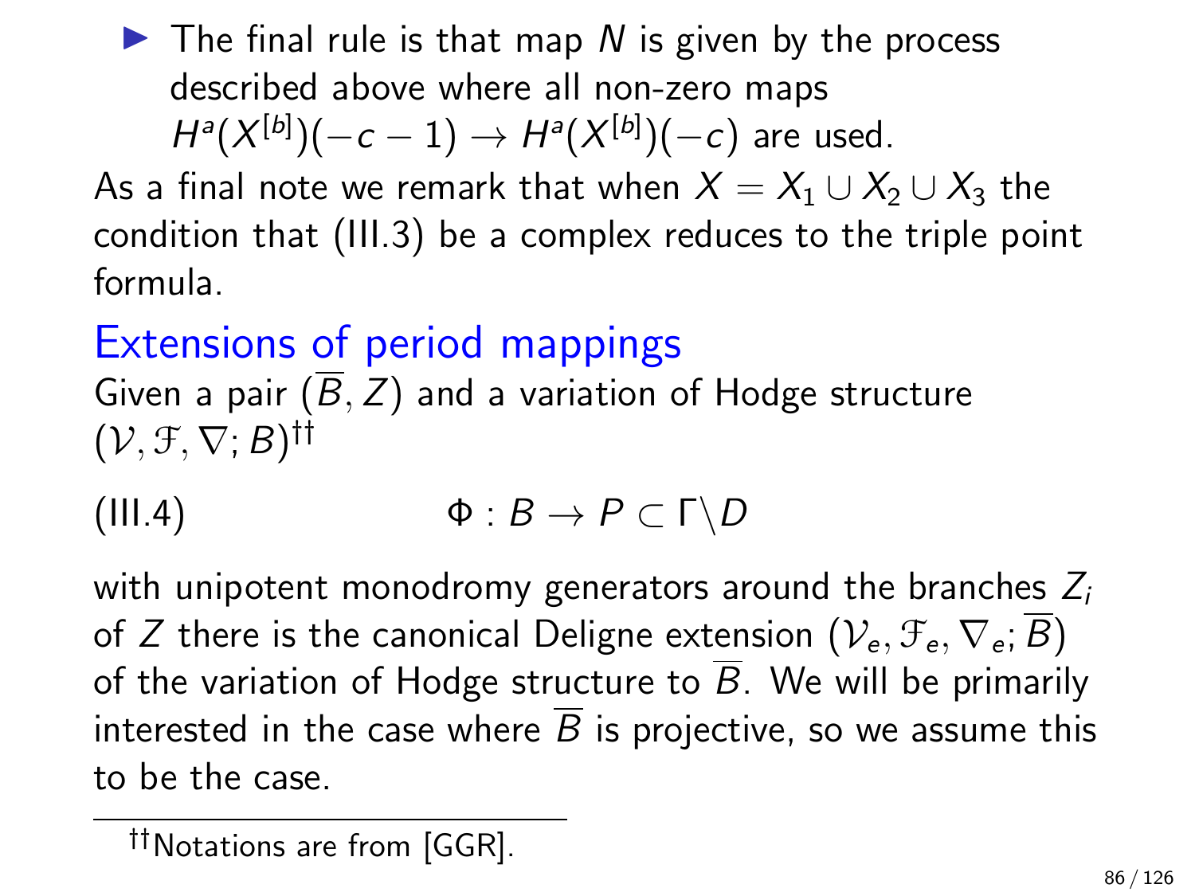- The final rule is that map $N$ is given by the process described above where all non-zero maps $H^a(X^{[b]})(-c-1) \to H^a(X^{[b]})(-c)$ are used.

As a final note we remark that when $X = X_1 \cup X_2 \cup X_3$ the condition that (III.3) be a complex reduces to the triple point formula.

## Extensions of period mappings

Given a pair $(\overline{B}, Z)$ and a variation of Hodge structure $(\mathcal{V}, \mathcal{F}, \nabla; B)$[††]

$$\text{(III.4)} \qquad \Phi : B \to P \subset \Gamma \backslash D$$

with unipotent monodromy generators around the branches $Z_i$ of $Z$ there is the canonical Deligne extension $(\mathcal{V}_e, \mathcal{F}_e, \nabla_e; \overline{B})$ of the variation of Hodge structure to $\overline{B}$. We will be primarily interested in the case where $\overline{B}$ is projective, so we assume this to be the case.

[††] Notations are from [GGR].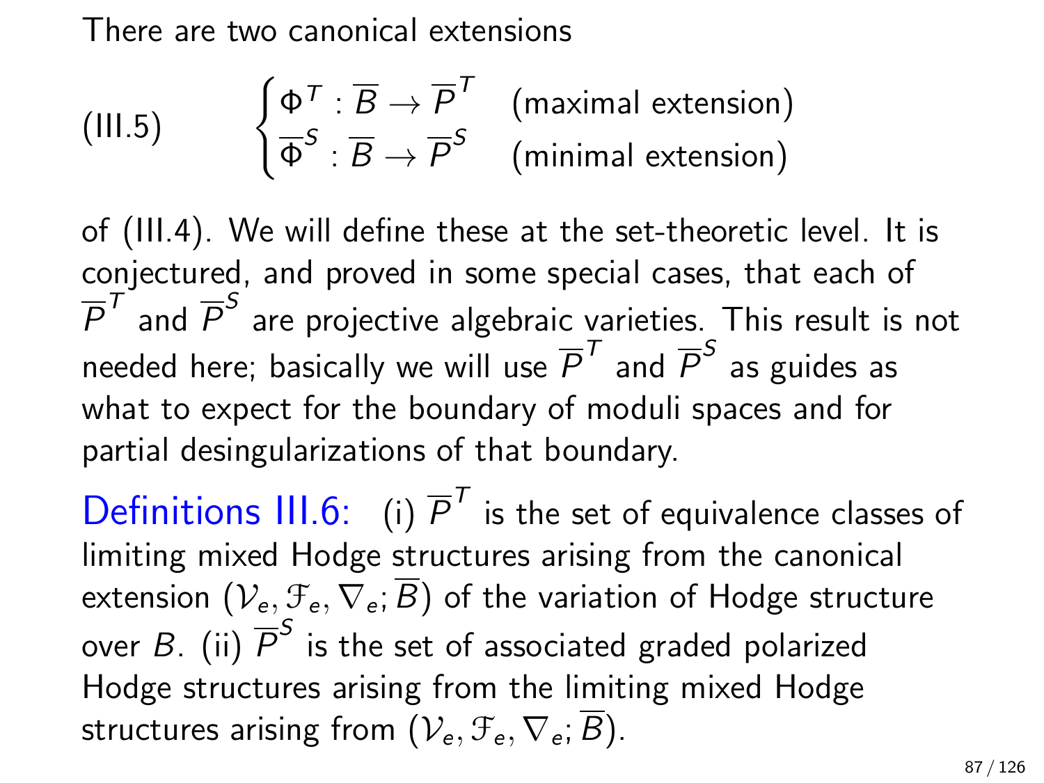There are two canonical extensions

$$\text{(III.5)} \qquad \begin{cases} \Phi^T : \overline{B} \to \overline{P}^T & \text{(maximal extension)} \\ \overline{\Phi}^S : \overline{B} \to \overline{P}^S & \text{(minimal extension)} \end{cases}$$

of (III.4). We will define these at the set-theoretic level. It is conjectured, and proved in some special cases, that each of $\overline{P}^T$ and $\overline{P}^S$ are projective algebraic varieties. This result is not needed here; basically we will use $\overline{P}^T$ and $\overline{P}^S$ as guides as what to expect for the boundary of moduli spaces and for partial desingularizations of that boundary.

Definitions III.6: (i) $\overline{P}^T$ is the set of equivalence classes of limiting mixed Hodge structures arising from the canonical extension $(\mathcal{V}_e, \mathcal{F}_e, \nabla_e; \overline{B})$ of the variation of Hodge structure over $B$. (ii) $\overline{P}^S$ is the set of associated graded polarized Hodge structures arising from the limiting mixed Hodge structures arising from $(\mathcal{V}_e, \mathcal{F}_e, \nabla_e; \overline{B})$.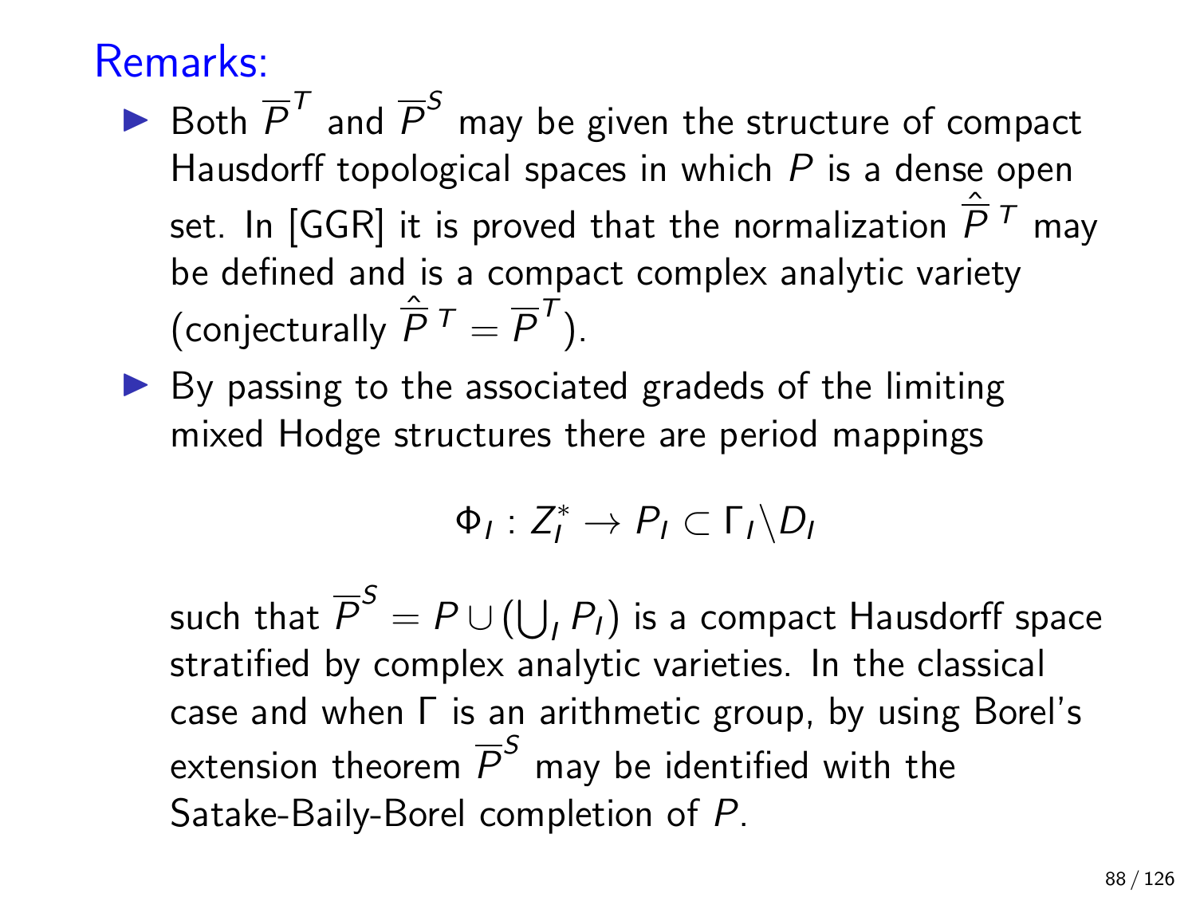## Remarks:

- Both $\overline{P}^T$ and $\overline{P}^S$ may be given the structure of compact Hausdorff topological spaces in which $P$ is a dense open set. In [GGR] it is proved that the normalization $\hat{\overline{P}}^T$ may be defined and is a compact complex analytic variety (conjecturally $\hat{\overline{P}}^T = \overline{P}^T$).
- By passing to the associated gradeds of the limiting mixed Hodge structures there are period mappings

$$\Phi_I : Z_I^* \to P_I \subset \Gamma_I \backslash D_I$$

such that $\overline{P}^S = P \cup \left(\bigcup_I P_I\right)$ is a compact Hausdorff space stratified by complex analytic varieties. In the classical case and when $\Gamma$ is an arithmetic group, by using Borel's extension theorem $\overline{P}^S$ may be identified with the Satake-Baily-Borel completion of $P$.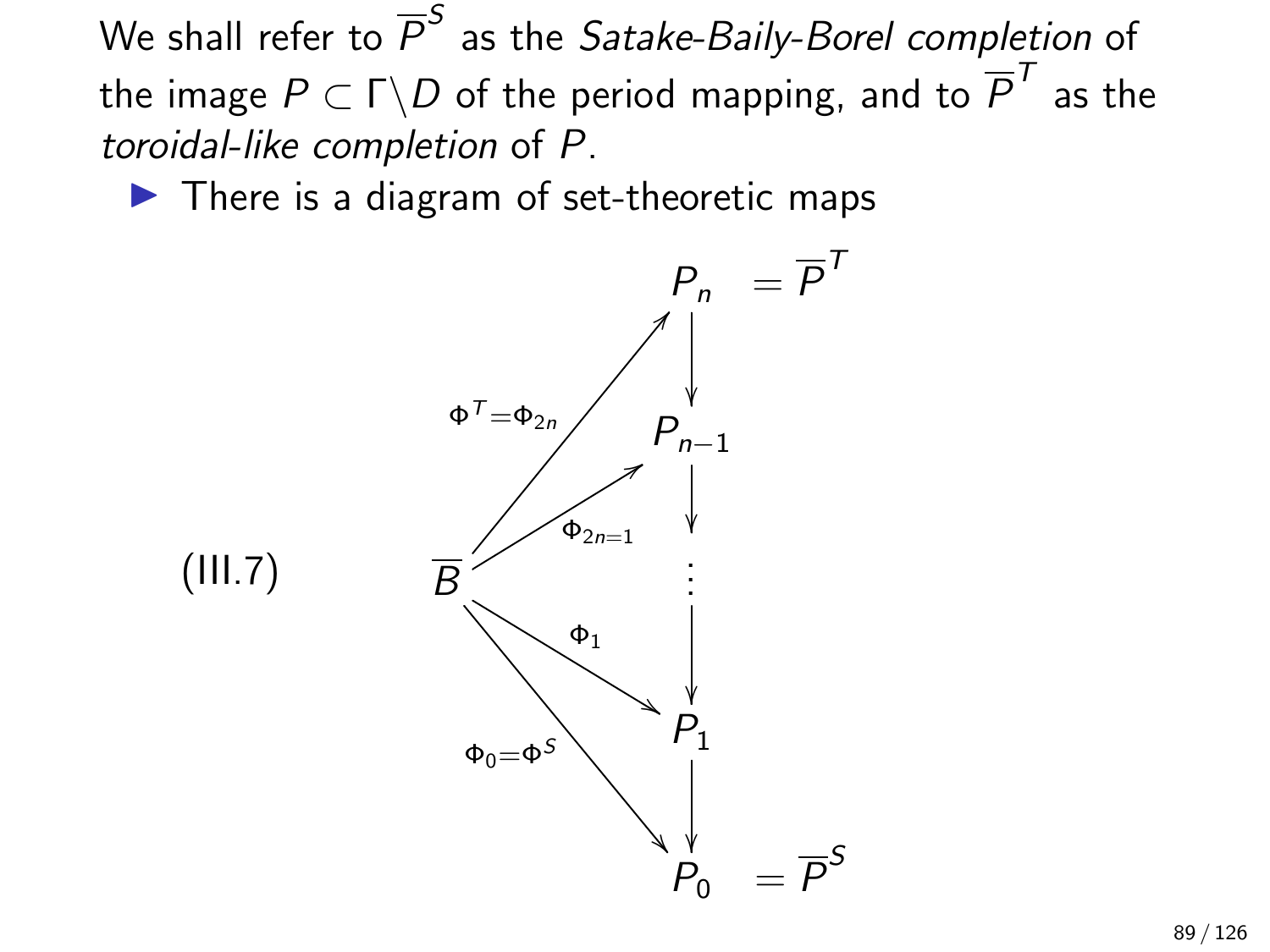We shall refer to $\overline{P}^S$ as the *Satake-Baily-Borel completion* of the image $P \subset \Gamma\backslash D$ of the period mapping, and to $\overline{P}^T$ as the *toroidal-like completion* of $P$.

- There is a diagram of set-theoretic maps

$$
\text{(III.7)} \qquad
\begin{array}{ccll}
 & & P_n & = \overline{P}^T \\
 & \overset{\Phi^T = \Phi_{2n}}{\nearrow} & \downarrow & \\
 & & P_{n-1} & \\
 & \overset{\Phi_{2n=1}}{\nearrow} & \downarrow & \\
\overline{B} & & \vdots & \\
 & \underset{\Phi_1}{\searrow} & \downarrow & \\
 & & P_1 & \\
 & \underset{\Phi_0 = \Phi^S}{\searrow} & \downarrow & \\
 & & P_0 & = \overline{P}^S
\end{array}
$$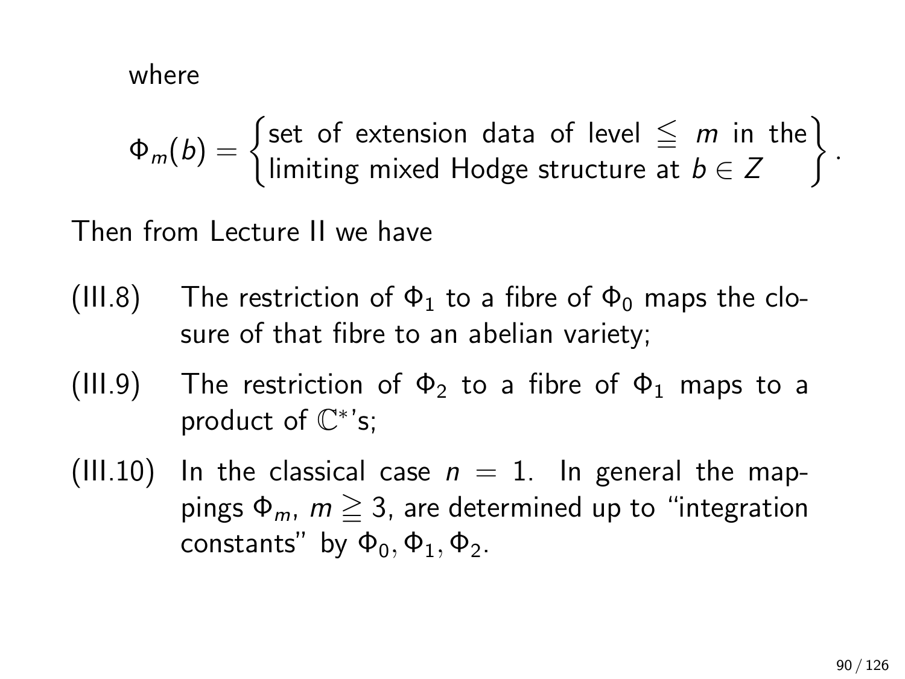where

$$\Phi_m(b) = \begin{Bmatrix} \text{set of extension data of level} \leqq m \text{ in the} \\ \text{limiting mixed Hodge structure at } b \in Z \end{Bmatrix}.$$

Then from Lecture II we have

(III.8) The restriction of $\Phi_1$ to a fibre of $\Phi_0$ maps the closure of that fibre to an abelian variety;

(III.9) The restriction of $\Phi_2$ to a fibre of $\Phi_1$ maps to a product of $\mathbb{C}^*$'s;

(III.10) In the classical case $n = 1$. In general the mappings $\Phi_m$, $m \geqq 3$, are determined up to "integration constants" by $\Phi_0, \Phi_1, \Phi_2$.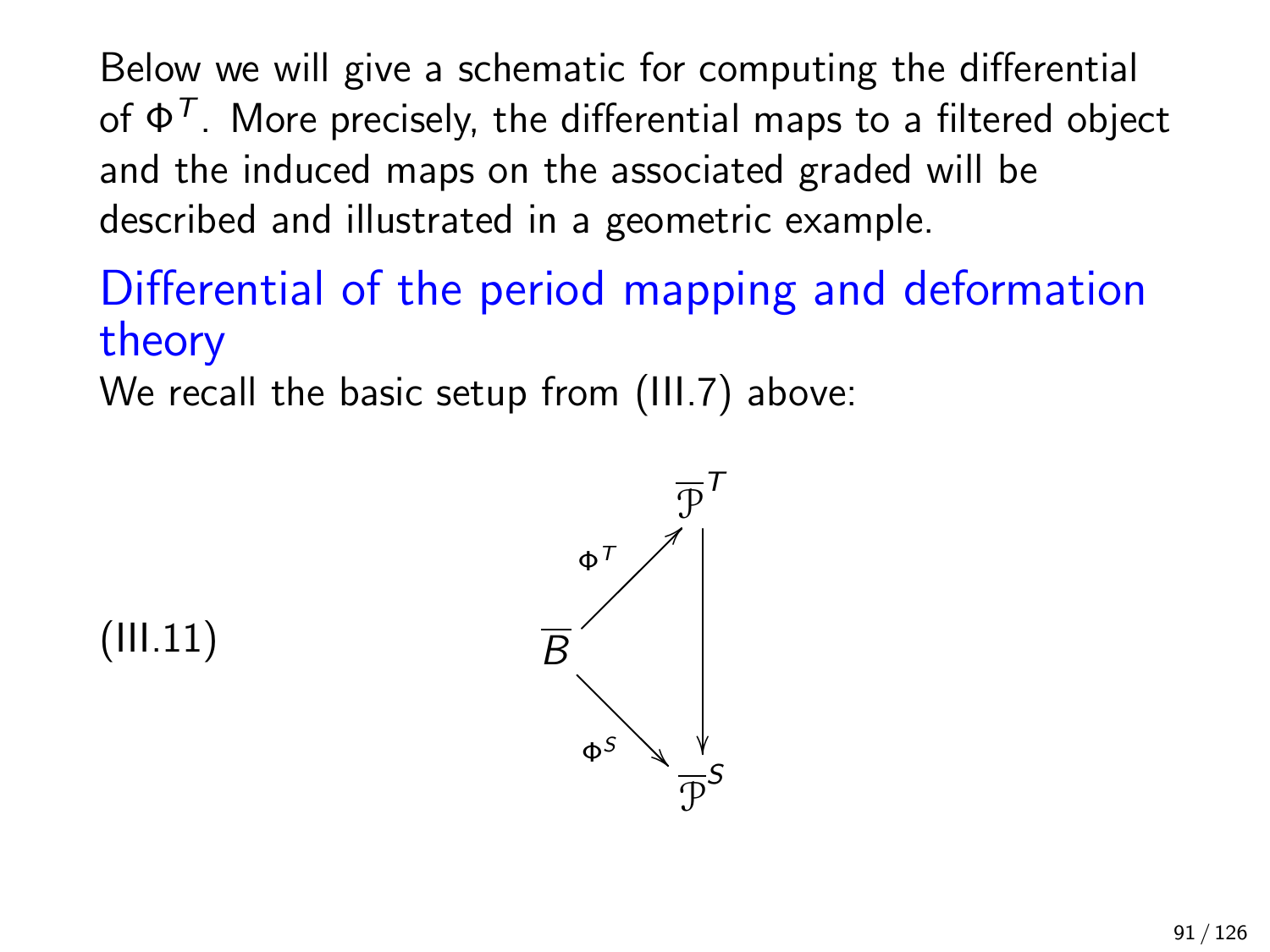Below we will give a schematic for computing the differential of $\Phi^T$. More precisely, the differential maps to a filtered object and the induced maps on the associated graded will be described and illustrated in a geometric example.

## Differential of the period mapping and deformation theory

We recall the basic setup from (III.7) above:

(III.11)
$$
\begin{array}{ccc}
 & & \overline{\mathcal{P}}^T \\
 & \overset{\Phi^T}{\nearrow} & \downarrow \\
\overline{B} & & \\
 & \underset{\Phi^S}{\searrow} & \\
 & & \overline{\mathcal{P}}^S
\end{array}
$$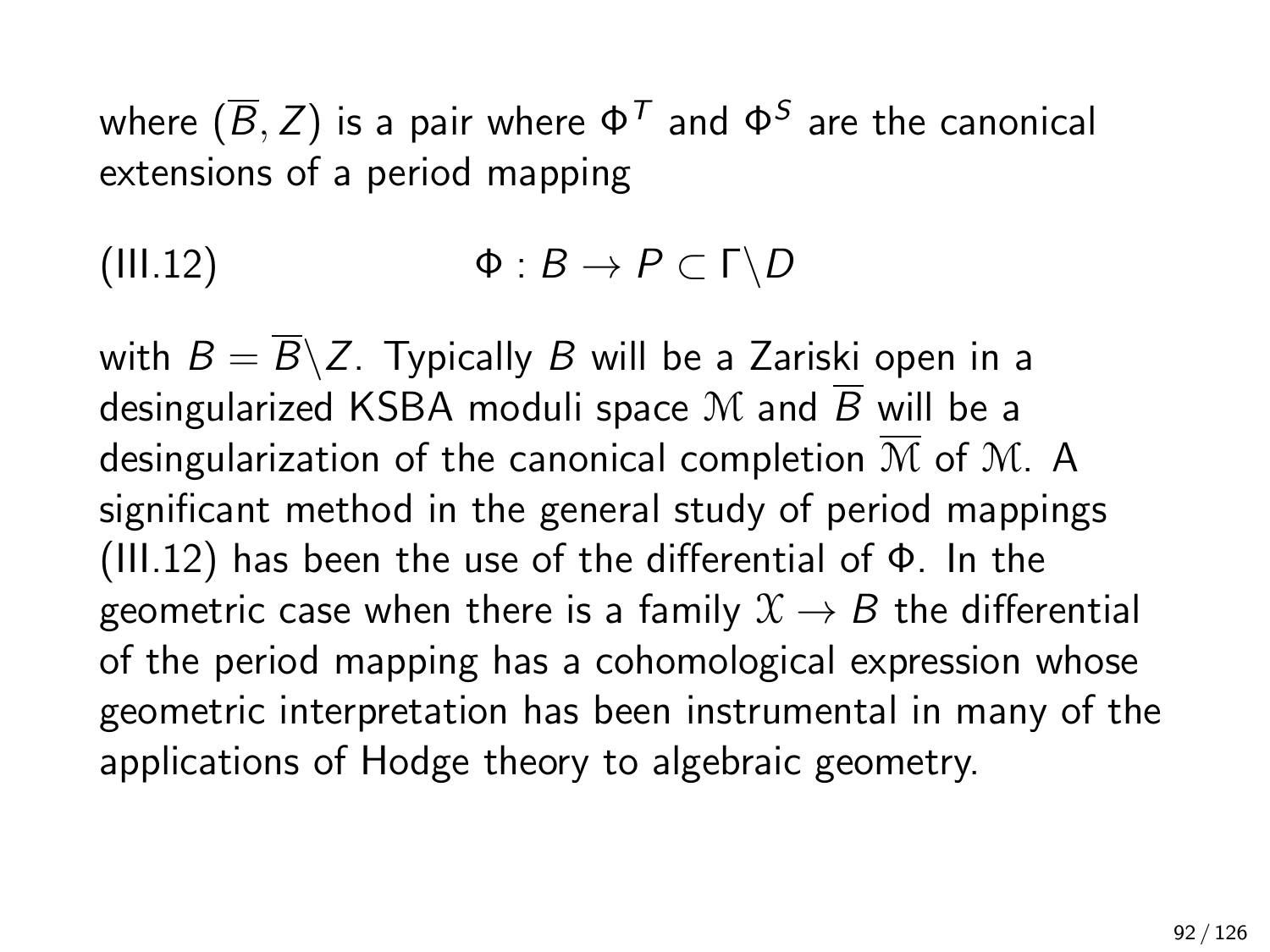where $(\overline{B}, Z)$ is a pair where $\Phi^T$ and $\Phi^S$ are the canonical extensions of a period mapping

$$\text{(III.12)} \qquad \Phi : B \to P \subset \Gamma\backslash D$$

with $B = \overline{B}\backslash Z$. Typically $B$ will be a Zariski open in a desingularized KSBA moduli space $\mathcal{M}$ and $\overline{B}$ will be a desingularization of the canonical completion $\overline{\mathcal{M}}$ of $\mathcal{M}$. A significant method in the general study of period mappings (III.12) has been the use of the differential of $\Phi$. In the geometric case when there is a family $\mathcal{X} \to B$ the differential of the period mapping has a cohomological expression whose geometric interpretation has been instrumental in many of the applications of Hodge theory to algebraic geometry.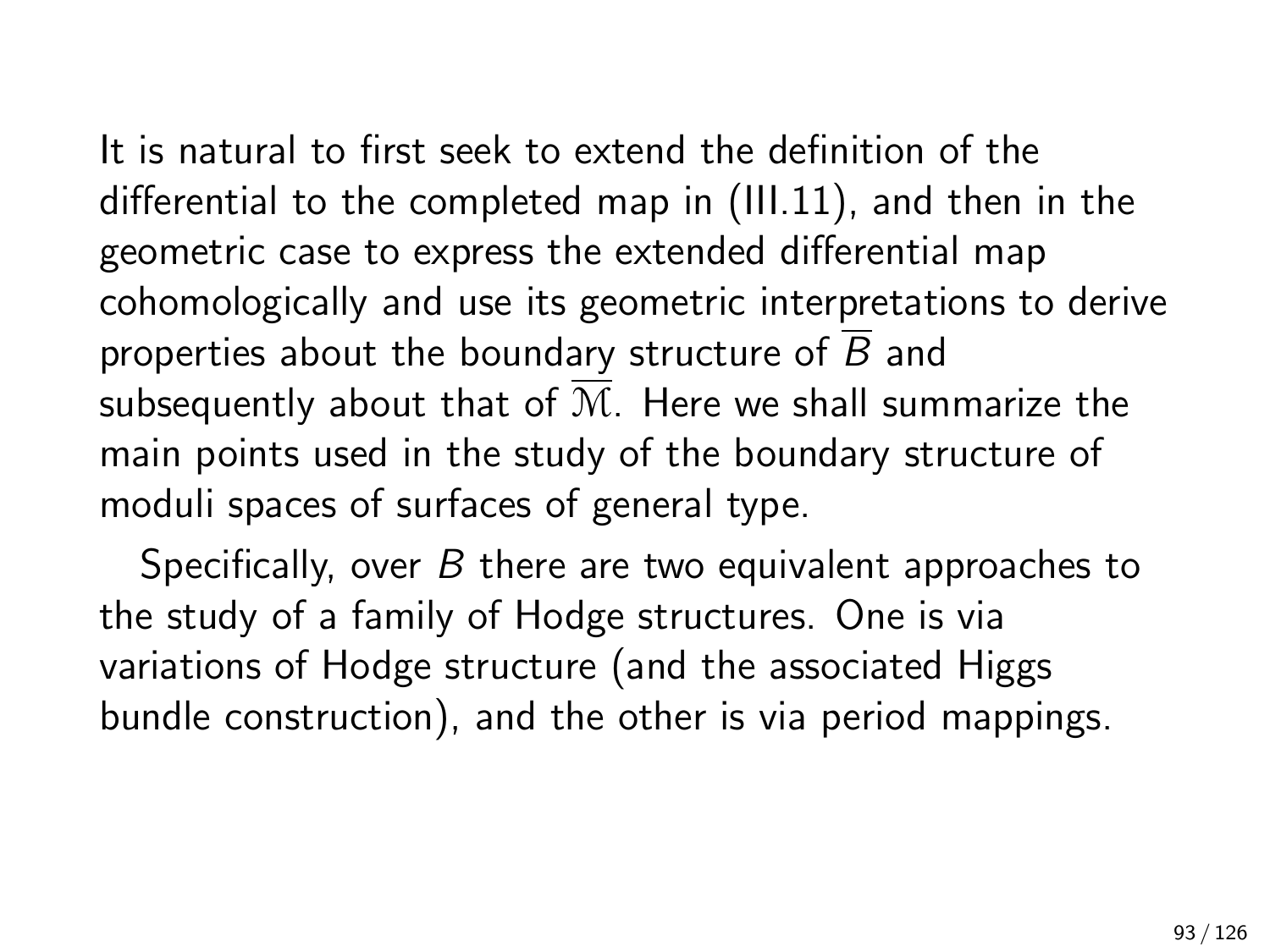It is natural to first seek to extend the definition of the differential to the completed map in (III.11), and then in the geometric case to express the extended differential map cohomologically and use its geometric interpretations to derive properties about the boundary structure of $\overline{B}$ and subsequently about that of $\overline{\mathcal{M}}$. Here we shall summarize the main points used in the study of the boundary structure of moduli spaces of surfaces of general type.

Specifically, over $B$ there are two equivalent approaches to the study of a family of Hodge structures. One is via variations of Hodge structure (and the associated Higgs bundle construction), and the other is via period mappings.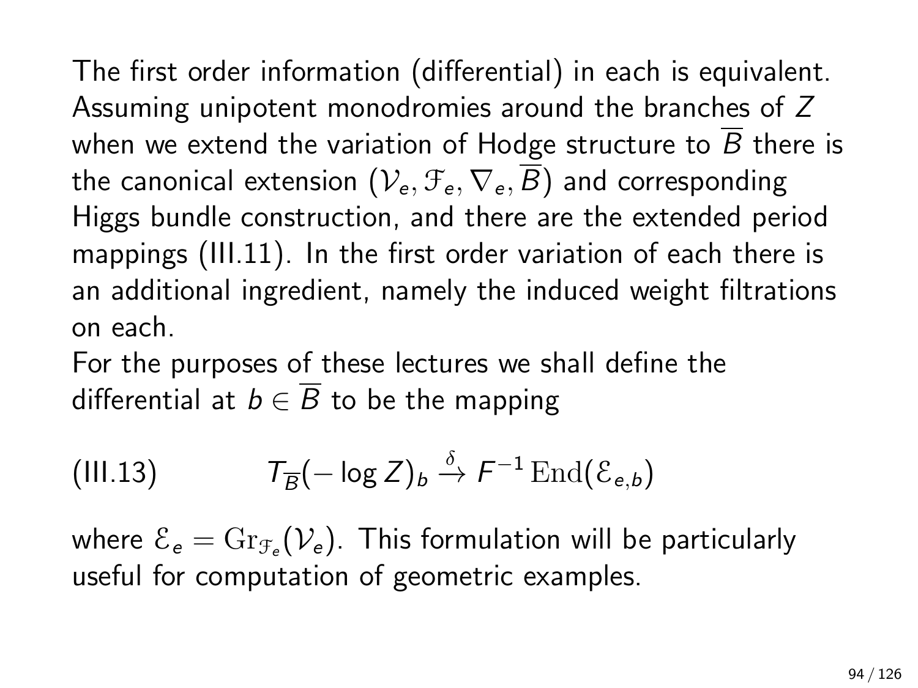The first order information (differential) in each is equivalent. Assuming unipotent monodromies around the branches of $Z$ when we extend the variation of Hodge structure to $\overline{B}$ there is the canonical extension $(\mathcal{V}_e, \mathcal{F}_e, \nabla_e, \overline{B})$ and corresponding Higgs bundle construction, and there are the extended period mappings (III.11). In the first order variation of each there is an additional ingredient, namely the induced weight filtrations on each.

For the purposes of these lectures we shall define the differential at $b \in \overline{B}$ to be the mapping

$$
\text{(III.13)} \qquad T_{\overline{B}}(-\log Z)_b \xrightarrow{\delta} F^{-1}\operatorname{End}(\mathcal{E}_{e,b})
$$

where $\mathcal{E}_e = \operatorname{Gr}_{\mathcal{F}_e}(\mathcal{V}_e)$. This formulation will be particularly useful for computation of geometric examples.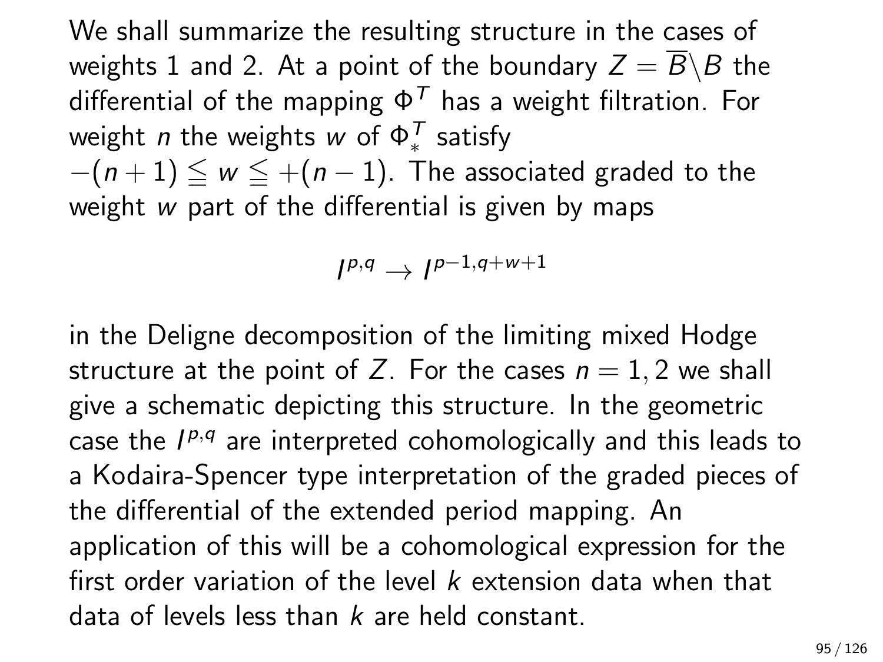We shall summarize the resulting structure in the cases of weights 1 and 2. At a point of the boundary $Z = \overline{B}\backslash B$ the differential of the mapping $\Phi^T$ has a weight filtration. For weight $n$ the weights $w$ of $\Phi^T_*$ satisfy $-(n+1) \leqq w \leqq +(n-1)$. The associated graded to the weight $w$ part of the differential is given by maps

$$I^{p,q} \to I^{p-1,q+w+1}$$

in the Deligne decomposition of the limiting mixed Hodge structure at the point of $Z$. For the cases $n = 1, 2$ we shall give a schematic depicting this structure. In the geometric case the $I^{p,q}$ are interpreted cohomologically and this leads to a Kodaira-Spencer type interpretation of the graded pieces of the differential of the extended period mapping. An application of this will be a cohomological expression for the first order variation of the level $k$ extension data when that data of levels less than $k$ are held constant.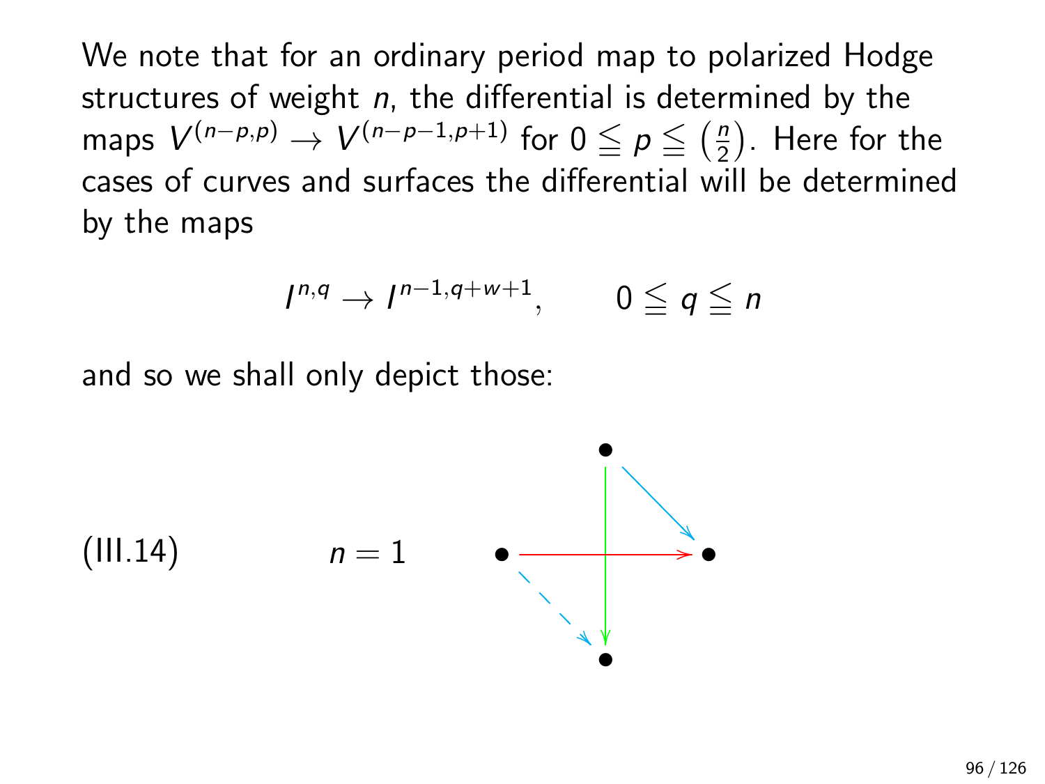We note that for an ordinary period map to polarized Hodge structures of weight $n$, the differential is determined by the maps $V^{(n-p,p)} \to V^{(n-p-1,p+1)}$ for $0 \leqq p \leqq \left(\frac{n}{2}\right)$. Here for the cases of curves and surfaces the differential will be determined by the maps

$$I^{n,q} \to I^{n-1,q+w+1}, \qquad 0 \leqq q \leqq n$$

and so we shall only depict those:

(III.14) $\qquad n = 1$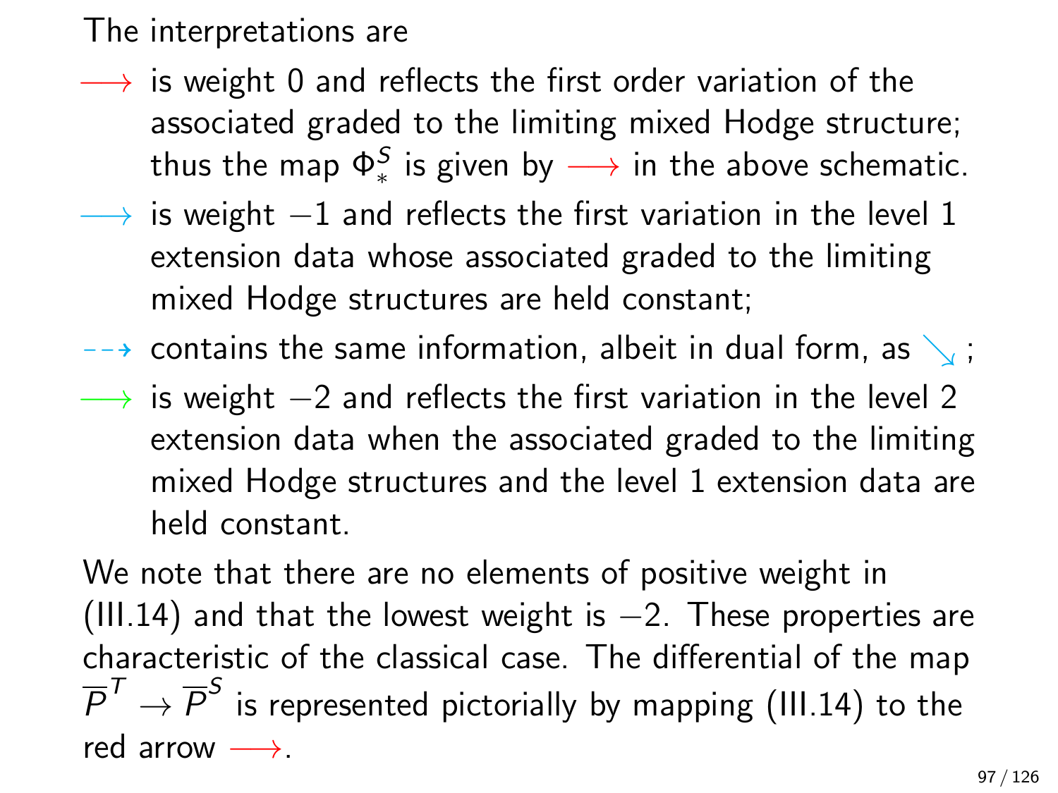The interpretations are

- $\longrightarrow$ is weight 0 and reflects the first order variation of the associated graded to the limiting mixed Hodge structure; thus the map $\Phi^S_*$ is given by $\longrightarrow$ in the above schematic.
- $\longrightarrow$ is weight $-1$ and reflects the first variation in the level 1 extension data whose associated graded to the limiting mixed Hodge structures are held constant;
- $\dashrightarrow$ contains the same information, albeit in dual form, as $\searrow$;
- $\longrightarrow$ is weight $-2$ and reflects the first variation in the level 2 extension data when the associated graded to the limiting mixed Hodge structures and the level 1 extension data are held constant.

We note that there are no elements of positive weight in (III.14) and that the lowest weight is $-2$. These properties are characteristic of the classical case. The differential of the map $\overline{P}^T \to \overline{P}^S$ is represented pictorially by mapping (III.14) to the red arrow $\longrightarrow$.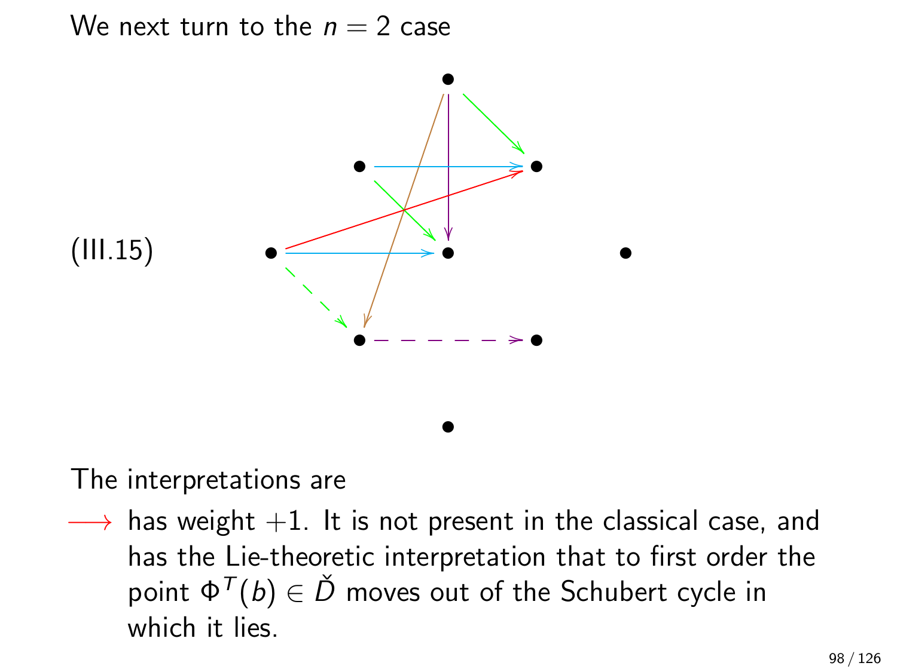We next turn to the $n = 2$ case

(III.15)

The interpretations are

$\longrightarrow$ has weight $+1$. It is not present in the classical case, and has the Lie-theoretic interpretation that to first order the point $\Phi^T(b) \in \check{D}$ moves out of the Schubert cycle in which it lies.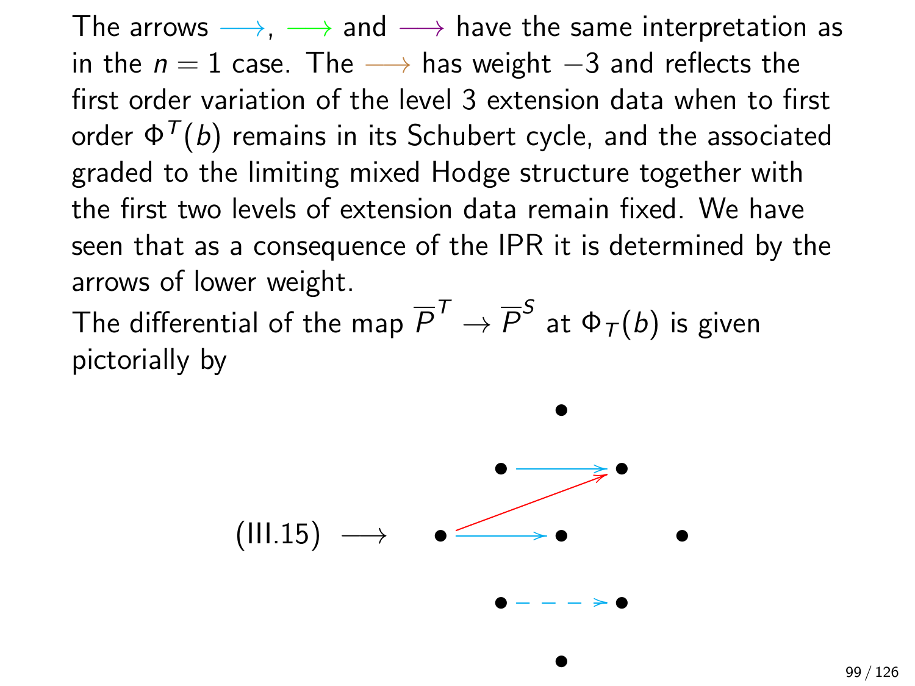The arrows $\longrightarrow$, $\longrightarrow$ and $\longrightarrow$ have the same interpretation as in the $n = 1$ case. The $\longrightarrow$ has weight $-3$ and reflects the first order variation of the level 3 extension data when to first order $\Phi^T(b)$ remains in its Schubert cycle, and the associated graded to the limiting mixed Hodge structure together with the first two levels of extension data remain fixed. We have seen that as a consequence of the IPR it is determined by the arrows of lower weight.

The differential of the map $\overline{P}^T \to \overline{P}^S$ at $\Phi_T(b)$ is given pictorially by

(III.15) $\longrightarrow$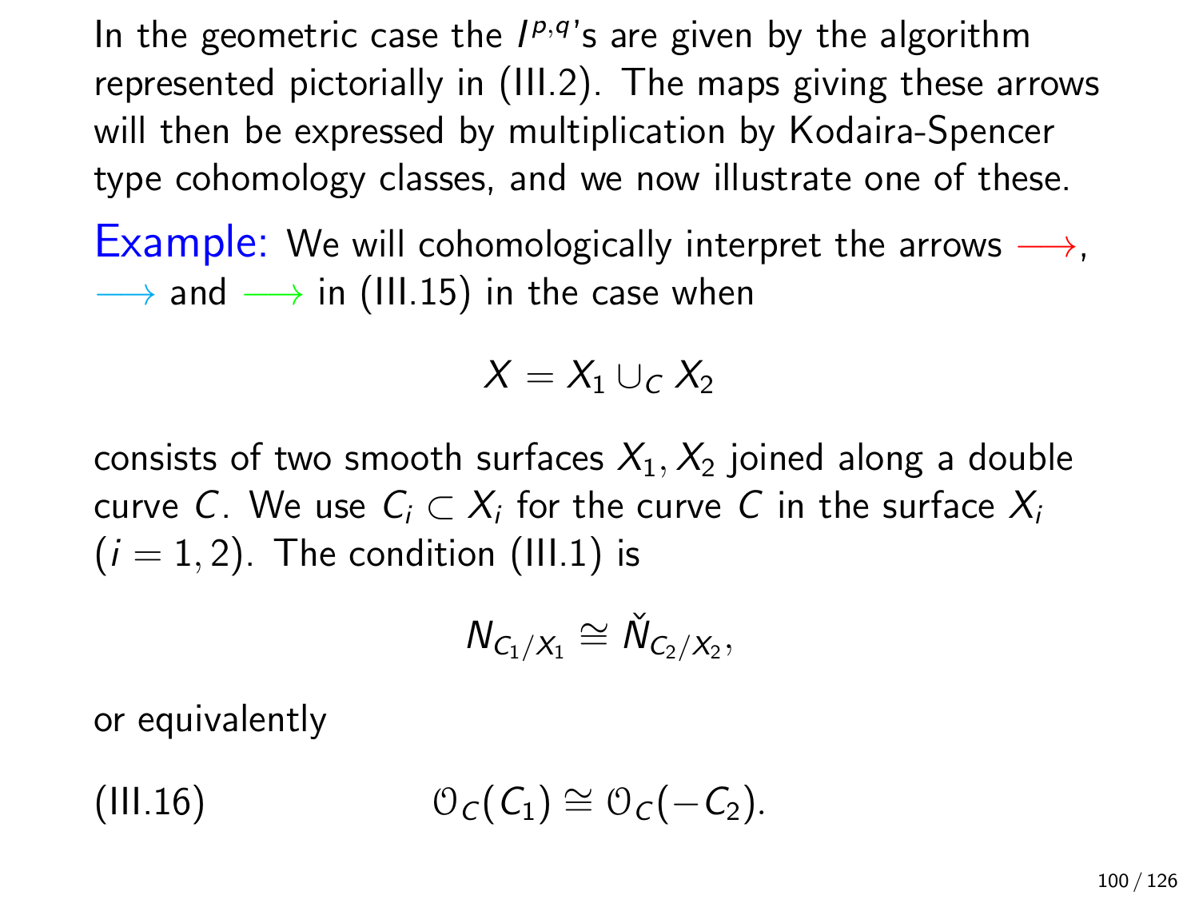In the geometric case the $I^{p,q}$'s are given by the algorithm represented pictorially in (III.2). The maps giving these arrows will then be expressed by multiplication by Kodaira-Spencer type cohomology classes, and we now illustrate one of these.

Example: We will cohomologically interpret the arrows $\longrightarrow$, $\longrightarrow$ and $\longrightarrow$ in (III.15) in the case when

$$X = X_1 \cup_C X_2$$

consists of two smooth surfaces $X_1, X_2$ joined along a double curve $C$. We use $C_i \subset X_i$ for the curve $C$ in the surface $X_i$ $(i = 1, 2)$. The condition (III.1) is

$$N_{C_1/X_1} \cong \check{N}_{C_2/X_2},$$

or equivalently

$$\text{(III.16)} \qquad \mathcal{O}_C(C_1) \cong \mathcal{O}_C(-C_2).$$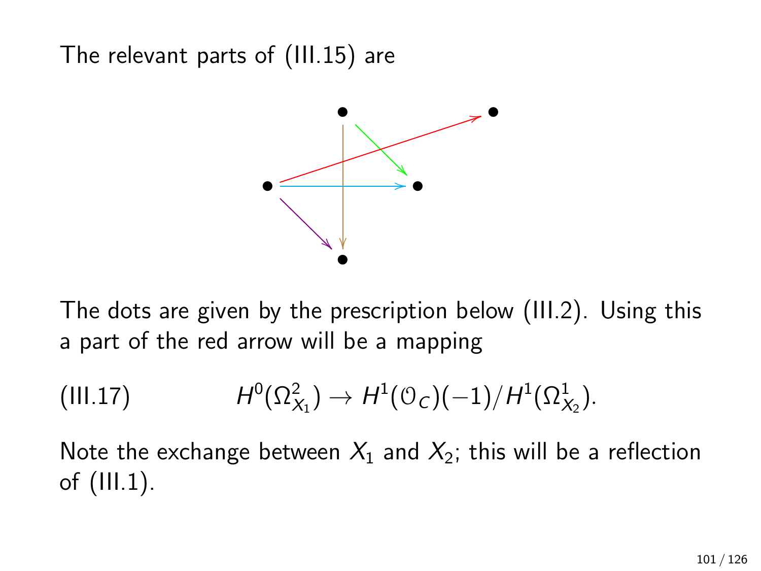The relevant parts of (III.15) are

The dots are given by the prescription below (III.2). Using this a part of the red arrow will be a mapping

$$H^0(\Omega^2_{X_1}) \to H^1(\mathcal{O}_C)(-1)/H^1(\Omega^1_{X_2}). \tag{III.17}$$

Note the exchange between $X_1$ and $X_2$; this will be a reflection of (III.1).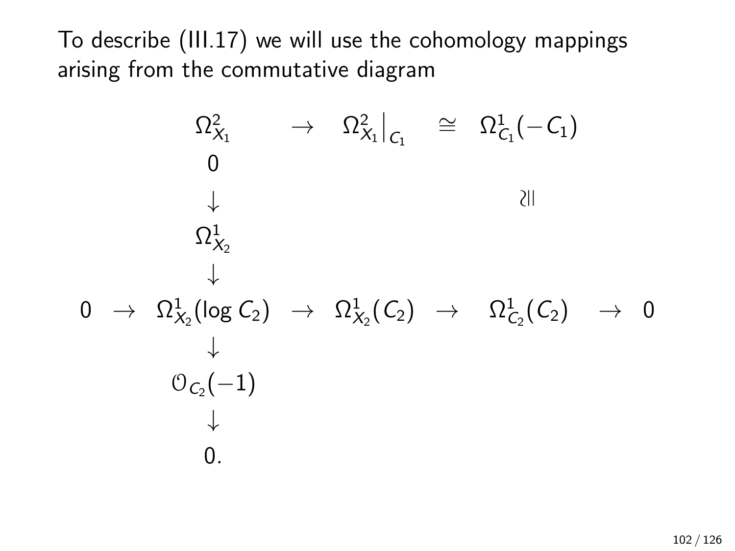To describe (III.17) we will use the cohomology mappings arising from the commutative diagram

$$
\begin{array}{ccccccccc}
 & & \Omega^2_{X_1} & \to & \Omega^2_{X_1}\big|_{C_1} & \cong & \Omega^1_{C_1}(-C_1) & & \\
 & & 0 & & & & & & \\
 & & \downarrow & & & & \wr\| & & \\
 & & \Omega^1_{X_2} & & & & & & \\
 & & \downarrow & & & & & & \\
0 & \to & \Omega^1_{X_2}(\log C_2) & \to & \Omega^1_{X_2}(C_2) & \to & \Omega^1_{C_2}(C_2) & \to & 0 \\
 & & \downarrow & & & & & & \\
 & & \mathcal{O}_{C_2}(-1) & & & & & & \\
 & & \downarrow & & & & & & \\
 & & 0. & & & & & &
\end{array}
$$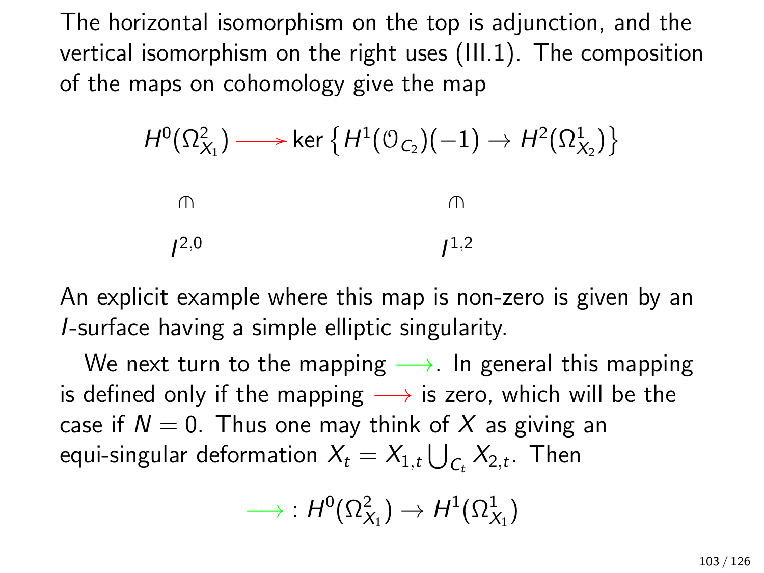The horizontal isomorphism on the top is adjunction, and the vertical isomorphism on the right uses (III.1). The composition of the maps on cohomology give the map

$$\begin{array}{ccc} H^0(\Omega^2_{X_1}) & \longrightarrow & \ker\left\{H^1(\mathcal{O}_{C_2})(-1) \to H^2(\Omega^1_{X_2})\right\} \\ \pitchfork & & \pitchfork \\ I^{2,0} & & I^{1,2} \end{array}$$

An explicit example where this map is non-zero is given by an $I$-surface having a simple elliptic singularity.

We next turn to the mapping $\longrightarrow$. In general this mapping is defined only if the mapping $\longrightarrow$ is zero, which will be the case if $N = 0$. Thus one may think of $X$ as giving an equi-singular deformation $X_t = X_{1,t} \bigcup_{C_t} X_{2,t}$. Then

$$\longrightarrow : H^0(\Omega^2_{X_1}) \to H^1(\Omega^1_{X_1})$$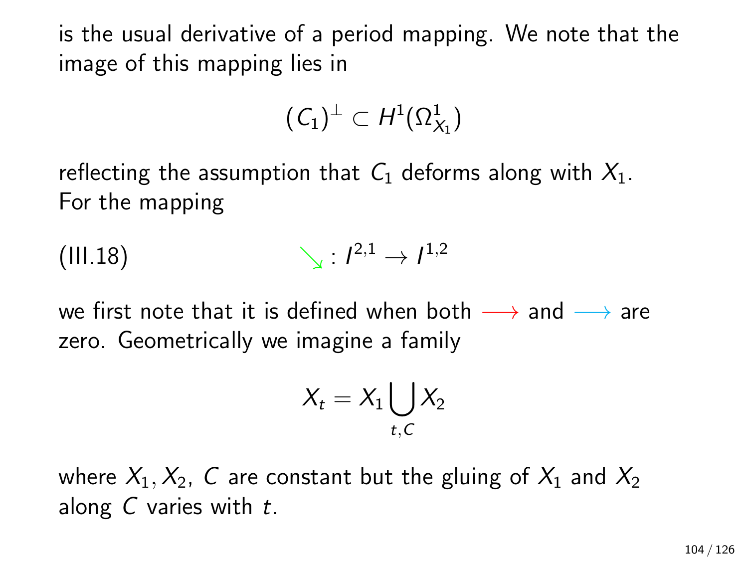is the usual derivative of a period mapping. We note that the image of this mapping lies in

$$(C_1)^\perp \subset H^1(\Omega^1_{X_1})$$

reflecting the assumption that $C_1$ deforms along with $X_1$. For the mapping

$$\text{(III.18)} \qquad \searrow : I^{2,1} \to I^{1,2}$$

we first note that it is defined when both $\longrightarrow$ and $\longrightarrow$ are zero. Geometrically we imagine a family

$$X_t = X_1 \bigcup_{t,C} X_2$$

where $X_1, X_2$, $C$ are constant but the gluing of $X_1$ and $X_2$ along $C$ varies with $t$.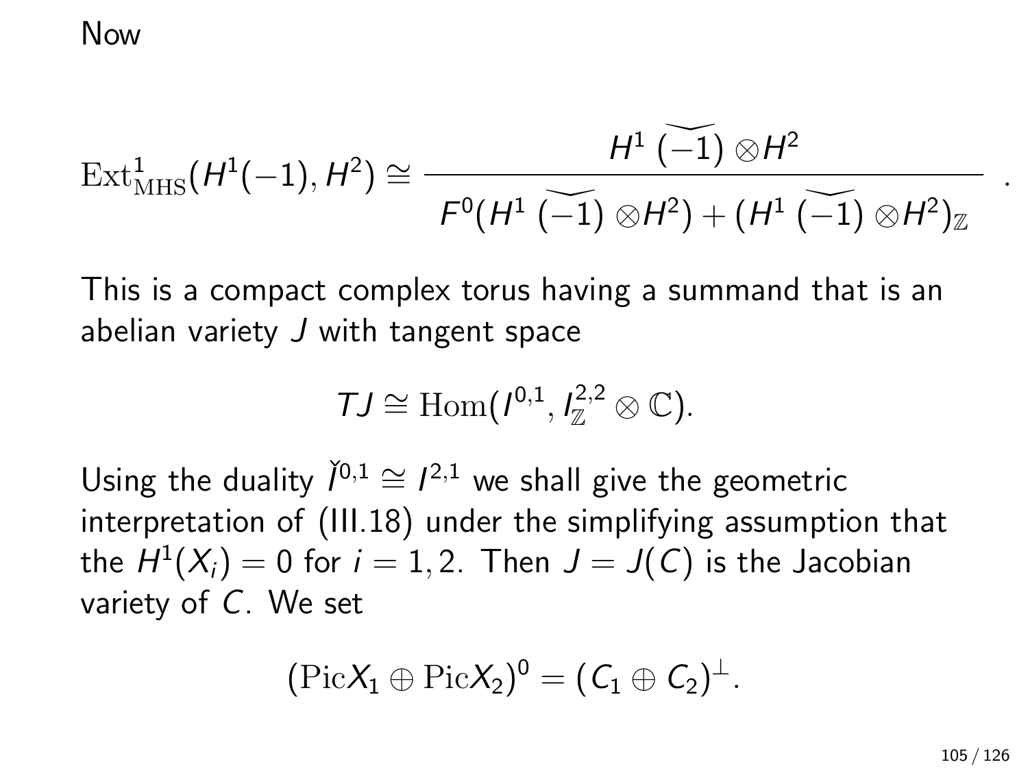Now

$$
\mathrm{Ext}^1_{\mathrm{MHS}}(H^1(-1), H^2) \cong \frac{H^1\,\widecheck{(-1)}\otimes H^2}{F^0(H^1\,\widecheck{(-1)}\otimes H^2) + (H^1\,\widecheck{(-1)}\otimes H^2)_{\mathbb{Z}}}\ .
$$

This is a compact complex torus having a summand that is an abelian variety $J$ with tangent space

$$
TJ \cong \mathrm{Hom}(I^{0,1}, I^{2,2}_{\mathbb{Z}} \otimes \mathbb{C}).
$$

Using the duality $\check{I}^{0,1} \cong I^{2,1}$ we shall give the geometric interpretation of (III.18) under the simplifying assumption that the $H^1(X_i) = 0$ for $i = 1, 2$. Then $J = J(C)$ is the Jacobian variety of $C$. We set

$$
(\mathrm{Pic}X_1 \oplus \mathrm{Pic}X_2)^0 = (C_1 \oplus C_2)^{\perp}.
$$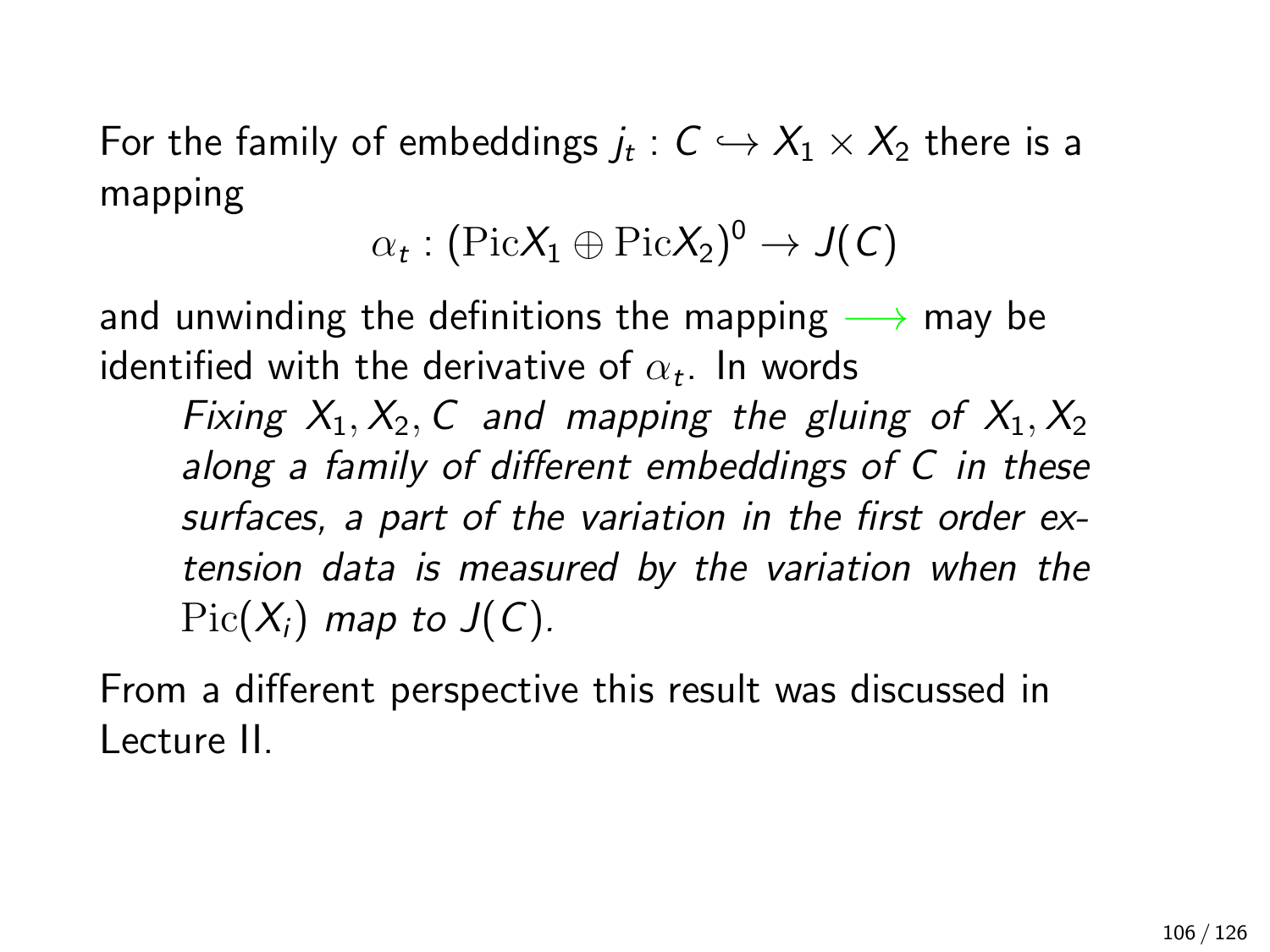For the family of embeddings $j_t : C \hookrightarrow X_1 \times X_2$ there is a mapping

$$\alpha_t : (\mathrm{Pic} X_1 \oplus \mathrm{Pic} X_2)^0 \to J(C)$$

and unwinding the definitions the mapping $\longrightarrow$ may be identified with the derivative of $\alpha_t$. In words

> *Fixing $X_1, X_2, C$ and mapping the gluing of $X_1, X_2$ along a family of different embeddings of $C$ in these surfaces, a part of the variation in the first order extension data is measured by the variation when the $\mathrm{Pic}(X_i)$ map to $J(C)$.*

From a different perspective this result was discussed in Lecture II.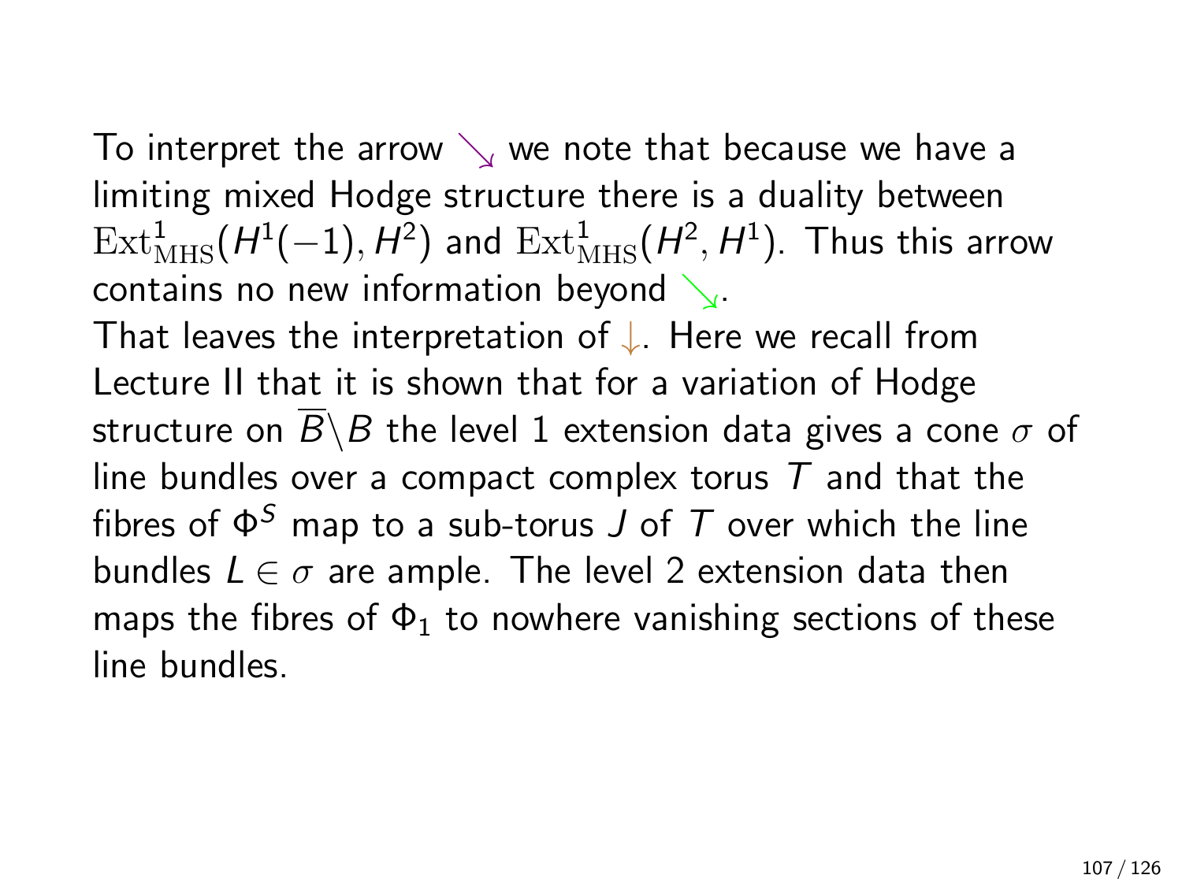To interpret the arrow $\searrow$ we note that because we have a limiting mixed Hodge structure there is a duality between $\mathrm{Ext}^1_{\mathrm{MHS}}(H^1(-1), H^2)$ and $\mathrm{Ext}^1_{\mathrm{MHS}}(H^2, H^1)$. Thus this arrow contains no new information beyond $\searrow$.

That leaves the interpretation of $\downarrow$. Here we recall from Lecture II that it is shown that for a variation of Hodge structure on $\overline{B} \backslash B$ the level 1 extension data gives a cone $\sigma$ of line bundles over a compact complex torus $T$ and that the fibres of $\Phi^S$ map to a sub-torus $J$ of $T$ over which the line bundles $L \in \sigma$ are ample. The level 2 extension data then maps the fibres of $\Phi_1$ to nowhere vanishing sections of these line bundles.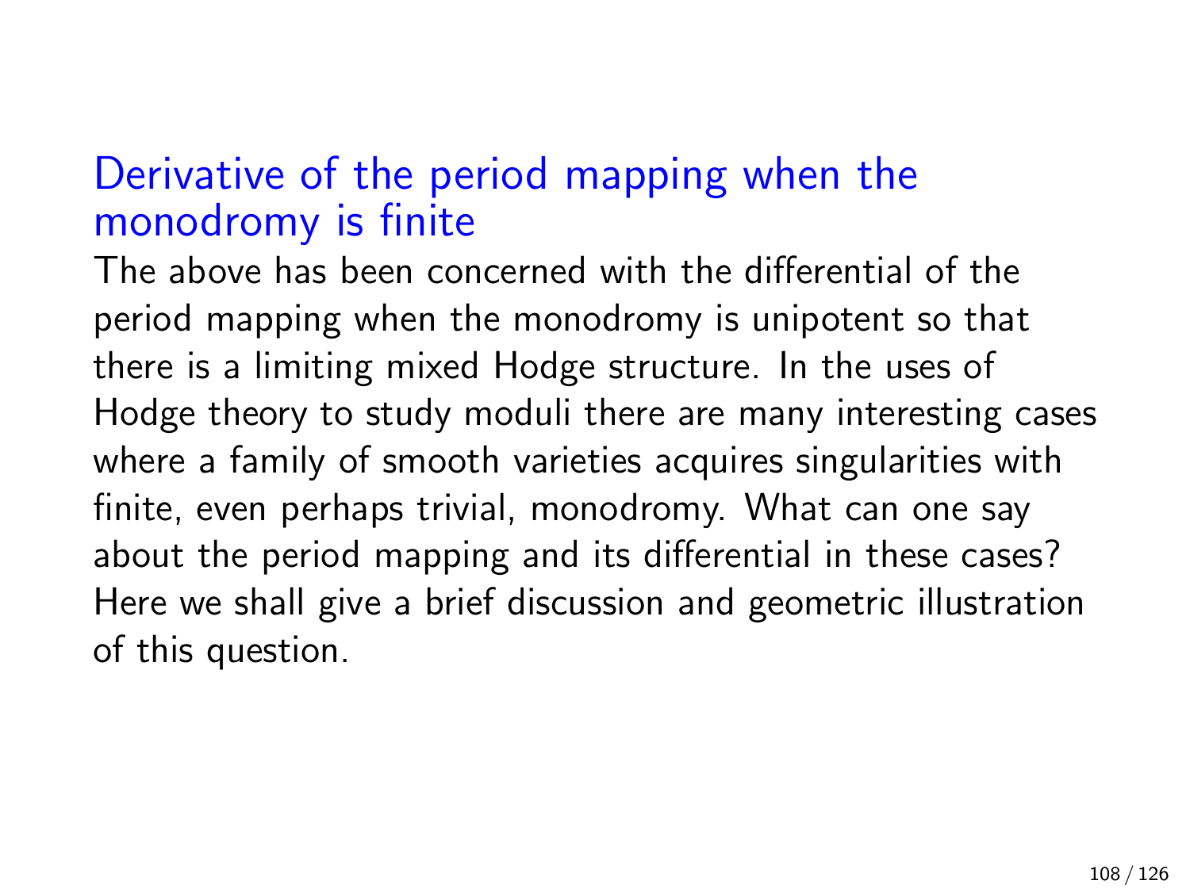## Derivative of the period mapping when the monodromy is finite

The above has been concerned with the differential of the period mapping when the monodromy is unipotent so that there is a limiting mixed Hodge structure. In the uses of Hodge theory to study moduli there are many interesting cases where a family of smooth varieties acquires singularities with finite, even perhaps trivial, monodromy. What can one say about the period mapping and its differential in these cases? Here we shall give a brief discussion and geometric illustration of this question.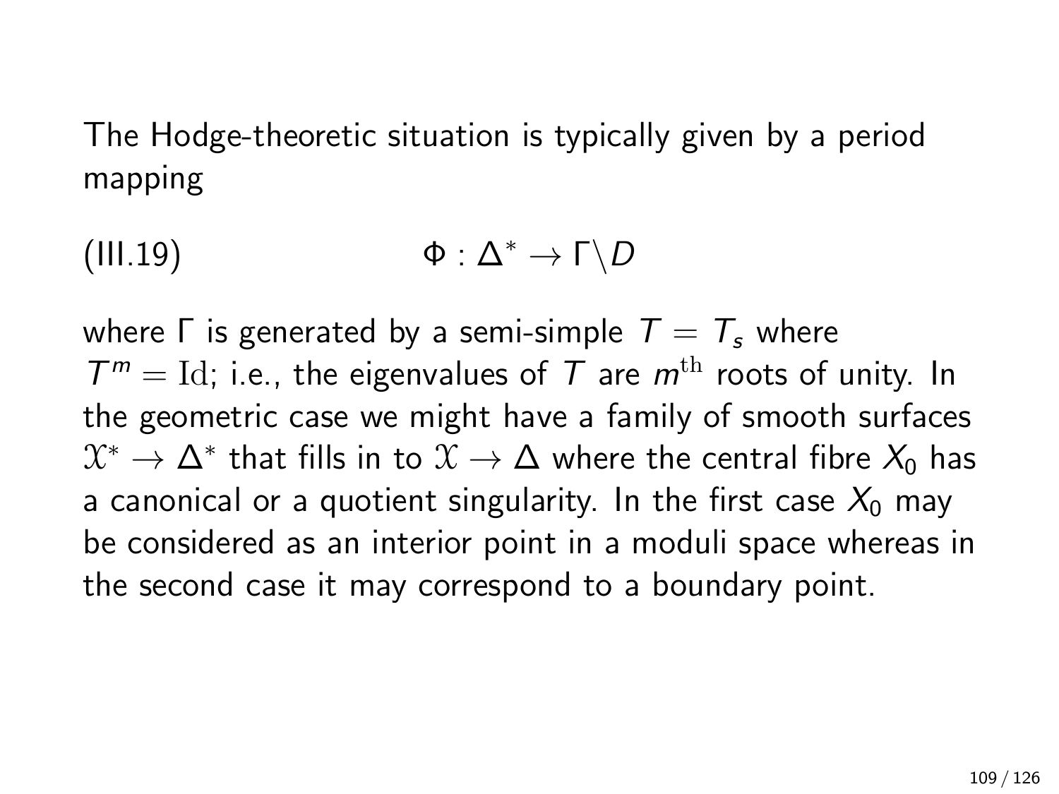The Hodge-theoretic situation is typically given by a period mapping

$$\Phi : \Delta^* \to \Gamma\backslash D \tag{III.19}$$

where $\Gamma$ is generated by a semi-simple $T = T_s$ where $T^m = \mathrm{Id}$; i.e., the eigenvalues of $T$ are $m^{\mathrm{th}}$ roots of unity. In the geometric case we might have a family of smooth surfaces $\mathcal{X}^* \to \Delta^*$ that fills in to $\mathcal{X} \to \Delta$ where the central fibre $X_0$ has a canonical or a quotient singularity. In the first case $X_0$ may be considered as an interior point in a moduli space whereas in the second case it may correspond to a boundary point.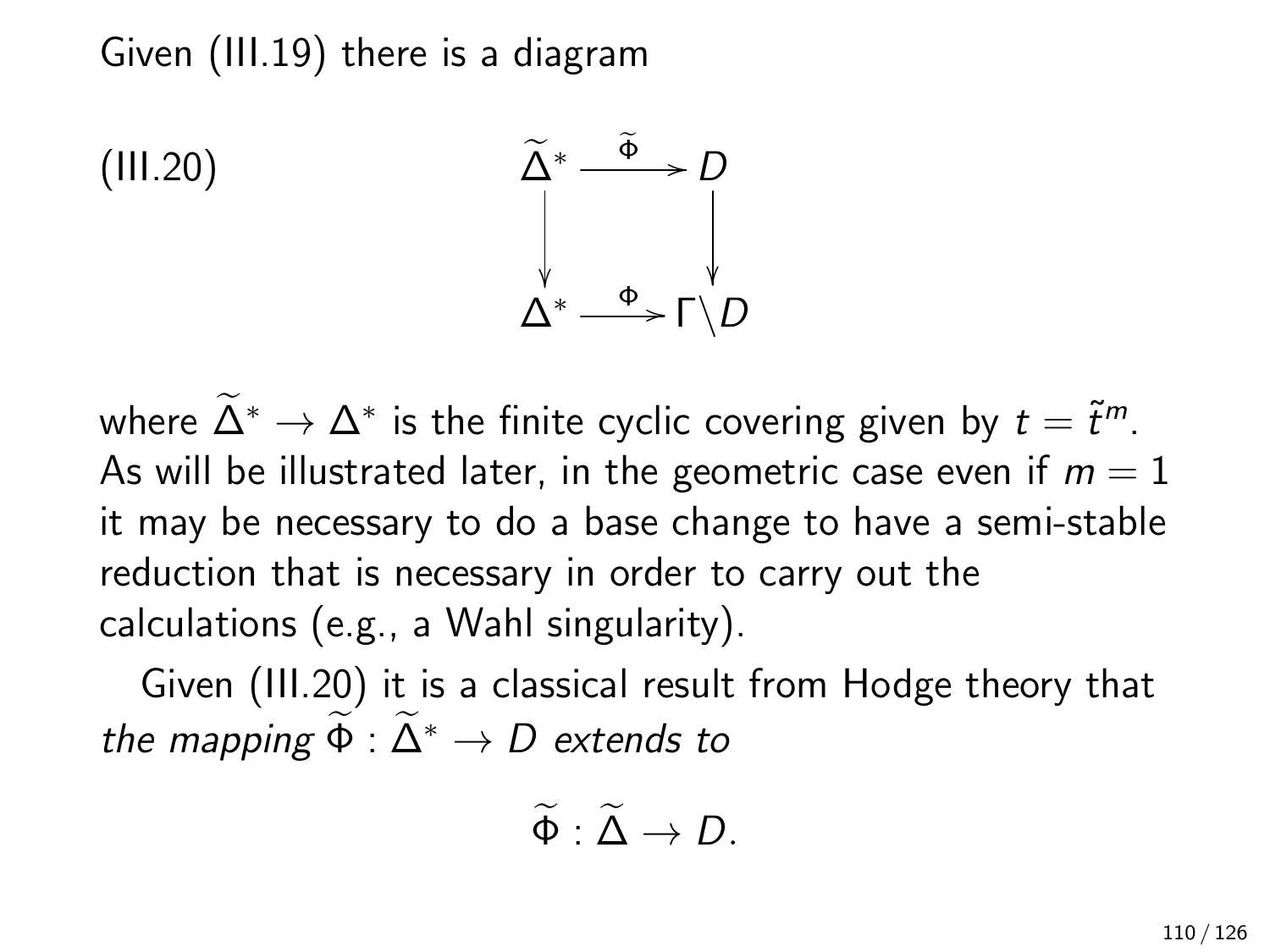Given (III.19) there is a diagram

$$
\text{(III.20)} \qquad \begin{array}{ccc}
\widetilde{\Delta}^* & \xrightarrow{\widetilde{\Phi}} & D \\
\downarrow & & \downarrow \\
\Delta^* & \xrightarrow{\Phi} & \Gamma\backslash D
\end{array}
$$

where $\widetilde{\Delta}^* \to \Delta^*$ is the finite cyclic covering given by $t = \tilde{t}^m$. As will be illustrated later, in the geometric case even if $m = 1$ it may be necessary to do a base change to have a semi-stable reduction that is necessary in order to carry out the calculations (e.g., a Wahl singularity).

Given (III.20) it is a classical result from Hodge theory that *the mapping* $\widetilde{\Phi} : \widetilde{\Delta}^* \to D$ *extends to*

$$\widetilde{\Phi} : \widetilde{\Delta} \to D.$$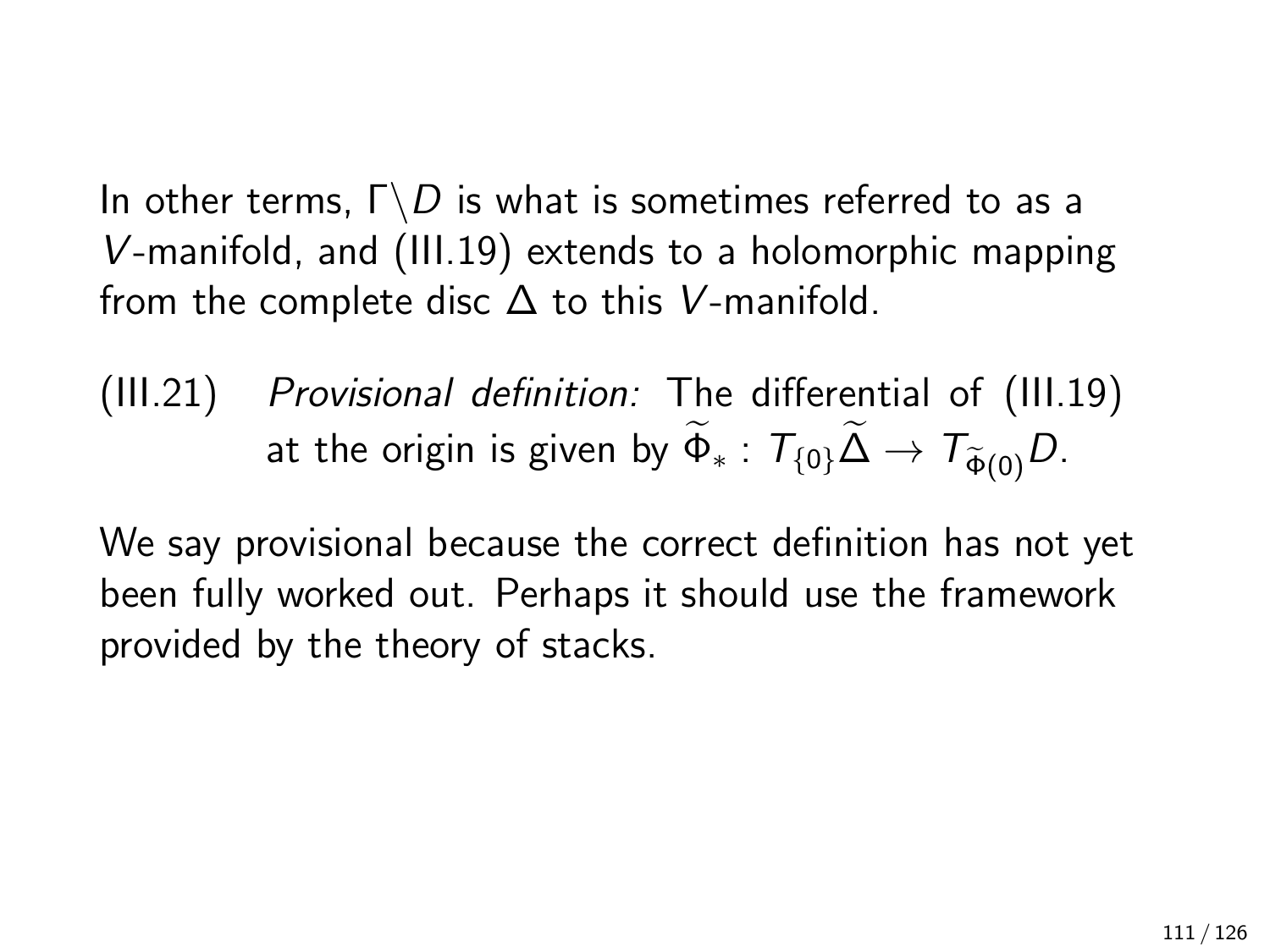In other terms, $\Gamma\backslash D$ is what is sometimes referred to as a $V$-manifold, and (III.19) extends to a holomorphic mapping from the complete disc $\Delta$ to this $V$-manifold.

(III.21) *Provisional definition:* The differential of (III.19) at the origin is given by $\widetilde{\Phi}_* : T_{\{0\}}\widetilde{\Delta} \to T_{\widetilde{\Phi}(0)}D$.

We say provisional because the correct definition has not yet been fully worked out. Perhaps it should use the framework provided by the theory of stacks.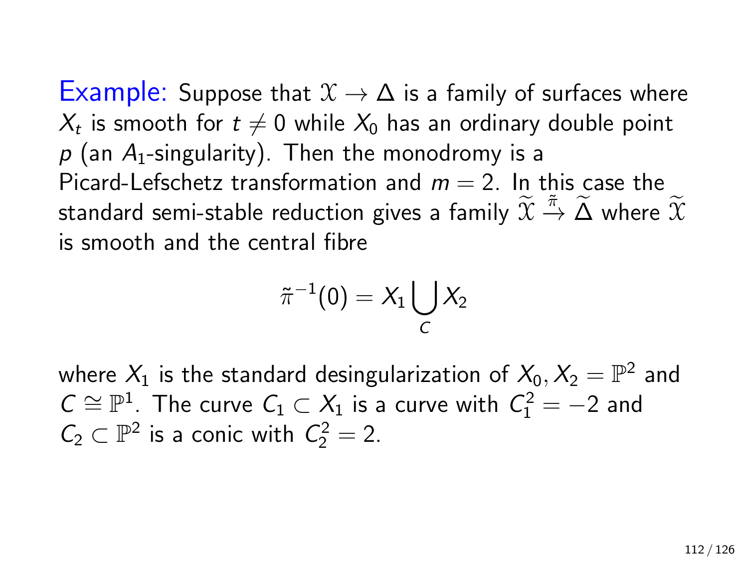Example: Suppose that $\mathfrak{X} \to \Delta$ is a family of surfaces where $X_t$ is smooth for $t \neq 0$ while $X_0$ has an ordinary double point $p$ (an $A_1$-singularity). Then the monodromy is a Picard-Lefschetz transformation and $m = 2$. In this case the standard semi-stable reduction gives a family $\widetilde{\mathfrak{X}} \xrightarrow{\tilde{\pi}} \widetilde{\Delta}$ where $\widetilde{\mathfrak{X}}$ is smooth and the central fibre

$$\tilde{\pi}^{-1}(0) = X_1 \bigcup_C X_2$$

where $X_1$ is the standard desingularization of $X_0, X_2 = \mathbb{P}^2$ and $C \cong \mathbb{P}^1$. The curve $C_1 \subset X_1$ is a curve with $C_1^2 = -2$ and $C_2 \subset \mathbb{P}^2$ is a conic with $C_2^2 = 2$.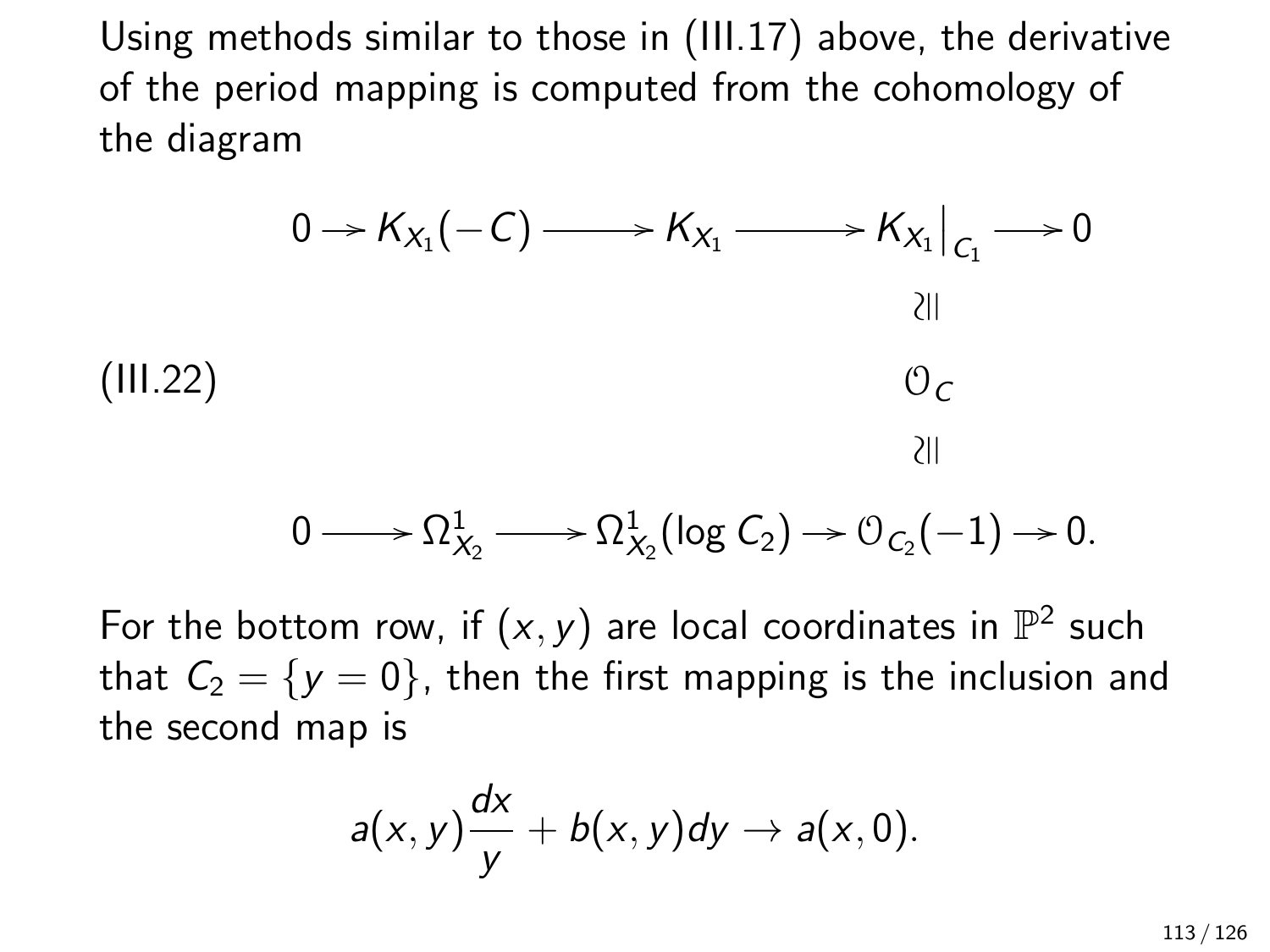Using methods similar to those in (III.17) above, the derivative of the period mapping is computed from the cohomology of the diagram

$$
\text{(III.22)} \qquad
\begin{array}{ccccccccc}
0 & \rightarrow & K_{X_1}(-C) & \longrightarrow & K_{X_1} & \longrightarrow & K_{X_1}\big|_{C_1} & \longrightarrow & 0 \\
 & & & & & & \wr\| & & \\
 & & & & & & \mathcal{O}_C & & \\
 & & & & & & \wr\| & & \\
0 & \longrightarrow & \Omega^1_{X_2} & \longrightarrow & \Omega^1_{X_2}(\log C_2) & \rightarrow & \mathcal{O}_{C_2}(-1) & \rightarrow & 0.
\end{array}
$$

For the bottom row, if $(x, y)$ are local coordinates in $\mathbb{P}^2$ such that $C_2 = \{y = 0\}$, then the first mapping is the inclusion and the second map is

$$
a(x, y)\frac{dx}{y} + b(x, y)dy \rightarrow a(x, 0).
$$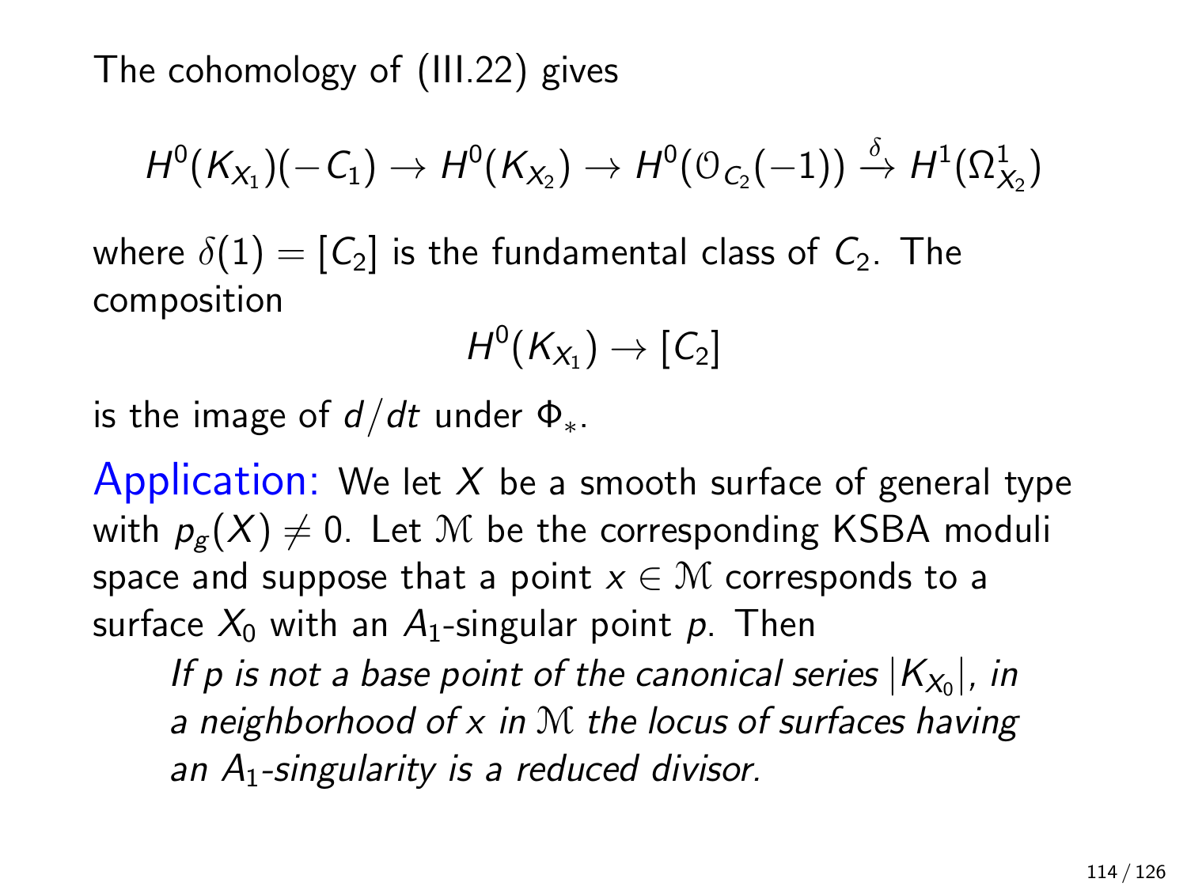The cohomology of (III.22) gives

$$H^0(K_{X_1})(-C_1) \to H^0(K_{X_2}) \to H^0(\mathcal{O}_{C_2}(-1)) \xrightarrow{\delta} H^1(\Omega^1_{X_2})$$

where $\delta(1) = [C_2]$ is the fundamental class of $C_2$. The composition

$$H^0(K_{X_1}) \to [C_2]$$

is the image of $d/dt$ under $\Phi_*$.

Application: We let $X$ be a smooth surface of general type with $p_g(X) \neq 0$. Let $\mathcal{M}$ be the corresponding KSBA moduli space and suppose that a point $x \in \mathcal{M}$ corresponds to a surface $X_0$ with an $A_1$-singular point $p$. Then

> *If $p$ is not a base point of the canonical series $|K_{X_0}|$, in a neighborhood of $x$ in $\mathcal{M}$ the locus of surfaces having an $A_1$-singularity is a reduced divisor.*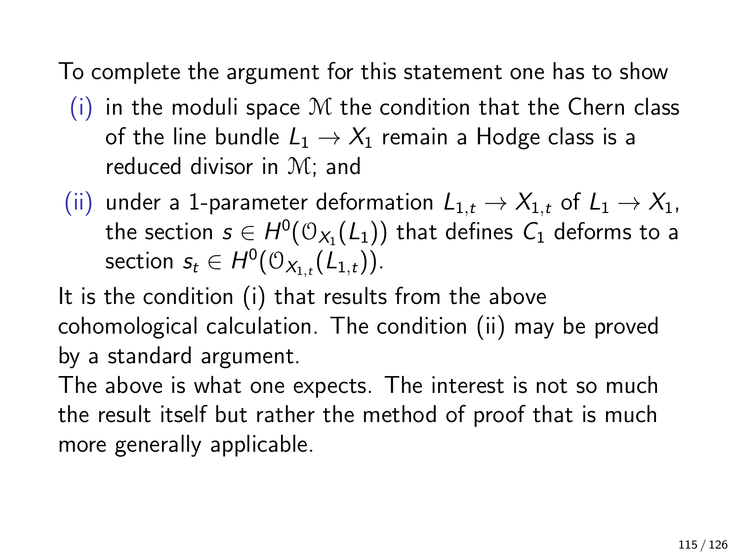To complete the argument for this statement one has to show

(i) in the moduli space $\mathcal{M}$ the condition that the Chern class of the line bundle $L_1 \to X_1$ remain a Hodge class is a reduced divisor in $\mathcal{M}$; and

(ii) under a 1-parameter deformation $L_{1,t} \to X_{1,t}$ of $L_1 \to X_1$, the section $s \in H^0(\mathcal{O}_{X_1}(L_1))$ that defines $C_1$ deforms to a section $s_t \in H^0(\mathcal{O}_{X_{1,t}}(L_{1,t}))$.

It is the condition (i) that results from the above cohomological calculation. The condition (ii) may be proved by a standard argument.

The above is what one expects. The interest is not so much the result itself but rather the method of proof that is much more generally applicable.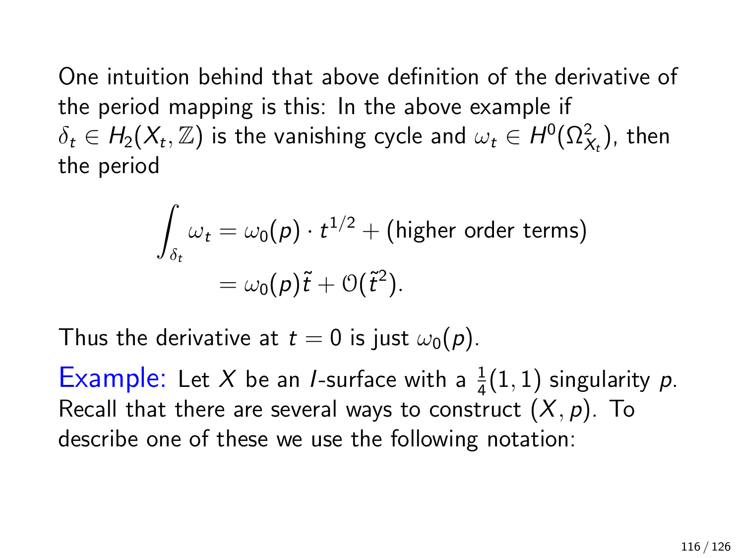One intuition behind that above definition of the derivative of the period mapping is this: In the above example if $\delta_t \in H_2(X_t, \mathbb{Z})$ is the vanishing cycle and $\omega_t \in H^0(\Omega^2_{X_t})$, then the period

$$
\begin{aligned}
\int_{\delta_t} \omega_t &= \omega_0(p) \cdot t^{1/2} + \text{(higher order terms)} \\
&= \omega_0(p)\tilde{t} + \mathcal{O}(\tilde{t}^2).
\end{aligned}
$$

Thus the derivative at $t = 0$ is just $\omega_0(p)$.

**Example:** Let $X$ be an $I$-surface with a $\frac{1}{4}(1,1)$ singularity $p$. Recall that there are several ways to construct $(X, p)$. To describe one of these we use the following notation: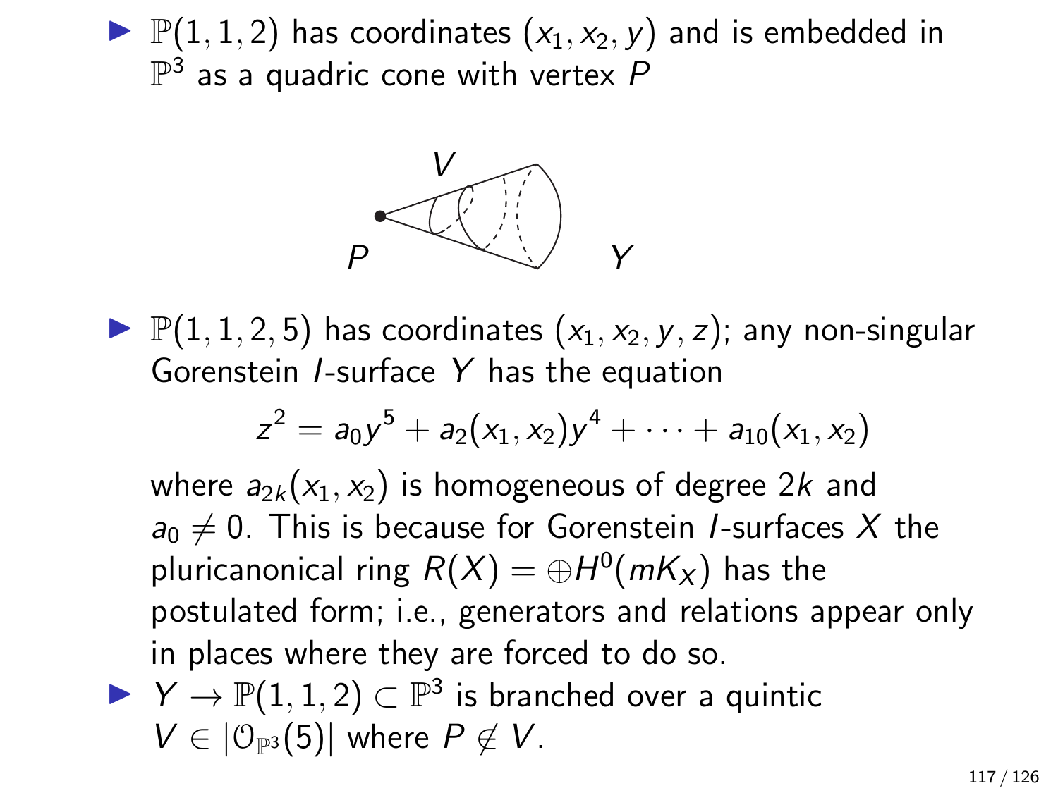- $\mathbb{P}(1,1,2)$ has coordinates $(x_1, x_2, y)$ and is embedded in $\mathbb{P}^3$ as a quadric cone with vertex $P$

- $\mathbb{P}(1,1,2,5)$ has coordinates $(x_1, x_2, y, z)$; any non-singular Gorenstein $I$-surface $Y$ has the equation

$$z^2 = a_0 y^5 + a_2(x_1, x_2) y^4 + \cdots + a_{10}(x_1, x_2)$$

  where $a_{2k}(x_1, x_2)$ is homogeneous of degree $2k$ and $a_0 \neq 0$. This is because for Gorenstein $I$-surfaces $X$ the pluricanonical ring $R(X) = \oplus H^0(mK_X)$ has the postulated form; i.e., generators and relations appear only in places where they are forced to do so.

- $Y \to \mathbb{P}(1,1,2) \subset \mathbb{P}^3$ is branched over a quintic $V \in |\mathcal{O}_{\mathbb{P}^3}(5)|$ where $P \notin V$.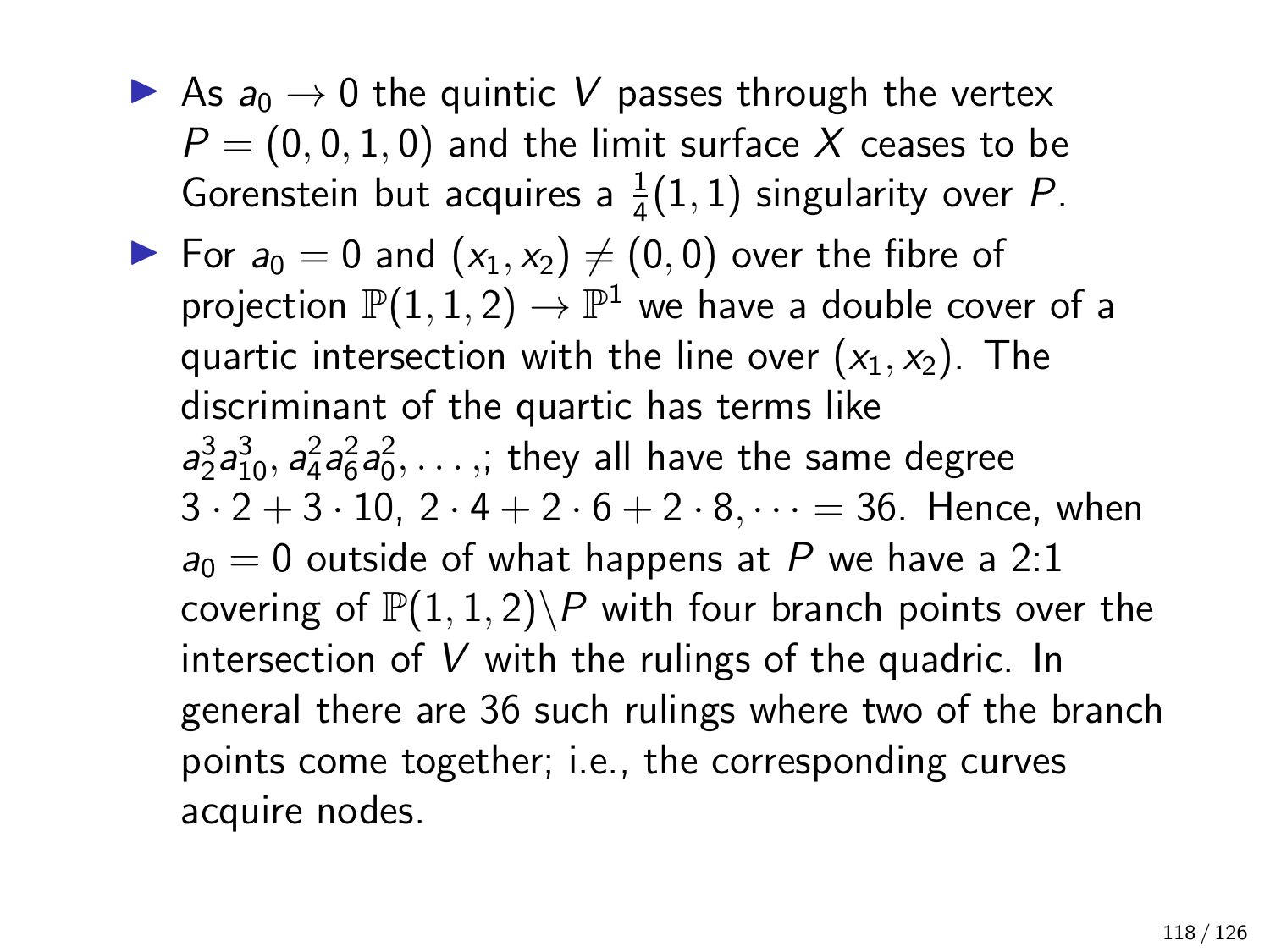- As $a_0 \to 0$ the quintic $V$ passes through the vertex $P = (0,0,1,0)$ and the limit surface $X$ ceases to be Gorenstein but acquires a $\frac{1}{4}(1,1)$ singularity over $P$.
- For $a_0 = 0$ and $(x_1, x_2) \neq (0,0)$ over the fibre of projection $\mathbb{P}(1,1,2) \to \mathbb{P}^1$ we have a double cover of a quartic intersection with the line over $(x_1, x_2)$. The discriminant of the quartic has terms like $a_2^3 a_{10}^3, a_4^2 a_6^2 a_0^2, \ldots,$; they all have the same degree $3 \cdot 2 + 3 \cdot 10,\ 2 \cdot 4 + 2 \cdot 6 + 2 \cdot 8, \cdots = 36$. Hence, when $a_0 = 0$ outside of what happens at $P$ we have a 2:1 covering of $\mathbb{P}(1,1,2) \backslash P$ with four branch points over the intersection of $V$ with the rulings of the quadric. In general there are 36 such rulings where two of the branch points come together; i.e., the corresponding curves acquire nodes.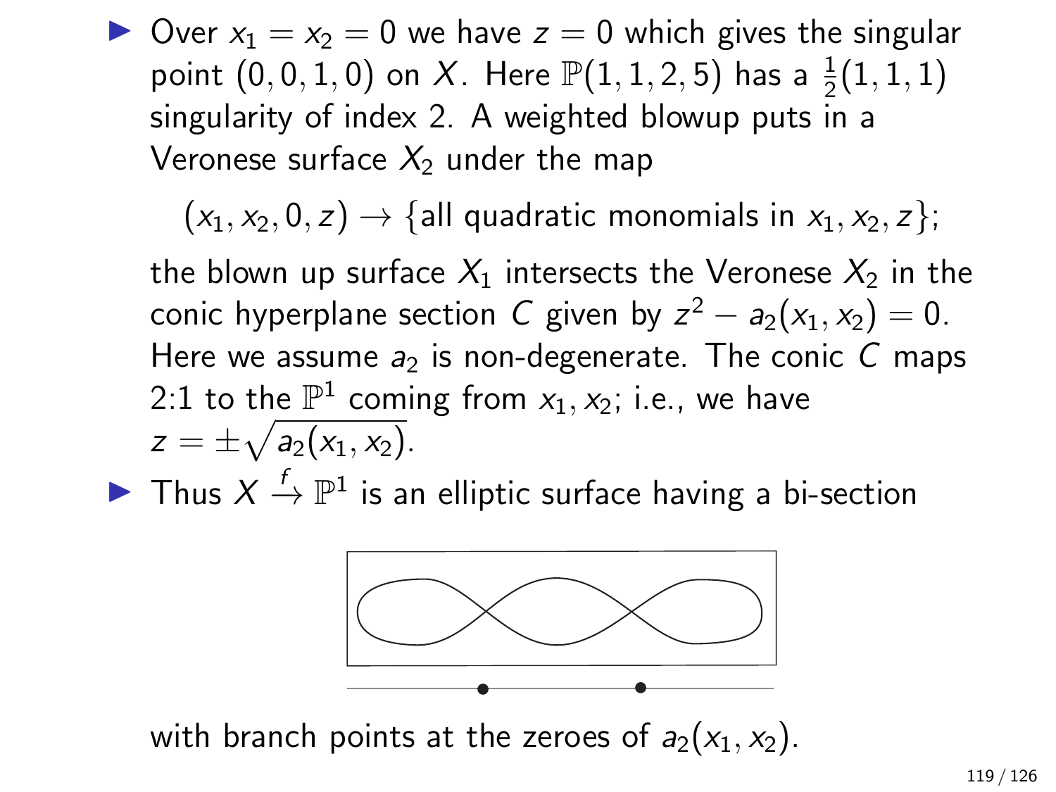- Over $x_1 = x_2 = 0$ we have $z = 0$ which gives the singular point $(0, 0, 1, 0)$ on $X$. Here $\mathbb{P}(1, 1, 2, 5)$ has a $\frac{1}{2}(1, 1, 1)$ singularity of index 2. A weighted blowup puts in a Veronese surface $X_2$ under the map

  $$(x_1, x_2, 0, z) \to \{\text{all quadratic monomials in } x_1, x_2, z\};$$

  the blown up surface $X_1$ intersects the Veronese $X_2$ in the conic hyperplane section $C$ given by $z^2 - a_2(x_1, x_2) = 0$. Here we assume $a_2$ is non-degenerate. The conic $C$ maps 2:1 to the $\mathbb{P}^1$ coming from $x_1, x_2$; i.e., we have $z = \pm\sqrt{a_2(x_1, x_2)}$.

- Thus $X \xrightarrow{f} \mathbb{P}^1$ is an elliptic surface having a bi-section

  with branch points at the zeroes of $a_2(x_1, x_2)$.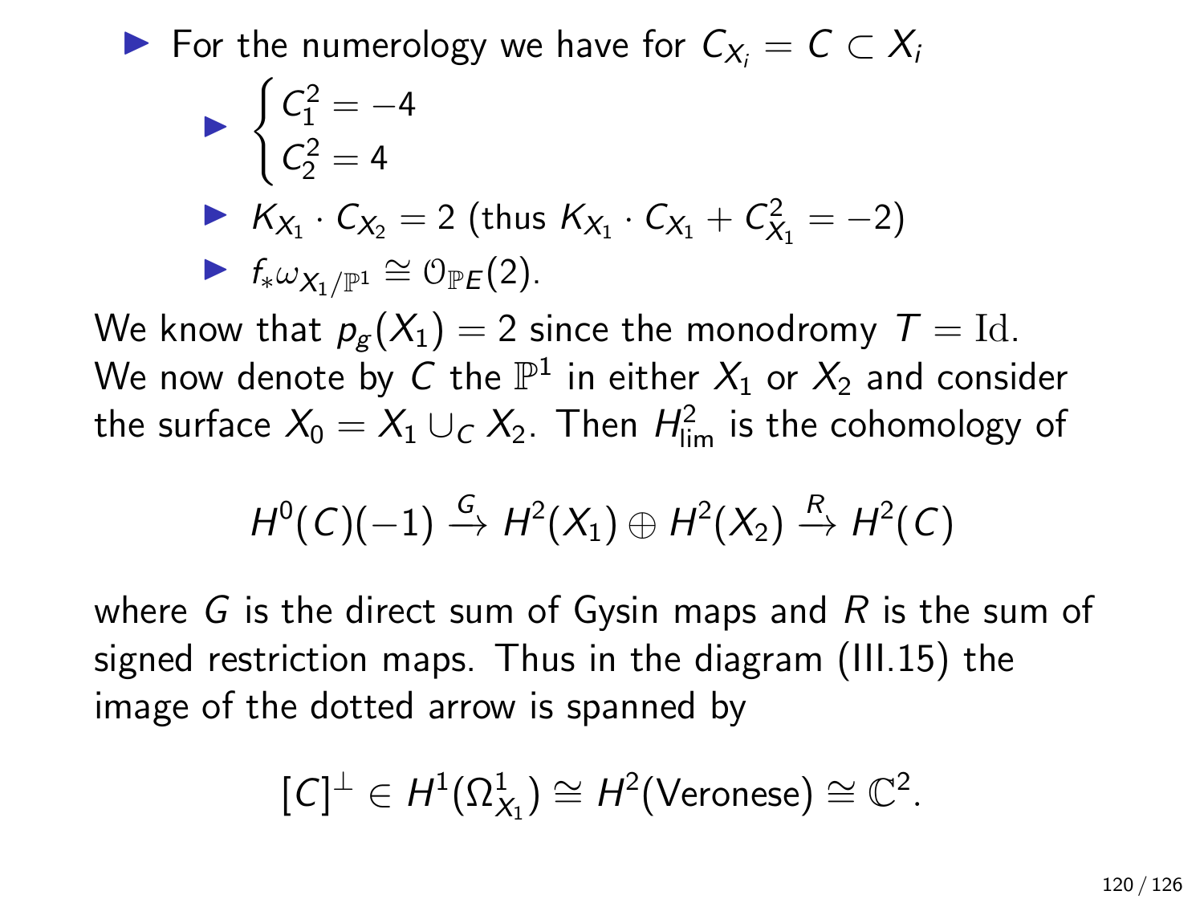- For the numerology we have for $C_{X_i} = C \subset X_i$
  - $\begin{cases} C_1^2 = -4 \\ C_2^2 = 4 \end{cases}$
  - $K_{X_1} \cdot C_{X_2} = 2$ (thus $K_{X_1} \cdot C_{X_1} + C_{X_1}^2 = -2$)
  - $f_* \omega_{X_1/\mathbb{P}^1} \cong \mathcal{O}_{\mathbb{P}E}(2)$.

We know that $p_g(X_1) = 2$ since the monodromy $T = \mathrm{Id}$. We now denote by $C$ the $\mathbb{P}^1$ in either $X_1$ or $X_2$ and consider the surface $X_0 = X_1 \cup_C X_2$. Then $H^2_{\lim}$ is the cohomology of

$$H^0(C)(-1) \xrightarrow{G} H^2(X_1) \oplus H^2(X_2) \xrightarrow{R} H^2(C)$$

where $G$ is the direct sum of Gysin maps and $R$ is the sum of signed restriction maps. Thus in the diagram (III.15) the image of the dotted arrow is spanned by

$$[C]^\perp \in H^1(\Omega^1_{X_1}) \cong H^2(\text{Veronese}) \cong \mathbb{C}^2.$$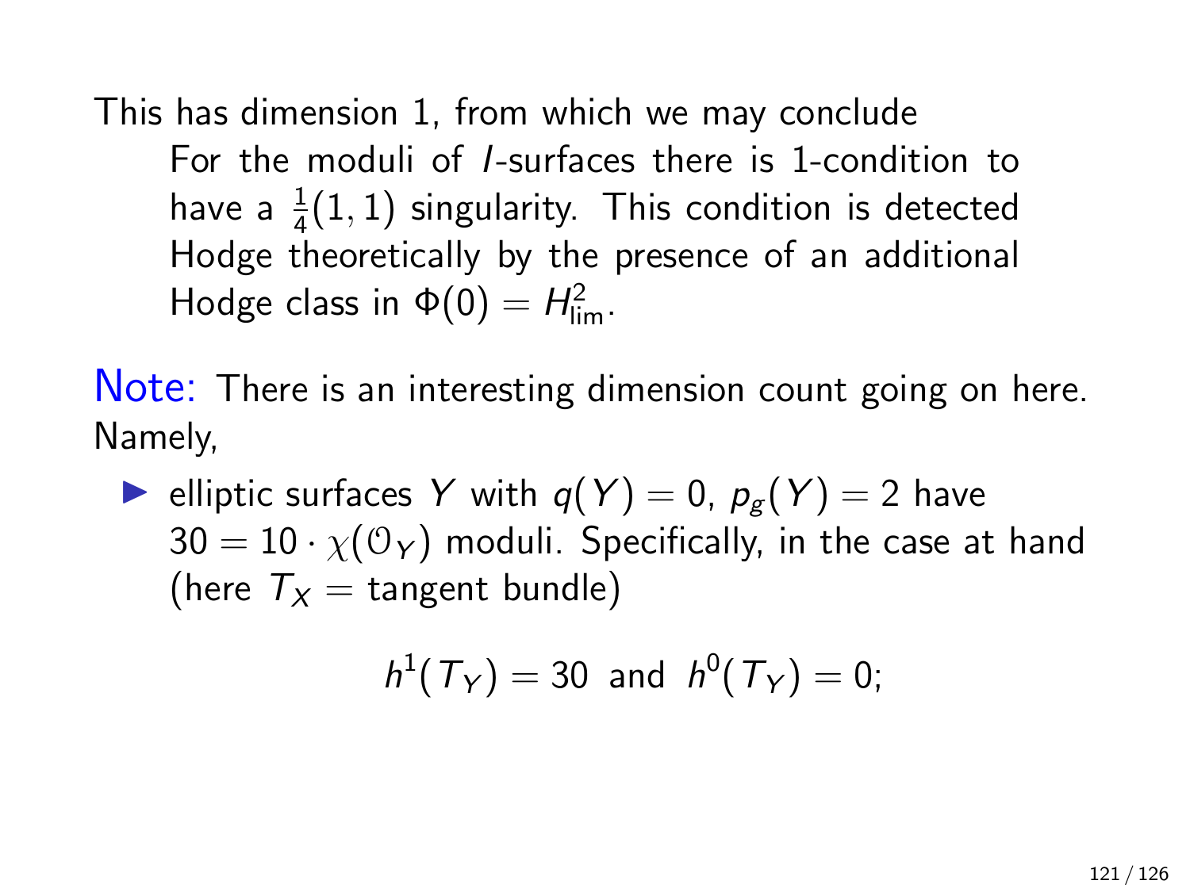This has dimension 1, from which we may conclude

> For the moduli of $I$-surfaces there is 1-condition to have a $\frac{1}{4}(1,1)$ singularity. This condition is detected Hodge theoretically by the presence of an additional Hodge class in $\Phi(0) = H^2_{\lim}$.

Note: There is an interesting dimension count going on here. Namely,

- elliptic surfaces $Y$ with $q(Y) = 0$, $p_g(Y) = 2$ have $30 = 10 \cdot \chi(\mathcal{O}_Y)$ moduli. Specifically, in the case at hand (here $T_X$ = tangent bundle)

$$h^1(T_Y) = 30 \text{ and } h^0(T_Y) = 0;$$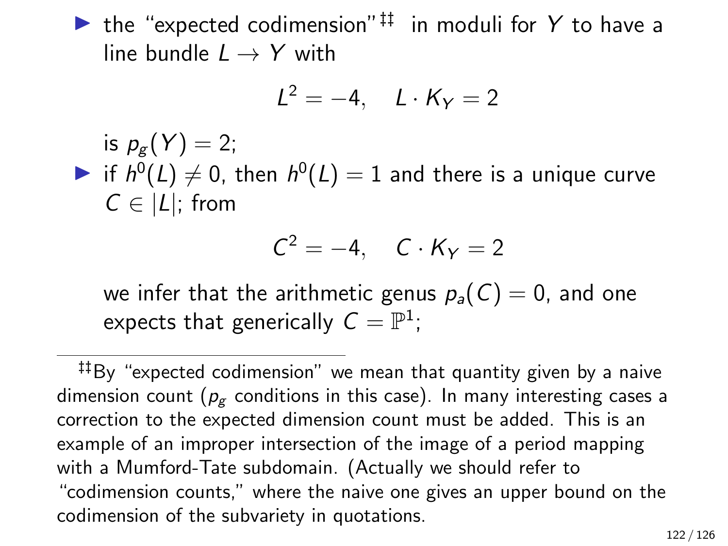- the "expected codimension"[‡‡] in moduli for $Y$ to have a line bundle $L \to Y$ with

$$L^2 = -4, \quad L \cdot K_Y = 2$$

  is $p_g(Y) = 2$;
- if $h^0(L) \neq 0$, then $h^0(L) = 1$ and there is a unique curve $C \in |L|$; from

$$C^2 = -4, \quad C \cdot K_Y = 2$$

  we infer that the arithmetic genus $p_a(C) = 0$, and one expects that generically $C = \mathbb{P}^1$;

---

[‡‡]By "expected codimension" we mean that quantity given by a naive dimension count ($p_g$ conditions in this case). In many interesting cases a correction to the expected dimension count must be added. This is an example of an improper intersection of the image of a period mapping with a Mumford-Tate subdomain. (Actually we should refer to "codimension counts," where the naive one gives an upper bound on the codimension of the subvariety in quotations.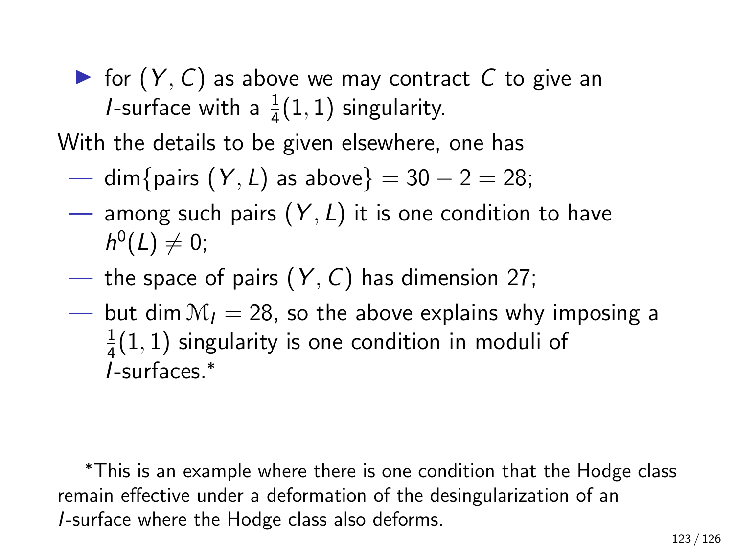- for $(Y, C)$ as above we may contract $C$ to give an $I$-surface with a $\frac{1}{4}(1,1)$ singularity.

With the details to be given elsewhere, one has

- $\dim\{\text{pairs } (Y, L) \text{ as above}\} = 30 - 2 = 28$;
- among such pairs $(Y, L)$ it is one condition to have $h^0(L) \neq 0$;
- the space of pairs $(Y, C)$ has dimension 27;
- but $\dim \mathcal{M}_I = 28$, so the above explains why imposing a $\frac{1}{4}(1,1)$ singularity is one condition in moduli of $I$-surfaces.*

---

*This is an example where there is one condition that the Hodge class remain effective under a deformation of the desingularization of an $I$-surface where the Hodge class also deforms.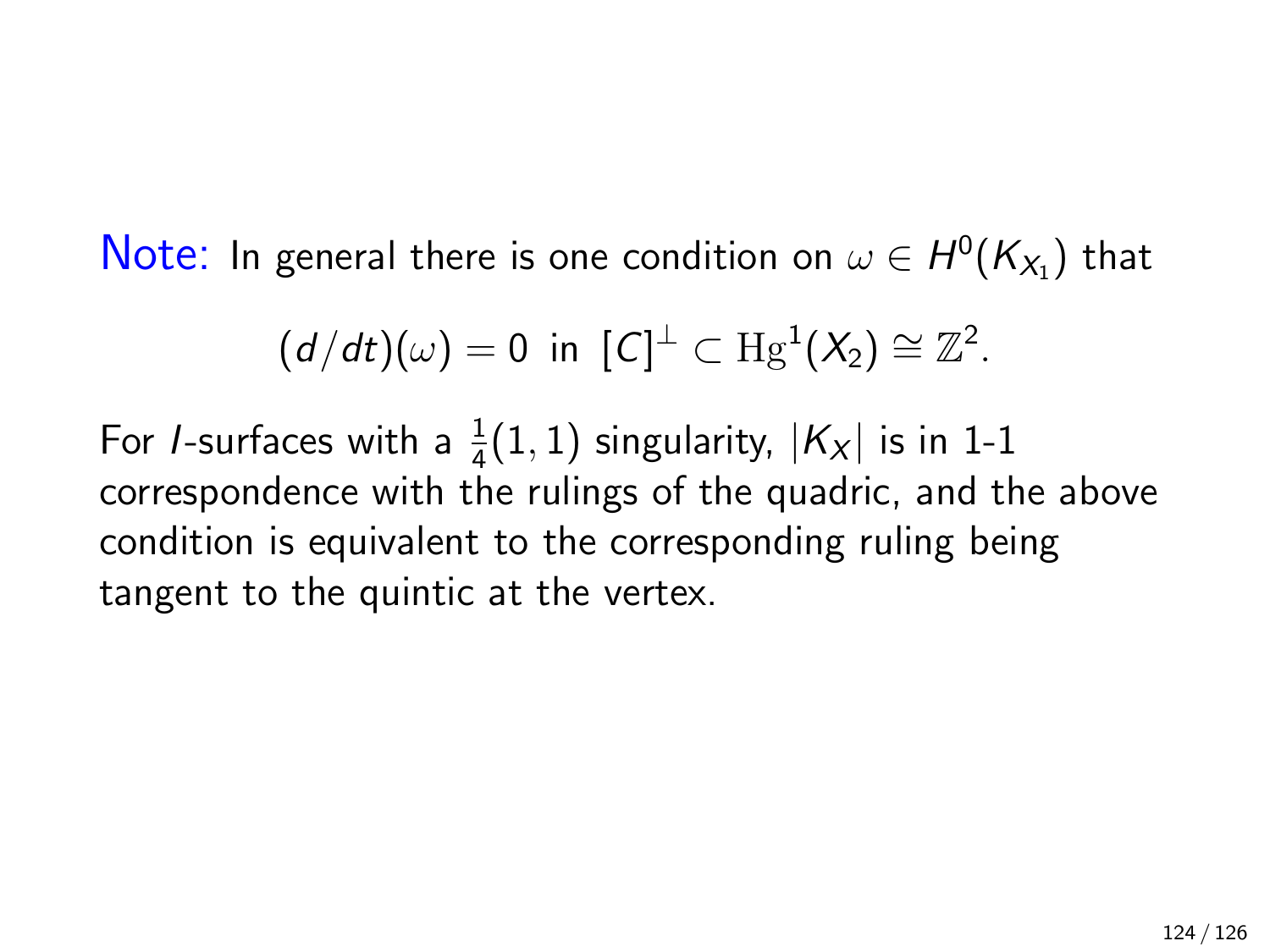**Note:** In general there is one condition on $\omega \in H^0(K_{X_1})$ that

$$(d/dt)(\omega) = 0 \text{ in } [C]^\perp \subset \mathrm{Hg}^1(X_2) \cong \mathbb{Z}^2.$$

For *I*-surfaces with a $\frac{1}{4}(1,1)$ singularity, $|K_X|$ is in 1-1 correspondence with the rulings of the quadric, and the above condition is equivalent to the corresponding ruling being tangent to the quintic at the vertex.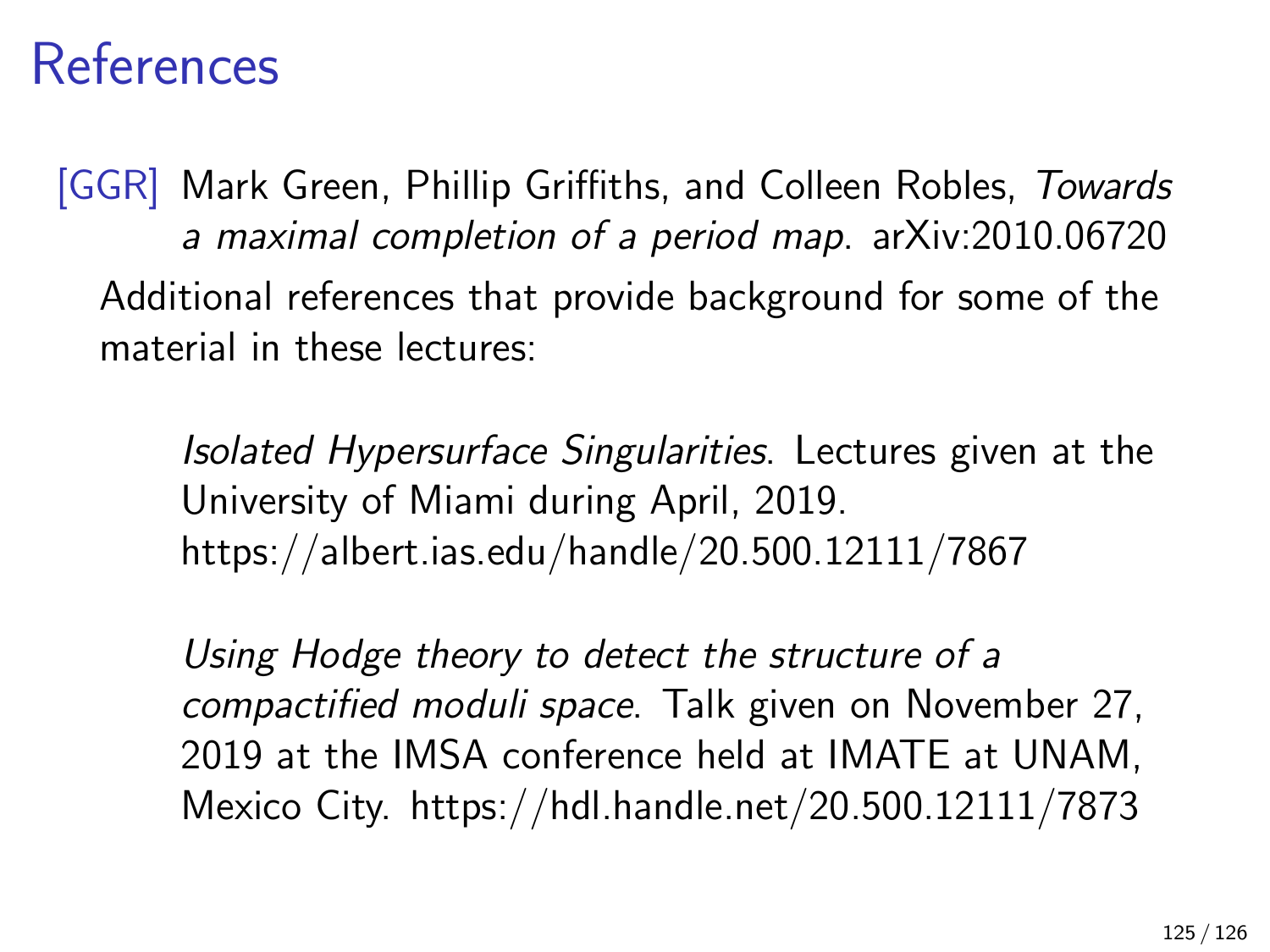# References

[GGR] Mark Green, Phillip Griffiths, and Colleen Robles, *Towards a maximal completion of a period map*. arXiv:2010.06720

Additional references that provide background for some of the material in these lectures:

*Isolated Hypersurface Singularities*. Lectures given at the University of Miami during April, 2019. https://albert.ias.edu/handle/20.500.12111/7867

*Using Hodge theory to detect the structure of a compactified moduli space*. Talk given on November 27, 2019 at the IMSA conference held at IMATE at UNAM, Mexico City. https://hdl.handle.net/20.500.12111/7873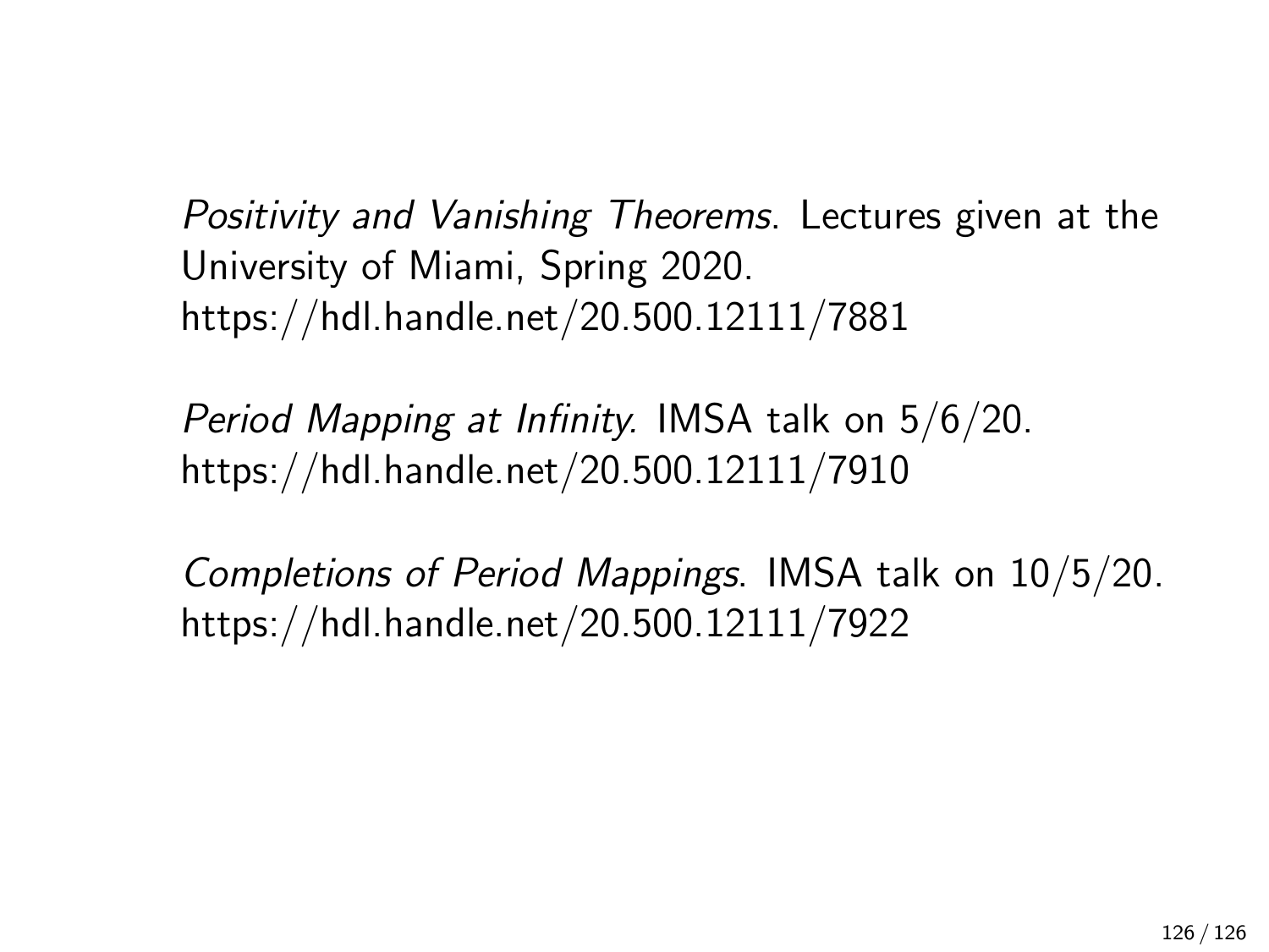*Positivity and Vanishing Theorems*. Lectures given at the University of Miami, Spring 2020.
https://hdl.handle.net/20.500.12111/7881

*Period Mapping at Infinity.* IMSA talk on 5/6/20.
https://hdl.handle.net/20.500.12111/7910

*Completions of Period Mappings*. IMSA talk on 10/5/20.
https://hdl.handle.net/20.500.12111/7922